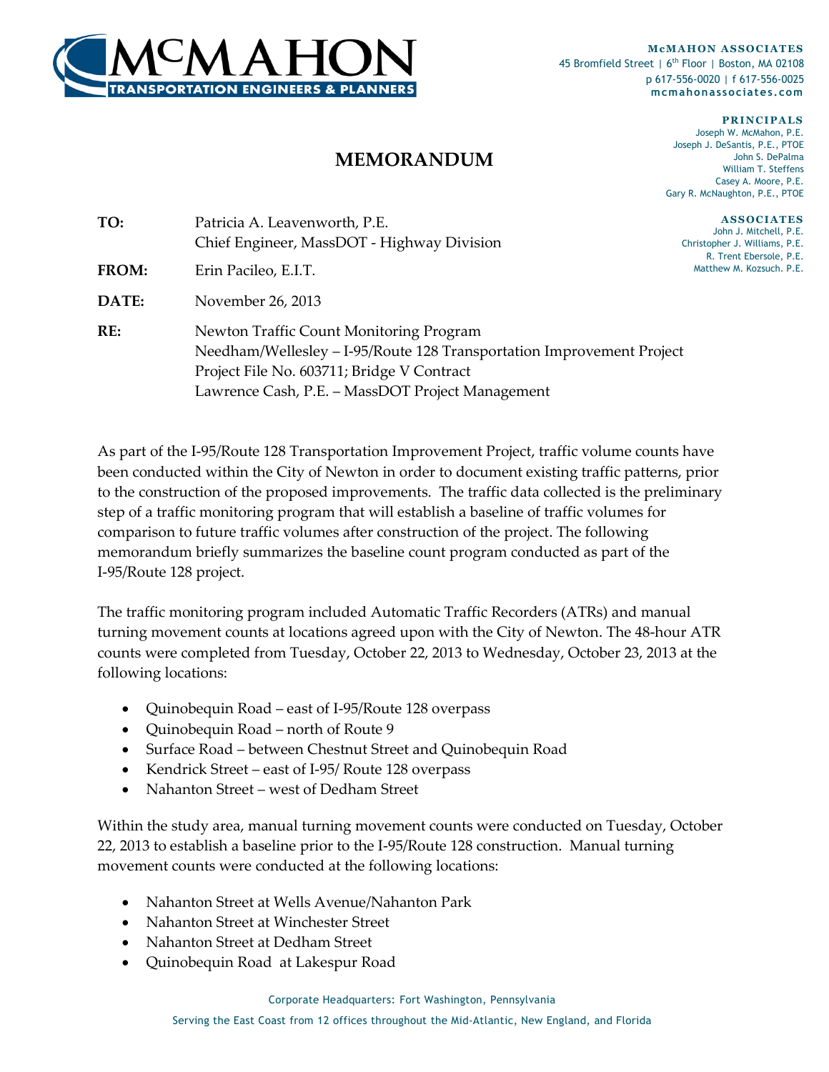**McMAHON ASSOCIATES**
45 Bromfield Street | 6th Floor | Boston, MA 02108
p 617-556-0020 | f 617-556-0025
mcmahonassociates.com

**PRINCIPALS**
Joseph W. McMahon, P.E.
Joseph J. DeSantis, P.E., PTOE
John S. DePalma
William T. Steffens
Casey A. Moore, P.E.
Gary R. McNaughton, P.E., PTOE

**ASSOCIATES**
John J. Mitchell, P.E.
Christopher J. Williams, P.E.
R. Trent Ebersole, P.E.
Matthew M. Kozsuch. P.E.

# MEMORANDUM

**TO:** Patricia A. Leavenworth, P.E.
Chief Engineer, MassDOT - Highway Division

**FROM:** Erin Pacileo, E.I.T.

**DATE:** November 26, 2013

**RE:** Newton Traffic Count Monitoring Program
Needham/Wellesley – I-95/Route 128 Transportation Improvement Project
Project File No. 603711; Bridge V Contract
Lawrence Cash, P.E. – MassDOT Project Management

As part of the I-95/Route 128 Transportation Improvement Project, traffic volume counts have been conducted within the City of Newton in order to document existing traffic patterns, prior to the construction of the proposed improvements. The traffic data collected is the preliminary step of a traffic monitoring program that will establish a baseline of traffic volumes for comparison to future traffic volumes after construction of the project. The following memorandum briefly summarizes the baseline count program conducted as part of the I-95/Route 128 project.

The traffic monitoring program included Automatic Traffic Recorders (ATRs) and manual turning movement counts at locations agreed upon with the City of Newton. The 48-hour ATR counts were completed from Tuesday, October 22, 2013 to Wednesday, October 23, 2013 at the following locations:

- Quinobequin Road – east of I-95/Route 128 overpass
- Quinobequin Road – north of Route 9
- Surface Road – between Chestnut Street and Quinobequin Road
- Kendrick Street – east of I-95/ Route 128 overpass
- Nahanton Street – west of Dedham Street

Within the study area, manual turning movement counts were conducted on Tuesday, October 22, 2013 to establish a baseline prior to the I-95/Route 128 construction. Manual turning movement counts were conducted at the following locations:

- Nahanton Street at Wells Avenue/Nahanton Park
- Nahanton Street at Winchester Street
- Nahanton Street at Dedham Street
- Quinobequin Road at Lakespur Road

Corporate Headquarters: Fort Washington, Pennsylvania
Serving the East Coast from 12 offices throughout the Mid-Atlantic, New England, and Florida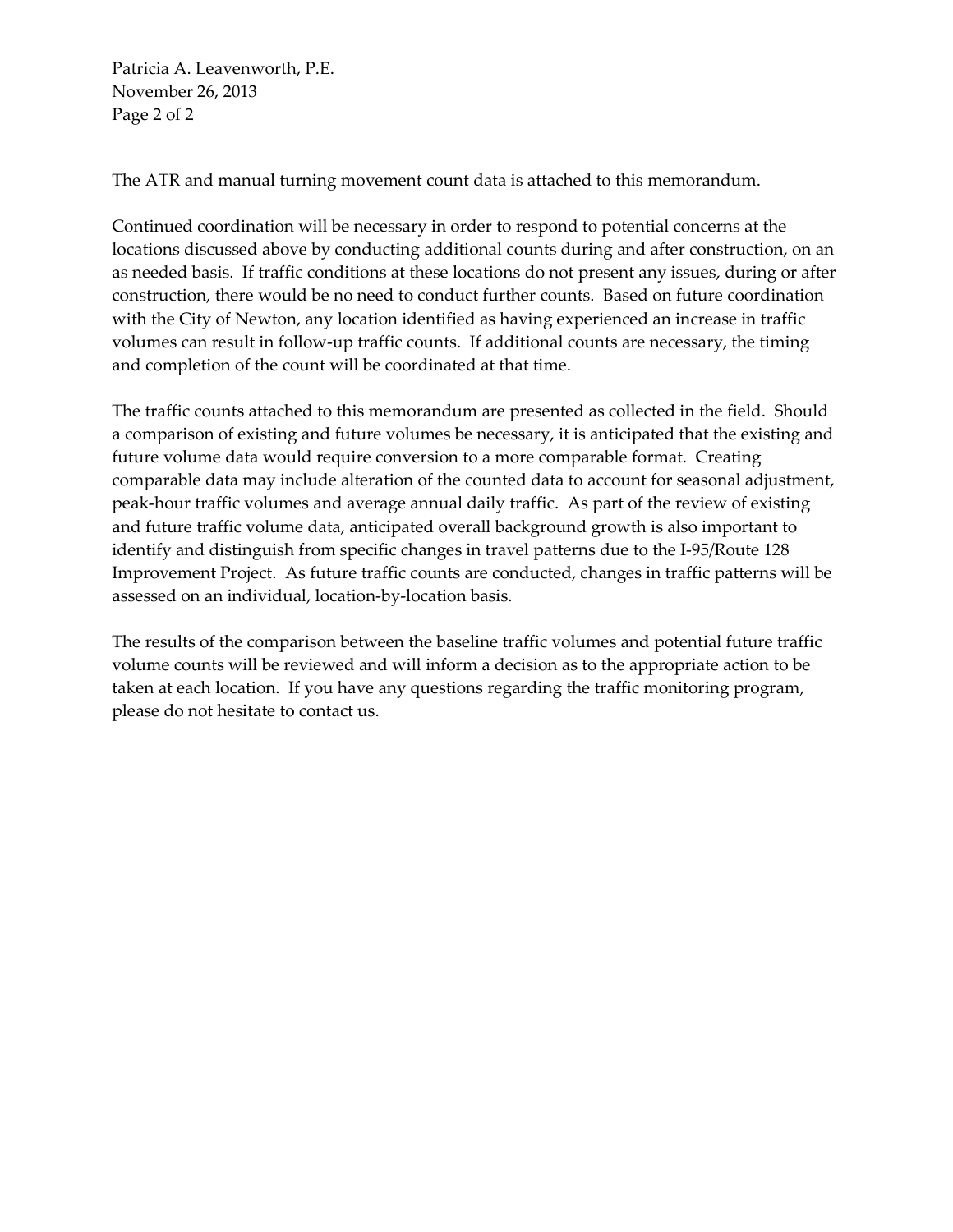The ATR and manual turning movement count data is attached to this memorandum.

Continued coordination will be necessary in order to respond to potential concerns at the locations discussed above by conducting additional counts during and after construction, on an as needed basis. If traffic conditions at these locations do not present any issues, during or after construction, there would be no need to conduct further counts. Based on future coordination with the City of Newton, any location identified as having experienced an increase in traffic volumes can result in follow-up traffic counts. If additional counts are necessary, the timing and completion of the count will be coordinated at that time.

The traffic counts attached to this memorandum are presented as collected in the field. Should a comparison of existing and future volumes be necessary, it is anticipated that the existing and future volume data would require conversion to a more comparable format. Creating comparable data may include alteration of the counted data to account for seasonal adjustment, peak-hour traffic volumes and average annual daily traffic. As part of the review of existing and future traffic volume data, anticipated overall background growth is also important to identify and distinguish from specific changes in travel patterns due to the I-95/Route 128 Improvement Project. As future traffic counts are conducted, changes in traffic patterns will be assessed on an individual, location-by-location basis.

The results of the comparison between the baseline traffic volumes and potential future traffic volume counts will be reviewed and will inform a decision as to the appropriate action to be taken at each location. If you have any questions regarding the traffic monitoring program, please do not hesitate to contact us.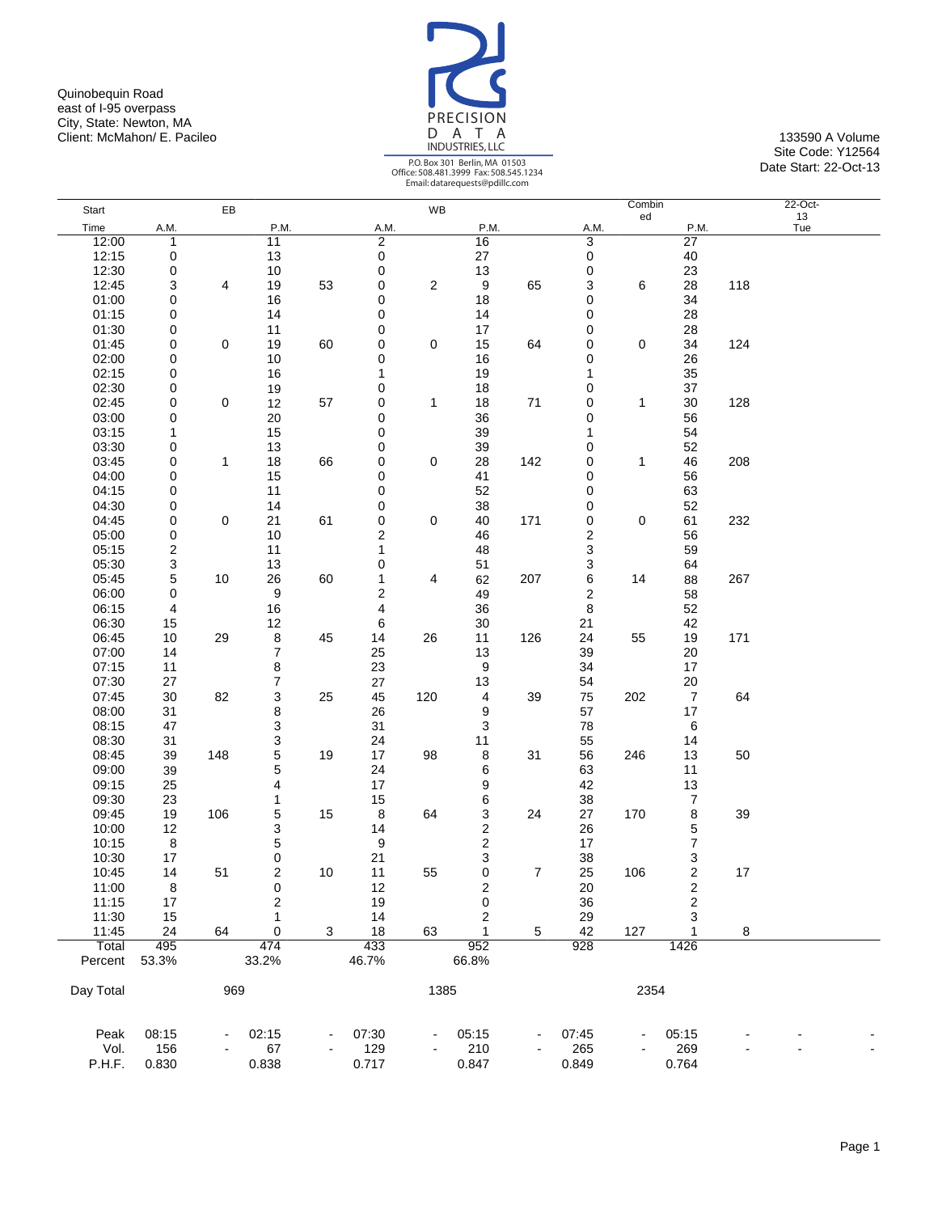Quinobequin Road
east of I-95 overpass
City, State: Newton, MA
Client: McMahon/ E. Pacileo

PRECISION DATA INDUSTRIES, LLC
P.O. Box 301 Berlin, MA 01503
Office: 508.481.3999 Fax: 508.545.1234
Email: datarequests@pdillc.com

133590 A Volume
Site Code: Y12564
Date Start: 22-Oct-13

| Start Time | EB A.M. | | EB P.M. | | WB A.M. | | WB P.M. | | Combined A.M. | | Combined P.M. | | 22-Oct-13 Tue |
|---|---|---|---|---|---|---|---|---|---|---|---|---|---|
| 12:00 | 1 | | 11 | | 2 | | 16 | | 3 | | 27 | | |
| 12:15 | 0 | | 13 | | 0 | | 27 | | 0 | | 40 | | |
| 12:30 | 0 | | 10 | | 0 | | 13 | | 0 | | 23 | | |
| 12:45 | 3 | 4 | 19 | 53 | 0 | 2 | 9 | 65 | 3 | 6 | 28 | 118 | |
| 01:00 | 0 | | 16 | | 0 | | 18 | | 0 | | 34 | | |
| 01:15 | 0 | | 14 | | 0 | | 14 | | 0 | | 28 | | |
| 01:30 | 0 | | 11 | | 0 | | 17 | | 0 | | 28 | | |
| 01:45 | 0 | 0 | 19 | 60 | 0 | 0 | 15 | 64 | 0 | 0 | 34 | 124 | |
| 02:00 | 0 | | 10 | | 0 | | 16 | | 0 | | 26 | | |
| 02:15 | 0 | | 16 | | 1 | | 19 | | 1 | | 35 | | |
| 02:30 | 0 | | 19 | | 0 | | 18 | | 0 | | 37 | | |
| 02:45 | 0 | 0 | 12 | 57 | 0 | 1 | 18 | 71 | 0 | 1 | 30 | 128 | |
| 03:00 | 0 | | 20 | | 0 | | 36 | | 0 | | 56 | | |
| 03:15 | 1 | | 15 | | 0 | | 39 | | 1 | | 54 | | |
| 03:30 | 0 | | 13 | | 0 | | 39 | | 0 | | 52 | | |
| 03:45 | 0 | 1 | 18 | 66 | 0 | 0 | 28 | 142 | 0 | 1 | 46 | 208 | |
| 04:00 | 0 | | 15 | | 0 | | 41 | | 0 | | 56 | | |
| 04:15 | 0 | | 11 | | 0 | | 52 | | 0 | | 63 | | |
| 04:30 | 0 | | 14 | | 0 | | 38 | | 0 | | 52 | | |
| 04:45 | 0 | 0 | 21 | 61 | 0 | 0 | 40 | 171 | 0 | 0 | 61 | 232 | |
| 05:00 | 0 | | 10 | | 2 | | 46 | | 2 | | 56 | | |
| 05:15 | 2 | | 11 | | 1 | | 48 | | 3 | | 59 | | |
| 05:30 | 3 | | 13 | | 0 | | 51 | | 3 | | 64 | | |
| 05:45 | 5 | 10 | 26 | 60 | 1 | 4 | 62 | 207 | 6 | 14 | 88 | 267 | |
| 06:00 | 0 | | 9 | | 2 | | 49 | | 2 | | 58 | | |
| 06:15 | 4 | | 16 | | 4 | | 36 | | 8 | | 52 | | |
| 06:30 | 15 | | 12 | | 6 | | 30 | | 21 | | 42 | | |
| 06:45 | 10 | 29 | 8 | 45 | 14 | 26 | 11 | 126 | 24 | 55 | 19 | 171 | |
| 07:00 | 14 | | 7 | | 25 | | 13 | | 39 | | 20 | | |
| 07:15 | 11 | | 8 | | 23 | | 9 | | 34 | | 17 | | |
| 07:30 | 27 | | 7 | | 27 | | 13 | | 54 | | 20 | | |
| 07:45 | 30 | 82 | 3 | 25 | 45 | 120 | 4 | 39 | 75 | 202 | 7 | 64 | |
| 08:00 | 31 | | 8 | | 26 | | 9 | | 57 | | 17 | | |
| 08:15 | 47 | | 3 | | 31 | | 3 | | 78 | | 6 | | |
| 08:30 | 31 | | 3 | | 24 | | 11 | | 55 | | 14 | | |
| 08:45 | 39 | 148 | 5 | 19 | 17 | 98 | 8 | 31 | 56 | 246 | 13 | 50 | |
| 09:00 | 39 | | 5 | | 24 | | 6 | | 63 | | 11 | | |
| 09:15 | 25 | | 4 | | 17 | | 9 | | 42 | | 13 | | |
| 09:30 | 23 | | 1 | | 15 | | 6 | | 38 | | 7 | | |
| 09:45 | 19 | 106 | 5 | 15 | 8 | 64 | 3 | 24 | 27 | 170 | 8 | 39 | |
| 10:00 | 12 | | 3 | | 14 | | 2 | | 26 | | 5 | | |
| 10:15 | 8 | | 5 | | 9 | | 2 | | 17 | | 7 | | |
| 10:30 | 17 | | 0 | | 21 | | 3 | | 38 | | 3 | | |
| 10:45 | 14 | 51 | 2 | 10 | 11 | 55 | 0 | 7 | 25 | 106 | 2 | 17 | |
| 11:00 | 8 | | 0 | | 12 | | 2 | | 20 | | 2 | | |
| 11:15 | 17 | | 2 | | 19 | | 0 | | 36 | | 2 | | |
| 11:30 | 15 | | 1 | | 14 | | 2 | | 29 | | 3 | | |
| 11:45 | 24 | 64 | 0 | 3 | 18 | 63 | 1 | 5 | 42 | 127 | 1 | 8 | |
| Total | 495 | | 474 | | 433 | | 952 | | 928 | | 1426 | | |
| Percent | 53.3% | | 33.2% | | 46.7% | | 66.8% | | | | | | |
| Day Total | | 969 | | | | 1385 | | | | 2354 | | | |
| Peak | 08:15 | - | 02:15 | - | 07:30 | - | 05:15 | - | 07:45 | - | 05:15 | - | - |
| Vol. | 156 | - | 67 | - | 129 | - | 210 | - | 265 | - | 269 | - | - |
| P.H.F. | 0.830 | | 0.838 | | 0.717 | | 0.847 | | 0.849 | | 0.764 | | |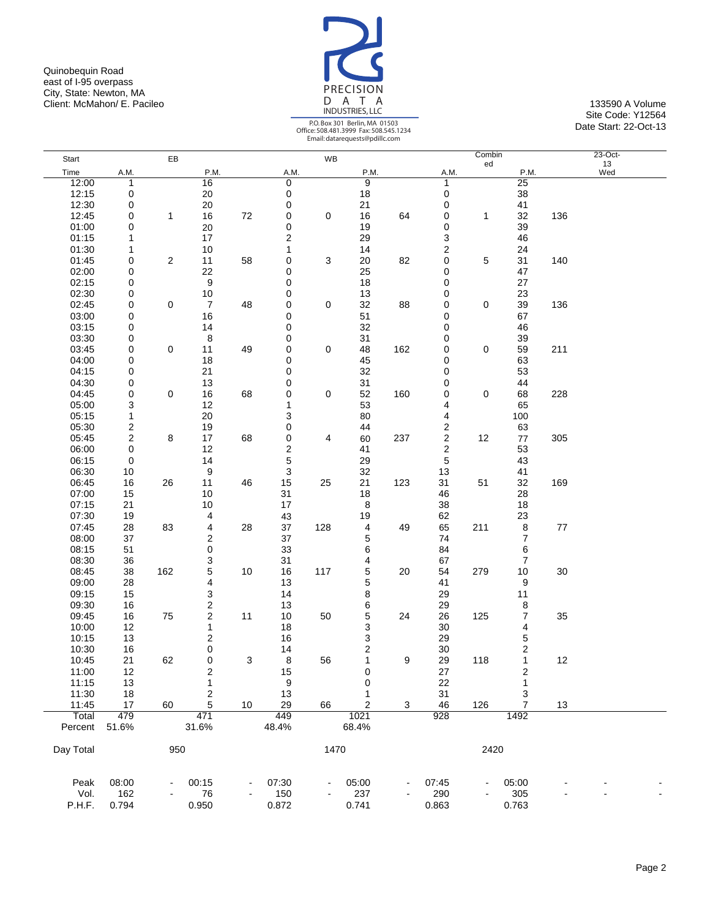Quinobequin Road
east of I-95 overpass
City, State: Newton, MA
Client: McMahon/ E. Pacileo

PRECISION DATA INDUSTRIES, LLC
P.O. Box 301 Berlin, MA 01503
Office: 508.481.3999 Fax: 508.545.1234
Email: datarequests@pdillc.com

133590 A Volume
Site Code: Y12564
Date Start: 22-Oct-13

| Start | EB | | | | WB | | | | Combined | | | | 23-Oct-13 |
|---|---|---|---|---|---|---|---|---|---|---|---|---|---|
| Time | A.M. | | P.M. | | A.M. | | P.M. | | A.M. | | P.M. | | Wed |
| 12:00 | 1 | | 16 | | 0 | | 9 | | 1 | | 25 | | |
| 12:15 | 0 | | 20 | | 0 | | 18 | | 0 | | 38 | | |
| 12:30 | 0 | | 20 | | 0 | | 21 | | 0 | | 41 | | |
| 12:45 | 0 | 1 | 16 | 72 | 0 | 0 | 16 | 64 | 0 | 1 | 32 | 136 | |
| 01:00 | 0 | | 20 | | 0 | | 19 | | 0 | | 39 | | |
| 01:15 | 1 | | 17 | | 2 | | 29 | | 3 | | 46 | | |
| 01:30 | 1 | | 10 | | 1 | | 14 | | 2 | | 24 | | |
| 01:45 | 0 | 2 | 11 | 58 | 0 | 3 | 20 | 82 | 0 | 5 | 31 | 140 | |
| 02:00 | 0 | | 22 | | 0 | | 25 | | 0 | | 47 | | |
| 02:15 | 0 | | 9 | | 0 | | 18 | | 0 | | 27 | | |
| 02:30 | 0 | | 10 | | 0 | | 13 | | 0 | | 23 | | |
| 02:45 | 0 | 0 | 7 | 48 | 0 | 0 | 32 | 88 | 0 | 0 | 39 | 136 | |
| 03:00 | 0 | | 16 | | 0 | | 51 | | 0 | | 67 | | |
| 03:15 | 0 | | 14 | | 0 | | 32 | | 0 | | 46 | | |
| 03:30 | 0 | | 8 | | 0 | | 31 | | 0 | | 39 | | |
| 03:45 | 0 | 0 | 11 | 49 | 0 | 0 | 48 | 162 | 0 | 0 | 59 | 211 | |
| 04:00 | 0 | | 18 | | 0 | | 45 | | 0 | | 63 | | |
| 04:15 | 0 | | 21 | | 0 | | 32 | | 0 | | 53 | | |
| 04:30 | 0 | | 13 | | 0 | | 31 | | 0 | | 44 | | |
| 04:45 | 0 | 0 | 16 | 68 | 0 | 0 | 52 | 160 | 0 | 0 | 68 | 228 | |
| 05:00 | 3 | | 12 | | 1 | | 53 | | 4 | | 65 | | |
| 05:15 | 1 | | 20 | | 3 | | 80 | | 4 | | 100 | | |
| 05:30 | 2 | | 19 | | 0 | | 44 | | 2 | | 63 | | |
| 05:45 | 2 | 8 | 17 | 68 | 0 | 4 | 60 | 237 | 2 | 12 | 77 | 305 | |
| 06:00 | 0 | | 12 | | 2 | | 41 | | 2 | | 53 | | |
| 06:15 | 0 | | 14 | | 5 | | 29 | | 5 | | 43 | | |
| 06:30 | 10 | | 9 | | 3 | | 32 | | 13 | | 41 | | |
| 06:45 | 16 | 26 | 11 | 46 | 15 | 25 | 21 | 123 | 31 | 51 | 32 | 169 | |
| 07:00 | 15 | | 10 | | 31 | | 18 | | 46 | | 28 | | |
| 07:15 | 21 | | 10 | | 17 | | 8 | | 38 | | 18 | | |
| 07:30 | 19 | | 4 | | 43 | | 19 | | 62 | | 23 | | |
| 07:45 | 28 | 83 | 4 | 28 | 37 | 128 | 4 | 49 | 65 | 211 | 8 | 77 | |
| 08:00 | 37 | | 2 | | 37 | | 5 | | 74 | | 7 | | |
| 08:15 | 51 | | 0 | | 33 | | 6 | | 84 | | 6 | | |
| 08:30 | 36 | | 3 | | 31 | | 4 | | 67 | | 7 | | |
| 08:45 | 38 | 162 | 5 | 10 | 16 | 117 | 5 | 20 | 54 | 279 | 10 | 30 | |
| 09:00 | 28 | | 4 | | 13 | | 5 | | 41 | | 9 | | |
| 09:15 | 15 | | 3 | | 14 | | 8 | | 29 | | 11 | | |
| 09:30 | 16 | | 2 | | 13 | | 6 | | 29 | | 8 | | |
| 09:45 | 16 | 75 | 2 | 11 | 10 | 50 | 5 | 24 | 26 | 125 | 7 | 35 | |
| 10:00 | 12 | | 1 | | 18 | | 3 | | 30 | | 4 | | |
| 10:15 | 13 | | 2 | | 16 | | 3 | | 29 | | 5 | | |
| 10:30 | 16 | | 0 | | 14 | | 2 | | 30 | | 2 | | |
| 10:45 | 21 | 62 | 0 | 3 | 8 | 56 | 1 | 9 | 29 | 118 | 1 | 12 | |
| 11:00 | 12 | | 2 | | 15 | | 0 | | 27 | | 2 | | |
| 11:15 | 13 | | 1 | | 9 | | 0 | | 22 | | 1 | | |
| 11:30 | 18 | | 2 | | 13 | | 1 | | 31 | | 3 | | |
| 11:45 | 17 | 60 | 5 | 10 | 29 | 66 | 2 | 3 | 46 | 126 | 7 | 13 | |
| Total | 479 | | 471 | | 449 | | 1021 | | 928 | | 1492 | | |
| Percent | 51.6% | | 31.6% | | 48.4% | | 68.4% | | | | | | |
| Day Total | | 950 | | | | 1470 | | | | 2420 | | | |
| Peak | 08:00 | - | 00:15 | - | 07:30 | - | 05:00 | - | 07:45 | - | 05:00 | - | - |
| Vol. | 162 | - | 76 | - | 150 | - | 237 | - | 290 | - | 305 | - | - |
| P.H.F. | 0.794 | | 0.950 | | 0.872 | | 0.741 | | 0.863 | | 0.763 | | |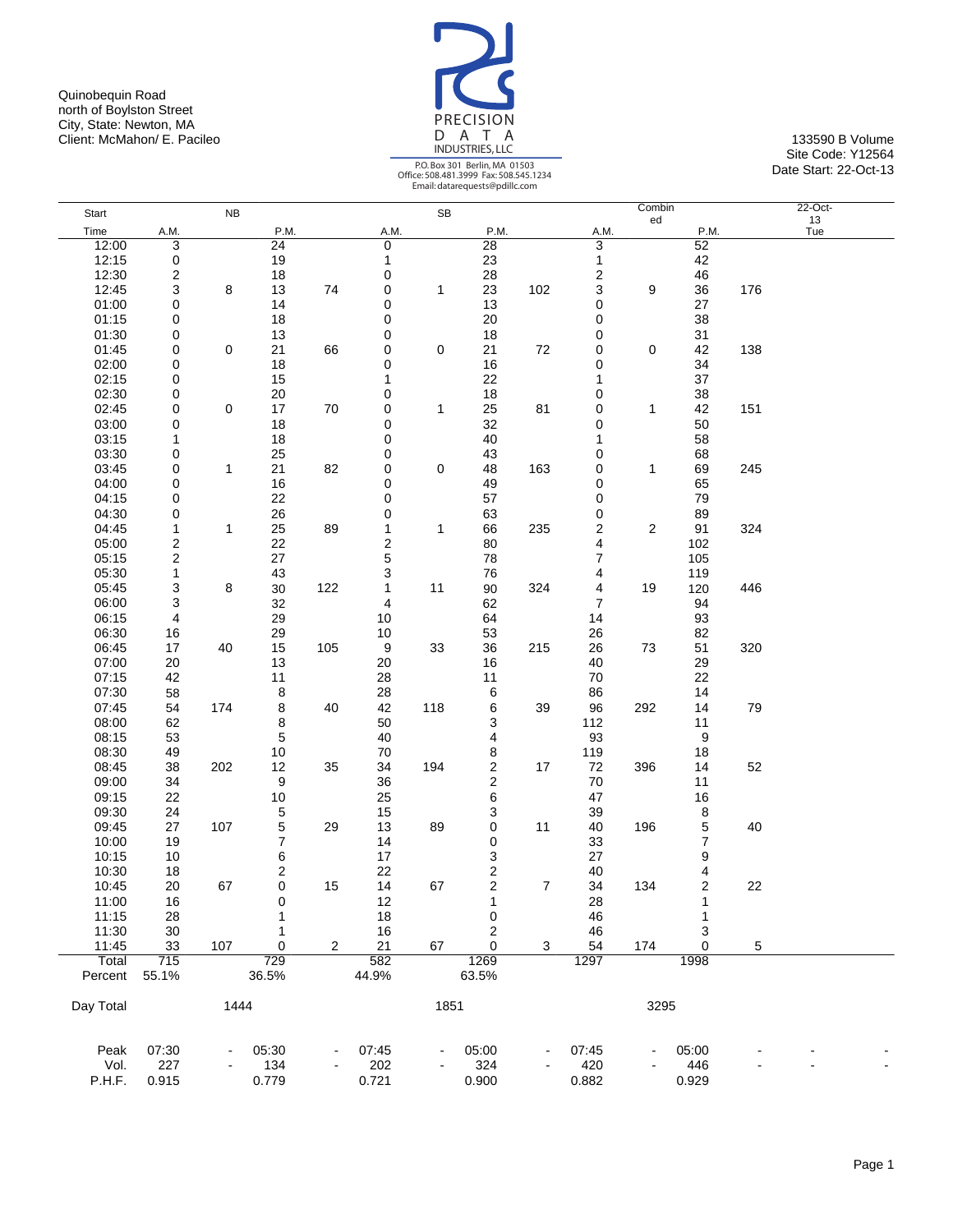Quinobequin Road
north of Boylston Street
City, State: Newton, MA
Client: McMahon/ E. Pacileo

PRECISION DATA INDUSTRIES, LLC
P.O. Box 301 Berlin, MA 01503
Office: 508.481.3999 Fax: 508.545.1234
Email: datarequests@pdillc.com

133590 B Volume
Site Code: Y12564
Date Start: 22-Oct-13

| Start | NB | | | | SB | | | | Combined | | | | 22-Oct-13 |
|---|---|---|---|---|---|---|---|---|---|---|---|---|---|
| Time | A.M. | | P.M. | | A.M. | | P.M. | | A.M. | | P.M. | | Tue |
| 12:00 | 3 | | 24 | | 0 | | 28 | | 3 | | 52 | | |
| 12:15 | 0 | | 19 | | 1 | | 23 | | 1 | | 42 | | |
| 12:30 | 2 | | 18 | | 0 | | 28 | | 2 | | 46 | | |
| 12:45 | 3 | 8 | 13 | 74 | 0 | 1 | 23 | 102 | 3 | 9 | 36 | 176 | |
| 01:00 | 0 | | 14 | | 0 | | 13 | | 0 | | 27 | | |
| 01:15 | 0 | | 18 | | 0 | | 20 | | 0 | | 38 | | |
| 01:30 | 0 | | 13 | | 0 | | 18 | | 0 | | 31 | | |
| 01:45 | 0 | 0 | 21 | 66 | 0 | 0 | 21 | 72 | 0 | 0 | 42 | 138 | |
| 02:00 | 0 | | 18 | | 0 | | 16 | | 0 | | 34 | | |
| 02:15 | 0 | | 15 | | 1 | | 22 | | 1 | | 37 | | |
| 02:30 | 0 | | 20 | | 0 | | 18 | | 0 | | 38 | | |
| 02:45 | 0 | 0 | 17 | 70 | 0 | 1 | 25 | 81 | 0 | 1 | 42 | 151 | |
| 03:00 | 0 | | 18 | | 0 | | 32 | | 0 | | 50 | | |
| 03:15 | 1 | | 18 | | 0 | | 40 | | 1 | | 58 | | |
| 03:30 | 0 | | 25 | | 0 | | 43 | | 0 | | 68 | | |
| 03:45 | 0 | 1 | 21 | 82 | 0 | 0 | 48 | 163 | 0 | 1 | 69 | 245 | |
| 04:00 | 0 | | 16 | | 0 | | 49 | | 0 | | 65 | | |
| 04:15 | 0 | | 22 | | 0 | | 57 | | 0 | | 79 | | |
| 04:30 | 0 | | 26 | | 0 | | 63 | | 0 | | 89 | | |
| 04:45 | 1 | 1 | 25 | 89 | 1 | 1 | 66 | 235 | 2 | 2 | 91 | 324 | |
| 05:00 | 2 | | 22 | | 2 | | 80 | | 4 | | 102 | | |
| 05:15 | 2 | | 27 | | 5 | | 78 | | 7 | | 105 | | |
| 05:30 | 1 | | 43 | | 3 | | 76 | | 4 | | 119 | | |
| 05:45 | 3 | 8 | 30 | 122 | 1 | 11 | 90 | 324 | 4 | 19 | 120 | 446 | |
| 06:00 | 3 | | 32 | | 4 | | 62 | | 7 | | 94 | | |
| 06:15 | 4 | | 29 | | 10 | | 64 | | 14 | | 93 | | |
| 06:30 | 16 | | 29 | | 10 | | 53 | | 26 | | 82 | | |
| 06:45 | 17 | 40 | 15 | 105 | 9 | 33 | 36 | 215 | 26 | 73 | 51 | 320 | |
| 07:00 | 20 | | 13 | | 20 | | 16 | | 40 | | 29 | | |
| 07:15 | 42 | | 11 | | 28 | | 11 | | 70 | | 22 | | |
| 07:30 | 58 | | 8 | | 28 | | 6 | | 86 | | 14 | | |
| 07:45 | 54 | 174 | 8 | 40 | 42 | 118 | 6 | 39 | 96 | 292 | 14 | 79 | |
| 08:00 | 62 | | 8 | | 50 | | 3 | | 112 | | 11 | | |
| 08:15 | 53 | | 5 | | 40 | | 4 | | 93 | | 9 | | |
| 08:30 | 49 | | 10 | | 70 | | 8 | | 119 | | 18 | | |
| 08:45 | 38 | 202 | 12 | 35 | 34 | 194 | 2 | 17 | 72 | 396 | 14 | 52 | |
| 09:00 | 34 | | 9 | | 36 | | 2 | | 70 | | 11 | | |
| 09:15 | 22 | | 10 | | 25 | | 6 | | 47 | | 16 | | |
| 09:30 | 24 | | 5 | | 15 | | 3 | | 39 | | 8 | | |
| 09:45 | 27 | 107 | 5 | 29 | 13 | 89 | 0 | 11 | 40 | 196 | 5 | 40 | |
| 10:00 | 19 | | 7 | | 14 | | 0 | | 33 | | 7 | | |
| 10:15 | 10 | | 6 | | 17 | | 3 | | 27 | | 9 | | |
| 10:30 | 18 | | 2 | | 22 | | 2 | | 40 | | 4 | | |
| 10:45 | 20 | 67 | 0 | 15 | 14 | 67 | 2 | 7 | 34 | 134 | 2 | 22 | |
| 11:00 | 16 | | 0 | | 12 | | 1 | | 28 | | 1 | | |
| 11:15 | 28 | | 1 | | 18 | | 0 | | 46 | | 1 | | |
| 11:30 | 30 | | 1 | | 16 | | 2 | | 46 | | 3 | | |
| 11:45 | 33 | 107 | 0 | 2 | 21 | 67 | 0 | 3 | 54 | 174 | 0 | 5 | |
| Total | 715 | | 729 | | 582 | | 1269 | | 1297 | | 1998 | | |
| Percent | 55.1% | | 36.5% | | 44.9% | | 63.5% | | | | | | |
| Day Total | | 1444 | | | | 1851 | | | | 3295 | | | |
| Peak | 07:30 | - | 05:30 | - | 07:45 | - | 05:00 | - | 07:45 | - | 05:00 | - | - |
| Vol. | 227 | - | 134 | - | 202 | - | 324 | - | 420 | - | 446 | - | - |
| P.H.F. | 0.915 | | 0.779 | | 0.721 | | 0.900 | | 0.882 | | 0.929 | | |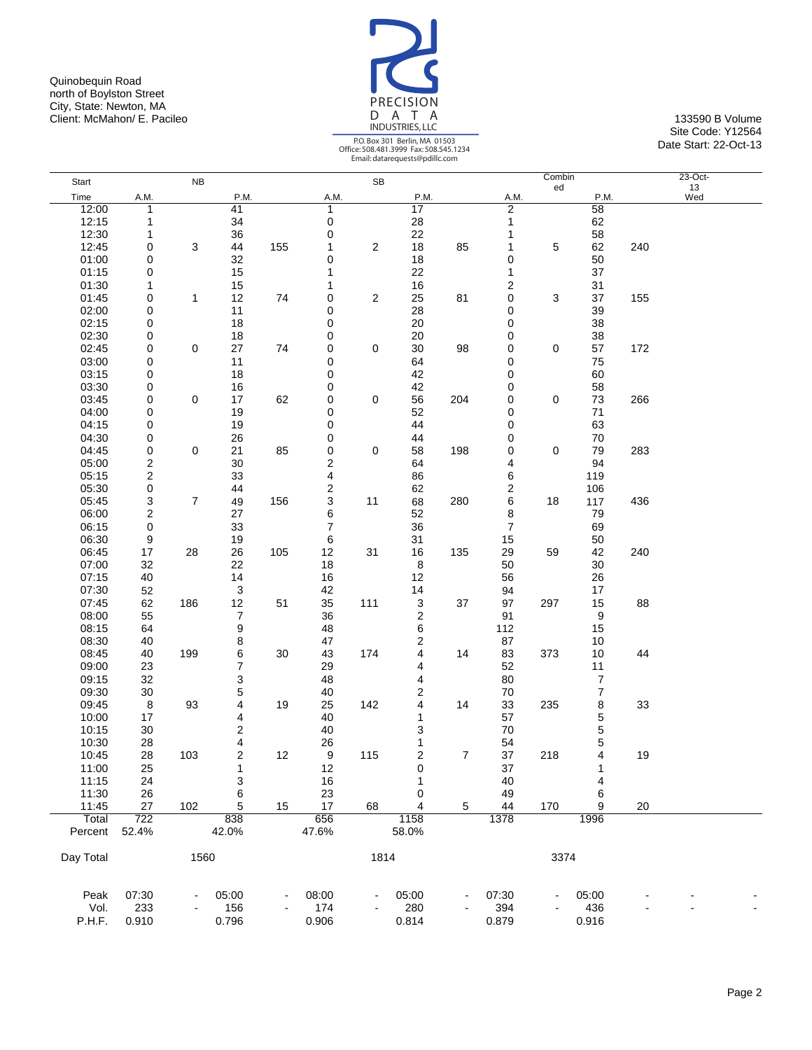Quinobequin Road
north of Boylston Street
City, State: Newton, MA
Client: McMahon/ E. Pacileo

PRECISION DATA INDUSTRIES, LLC
P.O. Box 301 Berlin, MA 01503
Office: 508.481.3999 Fax: 508.545.1234
Email: datarequests@pdillc.com

133590 B Volume
Site Code: Y12564
Date Start: 22-Oct-13

| Start | NB | | | | SB | | | | Combined | | | | 23-Oct-13 |
|---|---|---|---|---|---|---|---|---|---|---|---|---|---|
| Time | A.M. | | P.M. | | A.M. | | P.M. | | A.M. | | P.M. | | Wed |
| 12:00 | 1 | | 41 | | 1 | | 17 | | 2 | | 58 | | |
| 12:15 | 1 | | 34 | | 0 | | 28 | | 1 | | 62 | | |
| 12:30 | 1 | | 36 | | 0 | | 22 | | 1 | | 58 | | |
| 12:45 | 0 | 3 | 44 | 155 | 1 | 2 | 18 | 85 | 1 | 5 | 62 | 240 | |
| 01:00 | 0 | | 32 | | 0 | | 18 | | 0 | | 50 | | |
| 01:15 | 0 | | 15 | | 1 | | 22 | | 1 | | 37 | | |
| 01:30 | 1 | | 15 | | 1 | | 16 | | 2 | | 31 | | |
| 01:45 | 0 | 1 | 12 | 74 | 0 | 2 | 25 | 81 | 0 | 3 | 37 | 155 | |
| 02:00 | 0 | | 11 | | 0 | | 28 | | 0 | | 39 | | |
| 02:15 | 0 | | 18 | | 0 | | 20 | | 0 | | 38 | | |
| 02:30 | 0 | | 18 | | 0 | | 20 | | 0 | | 38 | | |
| 02:45 | 0 | 0 | 27 | 74 | 0 | 0 | 30 | 98 | 0 | 0 | 57 | 172 | |
| 03:00 | 0 | | 11 | | 0 | | 64 | | 0 | | 75 | | |
| 03:15 | 0 | | 18 | | 0 | | 42 | | 0 | | 60 | | |
| 03:30 | 0 | | 16 | | 0 | | 42 | | 0 | | 58 | | |
| 03:45 | 0 | 0 | 17 | 62 | 0 | 0 | 56 | 204 | 0 | 0 | 73 | 266 | |
| 04:00 | 0 | | 19 | | 0 | | 52 | | 0 | | 71 | | |
| 04:15 | 0 | | 19 | | 0 | | 44 | | 0 | | 63 | | |
| 04:30 | 0 | | 26 | | 0 | | 44 | | 0 | | 70 | | |
| 04:45 | 0 | 0 | 21 | 85 | 0 | 0 | 58 | 198 | 0 | 0 | 79 | 283 | |
| 05:00 | 2 | | 30 | | 2 | | 64 | | 4 | | 94 | | |
| 05:15 | 2 | | 33 | | 4 | | 86 | | 6 | | 119 | | |
| 05:30 | 0 | | 44 | | 2 | | 62 | | 2 | | 106 | | |
| 05:45 | 3 | 7 | 49 | 156 | 3 | 11 | 68 | 280 | 6 | 18 | 117 | 436 | |
| 06:00 | 2 | | 27 | | 6 | | 52 | | 8 | | 79 | | |
| 06:15 | 0 | | 33 | | 7 | | 36 | | 7 | | 69 | | |
| 06:30 | 9 | | 19 | | 6 | | 31 | | 15 | | 50 | | |
| 06:45 | 17 | 28 | 26 | 105 | 12 | 31 | 16 | 135 | 29 | 59 | 42 | 240 | |
| 07:00 | 32 | | 22 | | 18 | | 8 | | 50 | | 30 | | |
| 07:15 | 40 | | 14 | | 16 | | 12 | | 56 | | 26 | | |
| 07:30 | 52 | | 3 | | 42 | | 14 | | 94 | | 17 | | |
| 07:45 | 62 | 186 | 12 | 51 | 35 | 111 | 3 | 37 | 97 | 297 | 15 | 88 | |
| 08:00 | 55 | | 7 | | 36 | | 2 | | 91 | | 9 | | |
| 08:15 | 64 | | 9 | | 48 | | 6 | | 112 | | 15 | | |
| 08:30 | 40 | | 8 | | 47 | | 2 | | 87 | | 10 | | |
| 08:45 | 40 | 199 | 6 | 30 | 43 | 174 | 4 | 14 | 83 | 373 | 10 | 44 | |
| 09:00 | 23 | | 7 | | 29 | | 4 | | 52 | | 11 | | |
| 09:15 | 32 | | 3 | | 48 | | 4 | | 80 | | 7 | | |
| 09:30 | 30 | | 5 | | 40 | | 2 | | 70 | | 7 | | |
| 09:45 | 8 | 93 | 4 | 19 | 25 | 142 | 4 | 14 | 33 | 235 | 8 | 33 | |
| 10:00 | 17 | | 4 | | 40 | | 1 | | 57 | | 5 | | |
| 10:15 | 30 | | 2 | | 40 | | 3 | | 70 | | 5 | | |
| 10:30 | 28 | | 4 | | 26 | | 1 | | 54 | | 5 | | |
| 10:45 | 28 | 103 | 2 | 12 | 9 | 115 | 2 | 7 | 37 | 218 | 4 | 19 | |
| 11:00 | 25 | | 1 | | 12 | | 0 | | 37 | | 1 | | |
| 11:15 | 24 | | 3 | | 16 | | 1 | | 40 | | 4 | | |
| 11:30 | 26 | | 6 | | 23 | | 0 | | 49 | | 6 | | |
| 11:45 | 27 | 102 | 5 | 15 | 17 | 68 | 4 | 5 | 44 | 170 | 9 | 20 | |
| Total | 722 | | 838 | | 656 | | 1158 | | 1378 | | 1996 | | |
| Percent | 52.4% | | 42.0% | | 47.6% | | 58.0% | | | | | | |
| Day Total | | 1560 | | | | 1814 | | | | 3374 | | | |
| Peak | 07:30 | - | 05:00 | - | 08:00 | - | 05:00 | - | 07:30 | - | 05:00 | - | - |
| Vol. | 233 | - | 156 | - | 174 | - | 280 | - | 394 | - | 436 | - | - |
| P.H.F. | 0.910 | | 0.796 | | 0.906 | | 0.814 | | 0.879 | | 0.916 | | |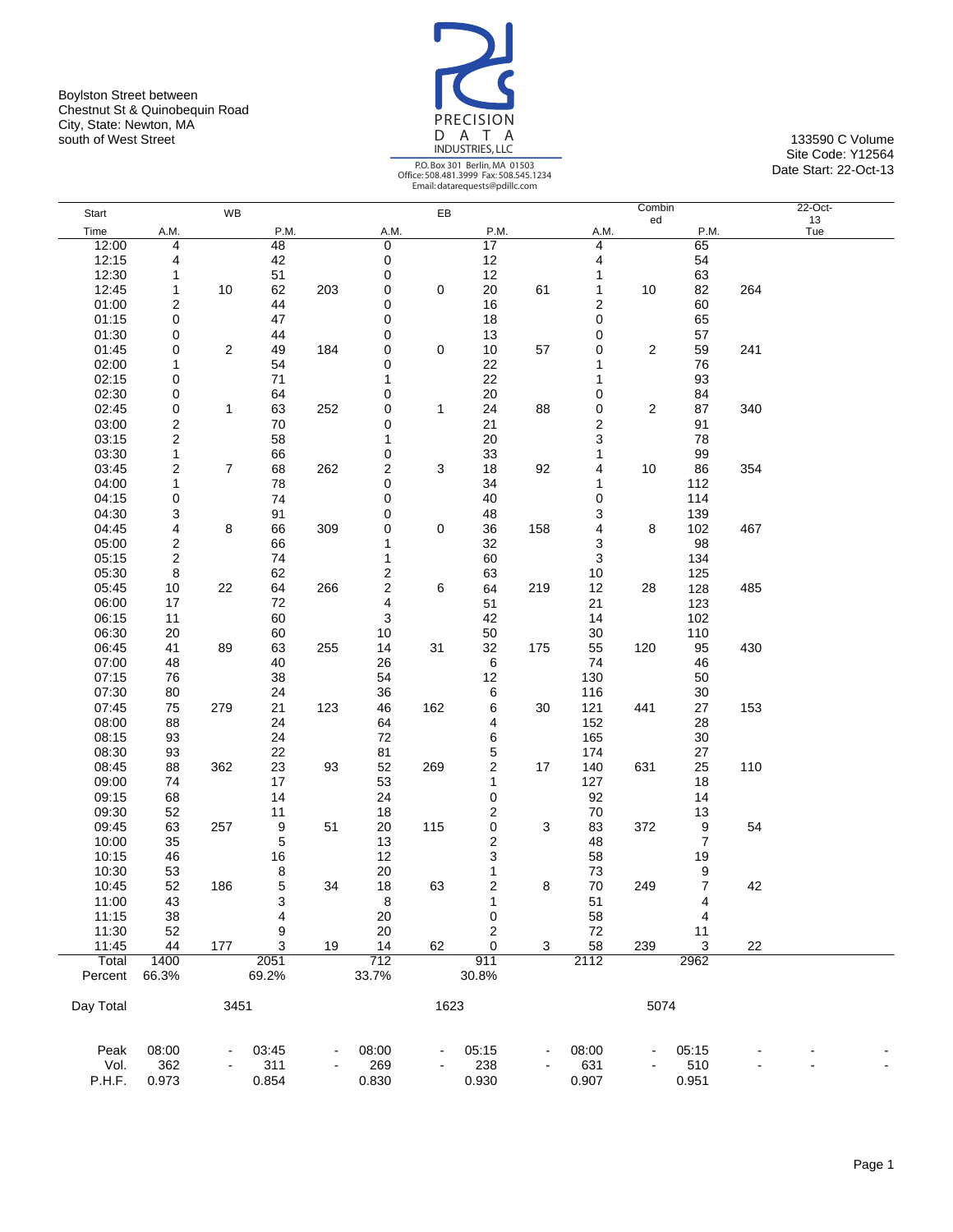Boylston Street between
Chestnut St & Quinobequin Road
City, State: Newton, MA
south of West Street

PRECISION DATA INDUSTRIES, LLC
P.O. Box 301 Berlin, MA 01503
Office: 508.481.3999 Fax: 508.545.1234
Email: datarequests@pdillc.com

133590 C Volume
Site Code: Y12564
Date Start: 22-Oct-13

| Start Time | WB A.M. | | WB P.M. | | EB A.M. | | EB P.M. | | Combined A.M. | | Combined P.M. | | 22-Oct-13 Tue |
|---|---|---|---|---|---|---|---|---|---|---|---|---|---|
| 12:00 | 4 | | 48 | | 0 | | 17 | | 4 | | 65 | | |
| 12:15 | 4 | | 42 | | 0 | | 12 | | 4 | | 54 | | |
| 12:30 | 1 | | 51 | | 0 | | 12 | | 1 | | 63 | | |
| 12:45 | 1 | 10 | 62 | 203 | 0 | 0 | 20 | 61 | 1 | 10 | 82 | 264 | |
| 01:00 | 2 | | 44 | | 0 | | 16 | | 2 | | 60 | | |
| 01:15 | 0 | | 47 | | 0 | | 18 | | 0 | | 65 | | |
| 01:30 | 0 | | 44 | | 0 | | 13 | | 0 | | 57 | | |
| 01:45 | 0 | 2 | 49 | 184 | 0 | 0 | 10 | 57 | 0 | 2 | 59 | 241 | |
| 02:00 | 1 | | 54 | | 0 | | 22 | | 1 | | 76 | | |
| 02:15 | 0 | | 71 | | 1 | | 22 | | 1 | | 93 | | |
| 02:30 | 0 | | 64 | | 0 | | 20 | | 0 | | 84 | | |
| 02:45 | 0 | 1 | 63 | 252 | 0 | 1 | 24 | 88 | 0 | 2 | 87 | 340 | |
| 03:00 | 2 | | 70 | | 0 | | 21 | | 2 | | 91 | | |
| 03:15 | 2 | | 58 | | 1 | | 20 | | 3 | | 78 | | |
| 03:30 | 1 | | 66 | | 0 | | 33 | | 1 | | 99 | | |
| 03:45 | 2 | 7 | 68 | 262 | 2 | 3 | 18 | 92 | 4 | 10 | 86 | 354 | |
| 04:00 | 1 | | 78 | | 0 | | 34 | | 1 | | 112 | | |
| 04:15 | 0 | | 74 | | 0 | | 40 | | 0 | | 114 | | |
| 04:30 | 3 | | 91 | | 0 | | 48 | | 3 | | 139 | | |
| 04:45 | 4 | 8 | 66 | 309 | 0 | 0 | 36 | 158 | 4 | 8 | 102 | 467 | |
| 05:00 | 2 | | 66 | | 1 | | 32 | | 3 | | 98 | | |
| 05:15 | 2 | | 74 | | 1 | | 60 | | 3 | | 134 | | |
| 05:30 | 8 | | 62 | | 2 | | 63 | | 10 | | 125 | | |
| 05:45 | 10 | 22 | 64 | 266 | 2 | 6 | 64 | 219 | 12 | 28 | 128 | 485 | |
| 06:00 | 17 | | 72 | | 4 | | 51 | | 21 | | 123 | | |
| 06:15 | 11 | | 60 | | 3 | | 42 | | 14 | | 102 | | |
| 06:30 | 20 | | 60 | | 10 | | 50 | | 30 | | 110 | | |
| 06:45 | 41 | 89 | 63 | 255 | 14 | 31 | 32 | 175 | 55 | 120 | 95 | 430 | |
| 07:00 | 48 | | 40 | | 26 | | 6 | | 74 | | 46 | | |
| 07:15 | 76 | | 38 | | 54 | | 12 | | 130 | | 50 | | |
| 07:30 | 80 | | 24 | | 36 | | 6 | | 116 | | 30 | | |
| 07:45 | 75 | 279 | 21 | 123 | 46 | 162 | 6 | 30 | 121 | 441 | 27 | 153 | |
| 08:00 | 88 | | 24 | | 64 | | 4 | | 152 | | 28 | | |
| 08:15 | 93 | | 24 | | 72 | | 6 | | 165 | | 30 | | |
| 08:30 | 93 | | 22 | | 81 | | 5 | | 174 | | 27 | | |
| 08:45 | 88 | 362 | 23 | 93 | 52 | 269 | 2 | 17 | 140 | 631 | 25 | 110 | |
| 09:00 | 74 | | 17 | | 53 | | 1 | | 127 | | 18 | | |
| 09:15 | 68 | | 14 | | 24 | | 0 | | 92 | | 14 | | |
| 09:30 | 52 | | 11 | | 18 | | 2 | | 70 | | 13 | | |
| 09:45 | 63 | 257 | 9 | 51 | 20 | 115 | 0 | 3 | 83 | 372 | 9 | 54 | |
| 10:00 | 35 | | 5 | | 13 | | 2 | | 48 | | 7 | | |
| 10:15 | 46 | | 16 | | 12 | | 3 | | 58 | | 19 | | |
| 10:30 | 53 | | 8 | | 20 | | 1 | | 73 | | 9 | | |
| 10:45 | 52 | 186 | 5 | 34 | 18 | 63 | 2 | 8 | 70 | 249 | 7 | 42 | |
| 11:00 | 43 | | 3 | | 8 | | 1 | | 51 | | 4 | | |
| 11:15 | 38 | | 4 | | 20 | | 0 | | 58 | | 4 | | |
| 11:30 | 52 | | 9 | | 20 | | 2 | | 72 | | 11 | | |
| 11:45 | 44 | 177 | 3 | 19 | 14 | 62 | 0 | 3 | 58 | 239 | 3 | 22 | |
| Total | 1400 | | 2051 | | 712 | | 911 | | 2112 | | 2962 | | |
| Percent | 66.3% | | 69.2% | | 33.7% | | 30.8% | | | | | | |
| Day Total | | 3451 | | | | 1623 | | | | 5074 | | | |
| Peak | 08:00 | - | 03:45 | - | 08:00 | - | 05:15 | - | 08:00 | - | 05:15 | - | - |
| Vol. | 362 | - | 311 | - | 269 | - | 238 | - | 631 | - | 510 | - | - |
| P.H.F. | 0.973 | | 0.854 | | 0.830 | | 0.930 | | 0.907 | | 0.951 | | |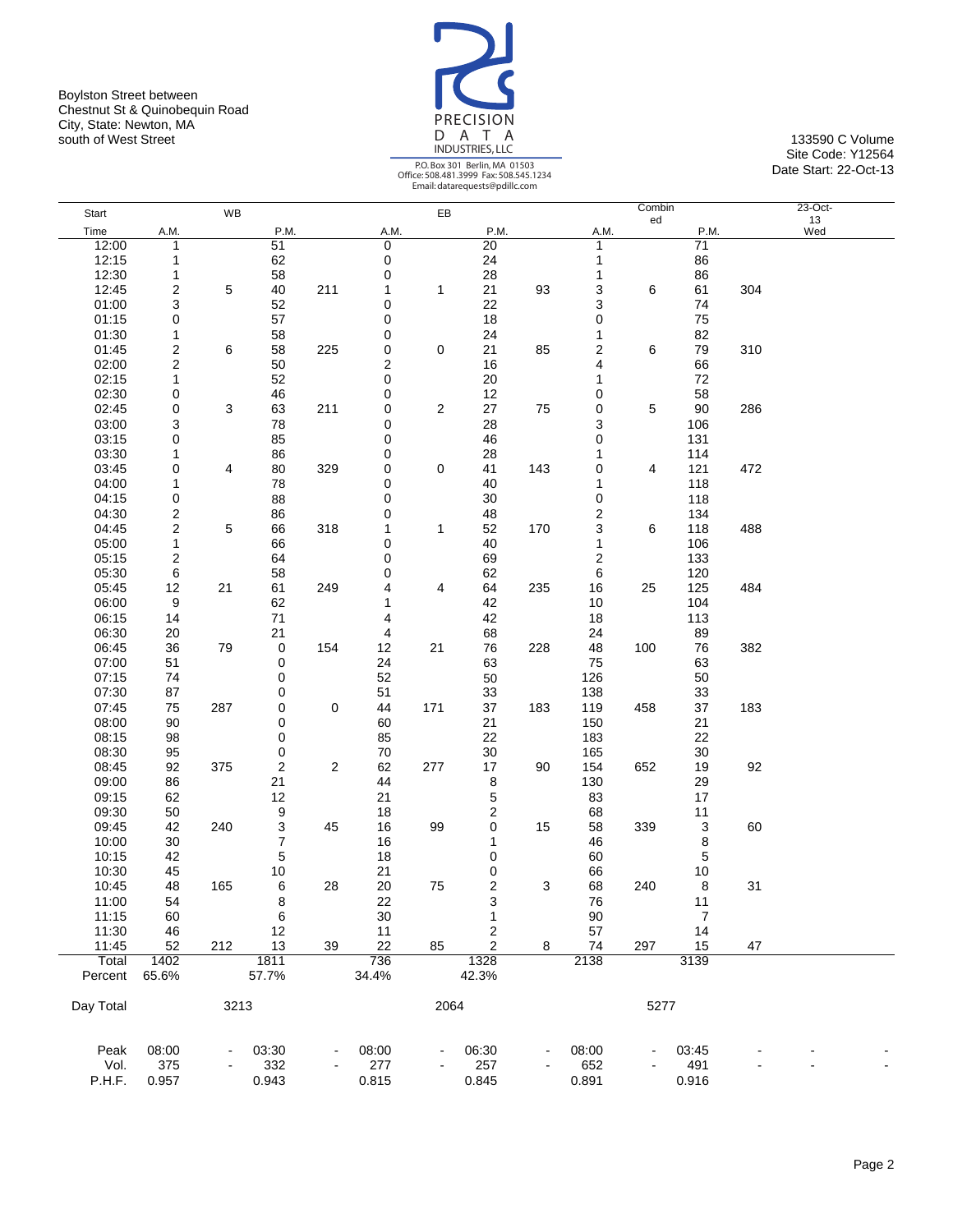Boylston Street between
Chestnut St & Quinobequin Road
City, State: Newton, MA
south of West Street

PRECISION DATA INDUSTRIES, LLC
P.O. Box 301 Berlin, MA 01503
Office: 508.481.3999 Fax: 508.545.1234
Email: datarequests@pdillc.com

133590 C Volume
Site Code: Y12564
Date Start: 22-Oct-13

| Start Time | WB A.M. | | WB P.M. | | EB A.M. | | EB P.M. | | Combined A.M. | | Combined P.M. | | 23-Oct-13 Wed |
|---|---|---|---|---|---|---|---|---|---|---|---|---|---|
| 12:00 | 1 | | 51 | | 0 | | 20 | | 1 | | 71 | | |
| 12:15 | 1 | | 62 | | 0 | | 24 | | 1 | | 86 | | |
| 12:30 | 1 | | 58 | | 0 | | 28 | | 1 | | 86 | | |
| 12:45 | 2 | 5 | 40 | 211 | 1 | 1 | 21 | 93 | 3 | 6 | 61 | 304 | |
| 01:00 | 3 | | 52 | | 0 | | 22 | | 3 | | 74 | | |
| 01:15 | 0 | | 57 | | 0 | | 18 | | 0 | | 75 | | |
| 01:30 | 1 | | 58 | | 0 | | 24 | | 1 | | 82 | | |
| 01:45 | 2 | 6 | 58 | 225 | 0 | 0 | 21 | 85 | 2 | 6 | 79 | 310 | |
| 02:00 | 2 | | 50 | | 2 | | 16 | | 4 | | 66 | | |
| 02:15 | 1 | | 52 | | 0 | | 20 | | 1 | | 72 | | |
| 02:30 | 0 | | 46 | | 0 | | 12 | | 0 | | 58 | | |
| 02:45 | 0 | 3 | 63 | 211 | 0 | 2 | 27 | 75 | 0 | 5 | 90 | 286 | |
| 03:00 | 3 | | 78 | | 0 | | 28 | | 3 | | 106 | | |
| 03:15 | 0 | | 85 | | 0 | | 46 | | 0 | | 131 | | |
| 03:30 | 1 | | 86 | | 0 | | 28 | | 1 | | 114 | | |
| 03:45 | 0 | 4 | 80 | 329 | 0 | 0 | 41 | 143 | 0 | 4 | 121 | 472 | |
| 04:00 | 1 | | 78 | | 0 | | 40 | | 1 | | 118 | | |
| 04:15 | 0 | | 88 | | 0 | | 30 | | 0 | | 118 | | |
| 04:30 | 2 | | 86 | | 0 | | 48 | | 2 | | 134 | | |
| 04:45 | 2 | 5 | 66 | 318 | 1 | 1 | 52 | 170 | 3 | 6 | 118 | 488 | |
| 05:00 | 1 | | 66 | | 0 | | 40 | | 1 | | 106 | | |
| 05:15 | 2 | | 64 | | 0 | | 69 | | 2 | | 133 | | |
| 05:30 | 6 | | 58 | | 0 | | 62 | | 6 | | 120 | | |
| 05:45 | 12 | 21 | 61 | 249 | 4 | 4 | 64 | 235 | 16 | 25 | 125 | 484 | |
| 06:00 | 9 | | 62 | | 1 | | 42 | | 10 | | 104 | | |
| 06:15 | 14 | | 71 | | 4 | | 42 | | 18 | | 113 | | |
| 06:30 | 20 | | 21 | | 4 | | 68 | | 24 | | 89 | | |
| 06:45 | 36 | 79 | 0 | 154 | 12 | 21 | 76 | 228 | 48 | 100 | 76 | 382 | |
| 07:00 | 51 | | 0 | | 24 | | 63 | | 75 | | 63 | | |
| 07:15 | 74 | | 0 | | 52 | | 50 | | 126 | | 50 | | |
| 07:30 | 87 | | 0 | | 51 | | 33 | | 138 | | 33 | | |
| 07:45 | 75 | 287 | 0 | 0 | 44 | 171 | 37 | 183 | 119 | 458 | 37 | 183 | |
| 08:00 | 90 | | 0 | | 60 | | 21 | | 150 | | 21 | | |
| 08:15 | 98 | | 0 | | 85 | | 22 | | 183 | | 22 | | |
| 08:30 | 95 | | 0 | | 70 | | 30 | | 165 | | 30 | | |
| 08:45 | 92 | 375 | 2 | 2 | 62 | 277 | 17 | 90 | 154 | 652 | 19 | 92 | |
| 09:00 | 86 | | 21 | | 44 | | 8 | | 130 | | 29 | | |
| 09:15 | 62 | | 12 | | 21 | | 5 | | 83 | | 17 | | |
| 09:30 | 50 | | 9 | | 18 | | 2 | | 68 | | 11 | | |
| 09:45 | 42 | 240 | 3 | 45 | 16 | 99 | 0 | 15 | 58 | 339 | 3 | 60 | |
| 10:00 | 30 | | 7 | | 16 | | 1 | | 46 | | 8 | | |
| 10:15 | 42 | | 5 | | 18 | | 0 | | 60 | | 5 | | |
| 10:30 | 45 | | 10 | | 21 | | 0 | | 66 | | 10 | | |
| 10:45 | 48 | 165 | 6 | 28 | 20 | 75 | 2 | 3 | 68 | 240 | 8 | 31 | |
| 11:00 | 54 | | 8 | | 22 | | 3 | | 76 | | 11 | | |
| 11:15 | 60 | | 6 | | 30 | | 1 | | 90 | | 7 | | |
| 11:30 | 46 | | 12 | | 11 | | 2 | | 57 | | 14 | | |
| 11:45 | 52 | 212 | 13 | 39 | 22 | 85 | 2 | 8 | 74 | 297 | 15 | 47 | |
| Total | 1402 | | 1811 | | 736 | | 1328 | | 2138 | | 3139 | | |
| Percent | 65.6% | | 57.7% | | 34.4% | | 42.3% | | | | | | |
| Day Total | | 3213 | | | | 2064 | | | | 5277 | | | |
| Peak | 08:00 | - | 03:30 | - | 08:00 | - | 06:30 | - | 08:00 | - | 03:45 | - | - |
| Vol. | 375 | - | 332 | - | 277 | - | 257 | - | 652 | - | 491 | - | - |
| P.H.F. | 0.957 | | 0.943 | | 0.815 | | 0.845 | | 0.891 | | 0.916 | | |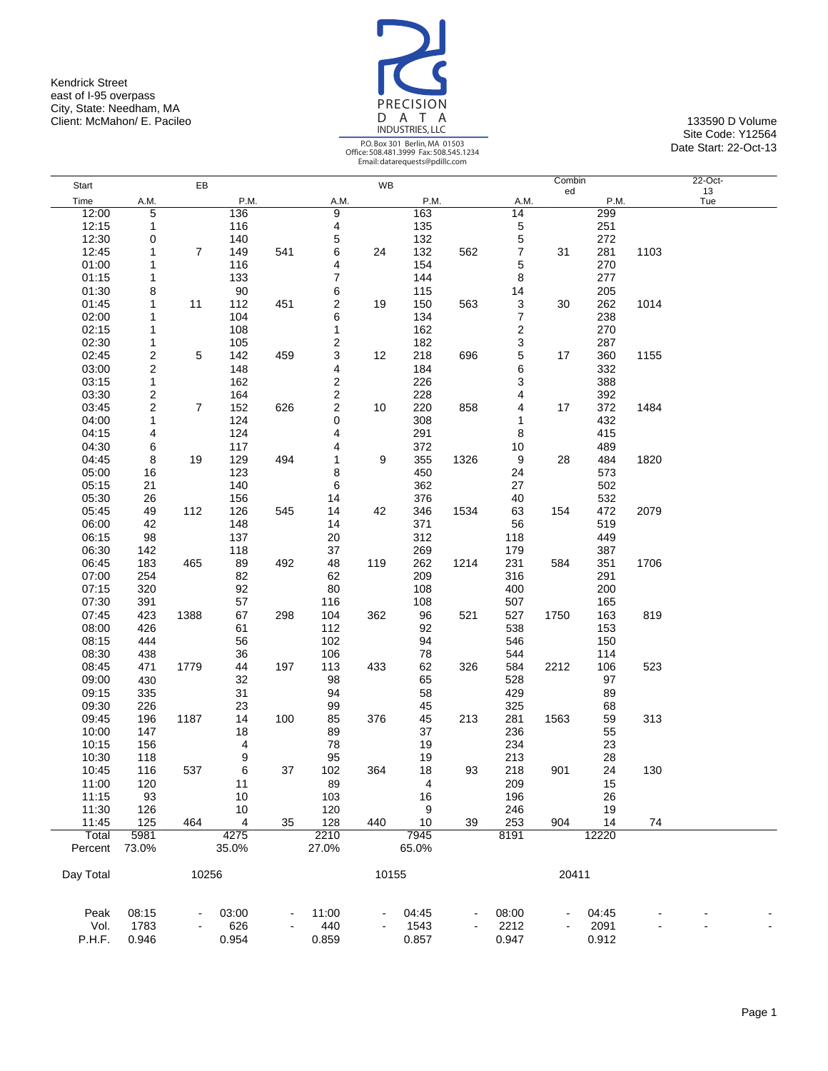Kendrick Street
east of I-95 overpass
City, State: Needham, MA
Client: McMahon/ E. Pacileo

PRECISION DATA INDUSTRIES, LLC
P.O. Box 301 Berlin, MA 01503
Office: 508.481.3999 Fax: 508.545.1234
Email: datarequests@pdillc.com

133590 D Volume
Site Code: Y12564
Date Start: 22-Oct-13

| Start | EB | | | | WB | | | | Combined | | | | 22-Oct-13 |
|---|---|---|---|---|---|---|---|---|---|---|---|---|---|
| Time | A.M. | | P.M. | | A.M. | | P.M. | | A.M. | | P.M. | | Tue |
| 12:00 | 5 | | 136 | | 9 | | 163 | | 14 | | 299 | | |
| 12:15 | 1 | | 116 | | 4 | | 135 | | 5 | | 251 | | |
| 12:30 | 0 | | 140 | | 5 | | 132 | | 5 | | 272 | | |
| 12:45 | 1 | 7 | 149 | 541 | 6 | 24 | 132 | 562 | 7 | 31 | 281 | 1103 | |
| 01:00 | 1 | | 116 | | 4 | | 154 | | 5 | | 270 | | |
| 01:15 | 1 | | 133 | | 7 | | 144 | | 8 | | 277 | | |
| 01:30 | 8 | | 90 | | 6 | | 115 | | 14 | | 205 | | |
| 01:45 | 1 | 11 | 112 | 451 | 2 | 19 | 150 | 563 | 3 | 30 | 262 | 1014 | |
| 02:00 | 1 | | 104 | | 6 | | 134 | | 7 | | 238 | | |
| 02:15 | 1 | | 108 | | 1 | | 162 | | 2 | | 270 | | |
| 02:30 | 1 | | 105 | | 2 | | 182 | | 3 | | 287 | | |
| 02:45 | 2 | 5 | 142 | 459 | 3 | 12 | 218 | 696 | 5 | 17 | 360 | 1155 | |
| 03:00 | 2 | | 148 | | 4 | | 184 | | 6 | | 332 | | |
| 03:15 | 1 | | 162 | | 2 | | 226 | | 3 | | 388 | | |
| 03:30 | 2 | | 164 | | 2 | | 228 | | 4 | | 392 | | |
| 03:45 | 2 | 7 | 152 | 626 | 2 | 10 | 220 | 858 | 4 | 17 | 372 | 1484 | |
| 04:00 | 1 | | 124 | | 0 | | 308 | | 1 | | 432 | | |
| 04:15 | 4 | | 124 | | 4 | | 291 | | 8 | | 415 | | |
| 04:30 | 6 | | 117 | | 4 | | 372 | | 10 | | 489 | | |
| 04:45 | 8 | 19 | 129 | 494 | 1 | 9 | 355 | 1326 | 9 | 28 | 484 | 1820 | |
| 05:00 | 16 | | 123 | | 8 | | 450 | | 24 | | 573 | | |
| 05:15 | 21 | | 140 | | 6 | | 362 | | 27 | | 502 | | |
| 05:30 | 26 | | 156 | | 14 | | 376 | | 40 | | 532 | | |
| 05:45 | 49 | 112 | 126 | 545 | 14 | 42 | 346 | 1534 | 63 | 154 | 472 | 2079 | |
| 06:00 | 42 | | 148 | | 14 | | 371 | | 56 | | 519 | | |
| 06:15 | 98 | | 137 | | 20 | | 312 | | 118 | | 449 | | |
| 06:30 | 142 | | 118 | | 37 | | 269 | | 179 | | 387 | | |
| 06:45 | 183 | 465 | 89 | 492 | 48 | 119 | 262 | 1214 | 231 | 584 | 351 | 1706 | |
| 07:00 | 254 | | 82 | | 62 | | 209 | | 316 | | 291 | | |
| 07:15 | 320 | | 92 | | 80 | | 108 | | 400 | | 200 | | |
| 07:30 | 391 | | 57 | | 116 | | 108 | | 507 | | 165 | | |
| 07:45 | 423 | 1388 | 67 | 298 | 104 | 362 | 96 | 521 | 527 | 1750 | 163 | 819 | |
| 08:00 | 426 | | 61 | | 112 | | 92 | | 538 | | 153 | | |
| 08:15 | 444 | | 56 | | 102 | | 94 | | 546 | | 150 | | |
| 08:30 | 438 | | 36 | | 106 | | 78 | | 544 | | 114 | | |
| 08:45 | 471 | 1779 | 44 | 197 | 113 | 433 | 62 | 326 | 584 | 2212 | 106 | 523 | |
| 09:00 | 430 | | 32 | | 98 | | 65 | | 528 | | 97 | | |
| 09:15 | 335 | | 31 | | 94 | | 58 | | 429 | | 89 | | |
| 09:30 | 226 | | 23 | | 99 | | 45 | | 325 | | 68 | | |
| 09:45 | 196 | 1187 | 14 | 100 | 85 | 376 | 45 | 213 | 281 | 1563 | 59 | 313 | |
| 10:00 | 147 | | 18 | | 89 | | 37 | | 236 | | 55 | | |
| 10:15 | 156 | | 4 | | 78 | | 19 | | 234 | | 23 | | |
| 10:30 | 118 | | 9 | | 95 | | 19 | | 213 | | 28 | | |
| 10:45 | 116 | 537 | 6 | 37 | 102 | 364 | 18 | 93 | 218 | 901 | 24 | 130 | |
| 11:00 | 120 | | 11 | | 89 | | 4 | | 209 | | 15 | | |
| 11:15 | 93 | | 10 | | 103 | | 16 | | 196 | | 26 | | |
| 11:30 | 126 | | 10 | | 120 | | 9 | | 246 | | 19 | | |
| 11:45 | 125 | 464 | 4 | 35 | 128 | 440 | 10 | 39 | 253 | 904 | 14 | 74 | |
| Total | 5981 | | 4275 | | 2210 | | 7945 | | 8191 | | 12220 | | |
| Percent | 73.0% | | 35.0% | | 27.0% | | 65.0% | | | | | | |
| Day Total | | 10256 | | | | 10155 | | | | 20411 | | | |
| Peak | 08:15 | - | 03:00 | - | 11:00 | - | 04:45 | - | 08:00 | - | 04:45 | - | - |
| Vol. | 1783 | - | 626 | - | 440 | - | 1543 | - | 2212 | - | 2091 | - | - |
| P.H.F. | 0.946 | | 0.954 | | 0.859 | | 0.857 | | 0.947 | | 0.912 | | |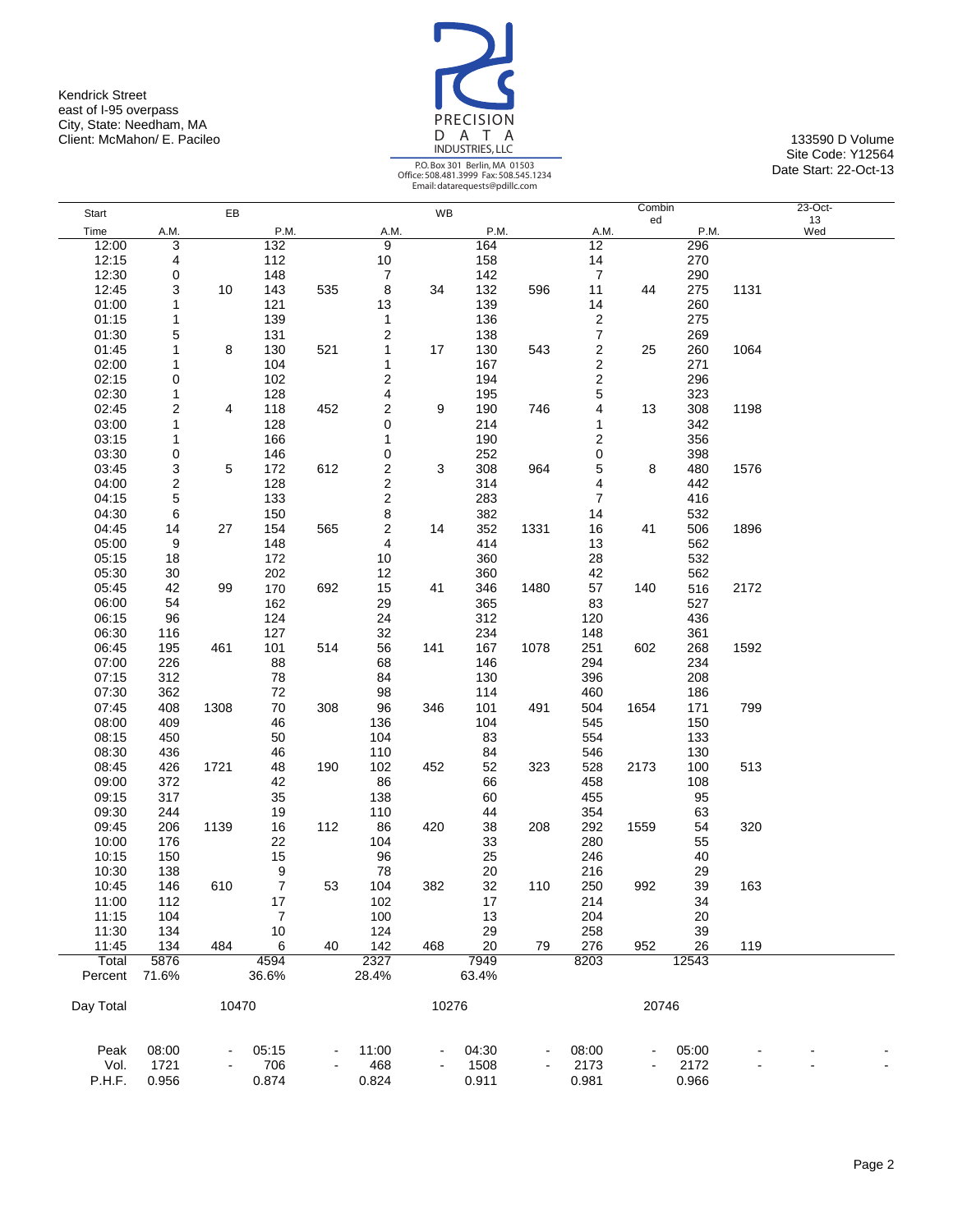Kendrick Street
east of I-95 overpass
City, State: Needham, MA
Client: McMahon/ E. Pacileo

PRECISION DATA INDUSTRIES, LLC
P.O. Box 301 Berlin, MA 01503
Office: 508.481.3999 Fax: 508.545.1234
Email: datarequests@pdillc.com

133590 D Volume
Site Code: Y12564
Date Start: 22-Oct-13

| Start | EB | | | | WB | | | | Combined | | | | 23-Oct-13 |
|---|---|---|---|---|---|---|---|---|---|---|---|---|---|
| Time | A.M. | | P.M. | | A.M. | | P.M. | | A.M. | | P.M. | | Wed |
| 12:00 | 3 | | 132 | | 9 | | 164 | | 12 | | 296 | | |
| 12:15 | 4 | | 112 | | 10 | | 158 | | 14 | | 270 | | |
| 12:30 | 0 | | 148 | | 7 | | 142 | | 7 | | 290 | | |
| 12:45 | 3 | 10 | 143 | 535 | 8 | 34 | 132 | 596 | 11 | 44 | 275 | 1131 | |
| 01:00 | 1 | | 121 | | 13 | | 139 | | 14 | | 260 | | |
| 01:15 | 1 | | 139 | | 1 | | 136 | | 2 | | 275 | | |
| 01:30 | 5 | | 131 | | 2 | | 138 | | 7 | | 269 | | |
| 01:45 | 1 | 8 | 130 | 521 | 1 | 17 | 130 | 543 | 2 | 25 | 260 | 1064 | |
| 02:00 | 1 | | 104 | | 1 | | 167 | | 2 | | 271 | | |
| 02:15 | 0 | | 102 | | 2 | | 194 | | 2 | | 296 | | |
| 02:30 | 1 | | 128 | | 4 | | 195 | | 5 | | 323 | | |
| 02:45 | 2 | 4 | 118 | 452 | 2 | 9 | 190 | 746 | 4 | 13 | 308 | 1198 | |
| 03:00 | 1 | | 128 | | 0 | | 214 | | 1 | | 342 | | |
| 03:15 | 1 | | 166 | | 1 | | 190 | | 2 | | 356 | | |
| 03:30 | 0 | | 146 | | 0 | | 252 | | 0 | | 398 | | |
| 03:45 | 3 | 5 | 172 | 612 | 2 | 3 | 308 | 964 | 5 | 8 | 480 | 1576 | |
| 04:00 | 2 | | 128 | | 2 | | 314 | | 4 | | 442 | | |
| 04:15 | 5 | | 133 | | 2 | | 283 | | 7 | | 416 | | |
| 04:30 | 6 | | 150 | | 8 | | 382 | | 14 | | 532 | | |
| 04:45 | 14 | 27 | 154 | 565 | 2 | 14 | 352 | 1331 | 16 | 41 | 506 | 1896 | |
| 05:00 | 9 | | 148 | | 4 | | 414 | | 13 | | 562 | | |
| 05:15 | 18 | | 172 | | 10 | | 360 | | 28 | | 532 | | |
| 05:30 | 30 | | 202 | | 12 | | 360 | | 42 | | 562 | | |
| 05:45 | 42 | 99 | 170 | 692 | 15 | 41 | 346 | 1480 | 57 | 140 | 516 | 2172 | |
| 06:00 | 54 | | 162 | | 29 | | 365 | | 83 | | 527 | | |
| 06:15 | 96 | | 124 | | 24 | | 312 | | 120 | | 436 | | |
| 06:30 | 116 | | 127 | | 32 | | 234 | | 148 | | 361 | | |
| 06:45 | 195 | 461 | 101 | 514 | 56 | 141 | 167 | 1078 | 251 | 602 | 268 | 1592 | |
| 07:00 | 226 | | 88 | | 68 | | 146 | | 294 | | 234 | | |
| 07:15 | 312 | | 78 | | 84 | | 130 | | 396 | | 208 | | |
| 07:30 | 362 | | 72 | | 98 | | 114 | | 460 | | 186 | | |
| 07:45 | 408 | 1308 | 70 | 308 | 96 | 346 | 101 | 491 | 504 | 1654 | 171 | 799 | |
| 08:00 | 409 | | 46 | | 136 | | 104 | | 545 | | 150 | | |
| 08:15 | 450 | | 50 | | 104 | | 83 | | 554 | | 133 | | |
| 08:30 | 436 | | 46 | | 110 | | 84 | | 546 | | 130 | | |
| 08:45 | 426 | 1721 | 48 | 190 | 102 | 452 | 52 | 323 | 528 | 2173 | 100 | 513 | |
| 09:00 | 372 | | 42 | | 86 | | 66 | | 458 | | 108 | | |
| 09:15 | 317 | | 35 | | 138 | | 60 | | 455 | | 95 | | |
| 09:30 | 244 | | 19 | | 110 | | 44 | | 354 | | 63 | | |
| 09:45 | 206 | 1139 | 16 | 112 | 86 | 420 | 38 | 208 | 292 | 1559 | 54 | 320 | |
| 10:00 | 176 | | 22 | | 104 | | 33 | | 280 | | 55 | | |
| 10:15 | 150 | | 15 | | 96 | | 25 | | 246 | | 40 | | |
| 10:30 | 138 | | 9 | | 78 | | 20 | | 216 | | 29 | | |
| 10:45 | 146 | 610 | 7 | 53 | 104 | 382 | 32 | 110 | 250 | 992 | 39 | 163 | |
| 11:00 | 112 | | 17 | | 102 | | 17 | | 214 | | 34 | | |
| 11:15 | 104 | | 7 | | 100 | | 13 | | 204 | | 20 | | |
| 11:30 | 134 | | 10 | | 124 | | 29 | | 258 | | 39 | | |
| 11:45 | 134 | 484 | 6 | 40 | 142 | 468 | 20 | 79 | 276 | 952 | 26 | 119 | |
| Total | 5876 | | 4594 | | 2327 | | 7949 | | 8203 | | 12543 | | |
| Percent | 71.6% | | 36.6% | | 28.4% | | 63.4% | | | | | | |
| Day Total | | 10470 | | | | 10276 | | | | 20746 | | | |
| Peak | 08:00 | - | 05:15 | - | 11:00 | - | 04:30 | - | 08:00 | - | 05:00 | - | - |
| Vol. | 1721 | - | 706 | - | 468 | - | 1508 | - | 2173 | - | 2172 | - | - |
| P.H.F. | 0.956 | | 0.874 | | 0.824 | | 0.911 | | 0.981 | | 0.966 | | |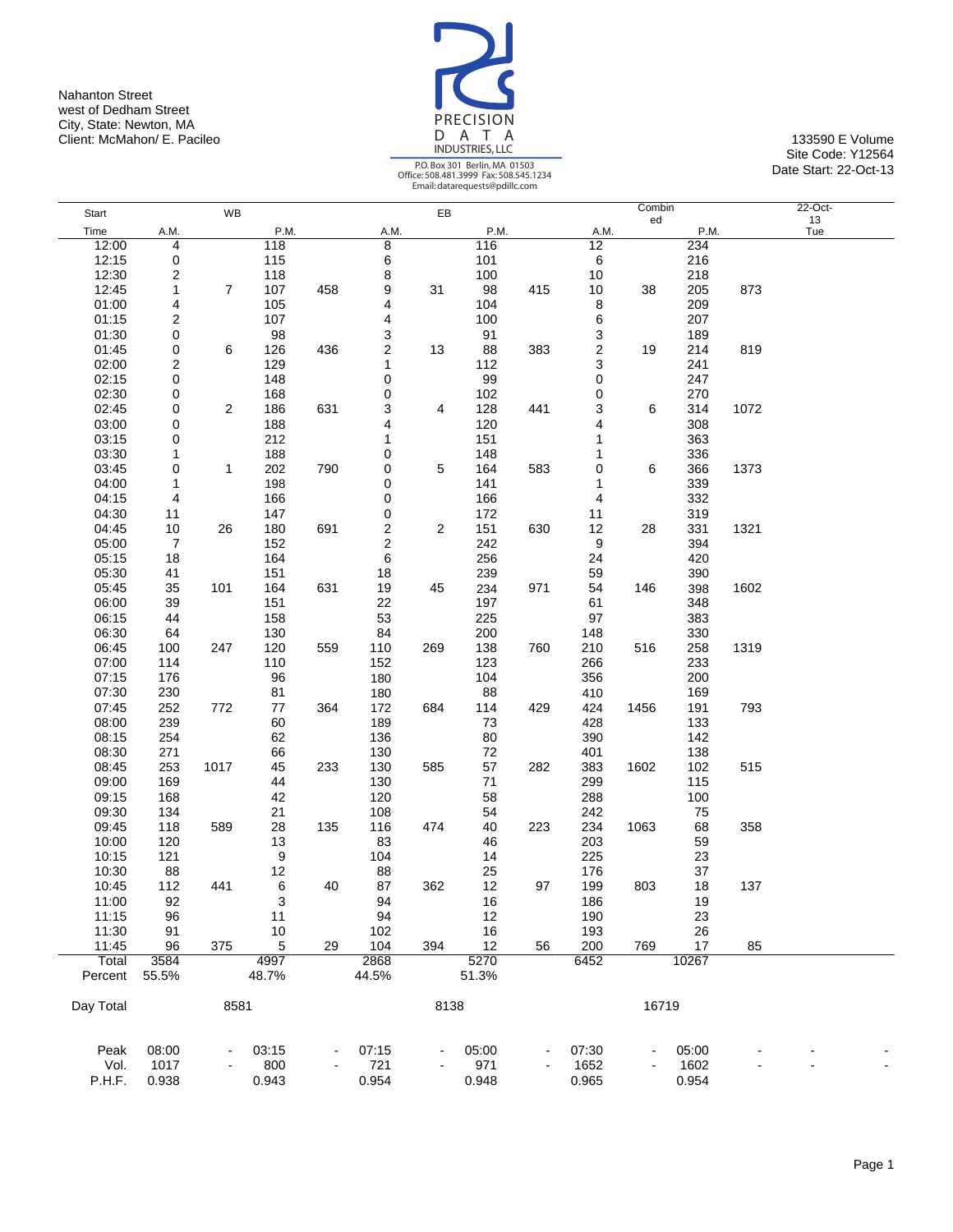Nahanton Street
west of Dedham Street
City, State: Newton, MA
Client: McMahon/ E. Pacileo

PRECISION DATA INDUSTRIES, LLC
P.O. Box 301 Berlin, MA 01503
Office: 508.481.3999 Fax: 508.545.1234
Email: datarequests@pdillc.com

133590 E Volume
Site Code: Y12564
Date Start: 22-Oct-13

| Start | WB | | | | EB | | | | Combined | | | | 22-Oct-13 |
|---|---|---|---|---|---|---|---|---|---|---|---|---|---|
| Time | A.M. | | P.M. | | A.M. | | P.M. | | A.M. | | P.M. | | Tue |
| 12:00 | 4 | | 118 | | 8 | | 116 | | 12 | | 234 | | |
| 12:15 | 0 | | 115 | | 6 | | 101 | | 6 | | 216 | | |
| 12:30 | 2 | | 118 | | 8 | | 100 | | 10 | | 218 | | |
| 12:45 | 1 | 7 | 107 | 458 | 9 | 31 | 98 | 415 | 10 | 38 | 205 | 873 | |
| 01:00 | 4 | | 105 | | 4 | | 104 | | 8 | | 209 | | |
| 01:15 | 2 | | 107 | | 4 | | 100 | | 6 | | 207 | | |
| 01:30 | 0 | | 98 | | 3 | | 91 | | 3 | | 189 | | |
| 01:45 | 0 | 6 | 126 | 436 | 2 | 13 | 88 | 383 | 2 | 19 | 214 | 819 | |
| 02:00 | 2 | | 129 | | 1 | | 112 | | 3 | | 241 | | |
| 02:15 | 0 | | 148 | | 0 | | 99 | | 0 | | 247 | | |
| 02:30 | 0 | | 168 | | 0 | | 102 | | 0 | | 270 | | |
| 02:45 | 0 | 2 | 186 | 631 | 3 | 4 | 128 | 441 | 3 | 6 | 314 | 1072 | |
| 03:00 | 0 | | 188 | | 4 | | 120 | | 4 | | 308 | | |
| 03:15 | 0 | | 212 | | 1 | | 151 | | 1 | | 363 | | |
| 03:30 | 1 | | 188 | | 0 | | 148 | | 1 | | 336 | | |
| 03:45 | 0 | 1 | 202 | 790 | 0 | 5 | 164 | 583 | 0 | 6 | 366 | 1373 | |
| 04:00 | 1 | | 198 | | 0 | | 141 | | 1 | | 339 | | |
| 04:15 | 4 | | 166 | | 0 | | 166 | | 4 | | 332 | | |
| 04:30 | 11 | | 147 | | 0 | | 172 | | 11 | | 319 | | |
| 04:45 | 10 | 26 | 180 | 691 | 2 | 2 | 151 | 630 | 12 | 28 | 331 | 1321 | |
| 05:00 | 7 | | 152 | | 2 | | 242 | | 9 | | 394 | | |
| 05:15 | 18 | | 164 | | 6 | | 256 | | 24 | | 420 | | |
| 05:30 | 41 | | 151 | | 18 | | 239 | | 59 | | 390 | | |
| 05:45 | 35 | 101 | 164 | 631 | 19 | 45 | 234 | 971 | 54 | 146 | 398 | 1602 | |
| 06:00 | 39 | | 151 | | 22 | | 197 | | 61 | | 348 | | |
| 06:15 | 44 | | 158 | | 53 | | 225 | | 97 | | 383 | | |
| 06:30 | 64 | | 130 | | 84 | | 200 | | 148 | | 330 | | |
| 06:45 | 100 | 247 | 120 | 559 | 110 | 269 | 138 | 760 | 210 | 516 | 258 | 1319 | |
| 07:00 | 114 | | 110 | | 152 | | 123 | | 266 | | 233 | | |
| 07:15 | 176 | | 96 | | 180 | | 104 | | 356 | | 200 | | |
| 07:30 | 230 | | 81 | | 180 | | 88 | | 410 | | 169 | | |
| 07:45 | 252 | 772 | 77 | 364 | 172 | 684 | 114 | 429 | 424 | 1456 | 191 | 793 | |
| 08:00 | 239 | | 60 | | 189 | | 73 | | 428 | | 133 | | |
| 08:15 | 254 | | 62 | | 136 | | 80 | | 390 | | 142 | | |
| 08:30 | 271 | | 66 | | 130 | | 72 | | 401 | | 138 | | |
| 08:45 | 253 | 1017 | 45 | 233 | 130 | 585 | 57 | 282 | 383 | 1602 | 102 | 515 | |
| 09:00 | 169 | | 44 | | 130 | | 71 | | 299 | | 115 | | |
| 09:15 | 168 | | 42 | | 120 | | 58 | | 288 | | 100 | | |
| 09:30 | 134 | | 21 | | 108 | | 54 | | 242 | | 75 | | |
| 09:45 | 118 | 589 | 28 | 135 | 116 | 474 | 40 | 223 | 234 | 1063 | 68 | 358 | |
| 10:00 | 120 | | 13 | | 83 | | 46 | | 203 | | 59 | | |
| 10:15 | 121 | | 9 | | 104 | | 14 | | 225 | | 23 | | |
| 10:30 | 88 | | 12 | | 88 | | 25 | | 176 | | 37 | | |
| 10:45 | 112 | 441 | 6 | 40 | 87 | 362 | 12 | 97 | 199 | 803 | 18 | 137 | |
| 11:00 | 92 | | 3 | | 94 | | 16 | | 186 | | 19 | | |
| 11:15 | 96 | | 11 | | 94 | | 12 | | 190 | | 23 | | |
| 11:30 | 91 | | 10 | | 102 | | 16 | | 193 | | 26 | | |
| 11:45 | 96 | 375 | 5 | 29 | 104 | 394 | 12 | 56 | 200 | 769 | 17 | 85 | |
| Total | 3584 | | 4997 | | 2868 | | 5270 | | 6452 | | 10267 | | |
| Percent | 55.5% | | 48.7% | | 44.5% | | 51.3% | | | | | | |
| Day Total | | 8581 | | | | 8138 | | | | 16719 | | | |
| Peak | 08:00 | - | 03:15 | - | 07:15 | - | 05:00 | - | 07:30 | - | 05:00 | - | - |
| Vol. | 1017 | - | 800 | - | 721 | - | 971 | - | 1652 | - | 1602 | - | - |
| P.H.F. | 0.938 | | 0.943 | | 0.954 | | 0.948 | | 0.965 | | 0.954 | | |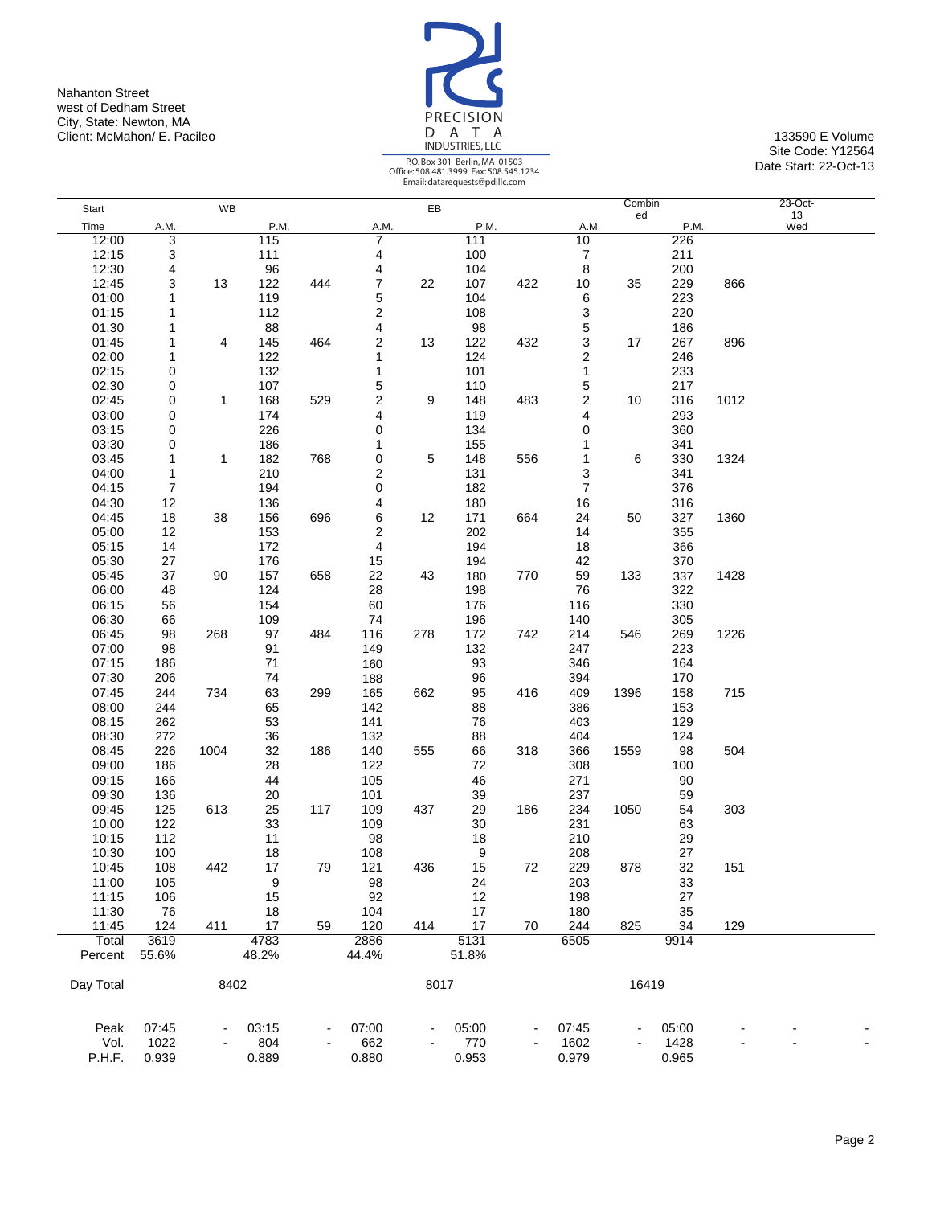Nahanton Street
west of Dedham Street
City, State: Newton, MA
Client: McMahon/ E. Pacileo

PRECISION DATA INDUSTRIES, LLC
P.O. Box 301 Berlin, MA 01503
Office: 508.481.3999 Fax: 508.545.1234
Email: datarequests@pdillc.com

133590 E Volume
Site Code: Y12564
Date Start: 22-Oct-13

| Start | WB | | | | EB | | | | Combined | | | | 23-Oct-13 |
|---|---|---|---|---|---|---|---|---|---|---|---|---|---|
| Time | A.M. | | P.M. | | A.M. | | P.M. | | A.M. | | P.M. | | Wed |
| 12:00 | 3 | | 115 | | 7 | | 111 | | 10 | | 226 | | |
| 12:15 | 3 | | 111 | | 4 | | 100 | | 7 | | 211 | | |
| 12:30 | 4 | | 96 | | 4 | | 104 | | 8 | | 200 | | |
| 12:45 | 3 | 13 | 122 | 444 | 7 | 22 | 107 | 422 | 10 | 35 | 229 | 866 | |
| 01:00 | 1 | | 119 | | 5 | | 104 | | 6 | | 223 | | |
| 01:15 | 1 | | 112 | | 2 | | 108 | | 3 | | 220 | | |
| 01:30 | 1 | | 88 | | 4 | | 98 | | 5 | | 186 | | |
| 01:45 | 1 | 4 | 145 | 464 | 2 | 13 | 122 | 432 | 3 | 17 | 267 | 896 | |
| 02:00 | 1 | | 122 | | 1 | | 124 | | 2 | | 246 | | |
| 02:15 | 0 | | 132 | | 1 | | 101 | | 1 | | 233 | | |
| 02:30 | 0 | | 107 | | 5 | | 110 | | 5 | | 217 | | |
| 02:45 | 0 | 1 | 168 | 529 | 2 | 9 | 148 | 483 | 2 | 10 | 316 | 1012 | |
| 03:00 | 0 | | 174 | | 4 | | 119 | | 4 | | 293 | | |
| 03:15 | 0 | | 226 | | 0 | | 134 | | 0 | | 360 | | |
| 03:30 | 0 | | 186 | | 1 | | 155 | | 1 | | 341 | | |
| 03:45 | 1 | 1 | 182 | 768 | 0 | 5 | 148 | 556 | 1 | 6 | 330 | 1324 | |
| 04:00 | 1 | | 210 | | 2 | | 131 | | 3 | | 341 | | |
| 04:15 | 7 | | 194 | | 0 | | 182 | | 7 | | 376 | | |
| 04:30 | 12 | | 136 | | 4 | | 180 | | 16 | | 316 | | |
| 04:45 | 18 | 38 | 156 | 696 | 6 | 12 | 171 | 664 | 24 | 50 | 327 | 1360 | |
| 05:00 | 12 | | 153 | | 2 | | 202 | | 14 | | 355 | | |
| 05:15 | 14 | | 172 | | 4 | | 194 | | 18 | | 366 | | |
| 05:30 | 27 | | 176 | | 15 | | 194 | | 42 | | 370 | | |
| 05:45 | 37 | 90 | 157 | 658 | 22 | 43 | 180 | 770 | 59 | 133 | 337 | 1428 | |
| 06:00 | 48 | | 124 | | 28 | | 198 | | 76 | | 322 | | |
| 06:15 | 56 | | 154 | | 60 | | 176 | | 116 | | 330 | | |
| 06:30 | 66 | | 109 | | 74 | | 196 | | 140 | | 305 | | |
| 06:45 | 98 | 268 | 97 | 484 | 116 | 278 | 172 | 742 | 214 | 546 | 269 | 1226 | |
| 07:00 | 98 | | 91 | | 149 | | 132 | | 247 | | 223 | | |
| 07:15 | 186 | | 71 | | 160 | | 93 | | 346 | | 164 | | |
| 07:30 | 206 | | 74 | | 188 | | 96 | | 394 | | 170 | | |
| 07:45 | 244 | 734 | 63 | 299 | 165 | 662 | 95 | 416 | 409 | 1396 | 158 | 715 | |
| 08:00 | 244 | | 65 | | 142 | | 88 | | 386 | | 153 | | |
| 08:15 | 262 | | 53 | | 141 | | 76 | | 403 | | 129 | | |
| 08:30 | 272 | | 36 | | 132 | | 88 | | 404 | | 124 | | |
| 08:45 | 226 | 1004 | 32 | 186 | 140 | 555 | 66 | 318 | 366 | 1559 | 98 | 504 | |
| 09:00 | 186 | | 28 | | 122 | | 72 | | 308 | | 100 | | |
| 09:15 | 166 | | 44 | | 105 | | 46 | | 271 | | 90 | | |
| 09:30 | 136 | | 20 | | 101 | | 39 | | 237 | | 59 | | |
| 09:45 | 125 | 613 | 25 | 117 | 109 | 437 | 29 | 186 | 234 | 1050 | 54 | 303 | |
| 10:00 | 122 | | 33 | | 109 | | 30 | | 231 | | 63 | | |
| 10:15 | 112 | | 11 | | 98 | | 18 | | 210 | | 29 | | |
| 10:30 | 100 | | 18 | | 108 | | 9 | | 208 | | 27 | | |
| 10:45 | 108 | 442 | 17 | 79 | 121 | 436 | 15 | 72 | 229 | 878 | 32 | 151 | |
| 11:00 | 105 | | 9 | | 98 | | 24 | | 203 | | 33 | | |
| 11:15 | 106 | | 15 | | 92 | | 12 | | 198 | | 27 | | |
| 11:30 | 76 | | 18 | | 104 | | 17 | | 180 | | 35 | | |
| 11:45 | 124 | 411 | 17 | 59 | 120 | 414 | 17 | 70 | 244 | 825 | 34 | 129 | |
| Total | 3619 | | 4783 | | 2886 | | 5131 | | 6505 | | 9914 | | |
| Percent | 55.6% | | 48.2% | | 44.4% | | 51.8% | | | | | | |
| Day Total | | 8402 | | | | 8017 | | | | 16419 | | | |
| Peak | 07:45 | - | 03:15 | - | 07:00 | - | 05:00 | - | 07:45 | - | 05:00 | - | - |
| Vol. | 1022 | - | 804 | - | 662 | - | 770 | - | 1602 | - | 1428 | - | - |
| P.H.F. | 0.939 | | 0.889 | | 0.880 | | 0.953 | | 0.979 | | 0.965 | | |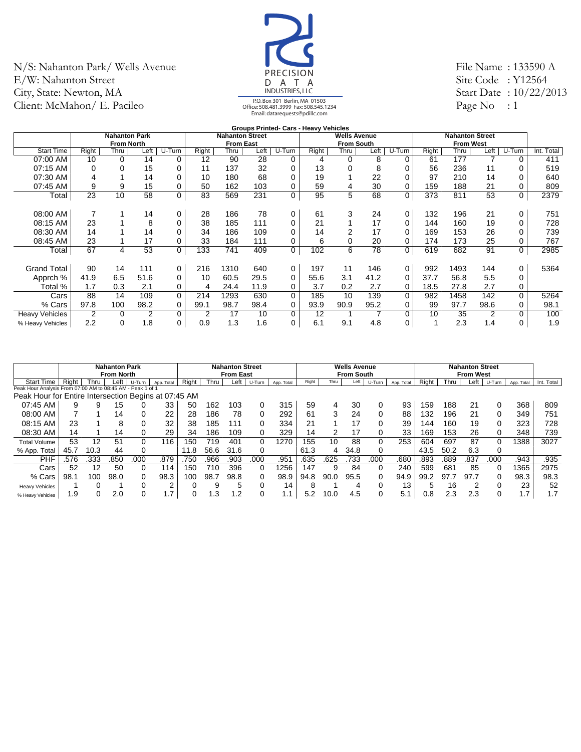N/S: Nahanton Park/ Wells Avenue
E/W: Nahanton Street
City, State: Newton, MA
Client: McMahon/ E. Pacileo

PRECISION DATA INDUSTRIES, LLC
P.O. Box 301 Berlin, MA 01503
Office: 508.481.3999 Fax: 508.545.1234
Email: datarequests@pdillc.com

File Name : 133590 A
Site Code : Y12564
Start Date : 10/22/2013
Page No : 1

**Groups Printed- Cars - Heavy Vehicles**

| | Nahanton Park From North | | | | Nahanton Street From East | | | | Wells Avenue From South | | | | Nahanton Street From West | | | | |
|---|---|---|---|---|---|---|---|---|---|---|---|---|---|---|---|---|---|
| Start Time | Right | Thru | Left | U-Turn | Right | Thru | Left | U-Turn | Right | Thru | Left | U-Turn | Right | Thru | Left | U-Turn | Int. Total |
| 07:00 AM | 10 | 0 | 14 | 0 | 12 | 90 | 28 | 0 | 4 | 0 | 8 | 0 | 61 | 177 | 7 | 0 | 411 |
| 07:15 AM | 0 | 0 | 15 | 0 | 11 | 137 | 32 | 0 | 13 | 0 | 8 | 0 | 56 | 236 | 11 | 0 | 519 |
| 07:30 AM | 4 | 1 | 14 | 0 | 10 | 180 | 68 | 0 | 19 | 1 | 22 | 0 | 97 | 210 | 14 | 0 | 640 |
| 07:45 AM | 9 | 9 | 15 | 0 | 50 | 162 | 103 | 0 | 59 | 4 | 30 | 0 | 159 | 188 | 21 | 0 | 809 |
| Total | 23 | 10 | 58 | 0 | 83 | 569 | 231 | 0 | 95 | 5 | 68 | 0 | 373 | 811 | 53 | 0 | 2379 |
| 08:00 AM | 7 | 1 | 14 | 0 | 28 | 186 | 78 | 0 | 61 | 3 | 24 | 0 | 132 | 196 | 21 | 0 | 751 |
| 08:15 AM | 23 | 1 | 8 | 0 | 38 | 185 | 111 | 0 | 21 | 1 | 17 | 0 | 144 | 160 | 19 | 0 | 728 |
| 08:30 AM | 14 | 1 | 14 | 0 | 34 | 186 | 109 | 0 | 14 | 2 | 17 | 0 | 169 | 153 | 26 | 0 | 739 |
| 08:45 AM | 23 | 1 | 17 | 0 | 33 | 184 | 111 | 0 | 6 | 0 | 20 | 0 | 174 | 173 | 25 | 0 | 767 |
| Total | 67 | 4 | 53 | 0 | 133 | 741 | 409 | 0 | 102 | 6 | 78 | 0 | 619 | 682 | 91 | 0 | 2985 |
| Grand Total | 90 | 14 | 111 | 0 | 216 | 1310 | 640 | 0 | 197 | 11 | 146 | 0 | 992 | 1493 | 144 | 0 | 5364 |
| Apprch % | 41.9 | 6.5 | 51.6 | 0 | 10 | 60.5 | 29.5 | 0 | 55.6 | 3.1 | 41.2 | 0 | 37.7 | 56.8 | 5.5 | 0 | |
| Total % | 1.7 | 0.3 | 2.1 | 0 | 4 | 24.4 | 11.9 | 0 | 3.7 | 0.2 | 2.7 | 0 | 18.5 | 27.8 | 2.7 | 0 | |
| Cars | 88 | 14 | 109 | 0 | 214 | 1293 | 630 | 0 | 185 | 10 | 139 | 0 | 982 | 1458 | 142 | 0 | 5264 |
| % Cars | 97.8 | 100 | 98.2 | 0 | 99.1 | 98.7 | 98.4 | 0 | 93.9 | 90.9 | 95.2 | 0 | 99 | 97.7 | 98.6 | 0 | 98.1 |
| Heavy Vehicles | 2 | 0 | 2 | 0 | 2 | 17 | 10 | 0 | 12 | 1 | 7 | 0 | 10 | 35 | 2 | 0 | 100 |
| % Heavy Vehicles | 2.2 | 0 | 1.8 | 0 | 0.9 | 1.3 | 1.6 | 0 | 6.1 | 9.1 | 4.8 | 0 | 1 | 2.3 | 1.4 | 0 | 1.9 |

Peak Hour Analysis From 07:00 AM to 08:45 AM - Peak 1 of 1
Peak Hour for Entire Intersection Begins at 07:45 AM

| | Nahanton Park From North | | | | | Nahanton Street From East | | | | | Wells Avenue From South | | | | | Nahanton Street From West | | | | | |
|---|---|---|---|---|---|---|---|---|---|---|---|---|---|---|---|---|---|---|---|---|---|
| Start Time | Right | Thru | Left | U-Turn | App. Total | Right | Thru | Left | U-Turn | App. Total | Right | Thru | Left | U-Turn | App. Total | Right | Thru | Left | U-Turn | App. Total | Int. Total |
| 07:45 AM | 9 | 9 | 15 | 0 | 33 | 50 | 162 | 103 | 0 | 315 | 59 | 4 | 30 | 0 | 93 | 159 | 188 | 21 | 0 | 368 | 809 |
| 08:00 AM | 7 | 1 | 14 | 0 | 22 | 28 | 186 | 78 | 0 | 292 | 61 | 3 | 24 | 0 | 88 | 132 | 196 | 21 | 0 | 349 | 751 |
| 08:15 AM | 23 | 1 | 8 | 0 | 32 | 38 | 185 | 111 | 0 | 334 | 21 | 1 | 17 | 0 | 39 | 144 | 160 | 19 | 0 | 323 | 728 |
| 08:30 AM | 14 | 1 | 14 | 0 | 29 | 34 | 186 | 109 | 0 | 329 | 14 | 2 | 17 | 0 | 33 | 169 | 153 | 26 | 0 | 348 | 739 |
| Total Volume | 53 | 12 | 51 | 0 | 116 | 150 | 719 | 401 | 0 | 1270 | 155 | 10 | 88 | 0 | 253 | 604 | 697 | 87 | 0 | 1388 | 3027 |
| % App. Total | 45.7 | 10.3 | 44 | 0 | | 11.8 | 56.6 | 31.6 | 0 | | 61.3 | 4 | 34.8 | 0 | | 43.5 | 50.2 | 6.3 | 0 | | |
| PHF | .576 | .333 | .850 | .000 | .879 | .750 | .966 | .903 | .000 | .951 | .635 | .625 | .733 | .000 | .680 | .893 | .889 | .837 | .000 | .943 | .935 |
| Cars | 52 | 12 | 50 | 0 | 114 | 150 | 710 | 396 | 0 | 1256 | 147 | 9 | 84 | 0 | 240 | 599 | 681 | 85 | 0 | 1365 | 2975 |
| % Cars | 98.1 | 100 | 98.0 | 0 | 98.3 | 100 | 98.7 | 98.8 | 0 | 98.9 | 94.8 | 90.0 | 95.5 | 0 | 94.9 | 99.2 | 97.7 | 97.7 | 0 | 98.3 | 98.3 |
| Heavy Vehicles | 1 | 0 | 1 | 0 | 2 | 0 | 9 | 5 | 0 | 14 | 8 | 1 | 4 | 0 | 13 | 5 | 16 | 2 | 0 | 23 | 52 |
| % Heavy Vehicles | 1.9 | 0 | 2.0 | 0 | 1.7 | 0 | 1.3 | 1.2 | 0 | 1.1 | 5.2 | 10.0 | 4.5 | 0 | 5.1 | 0.8 | 2.3 | 2.3 | 0 | 1.7 | 1.7 |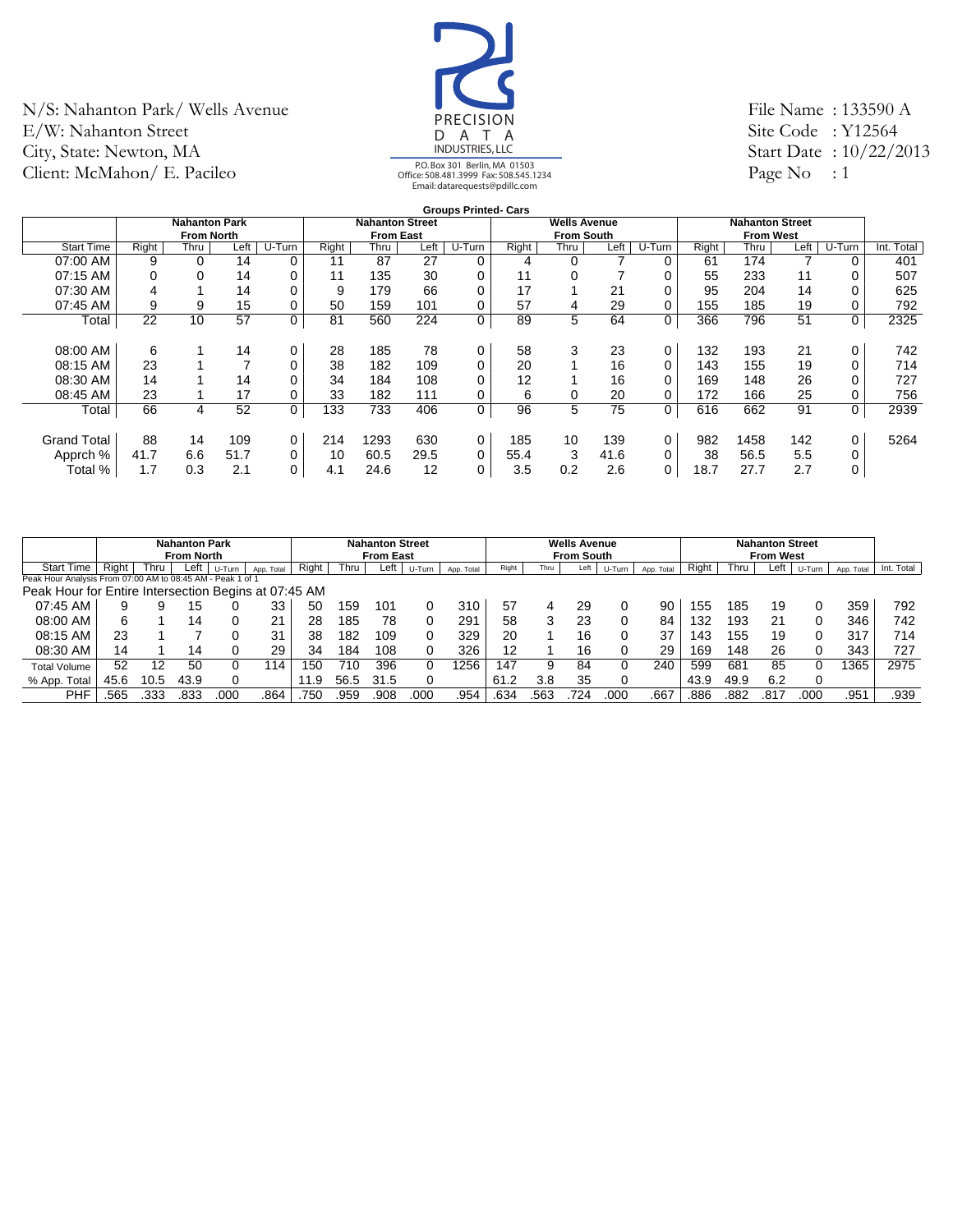N/S: Nahanton Park/ Wells Avenue
E/W: Nahanton Street
City, State: Newton, MA
Client: McMahon/ E. Pacileo

PRECISION DATA INDUSTRIES, LLC
P.O. Box 301 Berlin, MA 01503
Office: 508.481.3999 Fax: 508.545.1234
Email: datarequests@pdillc.com

File Name : 133590 A
Site Code : Y12564
Start Date : 10/22/2013
Page No : 1

**Groups Printed- Cars**

| | Nahanton Park From North | | | | Nahanton Street From East | | | | Wells Avenue From South | | | | Nahanton Street From West | | | | |
|---|---|---|---|---|---|---|---|---|---|---|---|---|---|---|---|---|---|
| Start Time | Right | Thru | Left | U-Turn | Right | Thru | Left | U-Turn | Right | Thru | Left | U-Turn | Right | Thru | Left | U-Turn | Int. Total |
| 07:00 AM | 9 | 0 | 14 | 0 | 11 | 87 | 27 | 0 | 4 | 0 | 7 | 0 | 61 | 174 | 7 | 0 | 401 |
| 07:15 AM | 0 | 0 | 14 | 0 | 11 | 135 | 30 | 0 | 11 | 0 | 7 | 0 | 55 | 233 | 11 | 0 | 507 |
| 07:30 AM | 4 | 1 | 14 | 0 | 9 | 179 | 66 | 0 | 17 | 1 | 21 | 0 | 95 | 204 | 14 | 0 | 625 |
| 07:45 AM | 9 | 9 | 15 | 0 | 50 | 159 | 101 | 0 | 57 | 4 | 29 | 0 | 155 | 185 | 19 | 0 | 792 |
| Total | 22 | 10 | 57 | 0 | 81 | 560 | 224 | 0 | 89 | 5 | 64 | 0 | 366 | 796 | 51 | 0 | 2325 |
| 08:00 AM | 6 | 1 | 14 | 0 | 28 | 185 | 78 | 0 | 58 | 3 | 23 | 0 | 132 | 193 | 21 | 0 | 742 |
| 08:15 AM | 23 | 1 | 7 | 0 | 38 | 182 | 109 | 0 | 20 | 1 | 16 | 0 | 143 | 155 | 19 | 0 | 714 |
| 08:30 AM | 14 | 1 | 14 | 0 | 34 | 184 | 108 | 0 | 12 | 1 | 16 | 0 | 169 | 148 | 26 | 0 | 727 |
| 08:45 AM | 23 | 1 | 17 | 0 | 33 | 182 | 111 | 0 | 6 | 0 | 20 | 0 | 172 | 166 | 25 | 0 | 756 |
| Total | 66 | 4 | 52 | 0 | 133 | 733 | 406 | 0 | 96 | 5 | 75 | 0 | 616 | 662 | 91 | 0 | 2939 |
| Grand Total | 88 | 14 | 109 | 0 | 214 | 1293 | 630 | 0 | 185 | 10 | 139 | 0 | 982 | 1458 | 142 | 0 | 5264 |
| Apprch % | 41.7 | 6.6 | 51.7 | 0 | 10 | 60.5 | 29.5 | 0 | 55.4 | 3 | 41.6 | 0 | 38 | 56.5 | 5.5 | 0 | |
| Total % | 1.7 | 0.3 | 2.1 | 0 | 4.1 | 24.6 | 12 | 0 | 3.5 | 0.2 | 2.6 | 0 | 18.7 | 27.7 | 2.7 | 0 | |

| | Nahanton Park From North | | | | | Nahanton Street From East | | | | | Wells Avenue From South | | | | | Nahanton Street From West | | | | | |
|---|---|---|---|---|---|---|---|---|---|---|---|---|---|---|---|---|---|---|---|---|---|
| Start Time | Right | Thru | Left | U-Turn | App. Total | Right | Thru | Left | U-Turn | App. Total | Right | Thru | Left | U-Turn | App. Total | Right | Thru | Left | U-Turn | App. Total | Int. Total |
| Peak Hour Analysis From 07:00 AM to 08:45 AM - Peak 1 of 1 | | | | | | | | | | | | | | | | | | | | | |
| Peak Hour for Entire Intersection Begins at 07:45 AM | | | | | | | | | | | | | | | | | | | | | |
| 07:45 AM | 9 | 9 | 15 | 0 | 33 | 50 | 159 | 101 | 0 | 310 | 57 | 4 | 29 | 0 | 90 | 155 | 185 | 19 | 0 | 359 | 792 |
| 08:00 AM | 6 | 1 | 14 | 0 | 21 | 28 | 185 | 78 | 0 | 291 | 58 | 3 | 23 | 0 | 84 | 132 | 193 | 21 | 0 | 346 | 742 |
| 08:15 AM | 23 | 1 | 7 | 0 | 31 | 38 | 182 | 109 | 0 | 329 | 20 | 1 | 16 | 0 | 37 | 143 | 155 | 19 | 0 | 317 | 714 |
| 08:30 AM | 14 | 1 | 14 | 0 | 29 | 34 | 184 | 108 | 0 | 326 | 12 | 1 | 16 | 0 | 29 | 169 | 148 | 26 | 0 | 343 | 727 |
| Total Volume | 52 | 12 | 50 | 0 | 114 | 150 | 710 | 396 | 0 | 1256 | 147 | 9 | 84 | 0 | 240 | 599 | 681 | 85 | 0 | 1365 | 2975 |
| % App. Total | 45.6 | 10.5 | 43.9 | 0 | | 11.9 | 56.5 | 31.5 | 0 | | 61.2 | 3.8 | 35 | 0 | | 43.9 | 49.9 | 6.2 | 0 | | |
| PHF | .565 | .333 | .833 | .000 | .864 | .750 | .959 | .908 | .000 | .954 | .634 | .563 | .724 | .000 | .667 | .886 | .882 | .817 | .000 | .951 | .939 |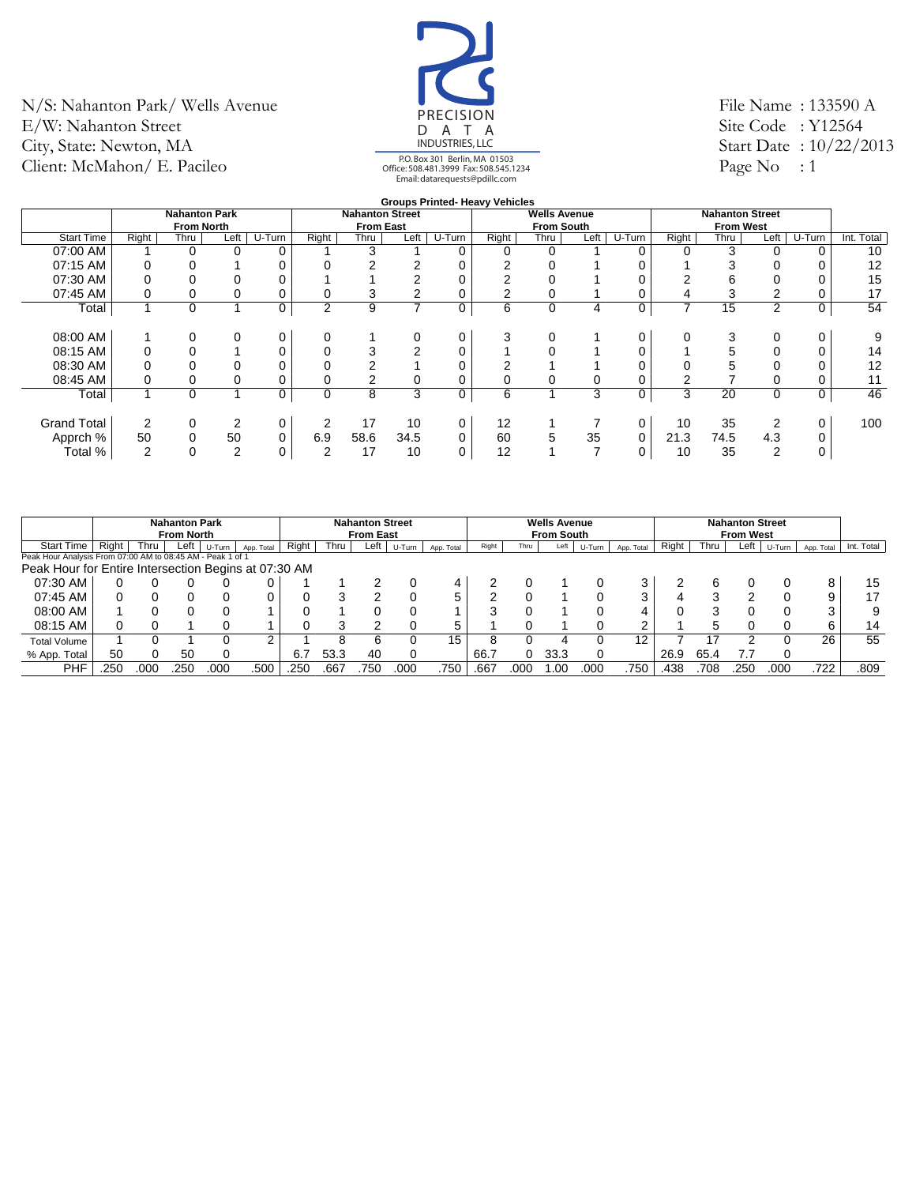N/S: Nahanton Park/ Wells Avenue
E/W: Nahanton Street
City, State: Newton, MA
Client: McMahon/ E. Pacileo

PRECISION DATA INDUSTRIES, LLC
P.O. Box 301 Berlin, MA 01503
Office: 508.481.3999 Fax: 508.545.1234
Email: datarequests@pdillc.com

File Name : 133590 A
Site Code : Y12564
Start Date : 10/22/2013
Page No : 1

**Groups Printed- Heavy Vehicles**

| | Nahanton Park From North | | | | Nahanton Street From East | | | | Wells Avenue From South | | | | Nahanton Street From West | | | | |
|---|---|---|---|---|---|---|---|---|---|---|---|---|---|---|---|---|---|
| Start Time | Right | Thru | Left | U-Turn | Right | Thru | Left | U-Turn | Right | Thru | Left | U-Turn | Right | Thru | Left | U-Turn | Int. Total |
| 07:00 AM | 1 | 0 | 0 | 0 | 1 | 3 | 1 | 0 | 0 | 0 | 1 | 0 | 0 | 3 | 0 | 0 | 10 |
| 07:15 AM | 0 | 0 | 1 | 0 | 0 | 2 | 2 | 0 | 2 | 0 | 1 | 0 | 1 | 3 | 0 | 0 | 12 |
| 07:30 AM | 0 | 0 | 0 | 0 | 1 | 1 | 2 | 0 | 2 | 0 | 1 | 0 | 2 | 6 | 0 | 0 | 15 |
| 07:45 AM | 0 | 0 | 0 | 0 | 0 | 3 | 2 | 0 | 2 | 0 | 1 | 0 | 4 | 3 | 2 | 0 | 17 |
| Total | 1 | 0 | 1 | 0 | 2 | 9 | 7 | 0 | 6 | 0 | 4 | 0 | 7 | 15 | 2 | 0 | 54 |
| 08:00 AM | 1 | 0 | 0 | 0 | 0 | 1 | 0 | 0 | 3 | 0 | 1 | 0 | 0 | 3 | 0 | 0 | 9 |
| 08:15 AM | 0 | 0 | 1 | 0 | 0 | 3 | 2 | 0 | 1 | 0 | 1 | 0 | 1 | 5 | 0 | 0 | 14 |
| 08:30 AM | 0 | 0 | 0 | 0 | 0 | 2 | 1 | 0 | 2 | 1 | 1 | 0 | 0 | 5 | 0 | 0 | 12 |
| 08:45 AM | 0 | 0 | 0 | 0 | 0 | 2 | 0 | 0 | 0 | 0 | 0 | 0 | 2 | 7 | 0 | 0 | 11 |
| Total | 1 | 0 | 1 | 0 | 0 | 8 | 3 | 0 | 6 | 1 | 3 | 0 | 3 | 20 | 0 | 0 | 46 |
| Grand Total | 2 | 0 | 2 | 0 | 2 | 17 | 10 | 0 | 12 | 1 | 7 | 0 | 10 | 35 | 2 | 0 | 100 |
| Apprch % | 50 | 0 | 50 | 0 | 6.9 | 58.6 | 34.5 | 0 | 60 | 5 | 35 | 0 | 21.3 | 74.5 | 4.3 | 0 | |
| Total % | 2 | 0 | 2 | 0 | 2 | 17 | 10 | 0 | 12 | 1 | 7 | 0 | 10 | 35 | 2 | 0 | |

| | Nahanton Park From North | | | | | Nahanton Street From East | | | | | Wells Avenue From South | | | | | Nahanton Street From West | | | | | |
|---|---|---|---|---|---|---|---|---|---|---|---|---|---|---|---|---|---|---|---|---|---|
| Start Time | Right | Thru | Left | U-Turn | App. Total | Right | Thru | Left | U-Turn | App. Total | Right | Thru | Left | U-Turn | App. Total | Right | Thru | Left | U-Turn | App. Total | Int. Total |
| Peak Hour Analysis From 07:00 AM to 08:45 AM - Peak 1 of 1 | | | | | | | | | | | | | | | | | | | | | |
| Peak Hour for Entire Intersection Begins at 07:30 AM | | | | | | | | | | | | | | | | | | | | | |
| 07:30 AM | 0 | 0 | 0 | 0 | 0 | 1 | 1 | 2 | 0 | 4 | 2 | 0 | 1 | 0 | 3 | 2 | 6 | 0 | 0 | 8 | 15 |
| 07:45 AM | 0 | 0 | 0 | 0 | 0 | 0 | 3 | 2 | 0 | 5 | 2 | 0 | 1 | 0 | 3 | 4 | 3 | 2 | 0 | 9 | 17 |
| 08:00 AM | 1 | 0 | 0 | 0 | 1 | 0 | 1 | 0 | 0 | 1 | 3 | 0 | 1 | 0 | 4 | 0 | 3 | 0 | 0 | 3 | 9 |
| 08:15 AM | 0 | 0 | 1 | 0 | 1 | 0 | 3 | 2 | 0 | 5 | 1 | 0 | 1 | 0 | 2 | 1 | 5 | 0 | 0 | 6 | 14 |
| Total Volume | 1 | 0 | 1 | 0 | 2 | 1 | 8 | 6 | 0 | 15 | 8 | 0 | 4 | 0 | 12 | 7 | 17 | 2 | 0 | 26 | 55 |
| % App. Total | 50 | 0 | 50 | 0 | | 6.7 | 53.3 | 40 | 0 | | 66.7 | 0 | 33.3 | 0 | | 26.9 | 65.4 | 7.7 | 0 | | |
| PHF | .250 | .000 | .250 | .000 | .500 | .250 | .667 | .750 | .000 | .750 | .667 | .000 | 1.00 | .000 | .750 | .438 | .708 | .250 | .000 | .722 | .809 |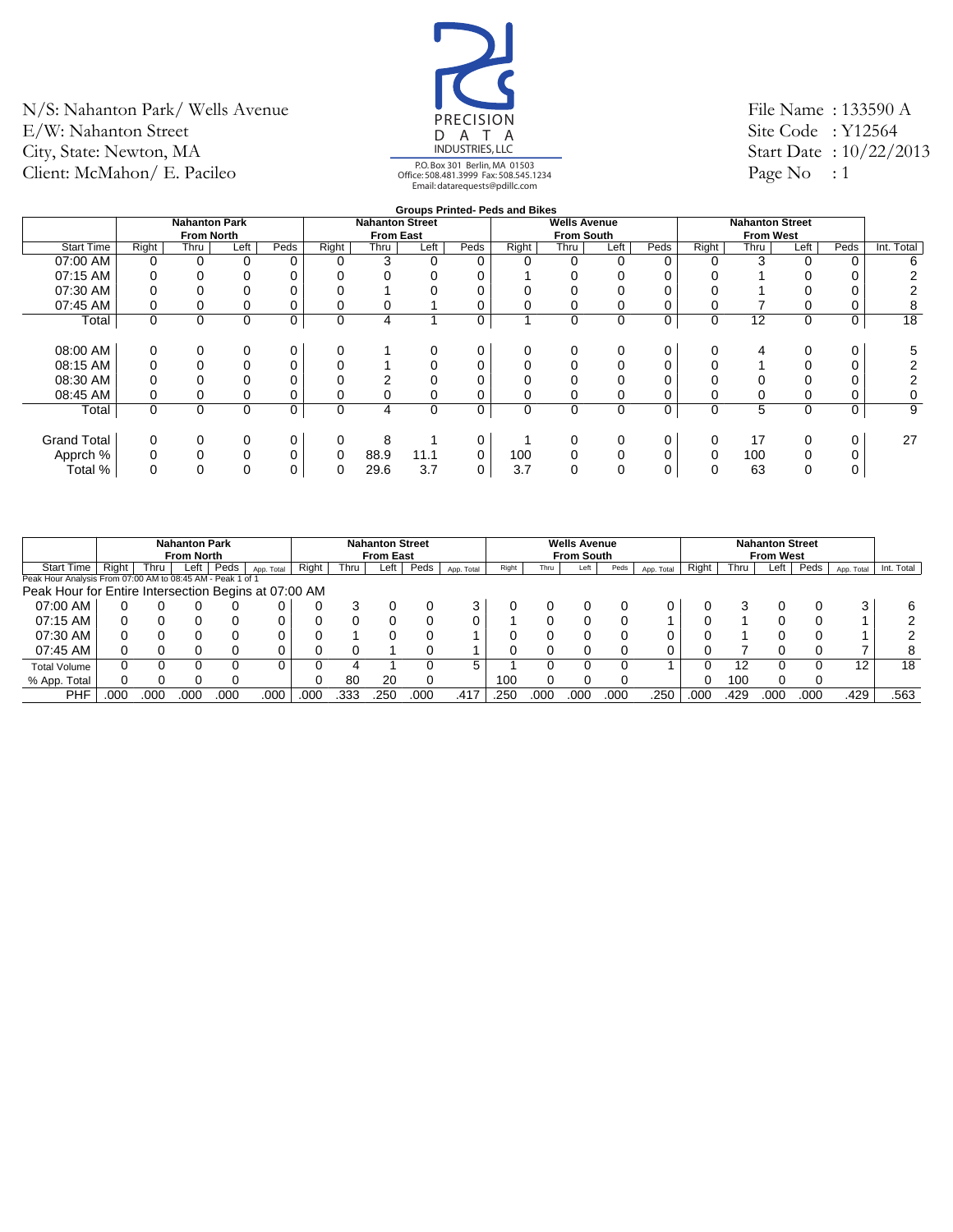N/S: Nahanton Park/ Wells Avenue
E/W: Nahanton Street
City, State: Newton, MA
Client: McMahon/ E. Pacileo

PRECISION DATA INDUSTRIES, LLC
P.O. Box 301 Berlin, MA 01503
Office: 508.481.3999 Fax: 508.545.1234
Email: datarequests@pdillc.com

File Name : 133590 A
Site Code : Y12564
Start Date : 10/22/2013
Page No : 1

**Groups Printed- Peds and Bikes**

| | Nahanton Park From North | | | | Nahanton Street From East | | | | Wells Avenue From South | | | | Nahanton Street From West | | | | |
|---|---|---|---|---|---|---|---|---|---|---|---|---|---|---|---|---|---|
| Start Time | Right | Thru | Left | Peds | Right | Thru | Left | Peds | Right | Thru | Left | Peds | Right | Thru | Left | Peds | Int. Total |
| 07:00 AM | 0 | 0 | 0 | 0 | 0 | 3 | 0 | 0 | 0 | 0 | 0 | 0 | 0 | 3 | 0 | 0 | 6 |
| 07:15 AM | 0 | 0 | 0 | 0 | 0 | 0 | 0 | 0 | 1 | 0 | 0 | 0 | 0 | 1 | 0 | 0 | 2 |
| 07:30 AM | 0 | 0 | 0 | 0 | 0 | 1 | 0 | 0 | 0 | 0 | 0 | 0 | 0 | 1 | 0 | 0 | 2 |
| 07:45 AM | 0 | 0 | 0 | 0 | 0 | 0 | 1 | 0 | 0 | 0 | 0 | 0 | 0 | 7 | 0 | 0 | 8 |
| Total | 0 | 0 | 0 | 0 | 0 | 4 | 1 | 0 | 1 | 0 | 0 | 0 | 0 | 12 | 0 | 0 | 18 |
| | | | | | | | | | | | | | | | | | |
| 08:00 AM | 0 | 0 | 0 | 0 | 0 | 1 | 0 | 0 | 0 | 0 | 0 | 0 | 0 | 4 | 0 | 0 | 5 |
| 08:15 AM | 0 | 0 | 0 | 0 | 0 | 1 | 0 | 0 | 0 | 0 | 0 | 0 | 0 | 1 | 0 | 0 | 2 |
| 08:30 AM | 0 | 0 | 0 | 0 | 0 | 2 | 0 | 0 | 0 | 0 | 0 | 0 | 0 | 0 | 0 | 0 | 2 |
| 08:45 AM | 0 | 0 | 0 | 0 | 0 | 0 | 0 | 0 | 0 | 0 | 0 | 0 | 0 | 0 | 0 | 0 | 0 |
| Total | 0 | 0 | 0 | 0 | 0 | 4 | 0 | 0 | 0 | 0 | 0 | 0 | 0 | 5 | 0 | 0 | 9 |
| | | | | | | | | | | | | | | | | | |
| Grand Total | 0 | 0 | 0 | 0 | 0 | 8 | 1 | 0 | 1 | 0 | 0 | 0 | 0 | 17 | 0 | 0 | 27 |
| Apprch % | 0 | 0 | 0 | 0 | 0 | 88.9 | 11.1 | 0 | 100 | 0 | 0 | 0 | 0 | 100 | 0 | 0 | |
| Total % | 0 | 0 | 0 | 0 | 0 | 29.6 | 3.7 | 0 | 3.7 | 0 | 0 | 0 | 0 | 63 | 0 | 0 | |

| | Nahanton Park From North | | | | | Nahanton Street From East | | | | | Wells Avenue From South | | | | | Nahanton Street From West | | | | | |
|---|---|---|---|---|---|---|---|---|---|---|---|---|---|---|---|---|---|---|---|---|---|
| Start Time | Right | Thru | Left | Peds | App. Total | Right | Thru | Left | Peds | App. Total | Right | Thru | Left | Peds | App. Total | Right | Thru | Left | Peds | App. Total | Int. Total |
| Peak Hour Analysis From 07:00 AM to 08:45 AM - Peak 1 of 1 | | | | | | | | | | | | | | | | | | | | | |
| Peak Hour for Entire Intersection Begins at 07:00 AM | | | | | | | | | | | | | | | | | | | | | |
| 07:00 AM | 0 | 0 | 0 | 0 | 0 | 0 | 3 | 0 | 0 | 3 | 0 | 0 | 0 | 0 | 0 | 0 | 3 | 0 | 0 | 3 | 6 |
| 07:15 AM | 0 | 0 | 0 | 0 | 0 | 0 | 0 | 0 | 0 | 0 | 1 | 0 | 0 | 0 | 1 | 0 | 1 | 0 | 0 | 1 | 2 |
| 07:30 AM | 0 | 0 | 0 | 0 | 0 | 0 | 1 | 0 | 0 | 1 | 0 | 0 | 0 | 0 | 0 | 0 | 1 | 0 | 0 | 1 | 2 |
| 07:45 AM | 0 | 0 | 0 | 0 | 0 | 0 | 0 | 1 | 0 | 1 | 0 | 0 | 0 | 0 | 0 | 0 | 7 | 0 | 0 | 7 | 8 |
| Total Volume | 0 | 0 | 0 | 0 | 0 | 0 | 4 | 1 | 0 | 5 | 1 | 0 | 0 | 0 | 1 | 0 | 12 | 0 | 0 | 12 | 18 |
| % App. Total | 0 | 0 | 0 | 0 | | 0 | 80 | 20 | 0 | | 100 | 0 | 0 | 0 | | 0 | 100 | 0 | 0 | | |
| PHF | .000 | .000 | .000 | .000 | .000 | .000 | .333 | .250 | .000 | .417 | .250 | .000 | .000 | .000 | .250 | .000 | .429 | .000 | .000 | .429 | .563 |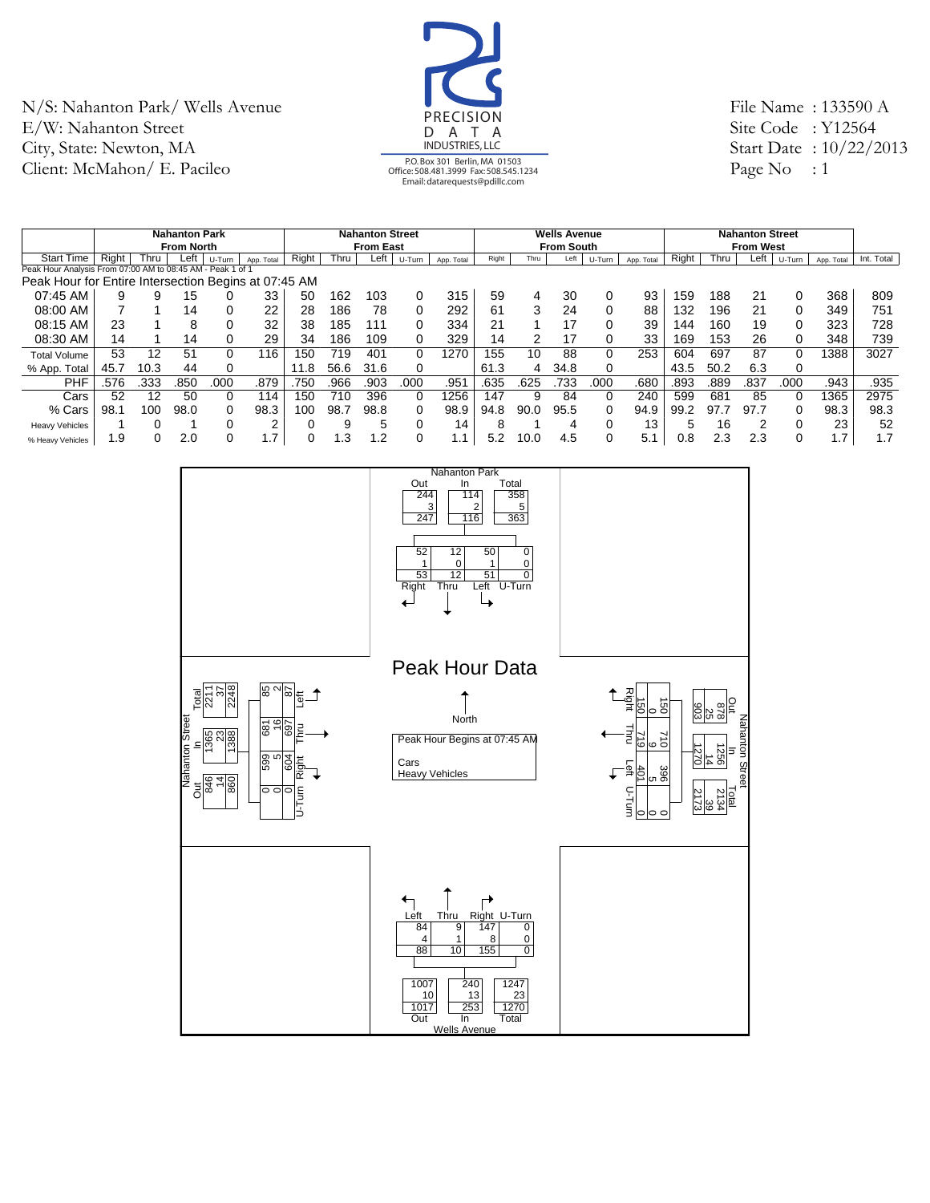N/S: Nahanton Park/ Wells Avenue
E/W: Nahanton Street
City, State: Newton, MA
Client: McMahon/ E. Pacileo

PRECISION DATA INDUSTRIES, LLC
P.O. Box 301 Berlin, MA 01503
Office: 508.481.3999 Fax: 508.545.1234
Email: datarequests@pdillc.com

File Name : 133590 A
Site Code : Y12564
Start Date : 10/22/2013
Page No : 1

| | Nahanton Park From North | | | | | Nahanton Street From East | | | | | Wells Avenue From South | | | | | Nahanton Street From West | | | | | |
|---|---|---|---|---|---|---|---|---|---|---|---|---|---|---|---|---|---|---|---|---|---|
| Start Time | Right | Thru | Left | U-Turn | App. Total | Right | Thru | Left | U-Turn | App. Total | Right | Thru | Left | U-Turn | App. Total | Right | Thru | Left | U-Turn | App. Total | Int. Total |
| Peak Hour Analysis From 07:00 AM to 08:45 AM - Peak 1 of 1 | | | | | | | | | | | | | | | | | | | | | |
| Peak Hour for Entire Intersection Begins at 07:45 AM | | | | | | | | | | | | | | | | | | | | | |
| 07:45 AM | 9 | 9 | 15 | 0 | 33 | 50 | 162 | 103 | 0 | 315 | 59 | 4 | 30 | 0 | 93 | 159 | 188 | 21 | 0 | 368 | 809 |
| 08:00 AM | 7 | 1 | 14 | 0 | 22 | 28 | 186 | 78 | 0 | 292 | 61 | 3 | 24 | 0 | 88 | 132 | 196 | 21 | 0 | 349 | 751 |
| 08:15 AM | 23 | 1 | 8 | 0 | 32 | 38 | 185 | 111 | 0 | 334 | 21 | 1 | 17 | 0 | 39 | 144 | 160 | 19 | 0 | 323 | 728 |
| 08:30 AM | 14 | 1 | 14 | 0 | 29 | 34 | 186 | 109 | 0 | 329 | 14 | 2 | 17 | 0 | 33 | 169 | 153 | 26 | 0 | 348 | 739 |
| Total Volume | 53 | 12 | 51 | 0 | 116 | 150 | 719 | 401 | 0 | 1270 | 155 | 10 | 88 | 0 | 253 | 604 | 697 | 87 | 0 | 1388 | 3027 |
| % App. Total | 45.7 | 10.3 | 44 | 0 | | 11.8 | 56.6 | 31.6 | 0 | | 61.3 | 4 | 34.8 | 0 | | 43.5 | 50.2 | 6.3 | 0 | | |
| PHF | .576 | .333 | .850 | .000 | .879 | .750 | .966 | .903 | .000 | .951 | .635 | .625 | .733 | .000 | .680 | .893 | .889 | .837 | .000 | .943 | .935 |
| Cars | 52 | 12 | 50 | 0 | 114 | 150 | 710 | 396 | 0 | 1256 | 147 | 9 | 84 | 0 | 240 | 599 | 681 | 85 | 0 | 1365 | 2975 |
| % Cars | 98.1 | 100 | 98.0 | 0 | 98.3 | 100 | 98.7 | 98.8 | 0 | 98.9 | 94.8 | 90.0 | 95.5 | 0 | 94.9 | 99.2 | 97.7 | 97.7 | 0 | 98.3 | 98.3 |
| Heavy Vehicles | 1 | 0 | 1 | 0 | 2 | 0 | 9 | 5 | 0 | 14 | 8 | 1 | 4 | 0 | 13 | 5 | 16 | 2 | 0 | 23 | 52 |
| % Heavy Vehicles | 1.9 | 0 | 2.0 | 0 | 1.7 | 0 | 1.3 | 1.2 | 0 | 1.1 | 5.2 | 10.0 | 4.5 | 0 | 5.1 | 0.8 | 2.3 | 2.3 | 0 | 1.7 | 1.7 |

## Peak Hour Data

North

Peak Hour Begins at 07:45 AM

Cars
Heavy Vehicles

**Nahanton Park**

| | Out | In | Total |
|---|---|---|---|
| Cars | 244 | 114 | 358 |
| Heavy Vehicles | 3 | 2 | 5 |
| Total | 247 | 116 | 363 |

| | Right | Thru | Left | U-Turn |
|---|---|---|---|---|
| Cars | 52 | 12 | 50 | 0 |
| Heavy Vehicles | 1 | 0 | 1 | 0 |
| Total | 53 | 12 | 51 | 0 |

**Nahanton Street (West)**

| | Out | In | Total |
|---|---|---|---|
| Cars | 846 | 1365 | 2211 |
| Heavy Vehicles | 14 | 23 | 37 |
| Total | 860 | 1388 | 2248 |

| | Left | Thru | Right | U-Turn |
|---|---|---|---|---|
| Cars | 85 | 681 | 599 | 0 |
| Heavy Vehicles | 2 | 16 | 5 | 0 |
| Total | 87 | 697 | 604 | 0 |

**Nahanton Street (East)**

| | Out | In | Total |
|---|---|---|---|
| Cars | 878 | 1256 | 2134 |
| Heavy Vehicles | 25 | 14 | 39 |
| Total | 903 | 1270 | 2173 |

| | Right | Thru | Left | U-Turn |
|---|---|---|---|---|
| Cars | 150 | 710 | 396 | 0 |
| Heavy Vehicles | 0 | 9 | 5 | 0 |
| Total | 150 | 719 | 401 | 0 |

**Wells Avenue**

| | Left | Thru | Right | U-Turn |
|---|---|---|---|---|
| Cars | 84 | 9 | 147 | 0 |
| Heavy Vehicles | 4 | 1 | 8 | 0 |
| Total | 88 | 10 | 155 | 0 |

| | Out | In | Total |
|---|---|---|---|
| Cars | 1007 | 240 | 1247 |
| Heavy Vehicles | 10 | 13 | 23 |
| Total | 1017 | 253 | 1270 |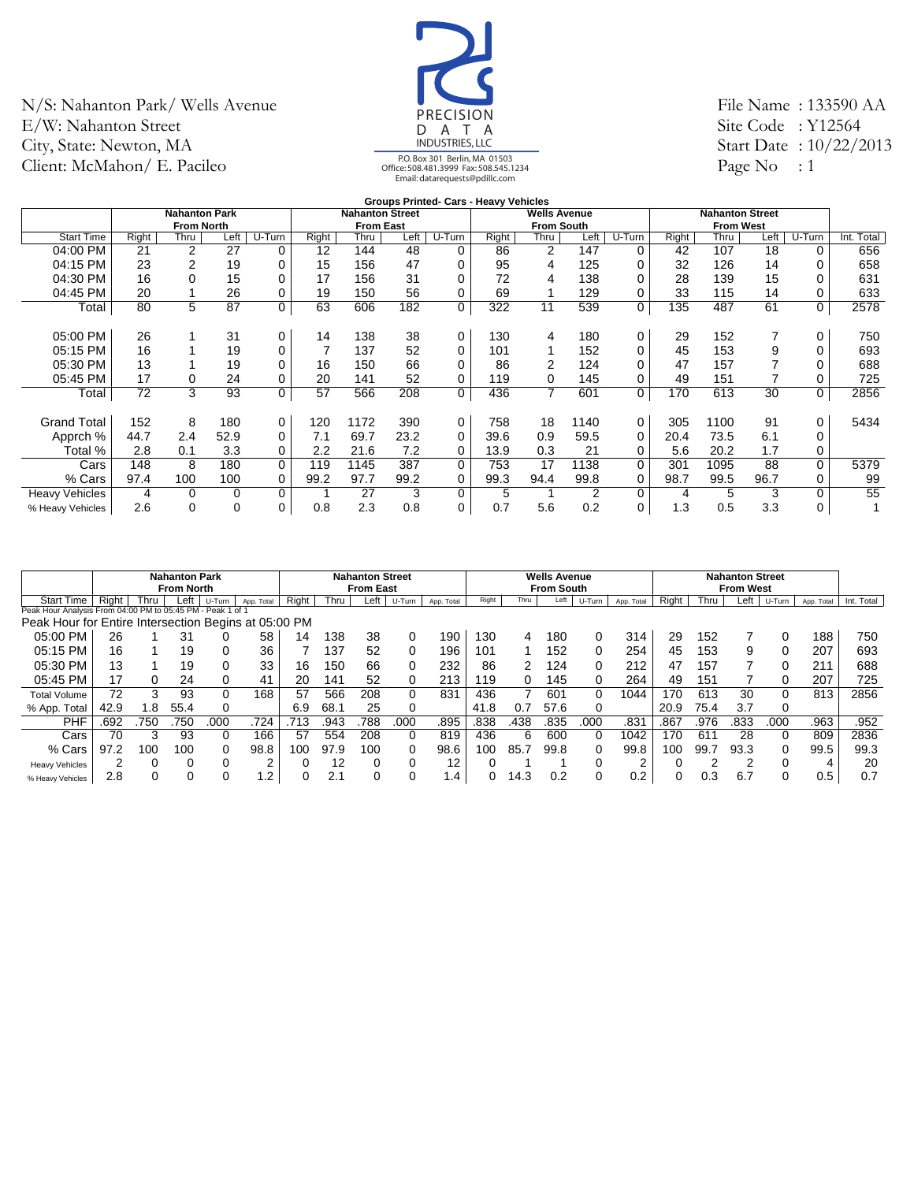N/S: Nahanton Park/ Wells Avenue
E/W: Nahanton Street
City, State: Newton, MA
Client: McMahon/ E. Pacileo

PRECISION DATA INDUSTRIES, LLC
P.O. Box 301 Berlin, MA 01503
Office: 508.481.3999 Fax: 508.545.1234
Email: datarequests@pdillc.com

File Name : 133590 AA
Site Code : Y12564
Start Date : 10/22/2013
Page No : 1

**Groups Printed- Cars - Heavy Vehicles**

| | Nahanton Park From North | | | | Nahanton Street From East | | | | Wells Avenue From South | | | | Nahanton Street From West | | | | |
|---|---|---|---|---|---|---|---|---|---|---|---|---|---|---|---|---|---|
| Start Time | Right | Thru | Left | U-Turn | Right | Thru | Left | U-Turn | Right | Thru | Left | U-Turn | Right | Thru | Left | U-Turn | Int. Total |
| 04:00 PM | 21 | 2 | 27 | 0 | 12 | 144 | 48 | 0 | 86 | 2 | 147 | 0 | 42 | 107 | 18 | 0 | 656 |
| 04:15 PM | 23 | 2 | 19 | 0 | 15 | 156 | 47 | 0 | 95 | 4 | 125 | 0 | 32 | 126 | 14 | 0 | 658 |
| 04:30 PM | 16 | 0 | 15 | 0 | 17 | 156 | 31 | 0 | 72 | 4 | 138 | 0 | 28 | 139 | 15 | 0 | 631 |
| 04:45 PM | 20 | 1 | 26 | 0 | 19 | 150 | 56 | 0 | 69 | 1 | 129 | 0 | 33 | 115 | 14 | 0 | 633 |
| Total | 80 | 5 | 87 | 0 | 63 | 606 | 182 | 0 | 322 | 11 | 539 | 0 | 135 | 487 | 61 | 0 | 2578 |
| | | | | | | | | | | | | | | | | | |
| 05:00 PM | 26 | 1 | 31 | 0 | 14 | 138 | 38 | 0 | 130 | 4 | 180 | 0 | 29 | 152 | 7 | 0 | 750 |
| 05:15 PM | 16 | 1 | 19 | 0 | 7 | 137 | 52 | 0 | 101 | 1 | 152 | 0 | 45 | 153 | 9 | 0 | 693 |
| 05:30 PM | 13 | 1 | 19 | 0 | 16 | 150 | 66 | 0 | 86 | 2 | 124 | 0 | 47 | 157 | 7 | 0 | 688 |
| 05:45 PM | 17 | 0 | 24 | 0 | 20 | 141 | 52 | 0 | 119 | 0 | 145 | 0 | 49 | 151 | 7 | 0 | 725 |
| Total | 72 | 3 | 93 | 0 | 57 | 566 | 208 | 0 | 436 | 7 | 601 | 0 | 170 | 613 | 30 | 0 | 2856 |
| | | | | | | | | | | | | | | | | | |
| Grand Total | 152 | 8 | 180 | 0 | 120 | 1172 | 390 | 0 | 758 | 18 | 1140 | 0 | 305 | 1100 | 91 | 0 | 5434 |
| Apprch % | 44.7 | 2.4 | 52.9 | 0 | 7.1 | 69.7 | 23.2 | 0 | 39.6 | 0.9 | 59.5 | 0 | 20.4 | 73.5 | 6.1 | 0 | |
| Total % | 2.8 | 0.1 | 3.3 | 0 | 2.2 | 21.6 | 7.2 | 0 | 13.9 | 0.3 | 21 | 0 | 5.6 | 20.2 | 1.7 | 0 | |
| Cars | 148 | 8 | 180 | 0 | 119 | 1145 | 387 | 0 | 753 | 17 | 1138 | 0 | 301 | 1095 | 88 | 0 | 5379 |
| % Cars | 97.4 | 100 | 100 | 0 | 99.2 | 97.7 | 99.2 | 0 | 99.3 | 94.4 | 99.8 | 0 | 98.7 | 99.5 | 96.7 | 0 | 99 |
| Heavy Vehicles | 4 | 0 | 0 | 0 | 1 | 27 | 3 | 0 | 5 | 1 | 2 | 0 | 4 | 5 | 3 | 0 | 55 |
| % Heavy Vehicles | 2.6 | 0 | 0 | 0 | 0.8 | 2.3 | 0.8 | 0 | 0.7 | 5.6 | 0.2 | 0 | 1.3 | 0.5 | 3.3 | 0 | 1 |

Peak Hour Analysis From 04:00 PM to 05:45 PM - Peak 1 of 1

Peak Hour for Entire Intersection Begins at 05:00 PM

| | Nahanton Park From North | | | | | Nahanton Street From East | | | | | Wells Avenue From South | | | | | Nahanton Street From West | | | | | |
|---|---|---|---|---|---|---|---|---|---|---|---|---|---|---|---|---|---|---|---|---|---|
| Start Time | Right | Thru | Left | U-Turn | App. Total | Right | Thru | Left | U-Turn | App. Total | Right | Thru | Left | U-Turn | App. Total | Right | Thru | Left | U-Turn | App. Total | Int. Total |
| 05:00 PM | 26 | 1 | 31 | 0 | 58 | 14 | 138 | 38 | 0 | 190 | 130 | 4 | 180 | 0 | 314 | 29 | 152 | 7 | 0 | 188 | 750 |
| 05:15 PM | 16 | 1 | 19 | 0 | 36 | 7 | 137 | 52 | 0 | 196 | 101 | 1 | 152 | 0 | 254 | 45 | 153 | 9 | 0 | 207 | 693 |
| 05:30 PM | 13 | 1 | 19 | 0 | 33 | 16 | 150 | 66 | 0 | 232 | 86 | 2 | 124 | 0 | 212 | 47 | 157 | 7 | 0 | 211 | 688 |
| 05:45 PM | 17 | 0 | 24 | 0 | 41 | 20 | 141 | 52 | 0 | 213 | 119 | 0 | 145 | 0 | 264 | 49 | 151 | 7 | 0 | 207 | 725 |
| Total Volume | 72 | 3 | 93 | 0 | 168 | 57 | 566 | 208 | 0 | 831 | 436 | 7 | 601 | 0 | 1044 | 170 | 613 | 30 | 0 | 813 | 2856 |
| % App. Total | 42.9 | 1.8 | 55.4 | 0 | | 6.9 | 68.1 | 25 | 0 | | 41.8 | 0.7 | 57.6 | 0 | | 20.9 | 75.4 | 3.7 | 0 | | |
| PHF | .692 | .750 | .750 | .000 | .724 | .713 | .943 | .788 | .000 | .895 | .838 | .438 | .835 | .000 | .831 | .867 | .976 | .833 | .000 | .963 | .952 |
| Cars | 70 | 3 | 93 | 0 | 166 | 57 | 554 | 208 | 0 | 819 | 436 | 6 | 600 | 0 | 1042 | 170 | 611 | 28 | 0 | 809 | 2836 |
| % Cars | 97.2 | 100 | 100 | 0 | 98.8 | 100 | 97.9 | 100 | 0 | 98.6 | 100 | 85.7 | 99.8 | 0 | 99.8 | 100 | 99.7 | 93.3 | 0 | 99.5 | 99.3 |
| Heavy Vehicles | 2 | 0 | 0 | 0 | 2 | 0 | 12 | 0 | 0 | 12 | 0 | 1 | 1 | 0 | 2 | 0 | 2 | 2 | 0 | 4 | 20 |
| % Heavy Vehicles | 2.8 | 0 | 0 | 0 | 1.2 | 0 | 2.1 | 0 | 0 | 1.4 | 0 | 14.3 | 0.2 | 0 | 0.2 | 0 | 0.3 | 6.7 | 0 | 0.5 | 0.7 |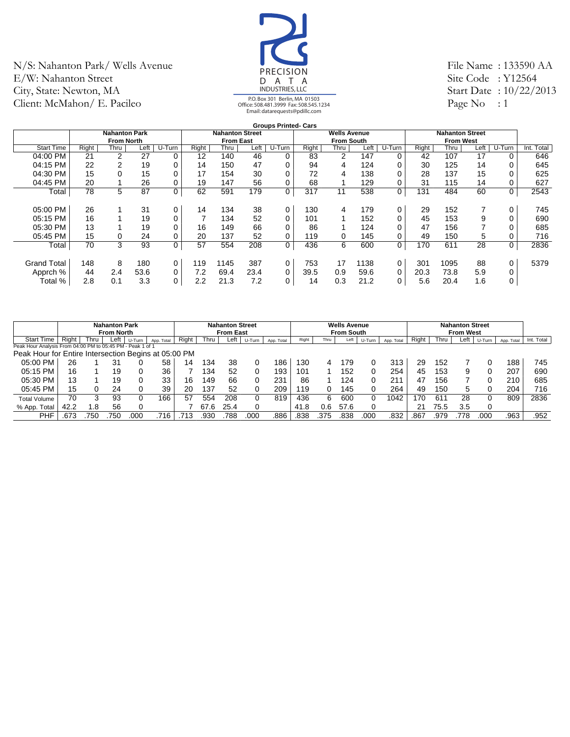N/S: Nahanton Park/ Wells Avenue
E/W: Nahanton Street
City, State: Newton, MA
Client: McMahon/ E. Pacileo

PRECISION DATA INDUSTRIES, LLC
P.O. Box 301 Berlin, MA 01503
Office: 508.481.3999 Fax: 508.545.1234
Email: datarequests@pdillc.com

File Name : 133590 AA
Site Code : Y12564
Start Date : 10/22/2013
Page No : 1

**Groups Printed- Cars**

| | Nahanton Park From North | | | | Nahanton Street From East | | | | Wells Avenue From South | | | | Nahanton Street From West | | | | |
|---|---|---|---|---|---|---|---|---|---|---|---|---|---|---|---|---|---|
| Start Time | Right | Thru | Left | U-Turn | Right | Thru | Left | U-Turn | Right | Thru | Left | U-Turn | Right | Thru | Left | U-Turn | Int. Total |
| 04:00 PM | 21 | 2 | 27 | 0 | 12 | 140 | 46 | 0 | 83 | 2 | 147 | 0 | 42 | 107 | 17 | 0 | 646 |
| 04:15 PM | 22 | 2 | 19 | 0 | 14 | 150 | 47 | 0 | 94 | 4 | 124 | 0 | 30 | 125 | 14 | 0 | 645 |
| 04:30 PM | 15 | 0 | 15 | 0 | 17 | 154 | 30 | 0 | 72 | 4 | 138 | 0 | 28 | 137 | 15 | 0 | 625 |
| 04:45 PM | 20 | 1 | 26 | 0 | 19 | 147 | 56 | 0 | 68 | 1 | 129 | 0 | 31 | 115 | 14 | 0 | 627 |
| Total | 78 | 5 | 87 | 0 | 62 | 591 | 179 | 0 | 317 | 11 | 538 | 0 | 131 | 484 | 60 | 0 | 2543 |
| 05:00 PM | 26 | 1 | 31 | 0 | 14 | 134 | 38 | 0 | 130 | 4 | 179 | 0 | 29 | 152 | 7 | 0 | 745 |
| 05:15 PM | 16 | 1 | 19 | 0 | 7 | 134 | 52 | 0 | 101 | 1 | 152 | 0 | 45 | 153 | 9 | 0 | 690 |
| 05:30 PM | 13 | 1 | 19 | 0 | 16 | 149 | 66 | 0 | 86 | 1 | 124 | 0 | 47 | 156 | 7 | 0 | 685 |
| 05:45 PM | 15 | 0 | 24 | 0 | 20 | 137 | 52 | 0 | 119 | 0 | 145 | 0 | 49 | 150 | 5 | 0 | 716 |
| Total | 70 | 3 | 93 | 0 | 57 | 554 | 208 | 0 | 436 | 6 | 600 | 0 | 170 | 611 | 28 | 0 | 2836 |
| Grand Total | 148 | 8 | 180 | 0 | 119 | 1145 | 387 | 0 | 753 | 17 | 1138 | 0 | 301 | 1095 | 88 | 0 | 5379 |
| Apprch % | 44 | 2.4 | 53.6 | 0 | 7.2 | 69.4 | 23.4 | 0 | 39.5 | 0.9 | 59.6 | 0 | 20.3 | 73.8 | 5.9 | 0 | |
| Total % | 2.8 | 0.1 | 3.3 | 0 | 2.2 | 21.3 | 7.2 | 0 | 14 | 0.3 | 21.2 | 0 | 5.6 | 20.4 | 1.6 | 0 | |

| | Nahanton Park From North | | | | | Nahanton Street From East | | | | | Wells Avenue From South | | | | | Nahanton Street From West | | | | | |
|---|---|---|---|---|---|---|---|---|---|---|---|---|---|---|---|---|---|---|---|---|---|
| Start Time | Right | Thru | Left | U-Turn | App. Total | Right | Thru | Left | U-Turn | App. Total | Right | Thru | Left | U-Turn | App. Total | Right | Thru | Left | U-Turn | App. Total | Int. Total |
| Peak Hour Analysis From 04:00 PM to 05:45 PM - Peak 1 of 1 | | | | | | | | | | | | | | | | | | | | | |
| Peak Hour for Entire Intersection Begins at 05:00 PM | | | | | | | | | | | | | | | | | | | | | |
| 05:00 PM | 26 | 1 | 31 | 0 | 58 | 14 | 134 | 38 | 0 | 186 | 130 | 4 | 179 | 0 | 313 | 29 | 152 | 7 | 0 | 188 | 745 |
| 05:15 PM | 16 | 1 | 19 | 0 | 36 | 7 | 134 | 52 | 0 | 193 | 101 | 1 | 152 | 0 | 254 | 45 | 153 | 9 | 0 | 207 | 690 |
| 05:30 PM | 13 | 1 | 19 | 0 | 33 | 16 | 149 | 66 | 0 | 231 | 86 | 1 | 124 | 0 | 211 | 47 | 156 | 7 | 0 | 210 | 685 |
| 05:45 PM | 15 | 0 | 24 | 0 | 39 | 20 | 137 | 52 | 0 | 209 | 119 | 0 | 145 | 0 | 264 | 49 | 150 | 5 | 0 | 204 | 716 |
| Total Volume | 70 | 3 | 93 | 0 | 166 | 57 | 554 | 208 | 0 | 819 | 436 | 6 | 600 | 0 | 1042 | 170 | 611 | 28 | 0 | 809 | 2836 |
| % App. Total | 42.2 | 1.8 | 56 | 0 | | 7 | 67.6 | 25.4 | 0 | | 41.8 | 0.6 | 57.6 | 0 | | 21 | 75.5 | 3.5 | 0 | | |
| PHF | .673 | .750 | .750 | .000 | .716 | .713 | .930 | .788 | .000 | .886 | .838 | .375 | .838 | .000 | .832 | .867 | .979 | .778 | .000 | .963 | .952 |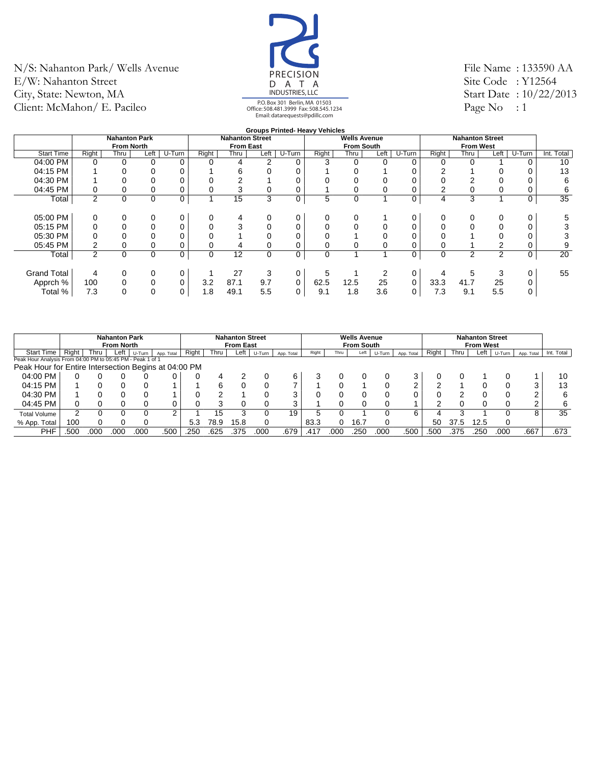N/S: Nahanton Park/ Wells Avenue
E/W: Nahanton Street
City, State: Newton, MA
Client: McMahon/ E. Pacileo

PRECISION DATA INDUSTRIES, LLC
P.O. Box 301 Berlin, MA 01503
Office: 508.481.3999 Fax: 508.545.1234
Email: datarequests@pdillc.com

File Name : 133590 AA
Site Code : Y12564
Start Date : 10/22/2013
Page No : 1

**Groups Printed- Heavy Vehicles**

| | Nahanton Park From North | | | | Nahanton Street From East | | | | Wells Avenue From South | | | | Nahanton Street From West | | | | |
|---|---|---|---|---|---|---|---|---|---|---|---|---|---|---|---|---|---|
| Start Time | Right | Thru | Left | U-Turn | Right | Thru | Left | U-Turn | Right | Thru | Left | U-Turn | Right | Thru | Left | U-Turn | Int. Total |
| 04:00 PM | 0 | 0 | 0 | 0 | 0 | 4 | 2 | 0 | 3 | 0 | 0 | 0 | 0 | 0 | 1 | 0 | 10 |
| 04:15 PM | 1 | 0 | 0 | 0 | 1 | 6 | 0 | 0 | 1 | 0 | 1 | 0 | 2 | 1 | 0 | 0 | 13 |
| 04:30 PM | 1 | 0 | 0 | 0 | 0 | 2 | 1 | 0 | 0 | 0 | 0 | 0 | 0 | 2 | 0 | 0 | 6 |
| 04:45 PM | 0 | 0 | 0 | 0 | 0 | 3 | 0 | 0 | 1 | 0 | 0 | 0 | 2 | 0 | 0 | 0 | 6 |
| Total | 2 | 0 | 0 | 0 | 1 | 15 | 3 | 0 | 5 | 0 | 1 | 0 | 4 | 3 | 1 | 0 | 35 |
| | | | | | | | | | | | | | | | | | |
| 05:00 PM | 0 | 0 | 0 | 0 | 0 | 4 | 0 | 0 | 0 | 0 | 1 | 0 | 0 | 0 | 0 | 0 | 5 |
| 05:15 PM | 0 | 0 | 0 | 0 | 0 | 3 | 0 | 0 | 0 | 0 | 0 | 0 | 0 | 0 | 0 | 0 | 3 |
| 05:30 PM | 0 | 0 | 0 | 0 | 0 | 1 | 0 | 0 | 0 | 1 | 0 | 0 | 0 | 1 | 0 | 0 | 3 |
| 05:45 PM | 2 | 0 | 0 | 0 | 0 | 4 | 0 | 0 | 0 | 0 | 0 | 0 | 0 | 1 | 2 | 0 | 9 |
| Total | 2 | 0 | 0 | 0 | 0 | 12 | 0 | 0 | 0 | 1 | 1 | 0 | 0 | 2 | 2 | 0 | 20 |
| | | | | | | | | | | | | | | | | | |
| Grand Total | 4 | 0 | 0 | 0 | 1 | 27 | 3 | 0 | 5 | 1 | 2 | 0 | 4 | 5 | 3 | 0 | 55 |
| Apprch % | 100 | 0 | 0 | 0 | 3.2 | 87.1 | 9.7 | 0 | 62.5 | 12.5 | 25 | 0 | 33.3 | 41.7 | 25 | 0 | |
| Total % | 7.3 | 0 | 0 | 0 | 1.8 | 49.1 | 5.5 | 0 | 9.1 | 1.8 | 3.6 | 0 | 7.3 | 9.1 | 5.5 | 0 | |

| | Nahanton Park From North | | | | | Nahanton Street From East | | | | | Wells Avenue From South | | | | | Nahanton Street From West | | | | | |
|---|---|---|---|---|---|---|---|---|---|---|---|---|---|---|---|---|---|---|---|---|---|
| Start Time | Right | Thru | Left | U-Turn | App. Total | Right | Thru | Left | U-Turn | App. Total | Right | Thru | Left | U-Turn | App. Total | Right | Thru | Left | U-Turn | App. Total | Int. Total |
| Peak Hour Analysis From 04:00 PM to 05:45 PM - Peak 1 of 1 | | | | | | | | | | | | | | | | | | | | | |
| Peak Hour for Entire Intersection Begins at 04:00 PM | | | | | | | | | | | | | | | | | | | | | |
| 04:00 PM | 0 | 0 | 0 | 0 | 0 | 0 | 4 | 2 | 0 | 6 | 3 | 0 | 0 | 0 | 3 | 0 | 0 | 1 | 0 | 1 | 10 |
| 04:15 PM | 1 | 0 | 0 | 0 | 1 | 1 | 6 | 0 | 0 | 7 | 1 | 0 | 1 | 0 | 2 | 2 | 1 | 0 | 0 | 3 | 13 |
| 04:30 PM | 1 | 0 | 0 | 0 | 1 | 0 | 2 | 1 | 0 | 3 | 0 | 0 | 0 | 0 | 0 | 0 | 2 | 0 | 0 | 2 | 6 |
| 04:45 PM | 0 | 0 | 0 | 0 | 0 | 0 | 3 | 0 | 0 | 3 | 1 | 0 | 0 | 0 | 1 | 2 | 0 | 0 | 0 | 2 | 6 |
| Total Volume | 2 | 0 | 0 | 0 | 2 | 1 | 15 | 3 | 0 | 19 | 5 | 0 | 1 | 0 | 6 | 4 | 3 | 1 | 0 | 8 | 35 |
| % App. Total | 100 | 0 | 0 | 0 | | 5.3 | 78.9 | 15.8 | 0 | | 83.3 | 0 | 16.7 | 0 | | 50 | 37.5 | 12.5 | 0 | | |
| PHF | .500 | .000 | .000 | .000 | .500 | .250 | .625 | .375 | .000 | .679 | .417 | .000 | .250 | .000 | .500 | .500 | .375 | .250 | .000 | .667 | .673 |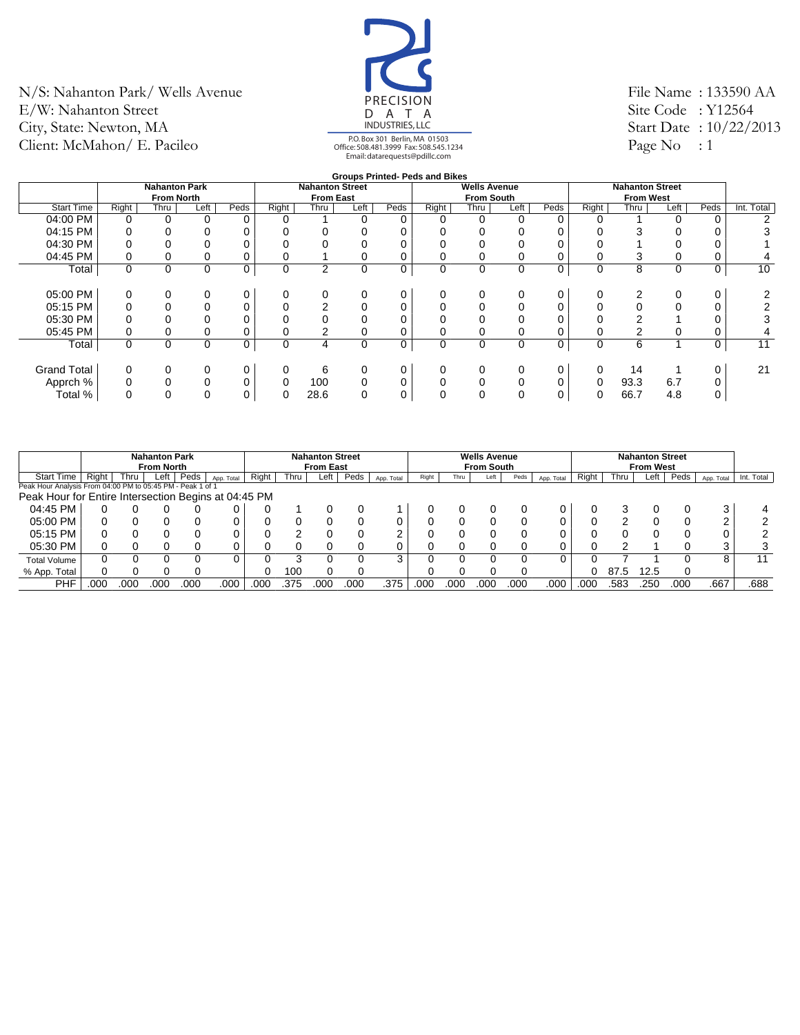N/S: Nahanton Park/ Wells Avenue
E/W: Nahanton Street
City, State: Newton, MA
Client: McMahon/ E. Pacileo

PRECISION DATA INDUSTRIES, LLC
P.O. Box 301 Berlin, MA 01503
Office: 508.481.3999 Fax: 508.545.1234
Email: datarequests@pdillc.com

File Name : 133590 AA
Site Code : Y12564
Start Date : 10/22/2013
Page No : 1

**Groups Printed- Peds and Bikes**

| | Nahanton Park From North | | | | Nahanton Street From East | | | | Wells Avenue From South | | | | Nahanton Street From West | | | | |
|---|---|---|---|---|---|---|---|---|---|---|---|---|---|---|---|---|---|
| Start Time | Right | Thru | Left | Peds | Right | Thru | Left | Peds | Right | Thru | Left | Peds | Right | Thru | Left | Peds | Int. Total |
| 04:00 PM | 0 | 0 | 0 | 0 | 0 | 1 | 0 | 0 | 0 | 0 | 0 | 0 | 0 | 1 | 0 | 0 | 2 |
| 04:15 PM | 0 | 0 | 0 | 0 | 0 | 0 | 0 | 0 | 0 | 0 | 0 | 0 | 0 | 3 | 0 | 0 | 3 |
| 04:30 PM | 0 | 0 | 0 | 0 | 0 | 0 | 0 | 0 | 0 | 0 | 0 | 0 | 0 | 1 | 0 | 0 | 1 |
| 04:45 PM | 0 | 0 | 0 | 0 | 0 | 1 | 0 | 0 | 0 | 0 | 0 | 0 | 0 | 3 | 0 | 0 | 4 |
| Total | 0 | 0 | 0 | 0 | 0 | 2 | 0 | 0 | 0 | 0 | 0 | 0 | 0 | 8 | 0 | 0 | 10 |
| 05:00 PM | 0 | 0 | 0 | 0 | 0 | 0 | 0 | 0 | 0 | 0 | 0 | 0 | 0 | 2 | 0 | 0 | 2 |
| 05:15 PM | 0 | 0 | 0 | 0 | 0 | 2 | 0 | 0 | 0 | 0 | 0 | 0 | 0 | 0 | 0 | 0 | 2 |
| 05:30 PM | 0 | 0 | 0 | 0 | 0 | 0 | 0 | 0 | 0 | 0 | 0 | 0 | 0 | 2 | 1 | 0 | 3 |
| 05:45 PM | 0 | 0 | 0 | 0 | 0 | 2 | 0 | 0 | 0 | 0 | 0 | 0 | 0 | 2 | 0 | 0 | 4 |
| Total | 0 | 0 | 0 | 0 | 0 | 4 | 0 | 0 | 0 | 0 | 0 | 0 | 0 | 6 | 1 | 0 | 11 |
| Grand Total | 0 | 0 | 0 | 0 | 0 | 6 | 0 | 0 | 0 | 0 | 0 | 0 | 0 | 14 | 1 | 0 | 21 |
| Apprch % | 0 | 0 | 0 | 0 | 0 | 100 | 0 | 0 | 0 | 0 | 0 | 0 | 0 | 93.3 | 6.7 | 0 | |
| Total % | 0 | 0 | 0 | 0 | 0 | 28.6 | 0 | 0 | 0 | 0 | 0 | 0 | 0 | 66.7 | 4.8 | 0 | |

| | Nahanton Park From North | | | | | Nahanton Street From East | | | | | Wells Avenue From South | | | | | Nahanton Street From West | | | | | |
|---|---|---|---|---|---|---|---|---|---|---|---|---|---|---|---|---|---|---|---|---|---|
| Start Time | Right | Thru | Left | Peds | App. Total | Right | Thru | Left | Peds | App. Total | Right | Thru | Left | Peds | App. Total | Right | Thru | Left | Peds | App. Total | Int. Total |
| Peak Hour Analysis From 04:00 PM to 05:45 PM - Peak 1 of 1 | | | | | | | | | | | | | | | | | | | | | |
| Peak Hour for Entire Intersection Begins at 04:45 PM | | | | | | | | | | | | | | | | | | | | | |
| 04:45 PM | 0 | 0 | 0 | 0 | 0 | 0 | 1 | 0 | 0 | 1 | 0 | 0 | 0 | 0 | 0 | 0 | 3 | 0 | 0 | 3 | 4 |
| 05:00 PM | 0 | 0 | 0 | 0 | 0 | 0 | 0 | 0 | 0 | 0 | 0 | 0 | 0 | 0 | 0 | 0 | 2 | 0 | 0 | 2 | 2 |
| 05:15 PM | 0 | 0 | 0 | 0 | 0 | 0 | 2 | 0 | 0 | 2 | 0 | 0 | 0 | 0 | 0 | 0 | 0 | 0 | 0 | 0 | 2 |
| 05:30 PM | 0 | 0 | 0 | 0 | 0 | 0 | 0 | 0 | 0 | 0 | 0 | 0 | 0 | 0 | 0 | 0 | 2 | 1 | 0 | 3 | 3 |
| Total Volume | 0 | 0 | 0 | 0 | 0 | 0 | 3 | 0 | 0 | 3 | 0 | 0 | 0 | 0 | 0 | 0 | 7 | 1 | 0 | 8 | 11 |
| % App. Total | 0 | 0 | 0 | 0 | | 0 | 100 | 0 | 0 | | 0 | 0 | 0 | 0 | | 0 | 87.5 | 12.5 | 0 | | |
| PHF | .000 | .000 | .000 | .000 | .000 | .000 | .375 | .000 | .000 | .375 | .000 | .000 | .000 | .000 | .000 | .000 | .583 | .250 | .000 | .667 | .688 |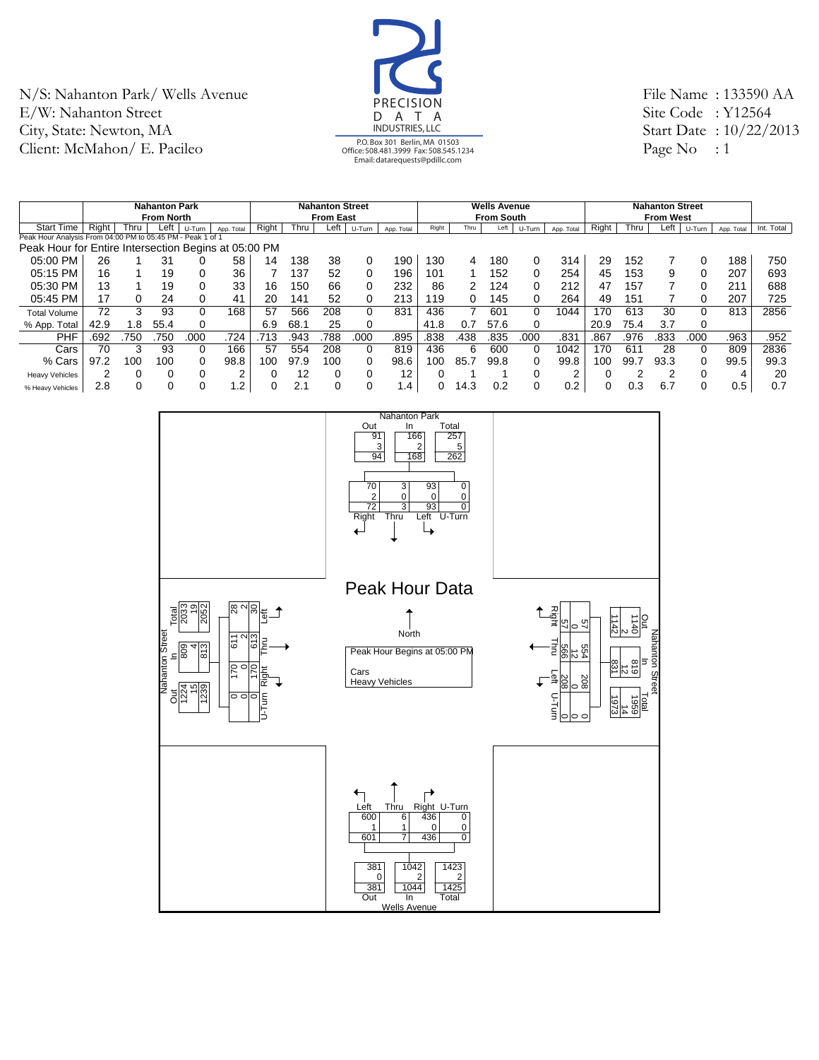N/S: Nahanton Park/ Wells Avenue
E/W: Nahanton Street
City, State: Newton, MA
Client: McMahon/ E. Pacileo

PRECISION DATA INDUSTRIES, LLC
P.O. Box 301 Berlin, MA 01503
Office: 508.481.3999 Fax: 508.545.1234
Email: datarequests@pdillc.com

File Name : 133590 AA
Site Code : Y12564
Start Date : 10/22/2013
Page No : 1

| | Nahanton Park From North | | | | | Nahanton Street From East | | | | | Wells Avenue From South | | | | | Nahanton Street From West | | | | | |
|---|---|---|---|---|---|---|---|---|---|---|---|---|---|---|---|---|---|---|---|---|---|
| Start Time | Right | Thru | Left | U-Turn | App. Total | Right | Thru | Left | U-Turn | App. Total | Right | Thru | Left | U-Turn | App. Total | Right | Thru | Left | U-Turn | App. Total | Int. Total |
| Peak Hour Analysis From 04:00 PM to 05:45 PM - Peak 1 of 1 | | | | | | | | | | | | | | | | | | | | | |
| Peak Hour for Entire Intersection Begins at 05:00 PM | | | | | | | | | | | | | | | | | | | | | |
| 05:00 PM | 26 | 1 | 31 | 0 | 58 | 14 | 138 | 38 | 0 | 190 | 130 | 4 | 180 | 0 | 314 | 29 | 152 | 7 | 0 | 188 | 750 |
| 05:15 PM | 16 | 1 | 19 | 0 | 36 | 7 | 137 | 52 | 0 | 196 | 101 | 1 | 152 | 0 | 254 | 45 | 153 | 9 | 0 | 207 | 693 |
| 05:30 PM | 13 | 1 | 19 | 0 | 33 | 16 | 150 | 66 | 0 | 232 | 86 | 2 | 124 | 0 | 212 | 47 | 157 | 7 | 0 | 211 | 688 |
| 05:45 PM | 17 | 0 | 24 | 0 | 41 | 20 | 141 | 52 | 0 | 213 | 119 | 0 | 145 | 0 | 264 | 49 | 151 | 7 | 0 | 207 | 725 |
| Total Volume | 72 | 3 | 93 | 0 | 168 | 57 | 566 | 208 | 0 | 831 | 436 | 7 | 601 | 0 | 1044 | 170 | 613 | 30 | 0 | 813 | 2856 |
| % App. Total | 42.9 | 1.8 | 55.4 | 0 | | 6.9 | 68.1 | 25 | 0 | | 41.8 | 0.7 | 57.6 | 0 | | 20.9 | 75.4 | 3.7 | 0 | | |
| PHF | .692 | .750 | .750 | .000 | .724 | .713 | .943 | .788 | .000 | .895 | .838 | .438 | .835 | .000 | .831 | .867 | .976 | .833 | .000 | .963 | .952 |
| Cars | 70 | 3 | 93 | 0 | 166 | 57 | 554 | 208 | 0 | 819 | 436 | 6 | 600 | 0 | 1042 | 170 | 611 | 28 | 0 | 809 | 2836 |
| % Cars | 97.2 | 100 | 100 | 0 | 98.8 | 100 | 97.9 | 100 | 0 | 98.6 | 100 | 85.7 | 99.8 | 0 | 99.8 | 100 | 99.7 | 93.3 | 0 | 99.5 | 99.3 |
| Heavy Vehicles | 2 | 0 | 0 | 0 | 2 | 0 | 12 | 0 | 0 | 12 | 0 | 1 | 1 | 0 | 2 | 0 | 2 | 2 | 0 | 4 | 20 |
| % Heavy Vehicles | 2.8 | 0 | 0 | 0 | 1.2 | 0 | 2.1 | 0 | 0 | 1.4 | 0 | 14.3 | 0.2 | 0 | 0.2 | 0 | 0.3 | 6.7 | 0 | 0.5 | 0.7 |

## Peak Hour Data

North
Peak Hour Begins at 05:00 PM
Cars
Heavy Vehicles

**Nahanton Park**

| | Out | In | Total |
|---|---|---|---|
| Cars | 91 | 166 | 257 |
| Heavy Vehicles | 3 | 2 | 5 |
| Total | 94 | 168 | 262 |

| | Right | Thru | Left | U-Turn |
|---|---|---|---|---|
| Cars | 70 | 3 | 93 | 0 |
| Heavy Vehicles | 2 | 0 | 0 | 0 |
| Total | 72 | 3 | 93 | 0 |

**Nahanton Street (East)**

| | Out | In | Total |
|---|---|---|---|
| Cars | 1140 | 819 | 1959 |
| Heavy Vehicles | 2 | 12 | 14 |
| Total | 1142 | 831 | 1973 |

| | Right | Thru | Left | U-Turn |
|---|---|---|---|---|
| Cars | 57 | 554 | 208 | 0 |
| Heavy Vehicles | 0 | 12 | 0 | 0 |
| Total | 57 | 566 | 208 | 0 |

**Wells Avenue**

| | Left | Thru | Right | U-Turn |
|---|---|---|---|---|
| Cars | 600 | 6 | 436 | 0 |
| Heavy Vehicles | 1 | 1 | 0 | 0 |
| Total | 601 | 7 | 436 | 0 |

| | Out | In | Total |
|---|---|---|---|
| Cars | 381 | 1042 | 1423 |
| Heavy Vehicles | 0 | 2 | 2 |
| Total | 381 | 1044 | 1425 |

**Nahanton Street (West)**

| | Out | In | Total |
|---|---|---|---|
| Cars | 1224 | 809 | 2033 |
| Heavy Vehicles | 15 | 4 | 19 |
| Total | 1239 | 813 | 2052 |

| | Left | Thru | Right | U-Turn |
|---|---|---|---|---|
| Cars | 28 | 611 | 170 | 0 |
| Heavy Vehicles | 2 | 2 | 0 | 0 |
| Total | 30 | 613 | 170 | 0 |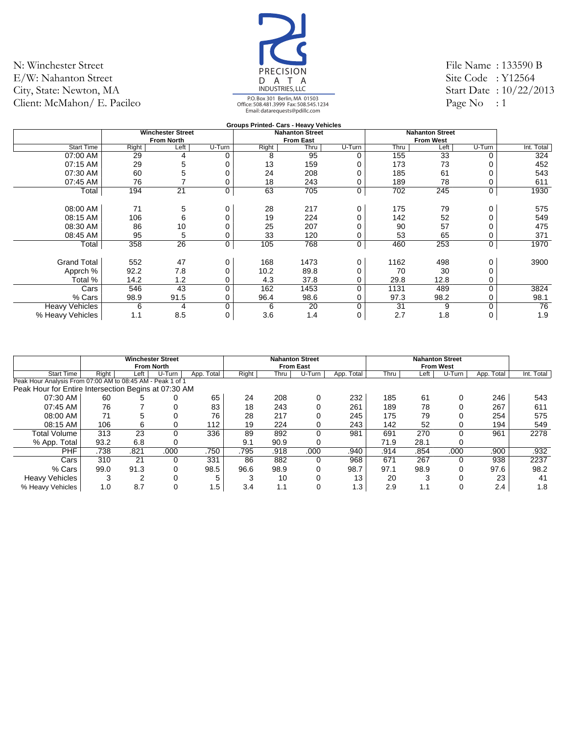N: Winchester Street
E/W: Nahanton Street
City, State: Newton, MA
Client: McMahon/ E. Pacileo

PRECISION DATA INDUSTRIES, LLC
P.O. Box 301 Berlin, MA 01503
Office: 508.481.3999 Fax: 508.545.1234
Email: datarequests@pdillc.com

File Name : 133590 B
Site Code : Y12564
Start Date : 10/22/2013
Page No : 1

**Groups Printed- Cars - Heavy Vehicles**

| | Winchester Street From North | | | Nahanton Street From East | | | Nahanton Street From West | | | |
|---|---|---|---|---|---|---|---|---|---|---|
| Start Time | Right | Left | U-Turn | Right | Thru | U-Turn | Thru | Left | U-Turn | Int. Total |
| 07:00 AM | 29 | 4 | 0 | 8 | 95 | 0 | 155 | 33 | 0 | 324 |
| 07:15 AM | 29 | 5 | 0 | 13 | 159 | 0 | 173 | 73 | 0 | 452 |
| 07:30 AM | 60 | 5 | 0 | 24 | 208 | 0 | 185 | 61 | 0 | 543 |
| 07:45 AM | 76 | 7 | 0 | 18 | 243 | 0 | 189 | 78 | 0 | 611 |
| Total | 194 | 21 | 0 | 63 | 705 | 0 | 702 | 245 | 0 | 1930 |
| | | | | | | | | | | |
| 08:00 AM | 71 | 5 | 0 | 28 | 217 | 0 | 175 | 79 | 0 | 575 |
| 08:15 AM | 106 | 6 | 0 | 19 | 224 | 0 | 142 | 52 | 0 | 549 |
| 08:30 AM | 86 | 10 | 0 | 25 | 207 | 0 | 90 | 57 | 0 | 475 |
| 08:45 AM | 95 | 5 | 0 | 33 | 120 | 0 | 53 | 65 | 0 | 371 |
| Total | 358 | 26 | 0 | 105 | 768 | 0 | 460 | 253 | 0 | 1970 |
| | | | | | | | | | | |
| Grand Total | 552 | 47 | 0 | 168 | 1473 | 0 | 1162 | 498 | 0 | 3900 |
| Apprch % | 92.2 | 7.8 | 0 | 10.2 | 89.8 | 0 | 70 | 30 | 0 | |
| Total % | 14.2 | 1.2 | 0 | 4.3 | 37.8 | 0 | 29.8 | 12.8 | 0 | |
| Cars | 546 | 43 | 0 | 162 | 1453 | 0 | 1131 | 489 | 0 | 3824 |
| % Cars | 98.9 | 91.5 | 0 | 96.4 | 98.6 | 0 | 97.3 | 98.2 | 0 | 98.1 |
| Heavy Vehicles | 6 | 4 | 0 | 6 | 20 | 0 | 31 | 9 | 0 | 76 |
| % Heavy Vehicles | 1.1 | 8.5 | 0 | 3.6 | 1.4 | 0 | 2.7 | 1.8 | 0 | 1.9 |

| | Winchester Street From North | | | | Nahanton Street From East | | | | Nahanton Street From West | | | | |
|---|---|---|---|---|---|---|---|---|---|---|---|---|---|
| Start Time | Right | Left | U-Turn | App. Total | Right | Thru | U-Turn | App. Total | Thru | Left | U-Turn | App. Total | Int. Total |
| Peak Hour Analysis From 07:00 AM to 08:45 AM - Peak 1 of 1 | | | | | | | | | | | | | |
| Peak Hour for Entire Intersection Begins at 07:30 AM | | | | | | | | | | | | | |
| 07:30 AM | 60 | 5 | 0 | 65 | 24 | 208 | 0 | 232 | 185 | 61 | 0 | 246 | 543 |
| 07:45 AM | 76 | 7 | 0 | 83 | 18 | 243 | 0 | 261 | 189 | 78 | 0 | 267 | 611 |
| 08:00 AM | 71 | 5 | 0 | 76 | 28 | 217 | 0 | 245 | 175 | 79 | 0 | 254 | 575 |
| 08:15 AM | 106 | 6 | 0 | 112 | 19 | 224 | 0 | 243 | 142 | 52 | 0 | 194 | 549 |
| Total Volume | 313 | 23 | 0 | 336 | 89 | 892 | 0 | 981 | 691 | 270 | 0 | 961 | 2278 |
| % App. Total | 93.2 | 6.8 | 0 | | 9.1 | 90.9 | 0 | | 71.9 | 28.1 | 0 | | |
| PHF | .738 | .821 | .000 | .750 | .795 | .918 | .000 | .940 | .914 | .854 | .000 | .900 | .932 |
| Cars | 310 | 21 | 0 | 331 | 86 | 882 | 0 | 968 | 671 | 267 | 0 | 938 | 2237 |
| % Cars | 99.0 | 91.3 | 0 | 98.5 | 96.6 | 98.9 | 0 | 98.7 | 97.1 | 98.9 | 0 | 97.6 | 98.2 |
| Heavy Vehicles | 3 | 2 | 0 | 5 | 3 | 10 | 0 | 13 | 20 | 3 | 0 | 23 | 41 |
| % Heavy Vehicles | 1.0 | 8.7 | 0 | 1.5 | 3.4 | 1.1 | 0 | 1.3 | 2.9 | 1.1 | 0 | 2.4 | 1.8 |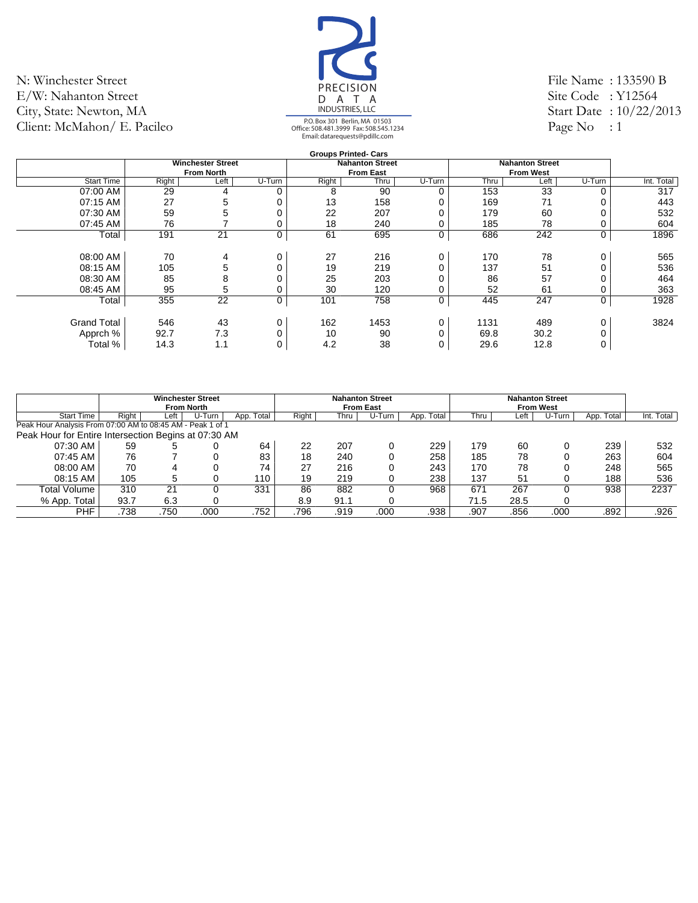N: Winchester Street
E/W: Nahanton Street
City, State: Newton, MA
Client: McMahon/ E. Pacileo

PRECISION DATA INDUSTRIES, LLC
P.O. Box 301 Berlin, MA 01503
Office: 508.481.3999 Fax: 508.545.1234
Email: datarequests@pdillc.com

File Name : 133590 B
Site Code : Y12564
Start Date : 10/22/2013
Page No : 1

**Groups Printed- Cars**

| | Winchester Street From North | | | Nahanton Street From East | | | Nahanton Street From West | | | |
|---|---|---|---|---|---|---|---|---|---|---|
| Start Time | Right | Left | U-Turn | Right | Thru | U-Turn | Thru | Left | U-Turn | Int. Total |
| 07:00 AM | 29 | 4 | 0 | 8 | 90 | 0 | 153 | 33 | 0 | 317 |
| 07:15 AM | 27 | 5 | 0 | 13 | 158 | 0 | 169 | 71 | 0 | 443 |
| 07:30 AM | 59 | 5 | 0 | 22 | 207 | 0 | 179 | 60 | 0 | 532 |
| 07:45 AM | 76 | 7 | 0 | 18 | 240 | 0 | 185 | 78 | 0 | 604 |
| Total | 191 | 21 | 0 | 61 | 695 | 0 | 686 | 242 | 0 | 1896 |
| | | | | | | | | | | |
| 08:00 AM | 70 | 4 | 0 | 27 | 216 | 0 | 170 | 78 | 0 | 565 |
| 08:15 AM | 105 | 5 | 0 | 19 | 219 | 0 | 137 | 51 | 0 | 536 |
| 08:30 AM | 85 | 8 | 0 | 25 | 203 | 0 | 86 | 57 | 0 | 464 |
| 08:45 AM | 95 | 5 | 0 | 30 | 120 | 0 | 52 | 61 | 0 | 363 |
| Total | 355 | 22 | 0 | 101 | 758 | 0 | 445 | 247 | 0 | 1928 |
| | | | | | | | | | | |
| Grand Total | 546 | 43 | 0 | 162 | 1453 | 0 | 1131 | 489 | 0 | 3824 |
| Apprch % | 92.7 | 7.3 | 0 | 10 | 90 | 0 | 69.8 | 30.2 | 0 | |
| Total % | 14.3 | 1.1 | 0 | 4.2 | 38 | 0 | 29.6 | 12.8 | 0 | |

| | Winchester Street From North | | | | Nahanton Street From East | | | | Nahanton Street From West | | | | |
|---|---|---|---|---|---|---|---|---|---|---|---|---|---|
| Start Time | Right | Left | U-Turn | App. Total | Right | Thru | U-Turn | App. Total | Thru | Left | U-Turn | App. Total | Int. Total |
| Peak Hour Analysis From 07:00 AM to 08:45 AM - Peak 1 of 1 | | | | | | | | | | | | | |
| Peak Hour for Entire Intersection Begins at 07:30 AM | | | | | | | | | | | | | |
| 07:30 AM | 59 | 5 | 0 | 64 | 22 | 207 | 0 | 229 | 179 | 60 | 0 | 239 | 532 |
| 07:45 AM | 76 | 7 | 0 | 83 | 18 | 240 | 0 | 258 | 185 | 78 | 0 | 263 | 604 |
| 08:00 AM | 70 | 4 | 0 | 74 | 27 | 216 | 0 | 243 | 170 | 78 | 0 | 248 | 565 |
| 08:15 AM | 105 | 5 | 0 | 110 | 19 | 219 | 0 | 238 | 137 | 51 | 0 | 188 | 536 |
| Total Volume | 310 | 21 | 0 | 331 | 86 | 882 | 0 | 968 | 671 | 267 | 0 | 938 | 2237 |
| % App. Total | 93.7 | 6.3 | 0 | | 8.9 | 91.1 | 0 | | 71.5 | 28.5 | 0 | | |
| PHF | .738 | .750 | .000 | .752 | .796 | .919 | .000 | .938 | .907 | .856 | .000 | .892 | .926 |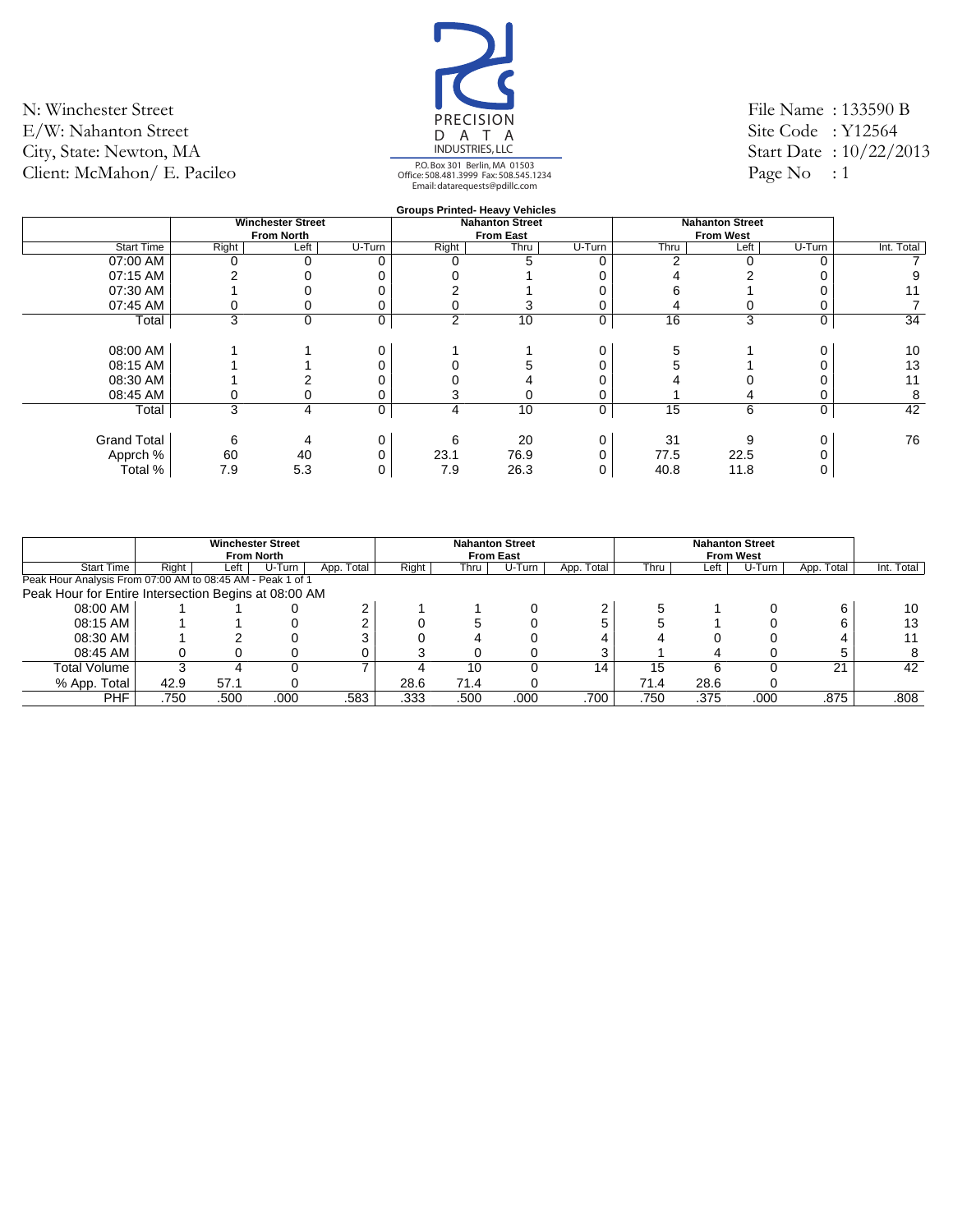N: Winchester Street
E/W: Nahanton Street
City, State: Newton, MA
Client: McMahon/ E. Pacileo

PRECISION DATA INDUSTRIES, LLC
P.O. Box 301 Berlin, MA 01503
Office: 508.481.3999 Fax: 508.545.1234
Email: datarequests@pdillc.com

File Name : 133590 B
Site Code : Y12564
Start Date : 10/22/2013
Page No : 1

**Groups Printed- Heavy Vehicles**

| | Winchester Street From North | | | Nahanton Street From East | | | Nahanton Street From West | | | |
|---|---|---|---|---|---|---|---|---|---|---|
| Start Time | Right | Left | U-Turn | Right | Thru | U-Turn | Thru | Left | U-Turn | Int. Total |
| 07:00 AM | 0 | 0 | 0 | 0 | 5 | 0 | 2 | 0 | 0 | 7 |
| 07:15 AM | 2 | 0 | 0 | 0 | 1 | 0 | 4 | 2 | 0 | 9 |
| 07:30 AM | 1 | 0 | 0 | 2 | 1 | 0 | 6 | 1 | 0 | 11 |
| 07:45 AM | 0 | 0 | 0 | 0 | 3 | 0 | 4 | 0 | 0 | 7 |
| Total | 3 | 0 | 0 | 2 | 10 | 0 | 16 | 3 | 0 | 34 |
| 08:00 AM | 1 | 1 | 0 | 1 | 1 | 0 | 5 | 1 | 0 | 10 |
| 08:15 AM | 1 | 1 | 0 | 0 | 5 | 0 | 5 | 1 | 0 | 13 |
| 08:30 AM | 1 | 2 | 0 | 0 | 4 | 0 | 4 | 0 | 0 | 11 |
| 08:45 AM | 0 | 0 | 0 | 3 | 0 | 0 | 1 | 4 | 0 | 8 |
| Total | 3 | 4 | 0 | 4 | 10 | 0 | 15 | 6 | 0 | 42 |
| Grand Total | 6 | 4 | 0 | 6 | 20 | 0 | 31 | 9 | 0 | 76 |
| Apprch % | 60 | 40 | 0 | 23.1 | 76.9 | 0 | 77.5 | 22.5 | 0 | |
| Total % | 7.9 | 5.3 | 0 | 7.9 | 26.3 | 0 | 40.8 | 11.8 | 0 | |

| | Winchester Street From North | | | | Nahanton Street From East | | | | Nahanton Street From West | | | | |
|---|---|---|---|---|---|---|---|---|---|---|---|---|---|
| Start Time | Right | Left | U-Turn | App. Total | Right | Thru | U-Turn | App. Total | Thru | Left | U-Turn | App. Total | Int. Total |
| Peak Hour Analysis From 07:00 AM to 08:45 AM - Peak 1 of 1 | | | | | | | | | | | | | |
| Peak Hour for Entire Intersection Begins at 08:00 AM | | | | | | | | | | | | | |
| 08:00 AM | 1 | 1 | 0 | 2 | 1 | 1 | 0 | 2 | 5 | 1 | 0 | 6 | 10 |
| 08:15 AM | 1 | 1 | 0 | 2 | 0 | 5 | 0 | 5 | 5 | 1 | 0 | 6 | 13 |
| 08:30 AM | 1 | 2 | 0 | 3 | 0 | 4 | 0 | 4 | 4 | 0 | 0 | 4 | 11 |
| 08:45 AM | 0 | 0 | 0 | 0 | 3 | 0 | 0 | 3 | 1 | 4 | 0 | 5 | 8 |
| Total Volume | 3 | 4 | 0 | 7 | 4 | 10 | 0 | 14 | 15 | 6 | 0 | 21 | 42 |
| % App. Total | 42.9 | 57.1 | 0 | | 28.6 | 71.4 | 0 | | 71.4 | 28.6 | 0 | | |
| PHF | .750 | .500 | .000 | .583 | .333 | .500 | .000 | .700 | .750 | .375 | .000 | .875 | .808 |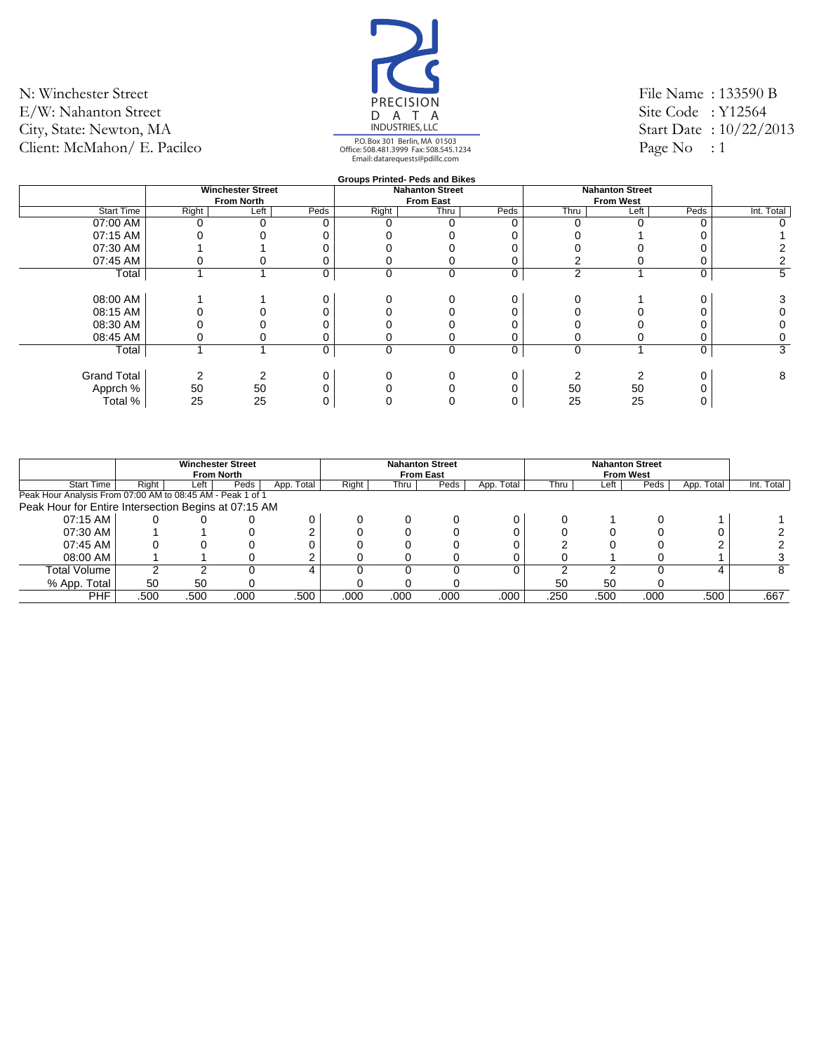N: Winchester Street
E/W: Nahanton Street
City, State: Newton, MA
Client: McMahon/ E. Pacileo

PRECISION DATA INDUSTRIES, LLC
P.O. Box 301 Berlin, MA 01503
Office: 508.481.3999 Fax: 508.545.1234
Email: datarequests@pdillc.com

File Name : 133590 B
Site Code : Y12564
Start Date : 10/22/2013
Page No : 1

**Groups Printed- Peds and Bikes**

| | Winchester Street From North | | | Nahanton Street From East | | | Nahanton Street From West | | | |
|---|---|---|---|---|---|---|---|---|---|---|
| Start Time | Right | Left | Peds | Right | Thru | Peds | Thru | Left | Peds | Int. Total |
| 07:00 AM | 0 | 0 | 0 | 0 | 0 | 0 | 0 | 0 | 0 | 0 |
| 07:15 AM | 0 | 0 | 0 | 0 | 0 | 0 | 0 | 1 | 0 | 1 |
| 07:30 AM | 1 | 1 | 0 | 0 | 0 | 0 | 0 | 0 | 0 | 2 |
| 07:45 AM | 0 | 0 | 0 | 0 | 0 | 0 | 2 | 0 | 0 | 2 |
| Total | 1 | 1 | 0 | 0 | 0 | 0 | 2 | 1 | 0 | 5 |
| 08:00 AM | 1 | 1 | 0 | 0 | 0 | 0 | 0 | 1 | 0 | 3 |
| 08:15 AM | 0 | 0 | 0 | 0 | 0 | 0 | 0 | 0 | 0 | 0 |
| 08:30 AM | 0 | 0 | 0 | 0 | 0 | 0 | 0 | 0 | 0 | 0 |
| 08:45 AM | 0 | 0 | 0 | 0 | 0 | 0 | 0 | 0 | 0 | 0 |
| Total | 1 | 1 | 0 | 0 | 0 | 0 | 0 | 1 | 0 | 3 |
| Grand Total | 2 | 2 | 0 | 0 | 0 | 0 | 2 | 2 | 0 | 8 |
| Apprch % | 50 | 50 | 0 | 0 | 0 | 0 | 50 | 50 | 0 | |
| Total % | 25 | 25 | 0 | 0 | 0 | 0 | 25 | 25 | 0 | |

| | Winchester Street From North | | | | Nahanton Street From East | | | | Nahanton Street From West | | | | |
|---|---|---|---|---|---|---|---|---|---|---|---|---|---|
| Start Time | Right | Left | Peds | App. Total | Right | Thru | Peds | App. Total | Thru | Left | Peds | App. Total | Int. Total |
| Peak Hour Analysis From 07:00 AM to 08:45 AM - Peak 1 of 1 | | | | | | | | | | | | | |
| Peak Hour for Entire Intersection Begins at 07:15 AM | | | | | | | | | | | | | |
| 07:15 AM | 0 | 0 | 0 | 0 | 0 | 0 | 0 | 0 | 0 | 1 | 0 | 1 | 1 |
| 07:30 AM | 1 | 1 | 0 | 2 | 0 | 0 | 0 | 0 | 0 | 0 | 0 | 0 | 2 |
| 07:45 AM | 0 | 0 | 0 | 0 | 0 | 0 | 0 | 0 | 2 | 0 | 0 | 2 | 2 |
| 08:00 AM | 1 | 1 | 0 | 2 | 0 | 0 | 0 | 0 | 0 | 1 | 0 | 1 | 3 |
| Total Volume | 2 | 2 | 0 | 4 | 0 | 0 | 0 | 0 | 2 | 2 | 0 | 4 | 8 |
| % App. Total | 50 | 50 | 0 | | 0 | 0 | 0 | | 50 | 50 | 0 | | |
| PHF | .500 | .500 | .000 | .500 | .000 | .000 | .000 | .000 | .250 | .500 | .000 | .500 | .667 |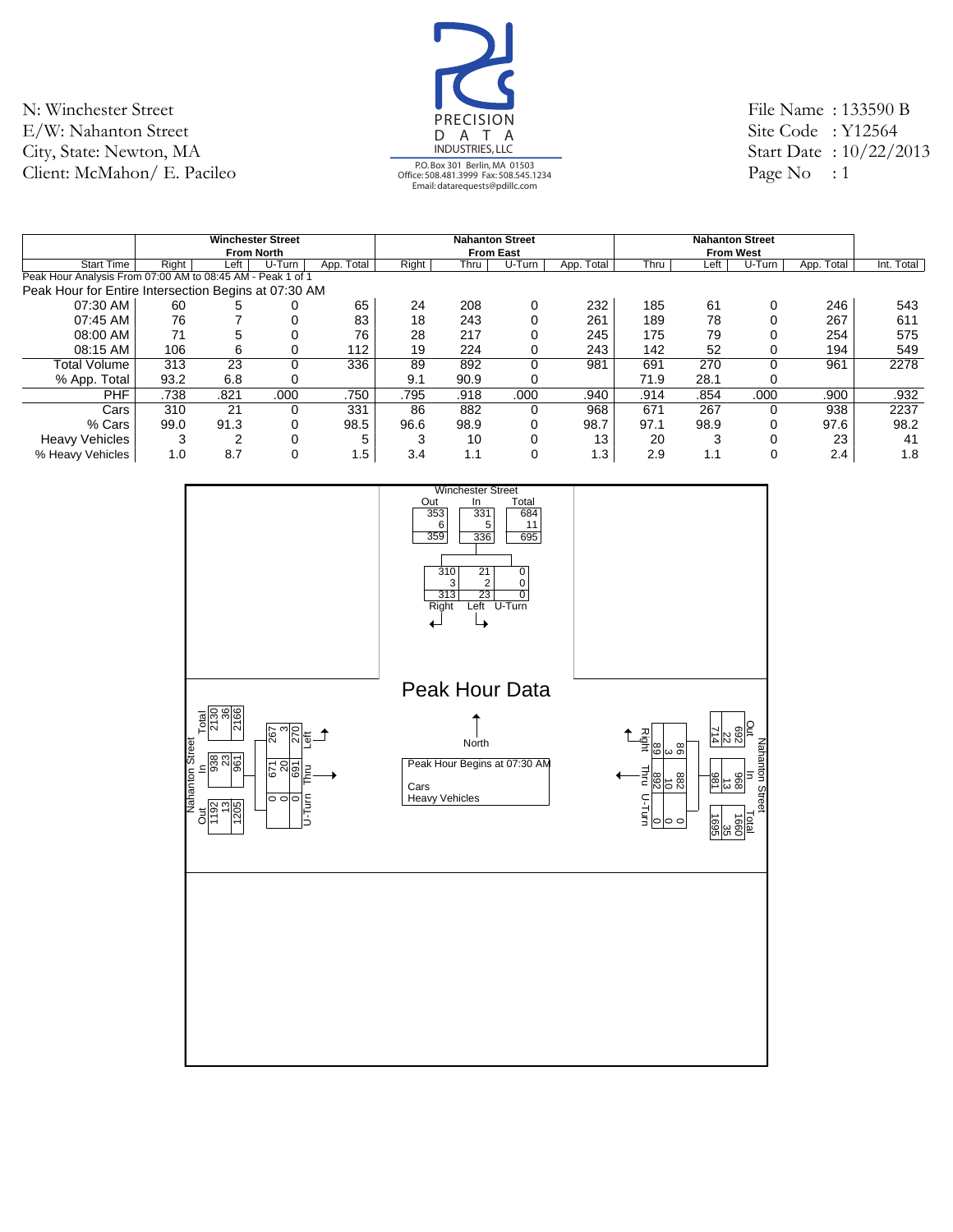N: Winchester Street
E/W: Nahanton Street
City, State: Newton, MA
Client: McMahon/ E. Pacileo

PRECISION DATA INDUSTRIES, LLC
P.O. Box 301 Berlin, MA 01503
Office: 508.481.3999 Fax: 508.545.1234
Email: datarequests@pdillc.com

File Name : 133590 B
Site Code : Y12564
Start Date : 10/22/2013
Page No : 1

| | Winchester Street From North | | | | Nahanton Street From East | | | | Nahanton Street From West | | | | |
|---|---|---|---|---|---|---|---|---|---|---|---|---|---|
| Start Time | Right | Left | U-Turn | App. Total | Right | Thru | U-Turn | App. Total | Thru | Left | U-Turn | App. Total | Int. Total |
| Peak Hour Analysis From 07:00 AM to 08:45 AM - Peak 1 of 1 | | | | | | | | | | | | | |
| Peak Hour for Entire Intersection Begins at 07:30 AM | | | | | | | | | | | | | |
| 07:30 AM | 60 | 5 | 0 | 65 | 24 | 208 | 0 | 232 | 185 | 61 | 0 | 246 | 543 |
| 07:45 AM | 76 | 7 | 0 | 83 | 18 | 243 | 0 | 261 | 189 | 78 | 0 | 267 | 611 |
| 08:00 AM | 71 | 5 | 0 | 76 | 28 | 217 | 0 | 245 | 175 | 79 | 0 | 254 | 575 |
| 08:15 AM | 106 | 6 | 0 | 112 | 19 | 224 | 0 | 243 | 142 | 52 | 0 | 194 | 549 |
| Total Volume | 313 | 23 | 0 | 336 | 89 | 892 | 0 | 981 | 691 | 270 | 0 | 961 | 2278 |
| % App. Total | 93.2 | 6.8 | 0 | | 9.1 | 90.9 | 0 | | 71.9 | 28.1 | 0 | | |
| PHF | .738 | .821 | .000 | .750 | .795 | .918 | .000 | .940 | .914 | .854 | .000 | .900 | .932 |
| Cars | 310 | 21 | 0 | 331 | 86 | 882 | 0 | 968 | 671 | 267 | 0 | 938 | 2237 |
| % Cars | 99.0 | 91.3 | 0 | 98.5 | 96.6 | 98.9 | 0 | 98.7 | 97.1 | 98.9 | 0 | 97.6 | 98.2 |
| Heavy Vehicles | 3 | 2 | 0 | 5 | 3 | 10 | 0 | 13 | 20 | 3 | 0 | 23 | 41 |
| % Heavy Vehicles | 1.0 | 8.7 | 0 | 1.5 | 3.4 | 1.1 | 0 | 1.3 | 2.9 | 1.1 | 0 | 2.4 | 1.8 |

## Peak Hour Data

Peak Hour Begins at 07:30 AM
Cars
Heavy Vehicles

**Winchester Street**

| | Out | In | Total |
|---|---|---|---|
| Cars | 353 | 331 | 684 |
| Heavy Vehicles | 6 | 5 | 11 |
| Total | 359 | 336 | 695 |

| | Right | Left | U-Turn |
|---|---|---|---|
| Cars | 310 | 21 | 0 |
| Heavy Vehicles | 3 | 2 | 0 |
| Total | 313 | 23 | 0 |

**Nahanton Street (West)**

| | Out | In | Total |
|---|---|---|---|
| Cars | 1192 | 938 | 2130 |
| Heavy Vehicles | 13 | 23 | 36 |
| Total | 1205 | 961 | 2166 |

| | Left | Thru | U-Turn |
|---|---|---|---|
| Cars | 267 | 671 | 0 |
| Heavy Vehicles | 3 | 20 | 0 |
| Total | 270 | 691 | 0 |

**Nahanton Street (East)**

| | Out | In | Total |
|---|---|---|---|
| Cars | 692 | 968 | 1660 |
| Heavy Vehicles | 22 | 13 | 35 |
| Total | 714 | 981 | 1695 |

| | Right | Thru | U-Turn |
|---|---|---|---|
| Cars | 86 | 882 | 0 |
| Heavy Vehicles | 3 | 10 | 0 |
| Total | 89 | 892 | 0 |

North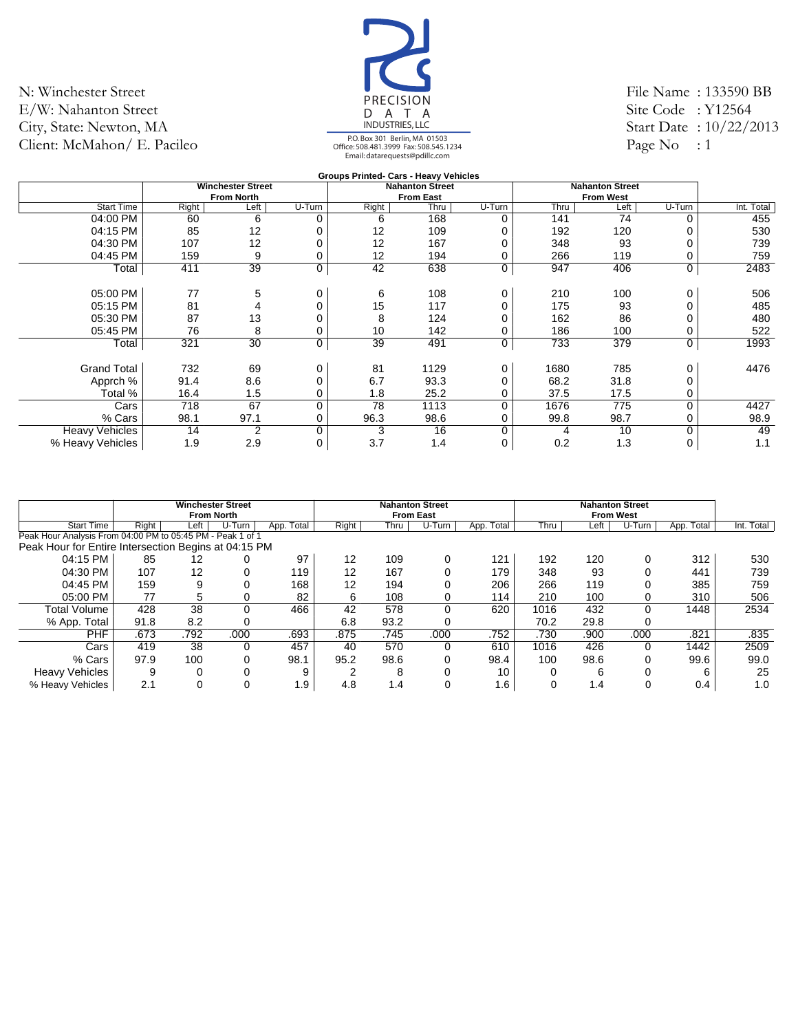N: Winchester Street
E/W: Nahanton Street
City, State: Newton, MA
Client: McMahon/ E. Pacileo

PRECISION DATA INDUSTRIES, LLC
P.O. Box 301 Berlin, MA 01503
Office: 508.481.3999 Fax: 508.545.1234
Email: datarequests@pdillc.com

File Name : 133590 BB
Site Code : Y12564
Start Date : 10/22/2013
Page No : 1

**Groups Printed- Cars - Heavy Vehicles**

| | Winchester Street From North | | | Nahanton Street From East | | | Nahanton Street From West | | | |
|---|---|---|---|---|---|---|---|---|---|---|
| Start Time | Right | Left | U-Turn | Right | Thru | U-Turn | Thru | Left | U-Turn | Int. Total |
| 04:00 PM | 60 | 6 | 0 | 6 | 168 | 0 | 141 | 74 | 0 | 455 |
| 04:15 PM | 85 | 12 | 0 | 12 | 109 | 0 | 192 | 120 | 0 | 530 |
| 04:30 PM | 107 | 12 | 0 | 12 | 167 | 0 | 348 | 93 | 0 | 739 |
| 04:45 PM | 159 | 9 | 0 | 12 | 194 | 0 | 266 | 119 | 0 | 759 |
| Total | 411 | 39 | 0 | 42 | 638 | 0 | 947 | 406 | 0 | 2483 |
| | | | | | | | | | | |
| 05:00 PM | 77 | 5 | 0 | 6 | 108 | 0 | 210 | 100 | 0 | 506 |
| 05:15 PM | 81 | 4 | 0 | 15 | 117 | 0 | 175 | 93 | 0 | 485 |
| 05:30 PM | 87 | 13 | 0 | 8 | 124 | 0 | 162 | 86 | 0 | 480 |
| 05:45 PM | 76 | 8 | 0 | 10 | 142 | 0 | 186 | 100 | 0 | 522 |
| Total | 321 | 30 | 0 | 39 | 491 | 0 | 733 | 379 | 0 | 1993 |
| | | | | | | | | | | |
| Grand Total | 732 | 69 | 0 | 81 | 1129 | 0 | 1680 | 785 | 0 | 4476 |
| Apprch % | 91.4 | 8.6 | 0 | 6.7 | 93.3 | 0 | 68.2 | 31.8 | 0 | |
| Total % | 16.4 | 1.5 | 0 | 1.8 | 25.2 | 0 | 37.5 | 17.5 | 0 | |
| Cars | 718 | 67 | 0 | 78 | 1113 | 0 | 1676 | 775 | 0 | 4427 |
| % Cars | 98.1 | 97.1 | 0 | 96.3 | 98.6 | 0 | 99.8 | 98.7 | 0 | 98.9 |
| Heavy Vehicles | 14 | 2 | 0 | 3 | 16 | 0 | 4 | 10 | 0 | 49 |
| % Heavy Vehicles | 1.9 | 2.9 | 0 | 3.7 | 1.4 | 0 | 0.2 | 1.3 | 0 | 1.1 |

| | Winchester Street From North | | | | Nahanton Street From East | | | | Nahanton Street From West | | | | |
|---|---|---|---|---|---|---|---|---|---|---|---|---|---|
| Start Time | Right | Left | U-Turn | App. Total | Right | Thru | U-Turn | App. Total | Thru | Left | U-Turn | App. Total | Int. Total |
| Peak Hour Analysis From 04:00 PM to 05:45 PM - Peak 1 of 1 | | | | | | | | | | | | | |
| Peak Hour for Entire Intersection Begins at 04:15 PM | | | | | | | | | | | | | |
| 04:15 PM | 85 | 12 | 0 | 97 | 12 | 109 | 0 | 121 | 192 | 120 | 0 | 312 | 530 |
| 04:30 PM | 107 | 12 | 0 | 119 | 12 | 167 | 0 | 179 | 348 | 93 | 0 | 441 | 739 |
| 04:45 PM | 159 | 9 | 0 | 168 | 12 | 194 | 0 | 206 | 266 | 119 | 0 | 385 | 759 |
| 05:00 PM | 77 | 5 | 0 | 82 | 6 | 108 | 0 | 114 | 210 | 100 | 0 | 310 | 506 |
| Total Volume | 428 | 38 | 0 | 466 | 42 | 578 | 0 | 620 | 1016 | 432 | 0 | 1448 | 2534 |
| % App. Total | 91.8 | 8.2 | 0 | | 6.8 | 93.2 | 0 | | 70.2 | 29.8 | 0 | | |
| PHF | .673 | .792 | .000 | .693 | .875 | .745 | .000 | .752 | .730 | .900 | .000 | .821 | .835 |
| Cars | 419 | 38 | 0 | 457 | 40 | 570 | 0 | 610 | 1016 | 426 | 0 | 1442 | 2509 |
| % Cars | 97.9 | 100 | 0 | 98.1 | 95.2 | 98.6 | 0 | 98.4 | 100 | 98.6 | 0 | 99.6 | 99.0 |
| Heavy Vehicles | 9 | 0 | 0 | 9 | 2 | 8 | 0 | 10 | 0 | 6 | 0 | 6 | 25 |
| % Heavy Vehicles | 2.1 | 0 | 0 | 1.9 | 4.8 | 1.4 | 0 | 1.6 | 0 | 1.4 | 0 | 0.4 | 1.0 |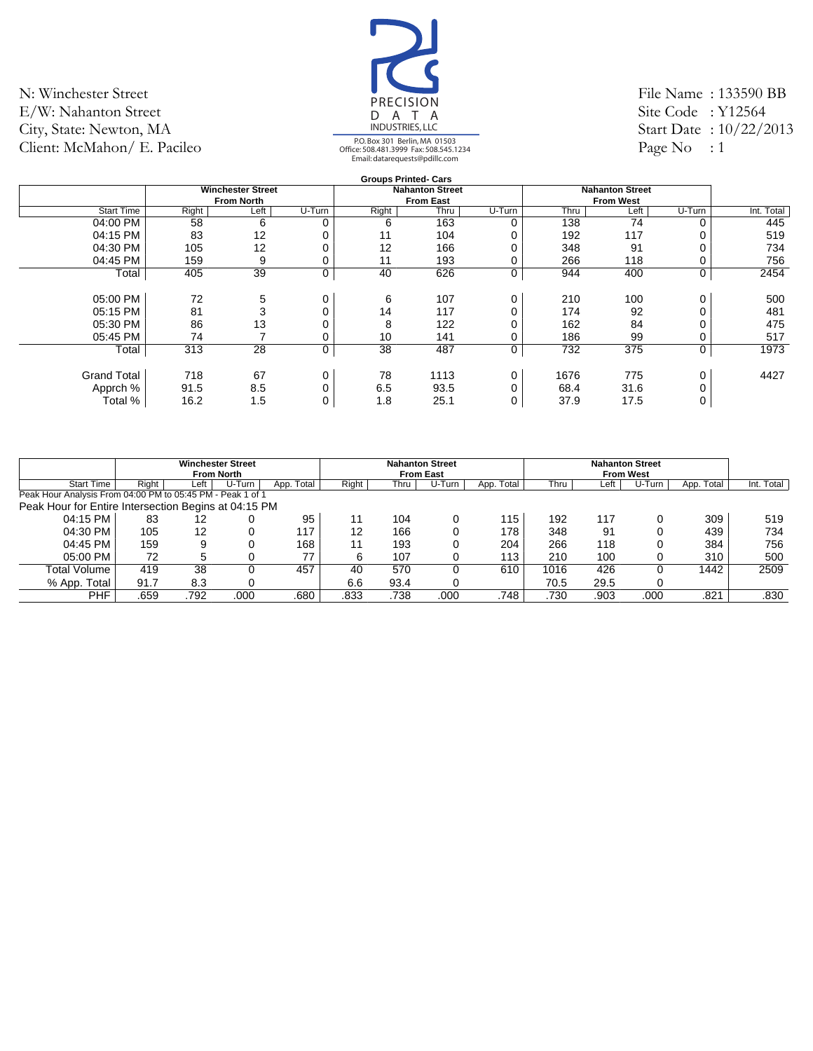N: Winchester Street
E/W: Nahanton Street
City, State: Newton, MA
Client: McMahon/ E. Pacileo

PRECISION DATA INDUSTRIES, LLC
P.O. Box 301 Berlin, MA 01503
Office: 508.481.3999 Fax: 508.545.1234
Email: datarequests@pdillc.com

File Name : 133590 BB
Site Code : Y12564
Start Date : 10/22/2013
Page No : 1

**Groups Printed- Cars**

| | Winchester Street From North | | | Nahanton Street From East | | | Nahanton Street From West | | | |
|---|---|---|---|---|---|---|---|---|---|---|
| Start Time | Right | Left | U-Turn | Right | Thru | U-Turn | Thru | Left | U-Turn | Int. Total |
| 04:00 PM | 58 | 6 | 0 | 6 | 163 | 0 | 138 | 74 | 0 | 445 |
| 04:15 PM | 83 | 12 | 0 | 11 | 104 | 0 | 192 | 117 | 0 | 519 |
| 04:30 PM | 105 | 12 | 0 | 12 | 166 | 0 | 348 | 91 | 0 | 734 |
| 04:45 PM | 159 | 9 | 0 | 11 | 193 | 0 | 266 | 118 | 0 | 756 |
| Total | 405 | 39 | 0 | 40 | 626 | 0 | 944 | 400 | 0 | 2454 |
| 05:00 PM | 72 | 5 | 0 | 6 | 107 | 0 | 210 | 100 | 0 | 500 |
| 05:15 PM | 81 | 3 | 0 | 14 | 117 | 0 | 174 | 92 | 0 | 481 |
| 05:30 PM | 86 | 13 | 0 | 8 | 122 | 0 | 162 | 84 | 0 | 475 |
| 05:45 PM | 74 | 7 | 0 | 10 | 141 | 0 | 186 | 99 | 0 | 517 |
| Total | 313 | 28 | 0 | 38 | 487 | 0 | 732 | 375 | 0 | 1973 |
| Grand Total | 718 | 67 | 0 | 78 | 1113 | 0 | 1676 | 775 | 0 | 4427 |
| Apprch % | 91.5 | 8.5 | 0 | 6.5 | 93.5 | 0 | 68.4 | 31.6 | 0 | |
| Total % | 16.2 | 1.5 | 0 | 1.8 | 25.1 | 0 | 37.9 | 17.5 | 0 | |

| | Winchester Street From North | | | | Nahanton Street From East | | | | Nahanton Street From West | | | | |
|---|---|---|---|---|---|---|---|---|---|---|---|---|---|
| Start Time | Right | Left | U-Turn | App. Total | Right | Thru | U-Turn | App. Total | Thru | Left | U-Turn | App. Total | Int. Total |
| Peak Hour Analysis From 04:00 PM to 05:45 PM - Peak 1 of 1 | | | | | | | | | | | | | |
| Peak Hour for Entire Intersection Begins at 04:15 PM | | | | | | | | | | | | | |
| 04:15 PM | 83 | 12 | 0 | 95 | 11 | 104 | 0 | 115 | 192 | 117 | 0 | 309 | 519 |
| 04:30 PM | 105 | 12 | 0 | 117 | 12 | 166 | 0 | 178 | 348 | 91 | 0 | 439 | 734 |
| 04:45 PM | 159 | 9 | 0 | 168 | 11 | 193 | 0 | 204 | 266 | 118 | 0 | 384 | 756 |
| 05:00 PM | 72 | 5 | 0 | 77 | 6 | 107 | 0 | 113 | 210 | 100 | 0 | 310 | 500 |
| Total Volume | 419 | 38 | 0 | 457 | 40 | 570 | 0 | 610 | 1016 | 426 | 0 | 1442 | 2509 |
| % App. Total | 91.7 | 8.3 | 0 | | 6.6 | 93.4 | 0 | | 70.5 | 29.5 | 0 | | |
| PHF | .659 | .792 | .000 | .680 | .833 | .738 | .000 | .748 | .730 | .903 | .000 | .821 | .830 |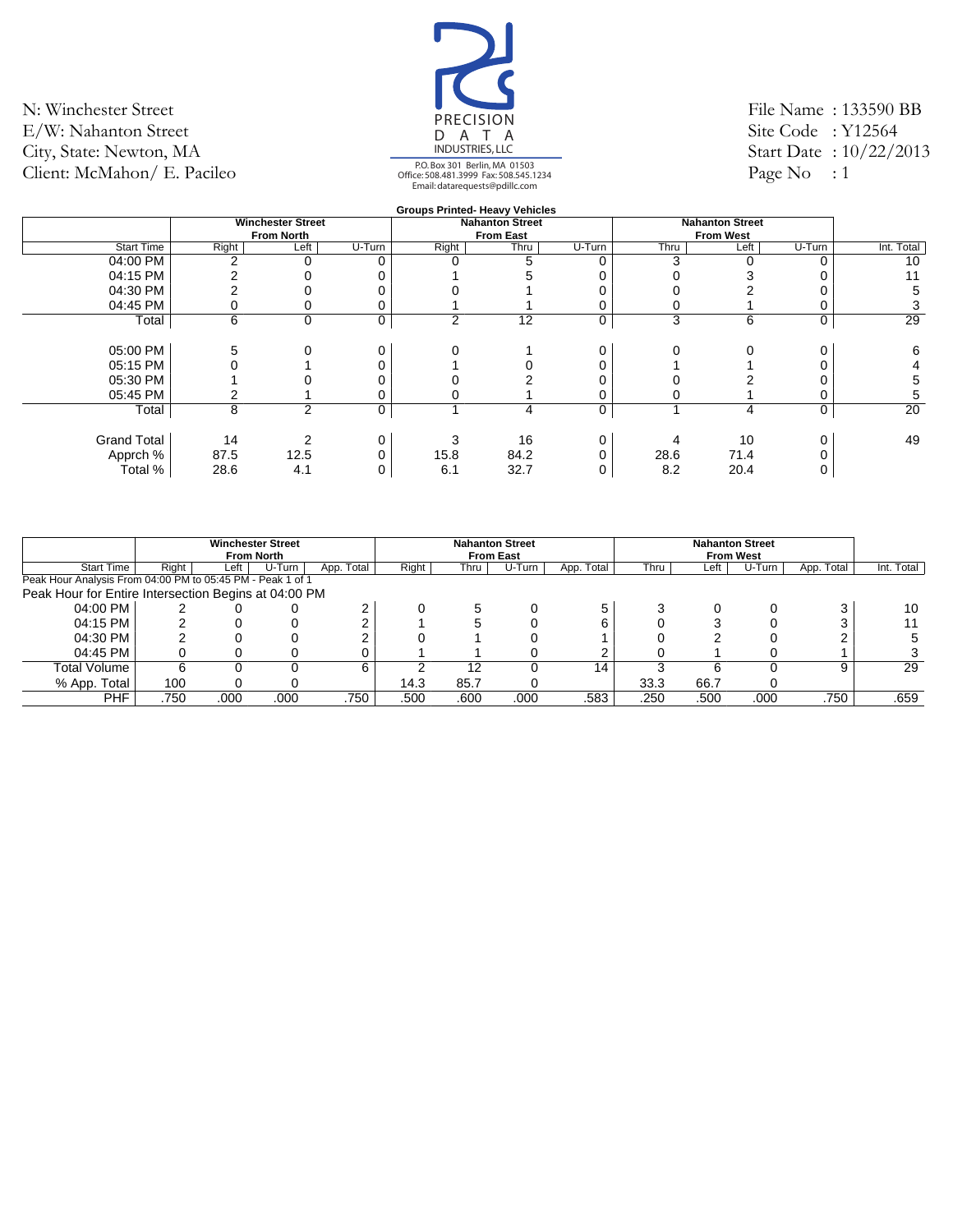N: Winchester Street
E/W: Nahanton Street
City, State: Newton, MA
Client: McMahon/ E. Pacileo

PRECISION DATA INDUSTRIES, LLC
P.O. Box 301 Berlin, MA 01503
Office: 508.481.3999 Fax: 508.545.1234
Email: datarequests@pdillc.com

File Name : 133590 BB
Site Code : Y12564
Start Date : 10/22/2013
Page No : 1

**Groups Printed- Heavy Vehicles**

| | Winchester Street From North | | | Nahanton Street From East | | | Nahanton Street From West | | | |
|---|---|---|---|---|---|---|---|---|---|---|
| Start Time | Right | Left | U-Turn | Right | Thru | U-Turn | Thru | Left | U-Turn | Int. Total |
| 04:00 PM | 2 | 0 | 0 | 0 | 5 | 0 | 3 | 0 | 0 | 10 |
| 04:15 PM | 2 | 0 | 0 | 1 | 5 | 0 | 0 | 3 | 0 | 11 |
| 04:30 PM | 2 | 0 | 0 | 0 | 1 | 0 | 0 | 2 | 0 | 5 |
| 04:45 PM | 0 | 0 | 0 | 1 | 1 | 0 | 0 | 1 | 0 | 3 |
| Total | 6 | 0 | 0 | 2 | 12 | 0 | 3 | 6 | 0 | 29 |
| | | | | | | | | | | |
| 05:00 PM | 5 | 0 | 0 | 0 | 1 | 0 | 0 | 0 | 0 | 6 |
| 05:15 PM | 0 | 1 | 0 | 1 | 0 | 0 | 1 | 1 | 0 | 4 |
| 05:30 PM | 1 | 0 | 0 | 0 | 2 | 0 | 0 | 2 | 0 | 5 |
| 05:45 PM | 2 | 1 | 0 | 0 | 1 | 0 | 0 | 1 | 0 | 5 |
| Total | 8 | 2 | 0 | 1 | 4 | 0 | 1 | 4 | 0 | 20 |
| | | | | | | | | | | |
| Grand Total | 14 | 2 | 0 | 3 | 16 | 0 | 4 | 10 | 0 | 49 |
| Apprch % | 87.5 | 12.5 | 0 | 15.8 | 84.2 | 0 | 28.6 | 71.4 | 0 | |
| Total % | 28.6 | 4.1 | 0 | 6.1 | 32.7 | 0 | 8.2 | 20.4 | 0 | |

| | Winchester Street From North | | | | Nahanton Street From East | | | | Nahanton Street From West | | | | |
|---|---|---|---|---|---|---|---|---|---|---|---|---|---|
| Start Time | Right | Left | U-Turn | App. Total | Right | Thru | U-Turn | App. Total | Thru | Left | U-Turn | App. Total | Int. Total |
| Peak Hour Analysis From 04:00 PM to 05:45 PM - Peak 1 of 1 | | | | | | | | | | | | | |
| Peak Hour for Entire Intersection Begins at 04:00 PM | | | | | | | | | | | | | |
| 04:00 PM | 2 | 0 | 0 | 2 | 0 | 5 | 0 | 5 | 3 | 0 | 0 | 3 | 10 |
| 04:15 PM | 2 | 0 | 0 | 2 | 1 | 5 | 0 | 6 | 0 | 3 | 0 | 3 | 11 |
| 04:30 PM | 2 | 0 | 0 | 2 | 0 | 1 | 0 | 1 | 0 | 2 | 0 | 2 | 5 |
| 04:45 PM | 0 | 0 | 0 | 0 | 1 | 1 | 0 | 2 | 0 | 1 | 0 | 1 | 3 |
| Total Volume | 6 | 0 | 0 | 6 | 2 | 12 | 0 | 14 | 3 | 6 | 0 | 9 | 29 |
| % App. Total | 100 | 0 | 0 | | 14.3 | 85.7 | 0 | | 33.3 | 66.7 | 0 | | |
| PHF | .750 | .000 | .000 | .750 | .500 | .600 | .000 | .583 | .250 | .500 | .000 | .750 | .659 |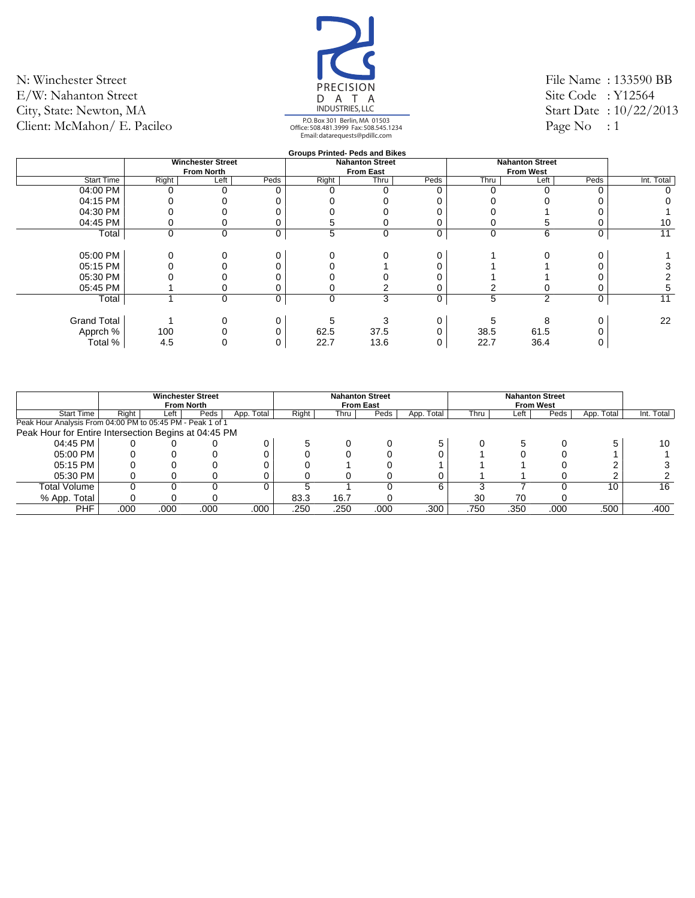N: Winchester Street
E/W: Nahanton Street
City, State: Newton, MA
Client: McMahon/ E. Pacileo

PRECISION DATA INDUSTRIES, LLC
P.O. Box 301 Berlin, MA 01503
Office: 508.481.3999 Fax: 508.545.1234
Email: datarequests@pdillc.com

File Name : 133590 BB
Site Code : Y12564
Start Date : 10/22/2013
Page No : 1

**Groups Printed- Peds and Bikes**

| | Winchester Street From North | | | Nahanton Street From East | | | Nahanton Street From West | | | |
|---|---|---|---|---|---|---|---|---|---|---|
| Start Time | Right | Left | Peds | Right | Thru | Peds | Thru | Left | Peds | Int. Total |
| 04:00 PM | 0 | 0 | 0 | 0 | 0 | 0 | 0 | 0 | 0 | 0 |
| 04:15 PM | 0 | 0 | 0 | 0 | 0 | 0 | 0 | 0 | 0 | 0 |
| 04:30 PM | 0 | 0 | 0 | 0 | 0 | 0 | 0 | 1 | 0 | 1 |
| 04:45 PM | 0 | 0 | 0 | 5 | 0 | 0 | 0 | 5 | 0 | 10 |
| Total | 0 | 0 | 0 | 5 | 0 | 0 | 0 | 6 | 0 | 11 |
| 05:00 PM | 0 | 0 | 0 | 0 | 0 | 0 | 1 | 0 | 0 | 1 |
| 05:15 PM | 0 | 0 | 0 | 0 | 1 | 0 | 1 | 1 | 0 | 3 |
| 05:30 PM | 0 | 0 | 0 | 0 | 0 | 0 | 1 | 1 | 0 | 2 |
| 05:45 PM | 1 | 0 | 0 | 0 | 2 | 0 | 2 | 0 | 0 | 5 |
| Total | 1 | 0 | 0 | 0 | 3 | 0 | 5 | 2 | 0 | 11 |
| Grand Total | 1 | 0 | 0 | 5 | 3 | 0 | 5 | 8 | 0 | 22 |
| Apprch % | 100 | 0 | 0 | 62.5 | 37.5 | 0 | 38.5 | 61.5 | 0 | |
| Total % | 4.5 | 0 | 0 | 22.7 | 13.6 | 0 | 22.7 | 36.4 | 0 | |

| | Winchester Street From North | | | | Nahanton Street From East | | | | Nahanton Street From West | | | | |
|---|---|---|---|---|---|---|---|---|---|---|---|---|---|
| Start Time | Right | Left | Peds | App. Total | Right | Thru | Peds | App. Total | Thru | Left | Peds | App. Total | Int. Total |
| Peak Hour Analysis From 04:00 PM to 05:45 PM - Peak 1 of 1 | | | | | | | | | | | | | |
| Peak Hour for Entire Intersection Begins at 04:45 PM | | | | | | | | | | | | | |
| 04:45 PM | 0 | 0 | 0 | 0 | 5 | 0 | 0 | 5 | 0 | 5 | 0 | 5 | 10 |
| 05:00 PM | 0 | 0 | 0 | 0 | 0 | 0 | 0 | 0 | 1 | 0 | 0 | 1 | 1 |
| 05:15 PM | 0 | 0 | 0 | 0 | 0 | 1 | 0 | 1 | 1 | 1 | 0 | 2 | 3 |
| 05:30 PM | 0 | 0 | 0 | 0 | 0 | 0 | 0 | 0 | 1 | 1 | 0 | 2 | 2 |
| Total Volume | 0 | 0 | 0 | 0 | 5 | 1 | 0 | 6 | 3 | 7 | 0 | 10 | 16 |
| % App. Total | 0 | 0 | 0 | | 83.3 | 16.7 | 0 | | 30 | 70 | 0 | | |
| PHF | .000 | .000 | .000 | .000 | .250 | .250 | .000 | .300 | .750 | .350 | .000 | .500 | .400 |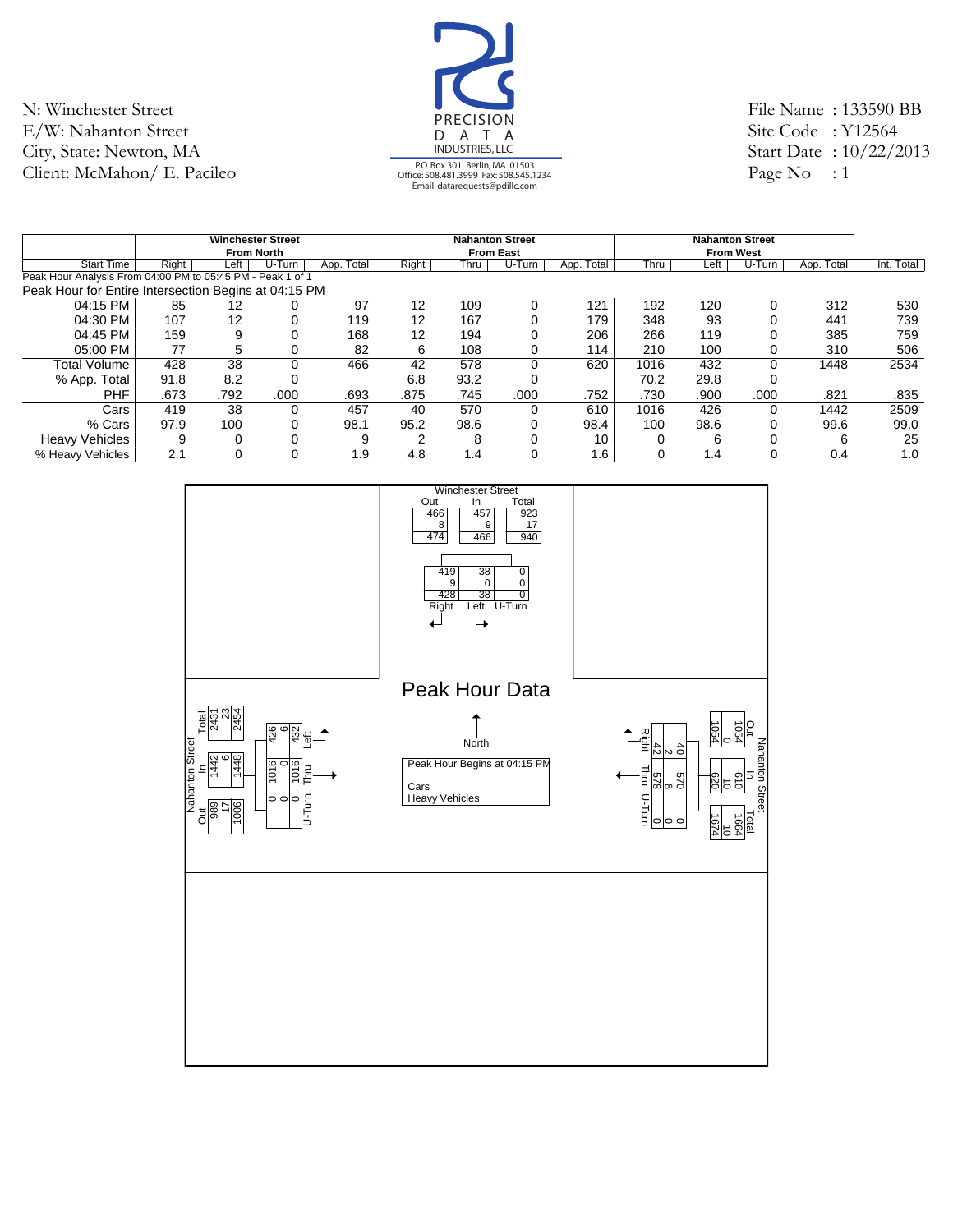N: Winchester Street
E/W: Nahanton Street
City, State: Newton, MA
Client: McMahon/ E. Pacileo

PRECISION DATA INDUSTRIES, LLC
P.O. Box 301 Berlin, MA 01503
Office: 508.481.3999 Fax: 508.545.1234
Email: datarequests@pdillc.com

File Name : 133590 BB
Site Code : Y12564
Start Date : 10/22/2013
Page No : 1

| | Winchester Street From North | | | | Nahanton Street From East | | | | Nahanton Street From West | | | | |
|---|---|---|---|---|---|---|---|---|---|---|---|---|---|
| Start Time | Right | Left | U-Turn | App. Total | Right | Thru | U-Turn | App. Total | Thru | Left | U-Turn | App. Total | Int. Total |
| Peak Hour Analysis From 04:00 PM to 05:45 PM - Peak 1 of 1 | | | | | | | | | | | | | |
| Peak Hour for Entire Intersection Begins at 04:15 PM | | | | | | | | | | | | | |
| 04:15 PM | 85 | 12 | 0 | 97 | 12 | 109 | 0 | 121 | 192 | 120 | 0 | 312 | 530 |
| 04:30 PM | 107 | 12 | 0 | 119 | 12 | 167 | 0 | 179 | 348 | 93 | 0 | 441 | 739 |
| 04:45 PM | 159 | 9 | 0 | 168 | 12 | 194 | 0 | 206 | 266 | 119 | 0 | 385 | 759 |
| 05:00 PM | 77 | 5 | 0 | 82 | 6 | 108 | 0 | 114 | 210 | 100 | 0 | 310 | 506 |
| Total Volume | 428 | 38 | 0 | 466 | 42 | 578 | 0 | 620 | 1016 | 432 | 0 | 1448 | 2534 |
| % App. Total | 91.8 | 8.2 | 0 | | 6.8 | 93.2 | 0 | | 70.2 | 29.8 | 0 | | |
| PHF | .673 | .792 | .000 | .693 | .875 | .745 | .000 | .752 | .730 | .900 | .000 | .821 | .835 |
| Cars | 419 | 38 | 0 | 457 | 40 | 570 | 0 | 610 | 1016 | 426 | 0 | 1442 | 2509 |
| % Cars | 97.9 | 100 | 0 | 98.1 | 95.2 | 98.6 | 0 | 98.4 | 100 | 98.6 | 0 | 99.6 | 99.0 |
| Heavy Vehicles | 9 | 0 | 0 | 9 | 2 | 8 | 0 | 10 | 0 | 6 | 0 | 6 | 25 |
| % Heavy Vehicles | 2.1 | 0 | 0 | 1.9 | 4.8 | 1.4 | 0 | 1.6 | 0 | 1.4 | 0 | 0.4 | 1.0 |

## Peak Hour Data

Peak Hour Begins at 04:15 PM
Cars
Heavy Vehicles

**Winchester Street**

| | Out | In | Total |
|---|---|---|---|
| Cars | 466 | 457 | 923 |
| Heavy Vehicles | 8 | 9 | 17 |
| Total | 474 | 466 | 940 |

| | Right | Left | U-Turn |
|---|---|---|---|
| Cars | 419 | 38 | 0 |
| Heavy Vehicles | 9 | 0 | 0 |
| Total | 428 | 38 | 0 |

**Nahanton Street (West)**

| | Out | In | Total |
|---|---|---|---|
| Cars | 989 | 1442 | 2431 |
| Heavy Vehicles | 17 | 6 | 23 |
| Total | 1006 | 1448 | 2454 |

| | Left | Thru | U-Turn |
|---|---|---|---|
| Cars | 426 | 1016 | 0 |
| Heavy Vehicles | 6 | 0 | 0 |
| Total | 432 | 1016 | 0 |

**Nahanton Street (East)**

| | Out | In | Total |
|---|---|---|---|
| Cars | 1054 | 610 | 1664 |
| Heavy Vehicles | 0 | 10 | 10 |
| Total | 1054 | 620 | 1674 |

| | Right | Thru | U-Turn |
|---|---|---|---|
| Cars | 40 | 570 | 0 |
| Heavy Vehicles | 2 | 8 | 0 |
| Total | 42 | 578 | 0 |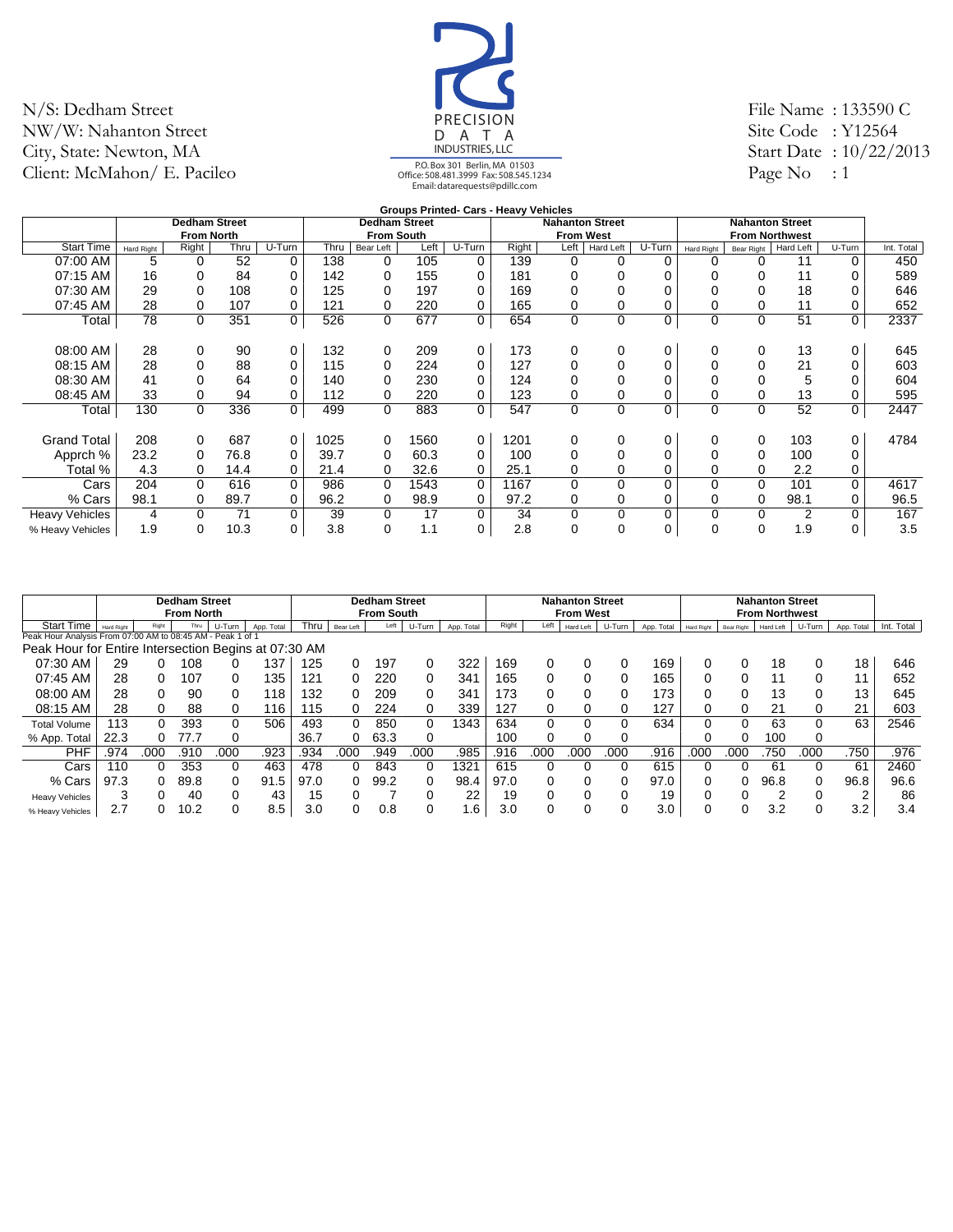N/S: Dedham Street
NW/W: Nahanton Street
City, State: Newton, MA
Client: McMahon/ E. Pacileo

PRECISION DATA INDUSTRIES, LLC
P.O. Box 301 Berlin, MA 01503
Office: 508.481.3999 Fax: 508.545.1234
Email: datarequests@pdillc.com

File Name : 133590 C
Site Code : Y12564
Start Date : 10/22/2013
Page No : 1

**Groups Printed- Cars - Heavy Vehicles**

| | Dedham Street From North | | | | Dedham Street From South | | | | Nahanton Street From West | | | | Nahanton Street From Northwest | | | | |
|---|---|---|---|---|---|---|---|---|---|---|---|---|---|---|---|---|---|
| Start Time | Hard Right | Right | Thru | U-Turn | Thru | Bear Left | Left | U-Turn | Right | Left | Hard Left | U-Turn | Hard Right | Bear Right | Hard Left | U-Turn | Int. Total |
| 07:00 AM | 5 | 0 | 52 | 0 | 138 | 0 | 105 | 0 | 139 | 0 | 0 | 0 | 0 | 0 | 11 | 0 | 450 |
| 07:15 AM | 16 | 0 | 84 | 0 | 142 | 0 | 155 | 0 | 181 | 0 | 0 | 0 | 0 | 0 | 11 | 0 | 589 |
| 07:30 AM | 29 | 0 | 108 | 0 | 125 | 0 | 197 | 0 | 169 | 0 | 0 | 0 | 0 | 0 | 18 | 0 | 646 |
| 07:45 AM | 28 | 0 | 107 | 0 | 121 | 0 | 220 | 0 | 165 | 0 | 0 | 0 | 0 | 0 | 11 | 0 | 652 |
| Total | 78 | 0 | 351 | 0 | 526 | 0 | 677 | 0 | 654 | 0 | 0 | 0 | 0 | 0 | 51 | 0 | 2337 |
| 08:00 AM | 28 | 0 | 90 | 0 | 132 | 0 | 209 | 0 | 173 | 0 | 0 | 0 | 0 | 0 | 13 | 0 | 645 |
| 08:15 AM | 28 | 0 | 88 | 0 | 115 | 0 | 224 | 0 | 127 | 0 | 0 | 0 | 0 | 0 | 21 | 0 | 603 |
| 08:30 AM | 41 | 0 | 64 | 0 | 140 | 0 | 230 | 0 | 124 | 0 | 0 | 0 | 0 | 0 | 5 | 0 | 604 |
| 08:45 AM | 33 | 0 | 94 | 0 | 112 | 0 | 220 | 0 | 123 | 0 | 0 | 0 | 0 | 0 | 13 | 0 | 595 |
| Total | 130 | 0 | 336 | 0 | 499 | 0 | 883 | 0 | 547 | 0 | 0 | 0 | 0 | 0 | 52 | 0 | 2447 |
| Grand Total | 208 | 0 | 687 | 0 | 1025 | 0 | 1560 | 0 | 1201 | 0 | 0 | 0 | 0 | 0 | 103 | 0 | 4784 |
| Apprch % | 23.2 | 0 | 76.8 | 0 | 39.7 | 0 | 60.3 | 0 | 100 | 0 | 0 | 0 | 0 | 0 | 100 | 0 | |
| Total % | 4.3 | 0 | 14.4 | 0 | 21.4 | 0 | 32.6 | 0 | 25.1 | 0 | 0 | 0 | 0 | 0 | 2.2 | 0 | |
| Cars | 204 | 0 | 616 | 0 | 986 | 0 | 1543 | 0 | 1167 | 0 | 0 | 0 | 0 | 0 | 101 | 0 | 4617 |
| % Cars | 98.1 | 0 | 89.7 | 0 | 96.2 | 0 | 98.9 | 0 | 97.2 | 0 | 0 | 0 | 0 | 0 | 98.1 | 0 | 96.5 |
| Heavy Vehicles | 4 | 0 | 71 | 0 | 39 | 0 | 17 | 0 | 34 | 0 | 0 | 0 | 0 | 0 | 2 | 0 | 167 |
| % Heavy Vehicles | 1.9 | 0 | 10.3 | 0 | 3.8 | 0 | 1.1 | 0 | 2.8 | 0 | 0 | 0 | 0 | 0 | 1.9 | 0 | 3.5 |

Peak Hour Analysis From 07:00 AM to 08:45 AM - Peak 1 of 1

Peak Hour for Entire Intersection Begins at 07:30 AM

| | Dedham Street From North | | | | | Dedham Street From South | | | | | Nahanton Street From West | | | | | Nahanton Street From Northwest | | | | | |
|---|---|---|---|---|---|---|---|---|---|---|---|---|---|---|---|---|---|---|---|---|---|
| Start Time | Hard Right | Right | Thru | U-Turn | App. Total | Thru | Bear Left | Left | U-Turn | App. Total | Right | Left | Hard Left | U-Turn | App. Total | Hard Right | Bear Right | Hard Left | U-Turn | App. Total | Int. Total |
| 07:30 AM | 29 | 0 | 108 | 0 | 137 | 125 | 0 | 197 | 0 | 322 | 169 | 0 | 0 | 0 | 169 | 0 | 0 | 18 | 0 | 18 | 646 |
| 07:45 AM | 28 | 0 | 107 | 0 | 135 | 121 | 0 | 220 | 0 | 341 | 165 | 0 | 0 | 0 | 165 | 0 | 0 | 11 | 0 | 11 | 652 |
| 08:00 AM | 28 | 0 | 90 | 0 | 118 | 132 | 0 | 209 | 0 | 341 | 173 | 0 | 0 | 0 | 173 | 0 | 0 | 13 | 0 | 13 | 645 |
| 08:15 AM | 28 | 0 | 88 | 0 | 116 | 115 | 0 | 224 | 0 | 339 | 127 | 0 | 0 | 0 | 127 | 0 | 0 | 21 | 0 | 21 | 603 |
| Total Volume | 113 | 0 | 393 | 0 | 506 | 493 | 0 | 850 | 0 | 1343 | 634 | 0 | 0 | 0 | 634 | 0 | 0 | 63 | 0 | 63 | 2546 |
| % App. Total | 22.3 | 0 | 77.7 | 0 | | 36.7 | 0 | 63.3 | 0 | | 100 | 0 | 0 | 0 | | 0 | 0 | 100 | 0 | | |
| PHF | .974 | .000 | .910 | .000 | .923 | .934 | .000 | .949 | .000 | .985 | .916 | .000 | .000 | .000 | .916 | .000 | .000 | .750 | .000 | .750 | .976 |
| Cars | 110 | 0 | 353 | 0 | 463 | 478 | 0 | 843 | 0 | 1321 | 615 | 0 | 0 | 0 | 615 | 0 | 0 | 61 | 0 | 61 | 2460 |
| % Cars | 97.3 | 0 | 89.8 | 0 | 91.5 | 97.0 | 0 | 99.2 | 0 | 98.4 | 97.0 | 0 | 0 | 0 | 97.0 | 0 | 0 | 96.8 | 0 | 96.8 | 96.6 |
| Heavy Vehicles | 3 | 0 | 40 | 0 | 43 | 15 | 0 | 7 | 0 | 22 | 19 | 0 | 0 | 0 | 19 | 0 | 0 | 2 | 0 | 2 | 86 |
| % Heavy Vehicles | 2.7 | 0 | 10.2 | 0 | 8.5 | 3.0 | 0 | 0.8 | 0 | 1.6 | 3.0 | 0 | 0 | 0 | 3.0 | 0 | 0 | 3.2 | 0 | 3.2 | 3.4 |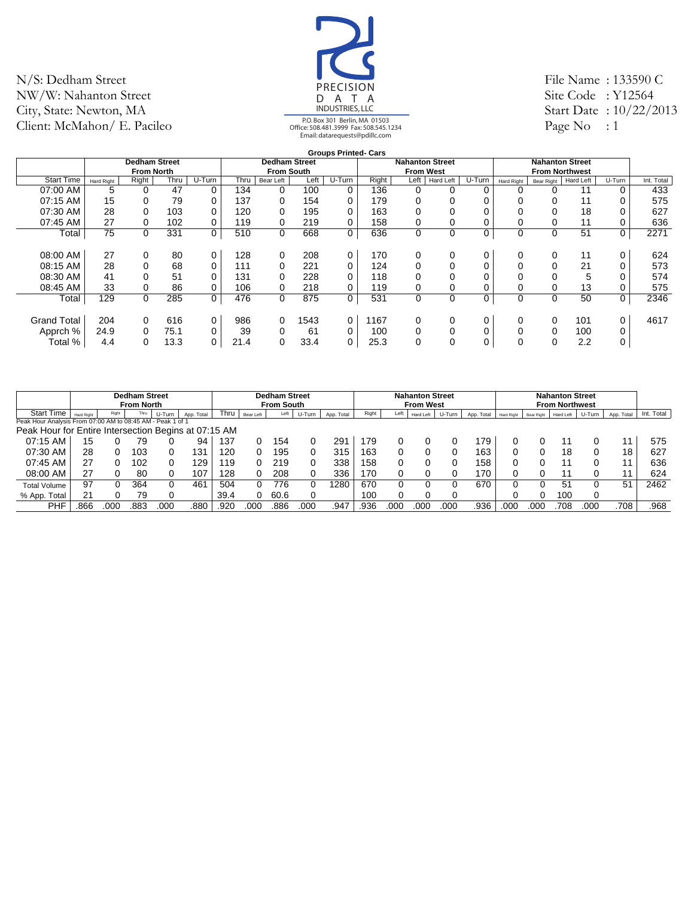N/S: Dedham Street
NW/W: Nahanton Street
City, State: Newton, MA
Client: McMahon/ E. Pacileo

PRECISION DATA INDUSTRIES, LLC
P.O. Box 301 Berlin, MA 01503
Office: 508.481.3999 Fax: 508.545.1234
Email: datarequests@pdillc.com

File Name : 133590 C
Site Code : Y12564
Start Date : 10/22/2013
Page No : 1

**Groups Printed- Cars**

| | Dedham Street From North | | | | Dedham Street From South | | | | Nahanton Street From West | | | | Nahanton Street From Northwest | | | | |
|---|---|---|---|---|---|---|---|---|---|---|---|---|---|---|---|---|---|
| Start Time | Hard Right | Right | Thru | U-Turn | Thru | Bear Left | Left | U-Turn | Right | Left | Hard Left | U-Turn | Hard Right | Bear Right | Hard Left | U-Turn | Int. Total |
| 07:00 AM | 5 | 0 | 47 | 0 | 134 | 0 | 100 | 0 | 136 | 0 | 0 | 0 | 0 | 0 | 11 | 0 | 433 |
| 07:15 AM | 15 | 0 | 79 | 0 | 137 | 0 | 154 | 0 | 179 | 0 | 0 | 0 | 0 | 0 | 11 | 0 | 575 |
| 07:30 AM | 28 | 0 | 103 | 0 | 120 | 0 | 195 | 0 | 163 | 0 | 0 | 0 | 0 | 0 | 18 | 0 | 627 |
| 07:45 AM | 27 | 0 | 102 | 0 | 119 | 0 | 219 | 0 | 158 | 0 | 0 | 0 | 0 | 0 | 11 | 0 | 636 |
| Total | 75 | 0 | 331 | 0 | 510 | 0 | 668 | 0 | 636 | 0 | 0 | 0 | 0 | 0 | 51 | 0 | 2271 |
| 08:00 AM | 27 | 0 | 80 | 0 | 128 | 0 | 208 | 0 | 170 | 0 | 0 | 0 | 0 | 0 | 11 | 0 | 624 |
| 08:15 AM | 28 | 0 | 68 | 0 | 111 | 0 | 221 | 0 | 124 | 0 | 0 | 0 | 0 | 0 | 21 | 0 | 573 |
| 08:30 AM | 41 | 0 | 51 | 0 | 131 | 0 | 228 | 0 | 118 | 0 | 0 | 0 | 0 | 0 | 5 | 0 | 574 |
| 08:45 AM | 33 | 0 | 86 | 0 | 106 | 0 | 218 | 0 | 119 | 0 | 0 | 0 | 0 | 0 | 13 | 0 | 575 |
| Total | 129 | 0 | 285 | 0 | 476 | 0 | 875 | 0 | 531 | 0 | 0 | 0 | 0 | 0 | 50 | 0 | 2346 |
| Grand Total | 204 | 0 | 616 | 0 | 986 | 0 | 1543 | 0 | 1167 | 0 | 0 | 0 | 0 | 0 | 101 | 0 | 4617 |
| Apprch % | 24.9 | 0 | 75.1 | 0 | 39 | 0 | 61 | 0 | 100 | 0 | 0 | 0 | 0 | 0 | 100 | 0 | |
| Total % | 4.4 | 0 | 13.3 | 0 | 21.4 | 0 | 33.4 | 0 | 25.3 | 0 | 0 | 0 | 0 | 0 | 2.2 | 0 | |

| | Dedham Street From North | | | | | Dedham Street From South | | | | | Nahanton Street From West | | | | | Nahanton Street From Northwest | | | | | |
|---|---|---|---|---|---|---|---|---|---|---|---|---|---|---|---|---|---|---|---|---|---|
| Start Time | Hard Right | Right | Thru | U-Turn | App. Total | Thru | Bear Left | Left | U-Turn | App. Total | Right | Left | Hard Left | U-Turn | App. Total | Hard Right | Bear Right | Hard Left | U-Turn | App. Total | Int. Total |
| Peak Hour Analysis From 07:00 AM to 08:45 AM - Peak 1 of 1 | | | | | | | | | | | | | | | | | | | | | |
| Peak Hour for Entire Intersection Begins at 07:15 AM | | | | | | | | | | | | | | | | | | | | | |
| 07:15 AM | 15 | 0 | 79 | 0 | 94 | 137 | 0 | 154 | 0 | 291 | 179 | 0 | 0 | 0 | 179 | 0 | 0 | 11 | 0 | 11 | 575 |
| 07:30 AM | 28 | 0 | 103 | 0 | 131 | 120 | 0 | 195 | 0 | 315 | 163 | 0 | 0 | 0 | 163 | 0 | 0 | 18 | 0 | 18 | 627 |
| 07:45 AM | 27 | 0 | 102 | 0 | 129 | 119 | 0 | 219 | 0 | 338 | 158 | 0 | 0 | 0 | 158 | 0 | 0 | 11 | 0 | 11 | 636 |
| 08:00 AM | 27 | 0 | 80 | 0 | 107 | 128 | 0 | 208 | 0 | 336 | 170 | 0 | 0 | 0 | 170 | 0 | 0 | 11 | 0 | 11 | 624 |
| Total Volume | 97 | 0 | 364 | 0 | 461 | 504 | 0 | 776 | 0 | 1280 | 670 | 0 | 0 | 0 | 670 | 0 | 0 | 51 | 0 | 51 | 2462 |
| % App. Total | 21 | 0 | 79 | 0 | | 39.4 | 0 | 60.6 | 0 | | 100 | 0 | 0 | 0 | | 0 | 0 | 100 | 0 | | |
| PHF | .866 | .000 | .883 | .000 | .880 | .920 | .000 | .886 | .000 | .947 | .936 | .000 | .000 | .000 | .936 | .000 | .000 | .708 | .000 | .708 | .968 |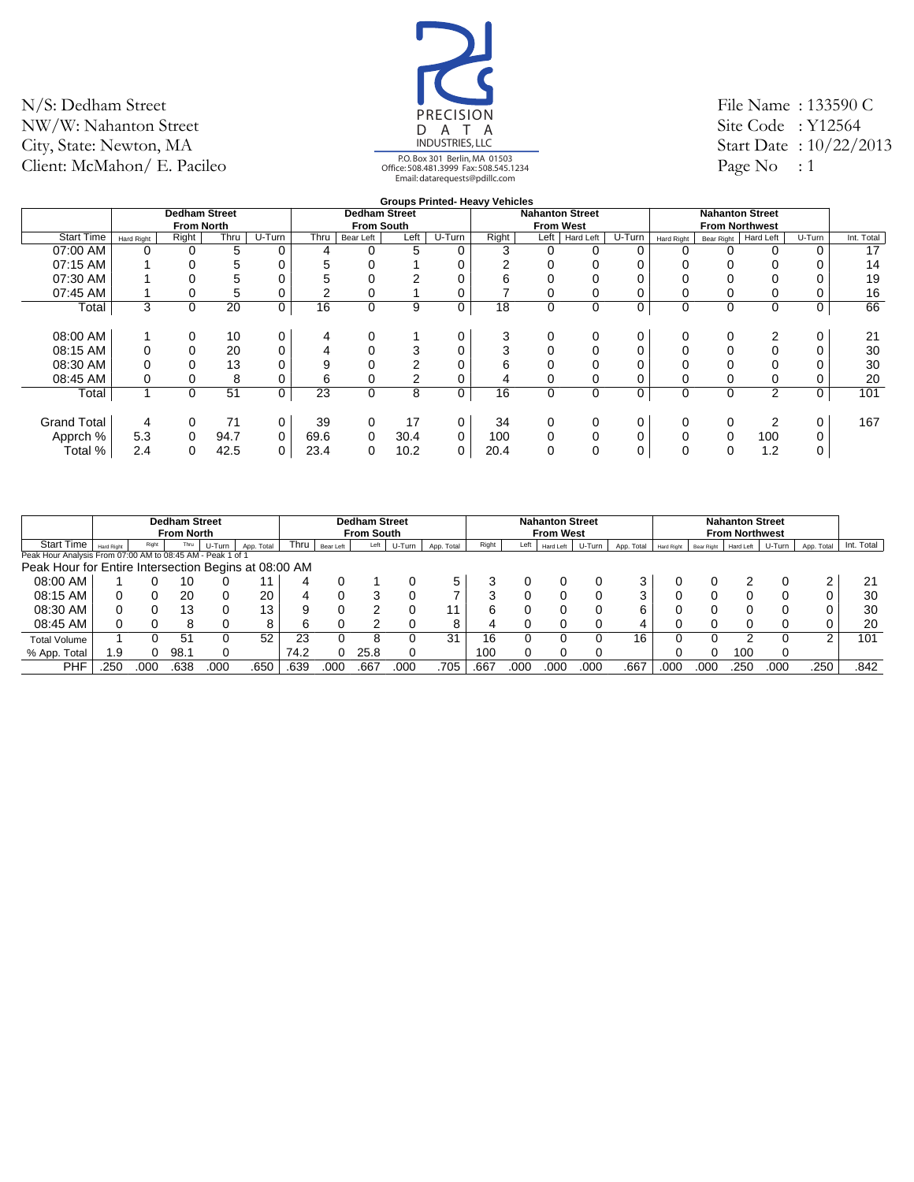N/S: Dedham Street
NW/W: Nahanton Street
City, State: Newton, MA
Client: McMahon/ E. Pacileo

PRECISION DATA INDUSTRIES, LLC
P.O. Box 301 Berlin, MA 01503
Office: 508.481.3999 Fax: 508.545.1234
Email: datarequests@pdillc.com

File Name : 133590 C
Site Code : Y12564
Start Date : 10/22/2013
Page No : 1

**Groups Printed- Heavy Vehicles**

| | Dedham Street From North | | | | Dedham Street From South | | | | Nahanton Street From West | | | | Nahanton Street From Northwest | | | | |
|---|---|---|---|---|---|---|---|---|---|---|---|---|---|---|---|---|---|
| Start Time | Hard Right | Right | Thru | U-Turn | Thru | Bear Left | Left | U-Turn | Right | Left | Hard Left | U-Turn | Hard Right | Bear Right | Hard Left | U-Turn | Int. Total |
| 07:00 AM | 0 | 0 | 5 | 0 | 4 | 0 | 5 | 0 | 3 | 0 | 0 | 0 | 0 | 0 | 0 | 0 | 17 |
| 07:15 AM | 1 | 0 | 5 | 0 | 5 | 0 | 1 | 0 | 2 | 0 | 0 | 0 | 0 | 0 | 0 | 0 | 14 |
| 07:30 AM | 1 | 0 | 5 | 0 | 5 | 0 | 2 | 0 | 6 | 0 | 0 | 0 | 0 | 0 | 0 | 0 | 19 |
| 07:45 AM | 1 | 0 | 5 | 0 | 2 | 0 | 1 | 0 | 7 | 0 | 0 | 0 | 0 | 0 | 0 | 0 | 16 |
| Total | 3 | 0 | 20 | 0 | 16 | 0 | 9 | 0 | 18 | 0 | 0 | 0 | 0 | 0 | 0 | 0 | 66 |
| 08:00 AM | 1 | 0 | 10 | 0 | 4 | 0 | 1 | 0 | 3 | 0 | 0 | 0 | 0 | 0 | 2 | 0 | 21 |
| 08:15 AM | 0 | 0 | 20 | 0 | 4 | 0 | 3 | 0 | 3 | 0 | 0 | 0 | 0 | 0 | 0 | 0 | 30 |
| 08:30 AM | 0 | 0 | 13 | 0 | 9 | 0 | 2 | 0 | 6 | 0 | 0 | 0 | 0 | 0 | 0 | 0 | 30 |
| 08:45 AM | 0 | 0 | 8 | 0 | 6 | 0 | 2 | 0 | 4 | 0 | 0 | 0 | 0 | 0 | 0 | 0 | 20 |
| Total | 1 | 0 | 51 | 0 | 23 | 0 | 8 | 0 | 16 | 0 | 0 | 0 | 0 | 0 | 2 | 0 | 101 |
| Grand Total | 4 | 0 | 71 | 0 | 39 | 0 | 17 | 0 | 34 | 0 | 0 | 0 | 0 | 0 | 2 | 0 | 167 |
| Apprch % | 5.3 | 0 | 94.7 | 0 | 69.6 | 0 | 30.4 | 0 | 100 | 0 | 0 | 0 | 0 | 0 | 100 | 0 | |
| Total % | 2.4 | 0 | 42.5 | 0 | 23.4 | 0 | 10.2 | 0 | 20.4 | 0 | 0 | 0 | 0 | 0 | 1.2 | 0 | |

| | Dedham Street From North | | | | | Dedham Street From South | | | | | Nahanton Street From West | | | | | Nahanton Street From Northwest | | | | | |
|---|---|---|---|---|---|---|---|---|---|---|---|---|---|---|---|---|---|---|---|---|---|
| Start Time | Hard Right | Right | Thru | U-Turn | App. Total | Thru | Bear Left | Left | U-Turn | App. Total | Right | Left | Hard Left | U-Turn | App. Total | Hard Right | Bear Right | Hard Left | U-Turn | App. Total | Int. Total |
| Peak Hour Analysis From 07:00 AM to 08:45 AM - Peak 1 of 1 | | | | | | | | | | | | | | | | | | | | | |
| Peak Hour for Entire Intersection Begins at 08:00 AM | | | | | | | | | | | | | | | | | | | | | |
| 08:00 AM | 1 | 0 | 10 | 0 | 11 | 4 | 0 | 1 | 0 | 5 | 3 | 0 | 0 | 0 | 3 | 0 | 0 | 2 | 0 | 2 | 21 |
| 08:15 AM | 0 | 0 | 20 | 0 | 20 | 4 | 0 | 3 | 0 | 7 | 3 | 0 | 0 | 0 | 3 | 0 | 0 | 0 | 0 | 0 | 30 |
| 08:30 AM | 0 | 0 | 13 | 0 | 13 | 9 | 0 | 2 | 0 | 11 | 6 | 0 | 0 | 0 | 6 | 0 | 0 | 0 | 0 | 0 | 30 |
| 08:45 AM | 0 | 0 | 8 | 0 | 8 | 6 | 0 | 2 | 0 | 8 | 4 | 0 | 0 | 0 | 4 | 0 | 0 | 0 | 0 | 0 | 20 |
| Total Volume | 1 | 0 | 51 | 0 | 52 | 23 | 0 | 8 | 0 | 31 | 16 | 0 | 0 | 0 | 16 | 0 | 0 | 2 | 0 | 2 | 101 |
| % App. Total | 1.9 | 0 | 98.1 | 0 | | 74.2 | 0 | 25.8 | 0 | | 100 | 0 | 0 | 0 | | 0 | 0 | 100 | 0 | | |
| PHF | .250 | .000 | .638 | .000 | .650 | .639 | .000 | .667 | .000 | .705 | .667 | .000 | .000 | .000 | .667 | .000 | .000 | .250 | .000 | .250 | .842 |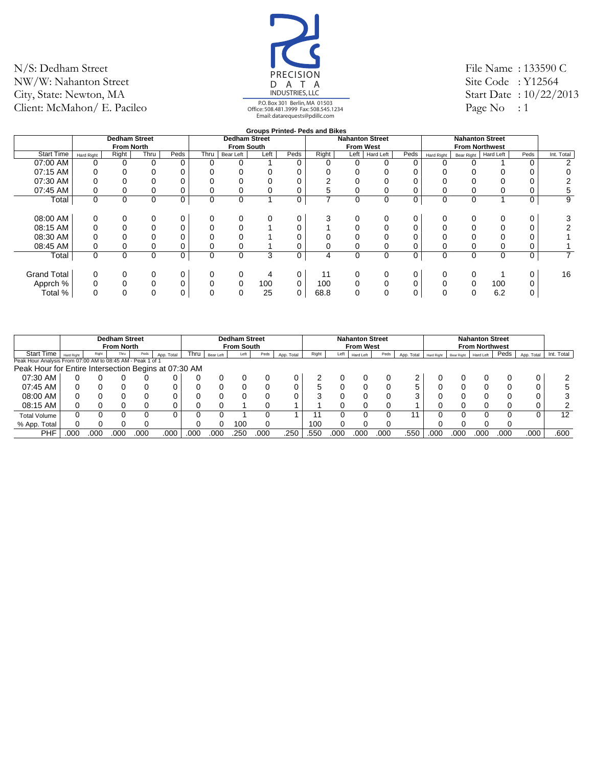N/S: Dedham Street
NW/W: Nahanton Street
City, State: Newton, MA
Client: McMahon/ E. Pacileo

PRECISION DATA INDUSTRIES, LLC
P.O. Box 301 Berlin, MA 01503
Office: 508.481.3999 Fax: 508.545.1234
Email: datarequests@pdillc.com

File Name : 133590 C
Site Code : Y12564
Start Date : 10/22/2013
Page No : 1

**Groups Printed- Peds and Bikes**

| | Dedham Street From North | | | | Dedham Street From South | | | | Nahanton Street From West | | | | Nahanton Street From Northwest | | | | |
|---|---|---|---|---|---|---|---|---|---|---|---|---|---|---|---|---|---|
| Start Time | Hard Right | Right | Thru | Peds | Thru | Bear Left | Left | Peds | Right | Left | Hard Left | Peds | Hard Right | Bear Right | Hard Left | Peds | Int. Total |
| 07:00 AM | 0 | 0 | 0 | 0 | 0 | 0 | 1 | 0 | 0 | 0 | 0 | 0 | 0 | 0 | 1 | 0 | 2 |
| 07:15 AM | 0 | 0 | 0 | 0 | 0 | 0 | 0 | 0 | 0 | 0 | 0 | 0 | 0 | 0 | 0 | 0 | 0 |
| 07:30 AM | 0 | 0 | 0 | 0 | 0 | 0 | 0 | 0 | 2 | 0 | 0 | 0 | 0 | 0 | 0 | 0 | 2 |
| 07:45 AM | 0 | 0 | 0 | 0 | 0 | 0 | 0 | 0 | 5 | 0 | 0 | 0 | 0 | 0 | 0 | 0 | 5 |
| Total | 0 | 0 | 0 | 0 | 0 | 0 | 1 | 0 | 7 | 0 | 0 | 0 | 0 | 0 | 1 | 0 | 9 |
| 08:00 AM | 0 | 0 | 0 | 0 | 0 | 0 | 0 | 0 | 3 | 0 | 0 | 0 | 0 | 0 | 0 | 0 | 3 |
| 08:15 AM | 0 | 0 | 0 | 0 | 0 | 0 | 1 | 0 | 1 | 0 | 0 | 0 | 0 | 0 | 0 | 0 | 2 |
| 08:30 AM | 0 | 0 | 0 | 0 | 0 | 0 | 1 | 0 | 0 | 0 | 0 | 0 | 0 | 0 | 0 | 0 | 1 |
| 08:45 AM | 0 | 0 | 0 | 0 | 0 | 0 | 1 | 0 | 0 | 0 | 0 | 0 | 0 | 0 | 0 | 0 | 1 |
| Total | 0 | 0 | 0 | 0 | 0 | 0 | 3 | 0 | 4 | 0 | 0 | 0 | 0 | 0 | 0 | 0 | 7 |
| Grand Total | 0 | 0 | 0 | 0 | 0 | 0 | 4 | 0 | 11 | 0 | 0 | 0 | 0 | 0 | 1 | 0 | 16 |
| Apprch % | 0 | 0 | 0 | 0 | 0 | 0 | 100 | 0 | 100 | 0 | 0 | 0 | 0 | 0 | 100 | 0 | |
| Total % | 0 | 0 | 0 | 0 | 0 | 0 | 25 | 0 | 68.8 | 0 | 0 | 0 | 0 | 0 | 6.2 | 0 | |

| | Dedham Street From North | | | | | Dedham Street From South | | | | | Nahanton Street From West | | | | | Nahanton Street From Northwest | | | | | |
|---|---|---|---|---|---|---|---|---|---|---|---|---|---|---|---|---|---|---|---|---|---|
| Start Time | Hard Right | Right | Thru | Peds | App. Total | Thru | Bear Left | Left | Peds | App. Total | Right | Left | Hard Left | Peds | App. Total | Hard Right | Bear Right | Hard Left | Peds | App. Total | Int. Total |
| Peak Hour Analysis From 07:00 AM to 08:45 AM - Peak 1 of 1 | | | | | | | | | | | | | | | | | | | | | |
| Peak Hour for Entire Intersection Begins at 07:30 AM | | | | | | | | | | | | | | | | | | | | | |
| 07:30 AM | 0 | 0 | 0 | 0 | 0 | 0 | 0 | 0 | 0 | 0 | 2 | 0 | 0 | 0 | 2 | 0 | 0 | 0 | 0 | 0 | 2 |
| 07:45 AM | 0 | 0 | 0 | 0 | 0 | 0 | 0 | 0 | 0 | 0 | 5 | 0 | 0 | 0 | 5 | 0 | 0 | 0 | 0 | 0 | 5 |
| 08:00 AM | 0 | 0 | 0 | 0 | 0 | 0 | 0 | 0 | 0 | 0 | 3 | 0 | 0 | 0 | 3 | 0 | 0 | 0 | 0 | 0 | 3 |
| 08:15 AM | 0 | 0 | 0 | 0 | 0 | 0 | 0 | 1 | 0 | 1 | 1 | 0 | 0 | 0 | 1 | 0 | 0 | 0 | 0 | 0 | 2 |
| Total Volume | 0 | 0 | 0 | 0 | 0 | 0 | 0 | 1 | 0 | 1 | 11 | 0 | 0 | 0 | 11 | 0 | 0 | 0 | 0 | 0 | 12 |
| % App. Total | 0 | 0 | 0 | 0 | | 0 | 0 | 100 | 0 | | 100 | 0 | 0 | 0 | | 0 | 0 | 0 | 0 | | |
| PHF | .000 | .000 | .000 | .000 | .000 | .000 | .000 | .250 | .000 | .250 | .550 | .000 | .000 | .000 | .550 | .000 | .000 | .000 | .000 | .000 | .600 |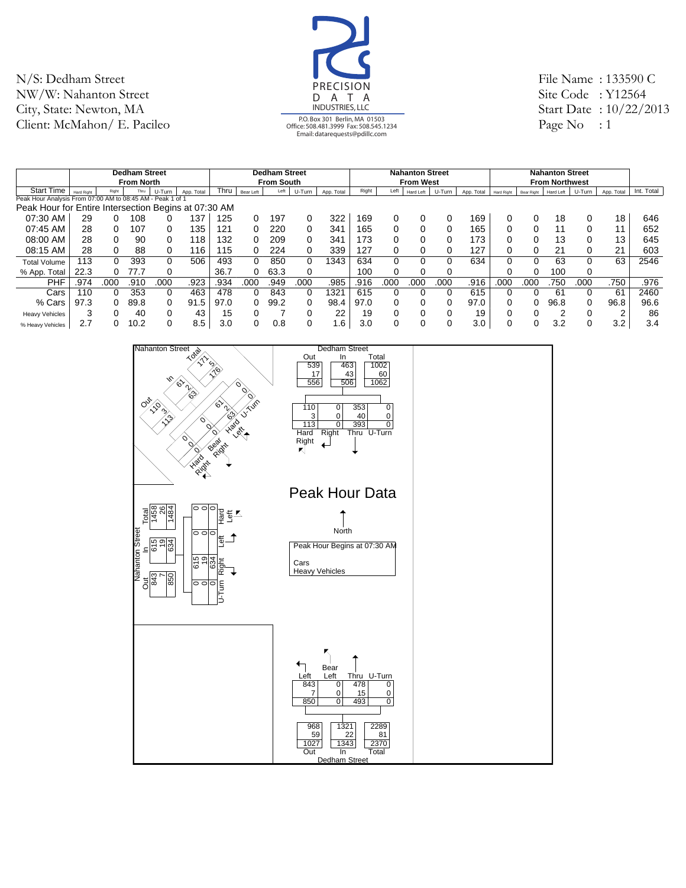N/S: Dedham Street
NW/W: Nahanton Street
City, State: Newton, MA
Client: McMahon/ E. Pacileo

PRECISION DATA INDUSTRIES, LLC
P.O. Box 301 Berlin, MA 01503
Office: 508.481.3999 Fax: 508.545.1234
Email: datarequests@pdillc.com

File Name : 133590 C
Site Code : Y12564
Start Date : 10/22/2013
Page No : 1

| | Dedham Street From North | | | | | Dedham Street From South | | | | | Nahanton Street From West | | | | | Nahanton Street From Northwest | | | | | |
|---|---|---|---|---|---|---|---|---|---|---|---|---|---|---|---|---|---|---|---|---|---|
| Start Time | Hard Right | Right | Thru | U-Turn | App. Total | Thru | Bear Left | Left | U-Turn | App. Total | Right | Left | Hard Left | U-Turn | App. Total | Hard Right | Bear Right | Hard Left | U-Turn | App. Total | Int. Total |
| Peak Hour Analysis From 07:00 AM to 08:45 AM - Peak 1 of 1 | | | | | | | | | | | | | | | | | | | | | |
| Peak Hour for Entire Intersection Begins at 07:30 AM | | | | | | | | | | | | | | | | | | | | | |
| 07:30 AM | 29 | 0 | 108 | 0 | 137 | 125 | 0 | 197 | 0 | 322 | 169 | 0 | 0 | 0 | 169 | 0 | 0 | 18 | 0 | 18 | 646 |
| 07:45 AM | 28 | 0 | 107 | 0 | 135 | 121 | 0 | 220 | 0 | 341 | 165 | 0 | 0 | 0 | 165 | 0 | 0 | 11 | 0 | 11 | 652 |
| 08:00 AM | 28 | 0 | 90 | 0 | 118 | 132 | 0 | 209 | 0 | 341 | 173 | 0 | 0 | 0 | 173 | 0 | 0 | 13 | 0 | 13 | 645 |
| 08:15 AM | 28 | 0 | 88 | 0 | 116 | 115 | 0 | 224 | 0 | 339 | 127 | 0 | 0 | 0 | 127 | 0 | 0 | 21 | 0 | 21 | 603 |
| Total Volume | 113 | 0 | 393 | 0 | 506 | 493 | 0 | 850 | 0 | 1343 | 634 | 0 | 0 | 0 | 634 | 0 | 0 | 63 | 0 | 63 | 2546 |
| % App. Total | 22.3 | 0 | 77.7 | 0 | | 36.7 | 0 | 63.3 | 0 | | 100 | 0 | 0 | 0 | | 0 | 0 | 100 | 0 | | |
| PHF | .974 | .000 | .910 | .000 | .923 | .934 | .000 | .949 | .000 | .985 | .916 | .000 | .000 | .000 | .916 | .000 | .000 | .750 | .000 | .750 | .976 |
| Cars | 110 | 0 | 353 | 0 | 463 | 478 | 0 | 843 | 0 | 1321 | 615 | 0 | 0 | 0 | 615 | 0 | 0 | 61 | 0 | 61 | 2460 |
| % Cars | 97.3 | 0 | 89.8 | 0 | 91.5 | 97.0 | 0 | 99.2 | 0 | 98.4 | 97.0 | 0 | 0 | 0 | 97.0 | 0 | 0 | 96.8 | 0 | 96.8 | 96.6 |
| Heavy Vehicles | 3 | 0 | 40 | 0 | 43 | 15 | 0 | 7 | 0 | 22 | 19 | 0 | 0 | 0 | 19 | 0 | 0 | 2 | 0 | 2 | 86 |
| % Heavy Vehicles | 2.7 | 0 | 10.2 | 0 | 8.5 | 3.0 | 0 | 0.8 | 0 | 1.6 | 3.0 | 0 | 0 | 0 | 3.0 | 0 | 0 | 3.2 | 0 | 3.2 | 3.4 |

## Peak Hour Data

Peak Hour Begins at 07:30 AM

Cars
Heavy Vehicles

**Dedham Street (North)**

| | Out | In | Total |
|---|---|---|---|
| Cars | 539 | 463 | 1002 |
| Heavy Vehicles | 17 | 43 | 60 |
| Total | 556 | 506 | 1062 |

| | Hard Right | Right | Thru | U-Turn |
|---|---|---|---|---|
| Cars | 110 | 0 | 353 | 0 |
| Heavy Vehicles | 3 | 0 | 40 | 0 |
| Total | 113 | 0 | 393 | 0 |

**Nahanton Street (Northwest)**

| | Out | In | Total |
|---|---|---|---|
| Cars | 110 | 61 | 171 |
| Heavy Vehicles | 3 | 2 | 5 |
| Total | 113 | 63 | 176 |

| | Hard Right | Bear Right | Hard Left | U-Turn |
|---|---|---|---|---|
| Cars | 0 | 0 | 61 | 0 |
| Heavy Vehicles | 0 | 0 | 2 | 0 |
| Total | 0 | 0 | 63 | 0 |

**Nahanton Street (West)**

| | Out | In | Total |
|---|---|---|---|
| Cars | 843 | 615 | 1458 |
| Heavy Vehicles | 7 | 19 | 26 |
| Total | 850 | 634 | 1484 |

| | Hard Left | Left | Right | U-Turn |
|---|---|---|---|---|
| Cars | 0 | 0 | 615 | 0 |
| Heavy Vehicles | 0 | 0 | 19 | 0 |
| Total | 0 | 0 | 634 | 0 |

**Dedham Street (South)**

| | Left | Bear Left | Thru | U-Turn |
|---|---|---|---|---|
| Cars | 843 | 0 | 478 | 0 |
| Heavy Vehicles | 7 | 0 | 15 | 0 |
| Total | 850 | 0 | 493 | 0 |

| | Out | In | Total |
|---|---|---|---|
| Cars | 968 | 1321 | 2289 |
| Heavy Vehicles | 59 | 22 | 81 |
| Total | 1027 | 1343 | 2370 |

North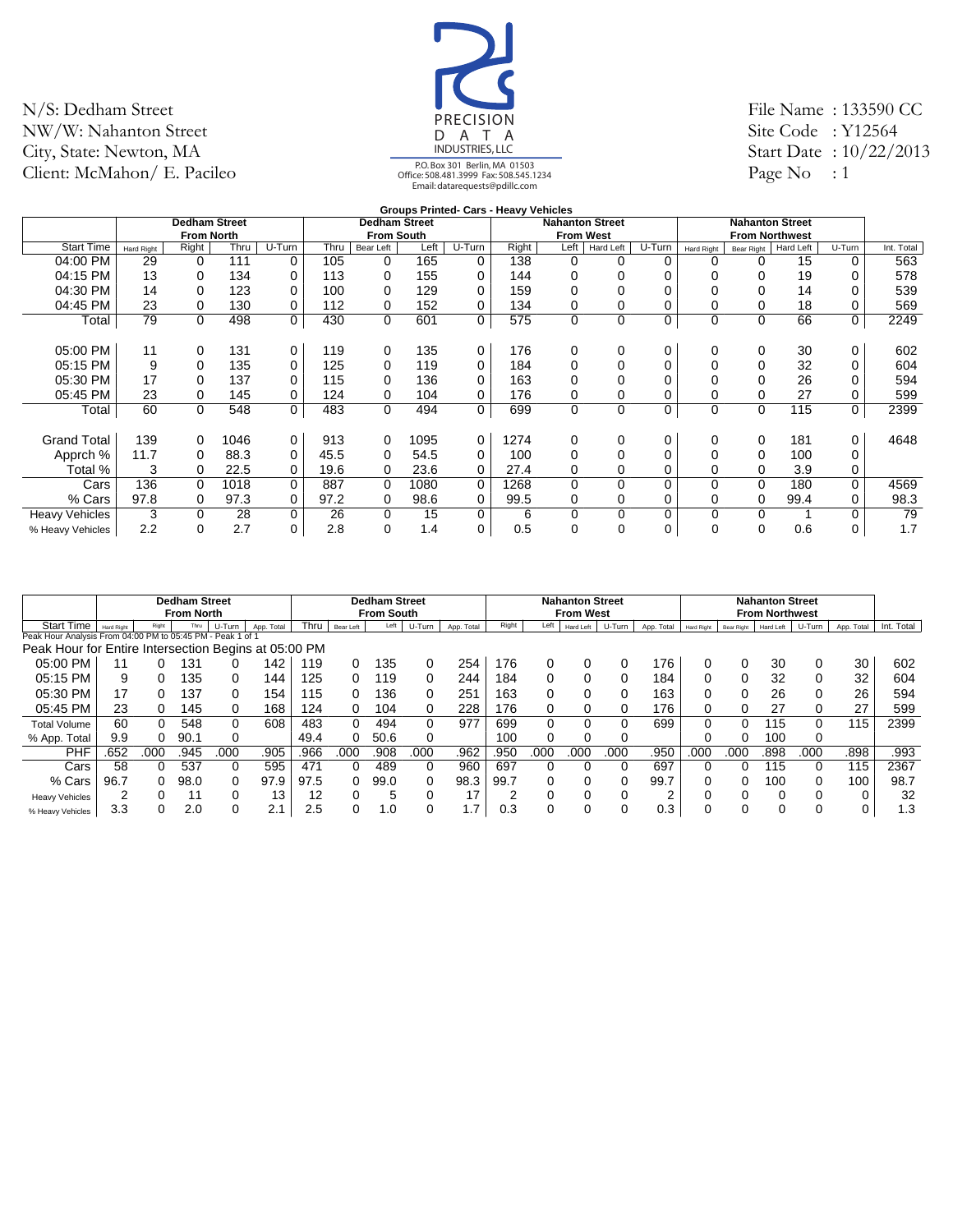N/S: Dedham Street
NW/W: Nahanton Street
City, State: Newton, MA
Client: McMahon/ E. Pacileo

PRECISION DATA INDUSTRIES, LLC
P.O. Box 301 Berlin, MA 01503
Office: 508.481.3999 Fax: 508.545.1234
Email: datarequests@pdillc.com

File Name : 133590 CC
Site Code : Y12564
Start Date : 10/22/2013
Page No : 1

**Groups Printed- Cars - Heavy Vehicles**

| | Dedham Street From North | | | | Dedham Street From South | | | | Nahanton Street From West | | | | Nahanton Street From Northwest | | | | |
|---|---|---|---|---|---|---|---|---|---|---|---|---|---|---|---|---|---|
| Start Time | Hard Right | Right | Thru | U-Turn | Thru | Bear Left | Left | U-Turn | Right | Left | Hard Left | U-Turn | Hard Right | Bear Right | Hard Left | U-Turn | Int. Total |
| 04:00 PM | 29 | 0 | 111 | 0 | 105 | 0 | 165 | 0 | 138 | 0 | 0 | 0 | 0 | 0 | 15 | 0 | 563 |
| 04:15 PM | 13 | 0 | 134 | 0 | 113 | 0 | 155 | 0 | 144 | 0 | 0 | 0 | 0 | 0 | 19 | 0 | 578 |
| 04:30 PM | 14 | 0 | 123 | 0 | 100 | 0 | 129 | 0 | 159 | 0 | 0 | 0 | 0 | 0 | 14 | 0 | 539 |
| 04:45 PM | 23 | 0 | 130 | 0 | 112 | 0 | 152 | 0 | 134 | 0 | 0 | 0 | 0 | 0 | 18 | 0 | 569 |
| Total | 79 | 0 | 498 | 0 | 430 | 0 | 601 | 0 | 575 | 0 | 0 | 0 | 0 | 0 | 66 | 0 | 2249 |
| 05:00 PM | 11 | 0 | 131 | 0 | 119 | 0 | 135 | 0 | 176 | 0 | 0 | 0 | 0 | 0 | 30 | 0 | 602 |
| 05:15 PM | 9 | 0 | 135 | 0 | 125 | 0 | 119 | 0 | 184 | 0 | 0 | 0 | 0 | 0 | 32 | 0 | 604 |
| 05:30 PM | 17 | 0 | 137 | 0 | 115 | 0 | 136 | 0 | 163 | 0 | 0 | 0 | 0 | 0 | 26 | 0 | 594 |
| 05:45 PM | 23 | 0 | 145 | 0 | 124 | 0 | 104 | 0 | 176 | 0 | 0 | 0 | 0 | 0 | 27 | 0 | 599 |
| Total | 60 | 0 | 548 | 0 | 483 | 0 | 494 | 0 | 699 | 0 | 0 | 0 | 0 | 0 | 115 | 0 | 2399 |
| Grand Total | 139 | 0 | 1046 | 0 | 913 | 0 | 1095 | 0 | 1274 | 0 | 0 | 0 | 0 | 0 | 181 | 0 | 4648 |
| Apprch % | 11.7 | 0 | 88.3 | 0 | 45.5 | 0 | 54.5 | 0 | 100 | 0 | 0 | 0 | 0 | 0 | 100 | 0 | |
| Total % | 3 | 0 | 22.5 | 0 | 19.6 | 0 | 23.6 | 0 | 27.4 | 0 | 0 | 0 | 0 | 0 | 3.9 | 0 | |
| Cars | 136 | 0 | 1018 | 0 | 887 | 0 | 1080 | 0 | 1268 | 0 | 0 | 0 | 0 | 0 | 180 | 0 | 4569 |
| % Cars | 97.8 | 0 | 97.3 | 0 | 97.2 | 0 | 98.6 | 0 | 99.5 | 0 | 0 | 0 | 0 | 0 | 99.4 | 0 | 98.3 |
| Heavy Vehicles | 3 | 0 | 28 | 0 | 26 | 0 | 15 | 0 | 6 | 0 | 0 | 0 | 0 | 0 | 1 | 0 | 79 |
| % Heavy Vehicles | 2.2 | 0 | 2.7 | 0 | 2.8 | 0 | 1.4 | 0 | 0.5 | 0 | 0 | 0 | 0 | 0 | 0.6 | 0 | 1.7 |

Peak Hour Analysis From 04:00 PM to 05:45 PM - Peak 1 of 1

Peak Hour for Entire Intersection Begins at 05:00 PM

| | Dedham Street From North | | | | | Dedham Street From South | | | | | Nahanton Street From West | | | | | Nahanton Street From Northwest | | | | | |
|---|---|---|---|---|---|---|---|---|---|---|---|---|---|---|---|---|---|---|---|---|---|
| Start Time | Hard Right | Right | Thru | U-Turn | App. Total | Thru | Bear Left | Left | U-Turn | App. Total | Right | Left | Hard Left | U-Turn | App. Total | Hard Right | Bear Right | Hard Left | U-Turn | App. Total | Int. Total |
| 05:00 PM | 11 | 0 | 131 | 0 | 142 | 119 | 0 | 135 | 0 | 254 | 176 | 0 | 0 | 0 | 176 | 0 | 0 | 30 | 0 | 30 | 602 |
| 05:15 PM | 9 | 0 | 135 | 0 | 144 | 125 | 0 | 119 | 0 | 244 | 184 | 0 | 0 | 0 | 184 | 0 | 0 | 32 | 0 | 32 | 604 |
| 05:30 PM | 17 | 0 | 137 | 0 | 154 | 115 | 0 | 136 | 0 | 251 | 163 | 0 | 0 | 0 | 163 | 0 | 0 | 26 | 0 | 26 | 594 |
| 05:45 PM | 23 | 0 | 145 | 0 | 168 | 124 | 0 | 104 | 0 | 228 | 176 | 0 | 0 | 0 | 176 | 0 | 0 | 27 | 0 | 27 | 599 |
| Total Volume | 60 | 0 | 548 | 0 | 608 | 483 | 0 | 494 | 0 | 977 | 699 | 0 | 0 | 0 | 699 | 0 | 0 | 115 | 0 | 115 | 2399 |
| % App. Total | 9.9 | 0 | 90.1 | 0 | | 49.4 | 0 | 50.6 | 0 | | 100 | 0 | 0 | 0 | | 0 | 0 | 100 | 0 | | |
| PHF | .652 | .000 | .945 | .000 | .905 | .966 | .000 | .908 | .000 | .962 | .950 | .000 | .000 | .000 | .950 | .000 | .000 | .898 | .000 | .898 | .993 |
| Cars | 58 | 0 | 537 | 0 | 595 | 471 | 0 | 489 | 0 | 960 | 697 | 0 | 0 | 0 | 697 | 0 | 0 | 115 | 0 | 115 | 2367 |
| % Cars | 96.7 | 0 | 98.0 | 0 | 97.9 | 97.5 | 0 | 99.0 | 0 | 98.3 | 99.7 | 0 | 0 | 0 | 99.7 | 0 | 0 | 100 | 0 | 100 | 98.7 |
| Heavy Vehicles | 2 | 0 | 11 | 0 | 13 | 12 | 0 | 5 | 0 | 17 | 2 | 0 | 0 | 0 | 2 | 0 | 0 | 0 | 0 | 0 | 32 |
| % Heavy Vehicles | 3.3 | 0 | 2.0 | 0 | 2.1 | 2.5 | 0 | 1.0 | 0 | 1.7 | 0.3 | 0 | 0 | 0 | 0.3 | 0 | 0 | 0 | 0 | 0 | 1.3 |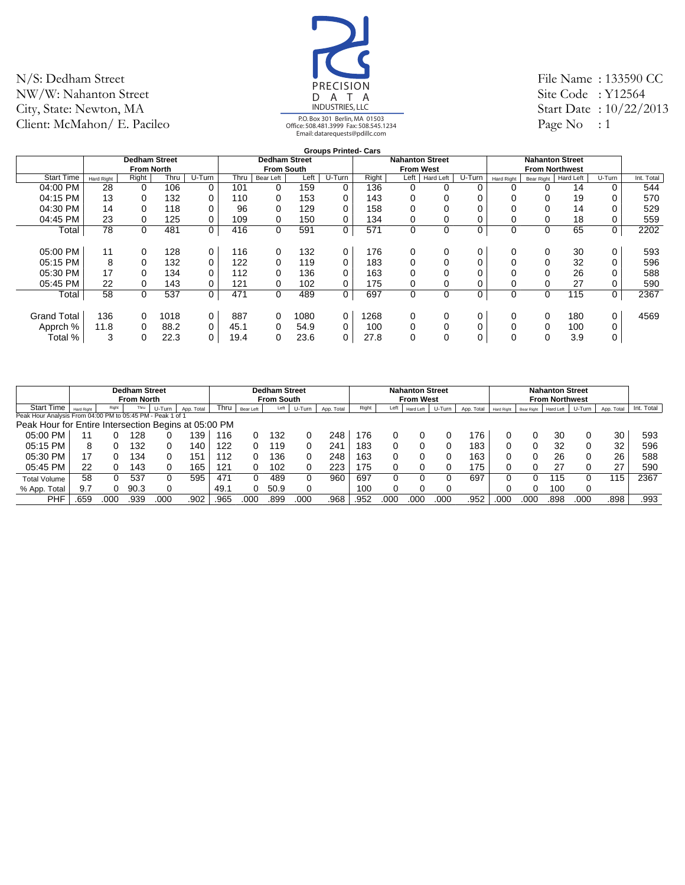N/S: Dedham Street
NW/W: Nahanton Street
City, State: Newton, MA
Client: McMahon/ E. Pacileo

PRECISION DATA INDUSTRIES, LLC
P.O. Box 301 Berlin, MA 01503
Office: 508.481.3999 Fax: 508.545.1234
Email: datarequests@pdillc.com

File Name : 133590 CC
Site Code : Y12564
Start Date : 10/22/2013
Page No : 1

**Groups Printed- Cars**

| | Dedham Street From North | | | | Dedham Street From South | | | | Nahanton Street From West | | | | Nahanton Street From Northwest | | | | |
|---|---|---|---|---|---|---|---|---|---|---|---|---|---|---|---|---|---|
| Start Time | Hard Right | Right | Thru | U-Turn | Thru | Bear Left | Left | U-Turn | Right | Left | Hard Left | U-Turn | Hard Right | Bear Right | Hard Left | U-Turn | Int. Total |
| 04:00 PM | 28 | 0 | 106 | 0 | 101 | 0 | 159 | 0 | 136 | 0 | 0 | 0 | 0 | 0 | 14 | 0 | 544 |
| 04:15 PM | 13 | 0 | 132 | 0 | 110 | 0 | 153 | 0 | 143 | 0 | 0 | 0 | 0 | 0 | 19 | 0 | 570 |
| 04:30 PM | 14 | 0 | 118 | 0 | 96 | 0 | 129 | 0 | 158 | 0 | 0 | 0 | 0 | 0 | 14 | 0 | 529 |
| 04:45 PM | 23 | 0 | 125 | 0 | 109 | 0 | 150 | 0 | 134 | 0 | 0 | 0 | 0 | 0 | 18 | 0 | 559 |
| Total | 78 | 0 | 481 | 0 | 416 | 0 | 591 | 0 | 571 | 0 | 0 | 0 | 0 | 0 | 65 | 0 | 2202 |
| 05:00 PM | 11 | 0 | 128 | 0 | 116 | 0 | 132 | 0 | 176 | 0 | 0 | 0 | 0 | 0 | 30 | 0 | 593 |
| 05:15 PM | 8 | 0 | 132 | 0 | 122 | 0 | 119 | 0 | 183 | 0 | 0 | 0 | 0 | 0 | 32 | 0 | 596 |
| 05:30 PM | 17 | 0 | 134 | 0 | 112 | 0 | 136 | 0 | 163 | 0 | 0 | 0 | 0 | 0 | 26 | 0 | 588 |
| 05:45 PM | 22 | 0 | 143 | 0 | 121 | 0 | 102 | 0 | 175 | 0 | 0 | 0 | 0 | 0 | 27 | 0 | 590 |
| Total | 58 | 0 | 537 | 0 | 471 | 0 | 489 | 0 | 697 | 0 | 0 | 0 | 0 | 0 | 115 | 0 | 2367 |
| Grand Total | 136 | 0 | 1018 | 0 | 887 | 0 | 1080 | 0 | 1268 | 0 | 0 | 0 | 0 | 0 | 180 | 0 | 4569 |
| Apprch % | 11.8 | 0 | 88.2 | 0 | 45.1 | 0 | 54.9 | 0 | 100 | 0 | 0 | 0 | 0 | 0 | 100 | 0 | |
| Total % | 3 | 0 | 22.3 | 0 | 19.4 | 0 | 23.6 | 0 | 27.8 | 0 | 0 | 0 | 0 | 0 | 3.9 | 0 | |

| | Dedham Street From North | | | | | Dedham Street From South | | | | | Nahanton Street From West | | | | | Nahanton Street From Northwest | | | | | |
|---|---|---|---|---|---|---|---|---|---|---|---|---|---|---|---|---|---|---|---|---|---|
| Start Time | Hard Right | Right | Thru | U-Turn | App. Total | Thru | Bear Left | Left | U-Turn | App. Total | Right | Left | Hard Left | U-Turn | App. Total | Hard Right | Bear Right | Hard Left | U-Turn | App. Total | Int. Total |
| Peak Hour Analysis From 04:00 PM to 05:45 PM - Peak 1 of 1 | | | | | | | | | | | | | | | | | | | | | |
| Peak Hour for Entire Intersection Begins at 05:00 PM | | | | | | | | | | | | | | | | | | | | | |
| 05:00 PM | 11 | 0 | 128 | 0 | 139 | 116 | 0 | 132 | 0 | 248 | 176 | 0 | 0 | 0 | 176 | 0 | 0 | 30 | 0 | 30 | 593 |
| 05:15 PM | 8 | 0 | 132 | 0 | 140 | 122 | 0 | 119 | 0 | 241 | 183 | 0 | 0 | 0 | 183 | 0 | 0 | 32 | 0 | 32 | 596 |
| 05:30 PM | 17 | 0 | 134 | 0 | 151 | 112 | 0 | 136 | 0 | 248 | 163 | 0 | 0 | 0 | 163 | 0 | 0 | 26 | 0 | 26 | 588 |
| 05:45 PM | 22 | 0 | 143 | 0 | 165 | 121 | 0 | 102 | 0 | 223 | 175 | 0 | 0 | 0 | 175 | 0 | 0 | 27 | 0 | 27 | 590 |
| Total Volume | 58 | 0 | 537 | 0 | 595 | 471 | 0 | 489 | 0 | 960 | 697 | 0 | 0 | 0 | 697 | 0 | 0 | 115 | 0 | 115 | 2367 |
| % App. Total | 9.7 | 0 | 90.3 | 0 | | 49.1 | 0 | 50.9 | 0 | | 100 | 0 | 0 | 0 | | 0 | 0 | 100 | 0 | | |
| PHF | .659 | .000 | .939 | .000 | .902 | .965 | .000 | .899 | .000 | .968 | .952 | .000 | .000 | .000 | .952 | .000 | .000 | .898 | .000 | .898 | .993 |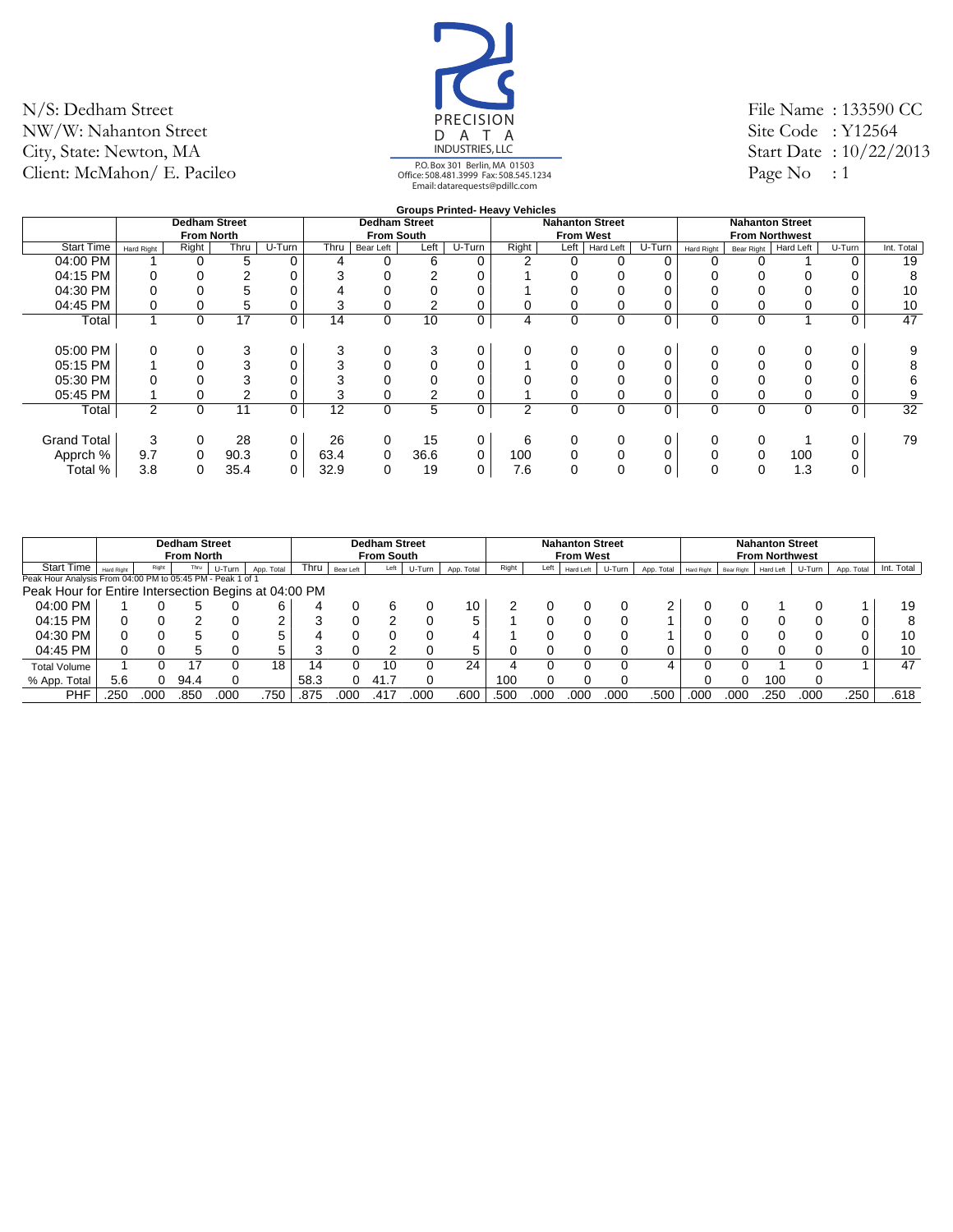N/S: Dedham Street
NW/W: Nahanton Street
City, State: Newton, MA
Client: McMahon/ E. Pacileo

PRECISION DATA INDUSTRIES, LLC
P.O. Box 301 Berlin, MA 01503
Office: 508.481.3999 Fax: 508.545.1234
Email: datarequests@pdillc.com

File Name : 133590 CC
Site Code : Y12564
Start Date : 10/22/2013
Page No : 1

**Groups Printed- Heavy Vehicles**

| | Dedham Street From North | | | | Dedham Street From South | | | | Nahanton Street From West | | | | Nahanton Street From Northwest | | | | |
|---|---|---|---|---|---|---|---|---|---|---|---|---|---|---|---|---|---|
| Start Time | Hard Right | Right | Thru | U-Turn | Thru | Bear Left | Left | U-Turn | Right | Left | Hard Left | U-Turn | Hard Right | Bear Right | Hard Left | U-Turn | Int. Total |
| 04:00 PM | 1 | 0 | 5 | 0 | 4 | 0 | 6 | 0 | 2 | 0 | 0 | 0 | 0 | 0 | 1 | 0 | 19 |
| 04:15 PM | 0 | 0 | 2 | 0 | 3 | 0 | 2 | 0 | 1 | 0 | 0 | 0 | 0 | 0 | 0 | 0 | 8 |
| 04:30 PM | 0 | 0 | 5 | 0 | 4 | 0 | 0 | 0 | 1 | 0 | 0 | 0 | 0 | 0 | 0 | 0 | 10 |
| 04:45 PM | 0 | 0 | 5 | 0 | 3 | 0 | 2 | 0 | 0 | 0 | 0 | 0 | 0 | 0 | 0 | 0 | 10 |
| Total | 1 | 0 | 17 | 0 | 14 | 0 | 10 | 0 | 4 | 0 | 0 | 0 | 0 | 0 | 1 | 0 | 47 |
| 05:00 PM | 0 | 0 | 3 | 0 | 3 | 0 | 3 | 0 | 0 | 0 | 0 | 0 | 0 | 0 | 0 | 0 | 9 |
| 05:15 PM | 1 | 0 | 3 | 0 | 3 | 0 | 0 | 0 | 1 | 0 | 0 | 0 | 0 | 0 | 0 | 0 | 8 |
| 05:30 PM | 0 | 0 | 3 | 0 | 3 | 0 | 0 | 0 | 0 | 0 | 0 | 0 | 0 | 0 | 0 | 0 | 6 |
| 05:45 PM | 1 | 0 | 2 | 0 | 3 | 0 | 2 | 0 | 1 | 0 | 0 | 0 | 0 | 0 | 0 | 0 | 9 |
| Total | 2 | 0 | 11 | 0 | 12 | 0 | 5 | 0 | 2 | 0 | 0 | 0 | 0 | 0 | 0 | 0 | 32 |
| Grand Total | 3 | 0 | 28 | 0 | 26 | 0 | 15 | 0 | 6 | 0 | 0 | 0 | 0 | 0 | 1 | 0 | 79 |
| Apprch % | 9.7 | 0 | 90.3 | 0 | 63.4 | 0 | 36.6 | 0 | 100 | 0 | 0 | 0 | 0 | 0 | 100 | 0 | |
| Total % | 3.8 | 0 | 35.4 | 0 | 32.9 | 0 | 19 | 0 | 7.6 | 0 | 0 | 0 | 0 | 0 | 1.3 | 0 | |

| | Dedham Street From North | | | | | Dedham Street From South | | | | | Nahanton Street From West | | | | | Nahanton Street From Northwest | | | | | |
|---|---|---|---|---|---|---|---|---|---|---|---|---|---|---|---|---|---|---|---|---|---|
| Start Time | Hard Right | Right | Thru | U-Turn | App. Total | Thru | Bear Left | Left | U-Turn | App. Total | Right | Left | Hard Left | U-Turn | App. Total | Hard Right | Bear Right | Hard Left | U-Turn | App. Total | Int. Total |
| Peak Hour Analysis From 04:00 PM to 05:45 PM - Peak 1 of 1 | | | | | | | | | | | | | | | | | | | | | |
| Peak Hour for Entire Intersection Begins at 04:00 PM | | | | | | | | | | | | | | | | | | | | | |
| 04:00 PM | 1 | 0 | 5 | 0 | 6 | 4 | 0 | 6 | 0 | 10 | 2 | 0 | 0 | 0 | 2 | 0 | 0 | 1 | 0 | 1 | 19 |
| 04:15 PM | 0 | 0 | 2 | 0 | 2 | 3 | 0 | 2 | 0 | 5 | 1 | 0 | 0 | 0 | 1 | 0 | 0 | 0 | 0 | 0 | 8 |
| 04:30 PM | 0 | 0 | 5 | 0 | 5 | 4 | 0 | 0 | 0 | 4 | 1 | 0 | 0 | 0 | 1 | 0 | 0 | 0 | 0 | 0 | 10 |
| 04:45 PM | 0 | 0 | 5 | 0 | 5 | 3 | 0 | 2 | 0 | 5 | 0 | 0 | 0 | 0 | 0 | 0 | 0 | 0 | 0 | 0 | 10 |
| Total Volume | 1 | 0 | 17 | 0 | 18 | 14 | 0 | 10 | 0 | 24 | 4 | 0 | 0 | 0 | 4 | 0 | 0 | 1 | 0 | 1 | 47 |
| % App. Total | 5.6 | 0 | 94.4 | 0 | | 58.3 | 0 | 41.7 | 0 | | 100 | 0 | 0 | 0 | | 0 | 0 | 100 | 0 | | |
| PHF | .250 | .000 | .850 | .000 | .750 | .875 | .000 | .417 | .000 | .600 | .500 | .000 | .000 | .000 | .500 | .000 | .000 | .250 | .000 | .250 | .618 |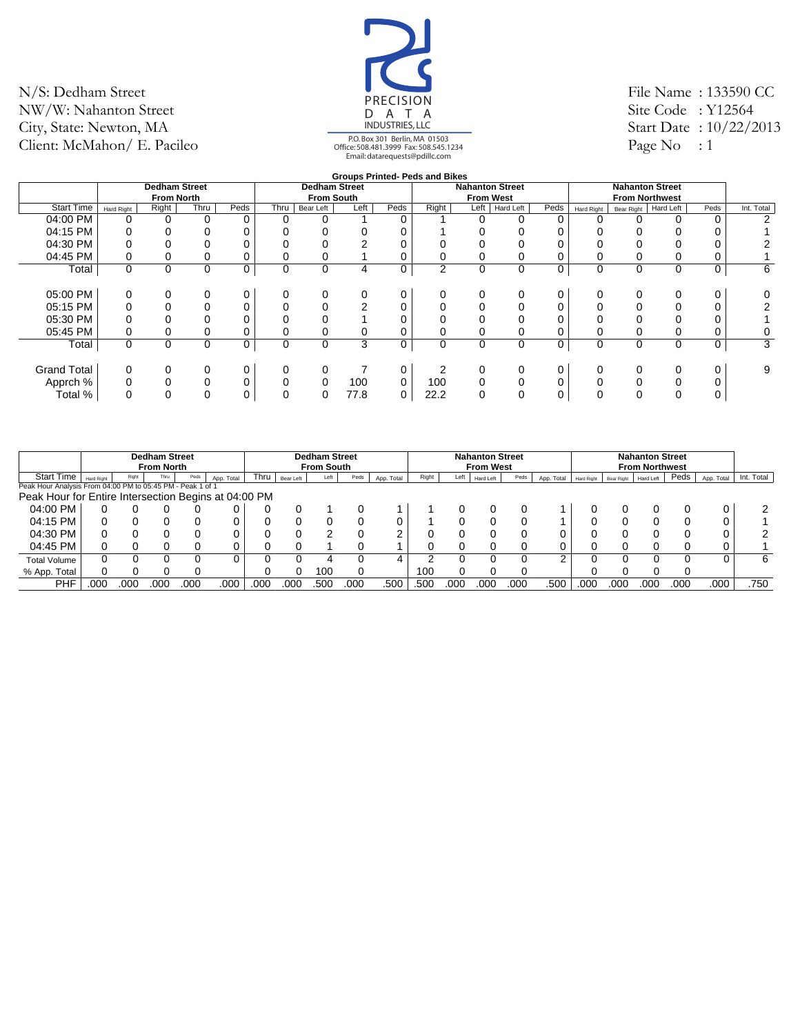N/S: Dedham Street
NW/W: Nahanton Street
City, State: Newton, MA
Client: McMahon/ E. Pacileo

PRECISION DATA INDUSTRIES, LLC
P.O. Box 301 Berlin, MA 01503
Office: 508.481.3999 Fax: 508.545.1234
Email: datarequests@pdillc.com

File Name : 133590 CC
Site Code : Y12564
Start Date : 10/22/2013
Page No : 1

**Groups Printed- Peds and Bikes**

| | Dedham Street From North | | | | Dedham Street From South | | | | Nahanton Street From West | | | | Nahanton Street From Northwest | | | | |
|---|---|---|---|---|---|---|---|---|---|---|---|---|---|---|---|---|---|
| Start Time | Hard Right | Right | Thru | Peds | Thru | Bear Left | Left | Peds | Right | Left | Hard Left | Peds | Hard Right | Bear Right | Hard Left | Peds | Int. Total |
| 04:00 PM | 0 | 0 | 0 | 0 | 0 | 0 | 1 | 0 | 1 | 0 | 0 | 0 | 0 | 0 | 0 | 0 | 2 |
| 04:15 PM | 0 | 0 | 0 | 0 | 0 | 0 | 0 | 0 | 1 | 0 | 0 | 0 | 0 | 0 | 0 | 0 | 1 |
| 04:30 PM | 0 | 0 | 0 | 0 | 0 | 0 | 2 | 0 | 0 | 0 | 0 | 0 | 0 | 0 | 0 | 0 | 2 |
| 04:45 PM | 0 | 0 | 0 | 0 | 0 | 0 | 1 | 0 | 0 | 0 | 0 | 0 | 0 | 0 | 0 | 0 | 1 |
| Total | 0 | 0 | 0 | 0 | 0 | 0 | 4 | 0 | 2 | 0 | 0 | 0 | 0 | 0 | 0 | 0 | 6 |
| 05:00 PM | 0 | 0 | 0 | 0 | 0 | 0 | 0 | 0 | 0 | 0 | 0 | 0 | 0 | 0 | 0 | 0 | 0 |
| 05:15 PM | 0 | 0 | 0 | 0 | 0 | 0 | 2 | 0 | 0 | 0 | 0 | 0 | 0 | 0 | 0 | 0 | 2 |
| 05:30 PM | 0 | 0 | 0 | 0 | 0 | 0 | 1 | 0 | 0 | 0 | 0 | 0 | 0 | 0 | 0 | 0 | 1 |
| 05:45 PM | 0 | 0 | 0 | 0 | 0 | 0 | 0 | 0 | 0 | 0 | 0 | 0 | 0 | 0 | 0 | 0 | 0 |
| Total | 0 | 0 | 0 | 0 | 0 | 0 | 3 | 0 | 0 | 0 | 0 | 0 | 0 | 0 | 0 | 0 | 3 |
| Grand Total | 0 | 0 | 0 | 0 | 0 | 0 | 7 | 0 | 2 | 0 | 0 | 0 | 0 | 0 | 0 | 0 | 9 |
| Apprch % | 0 | 0 | 0 | 0 | 0 | 0 | 100 | 0 | 100 | 0 | 0 | 0 | 0 | 0 | 0 | 0 | |
| Total % | 0 | 0 | 0 | 0 | 0 | 0 | 77.8 | 0 | 22.2 | 0 | 0 | 0 | 0 | 0 | 0 | 0 | |

| | Dedham Street From North | | | | | Dedham Street From South | | | | | Nahanton Street From West | | | | | Nahanton Street From Northwest | | | | | |
|---|---|---|---|---|---|---|---|---|---|---|---|---|---|---|---|---|---|---|---|---|---|
| Start Time | Hard Right | Right | Thru | Peds | App. Total | Thru | Bear Left | Left | Peds | App. Total | Right | Left | Hard Left | Peds | App. Total | Hard Right | Bear Right | Hard Left | Peds | App. Total | Int. Total |
| Peak Hour Analysis From 04:00 PM to 05:45 PM - Peak 1 of 1 | | | | | | | | | | | | | | | | | | | | | |
| Peak Hour for Entire Intersection Begins at 04:00 PM | | | | | | | | | | | | | | | | | | | | | |
| 04:00 PM | 0 | 0 | 0 | 0 | 0 | 0 | 0 | 1 | 0 | 1 | 1 | 0 | 0 | 0 | 1 | 0 | 0 | 0 | 0 | 0 | 2 |
| 04:15 PM | 0 | 0 | 0 | 0 | 0 | 0 | 0 | 0 | 0 | 0 | 1 | 0 | 0 | 0 | 1 | 0 | 0 | 0 | 0 | 0 | 1 |
| 04:30 PM | 0 | 0 | 0 | 0 | 0 | 0 | 0 | 2 | 0 | 2 | 0 | 0 | 0 | 0 | 0 | 0 | 0 | 0 | 0 | 0 | 2 |
| 04:45 PM | 0 | 0 | 0 | 0 | 0 | 0 | 0 | 1 | 0 | 1 | 0 | 0 | 0 | 0 | 0 | 0 | 0 | 0 | 0 | 0 | 1 |
| Total Volume | 0 | 0 | 0 | 0 | 0 | 0 | 0 | 4 | 0 | 4 | 2 | 0 | 0 | 0 | 2 | 0 | 0 | 0 | 0 | 0 | 6 |
| % App. Total | 0 | 0 | 0 | 0 | | 0 | 0 | 100 | 0 | | 100 | 0 | 0 | 0 | | 0 | 0 | 0 | 0 | | |
| PHF | .000 | .000 | .000 | .000 | .000 | .000 | .000 | .500 | .000 | .500 | .500 | .000 | .000 | .000 | .500 | .000 | .000 | .000 | .000 | .000 | .750 |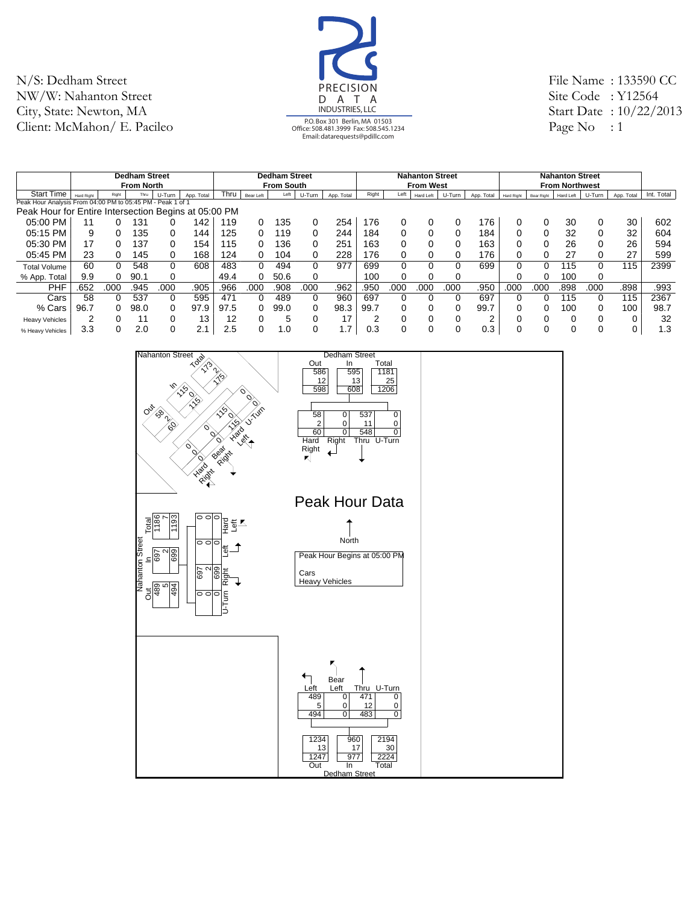N/S: Dedham Street
NW/W: Nahanton Street
City, State: Newton, MA
Client: McMahon/ E. Pacileo

PRECISION DATA INDUSTRIES, LLC
P.O. Box 301 Berlin, MA 01503
Office: 508.481.3999 Fax: 508.545.1234
Email: datarequests@pdillc.com

File Name : 133590 CC
Site Code : Y12564
Start Date : 10/22/2013
Page No : 1

| | Dedham Street | | | | | Dedham Street | | | | | Nahanton Street | | | | | Nahanton Street | | | | | |
|---|---|---|---|---|---|---|---|---|---|---|---|---|---|---|---|---|---|---|---|---|---|
| | From North | | | | | From South | | | | | From West | | | | | From Northwest | | | | | |
| Start Time | Hard Right | Right | Thru | U-Turn | App. Total | Thru | Bear Left | Left | U-Turn | App. Total | Right | Left | Hard Left | U-Turn | App. Total | Hard Right | Bear Right | Hard Left | U-Turn | App. Total | Int. Total |
| Peak Hour Analysis From 04:00 PM to 05:45 PM - Peak 1 of 1 | | | | | | | | | | | | | | | | | | | | | |
| Peak Hour for Entire Intersection Begins at 05:00 PM | | | | | | | | | | | | | | | | | | | | | |
| 05:00 PM | 11 | 0 | 131 | 0 | 142 | 119 | 0 | 135 | 0 | 254 | 176 | 0 | 0 | 0 | 176 | 0 | 0 | 30 | 0 | 30 | 602 |
| 05:15 PM | 9 | 0 | 135 | 0 | 144 | 125 | 0 | 119 | 0 | 244 | 184 | 0 | 0 | 0 | 184 | 0 | 0 | 32 | 0 | 32 | 604 |
| 05:30 PM | 17 | 0 | 137 | 0 | 154 | 115 | 0 | 136 | 0 | 251 | 163 | 0 | 0 | 0 | 163 | 0 | 0 | 26 | 0 | 26 | 594 |
| 05:45 PM | 23 | 0 | 145 | 0 | 168 | 124 | 0 | 104 | 0 | 228 | 176 | 0 | 0 | 0 | 176 | 0 | 0 | 27 | 0 | 27 | 599 |
| Total Volume | 60 | 0 | 548 | 0 | 608 | 483 | 0 | 494 | 0 | 977 | 699 | 0 | 0 | 0 | 699 | 0 | 0 | 115 | 0 | 115 | 2399 |
| % App. Total | 9.9 | 0 | 90.1 | 0 | | 49.4 | 0 | 50.6 | 0 | | 100 | 0 | 0 | 0 | | 0 | 0 | 100 | 0 | | |
| PHF | .652 | .000 | .945 | .000 | .905 | .966 | .000 | .908 | .000 | .962 | .950 | .000 | .000 | .000 | .950 | .000 | .000 | .898 | .000 | .898 | .993 |
| Cars | 58 | 0 | 537 | 0 | 595 | 471 | 0 | 489 | 0 | 960 | 697 | 0 | 0 | 0 | 697 | 0 | 0 | 115 | 0 | 115 | 2367 |
| % Cars | 96.7 | 0 | 98.0 | 0 | 97.9 | 97.5 | 0 | 99.0 | 0 | 98.3 | 99.7 | 0 | 0 | 0 | 99.7 | 0 | 0 | 100 | 0 | 100 | 98.7 |
| Heavy Vehicles | 2 | 0 | 11 | 0 | 13 | 12 | 0 | 5 | 0 | 17 | 2 | 0 | 0 | 0 | 2 | 0 | 0 | 0 | 0 | 0 | 32 |
| % Heavy Vehicles | 3.3 | 0 | 2.0 | 0 | 2.1 | 2.5 | 0 | 1.0 | 0 | 1.7 | 0.3 | 0 | 0 | 0 | 0.3 | 0 | 0 | 0 | 0 | 0 | 1.3 |

## Peak Hour Data

Peak Hour Begins at 05:00 PM

Cars
Heavy Vehicles

**Dedham Street (North)**

| | Out | In | Total |
|---|---|---|---|
| Cars | 586 | 595 | 1181 |
| Heavy Vehicles | 12 | 13 | 25 |
| Total | 598 | 608 | 1206 |

| | Hard Right | Right | Thru | U-Turn |
|---|---|---|---|---|
| Cars | 58 | 0 | 537 | 0 |
| Heavy Vehicles | 2 | 0 | 11 | 0 |
| Total | 60 | 0 | 548 | 0 |

**Dedham Street (South)**

| | Left | Bear Left | Thru | U-Turn |
|---|---|---|---|---|
| Cars | 489 | 0 | 471 | 0 |
| Heavy Vehicles | 5 | 0 | 12 | 0 |
| Total | 494 | 0 | 483 | 0 |

| | Out | In | Total |
|---|---|---|---|
| Cars | 1234 | 960 | 2194 |
| Heavy Vehicles | 13 | 17 | 30 |
| Total | 1247 | 977 | 2224 |

**Nahanton Street (West)**

| | Out | In | Total |
|---|---|---|---|
| Cars | 489 | 697 | 1186 |
| Heavy Vehicles | 5 | 2 | 7 |
| Total | 494 | 699 | 1193 |

| | Hard Left | Left | Right | U-Turn |
|---|---|---|---|---|
| Cars | 0 | 0 | 697 | 0 |
| Heavy Vehicles | 0 | 0 | 2 | 0 |
| Total | 0 | 0 | 699 | 0 |

**Nahanton Street (Northwest)**

| | Out | In | Total |
|---|---|---|---|
| Cars | 58 | 115 | 173 |
| Heavy Vehicles | 2 | 0 | 2 |
| Total | 60 | 115 | 175 |

| | Hard Left | U-Turn | Bear Right | Hard Right |
|---|---|---|---|---|
| Cars | 115 | 0 | 0 | 0 |
| Heavy Vehicles | 0 | 0 | 0 | 0 |
| Total | 115 | 0 | 0 | 0 |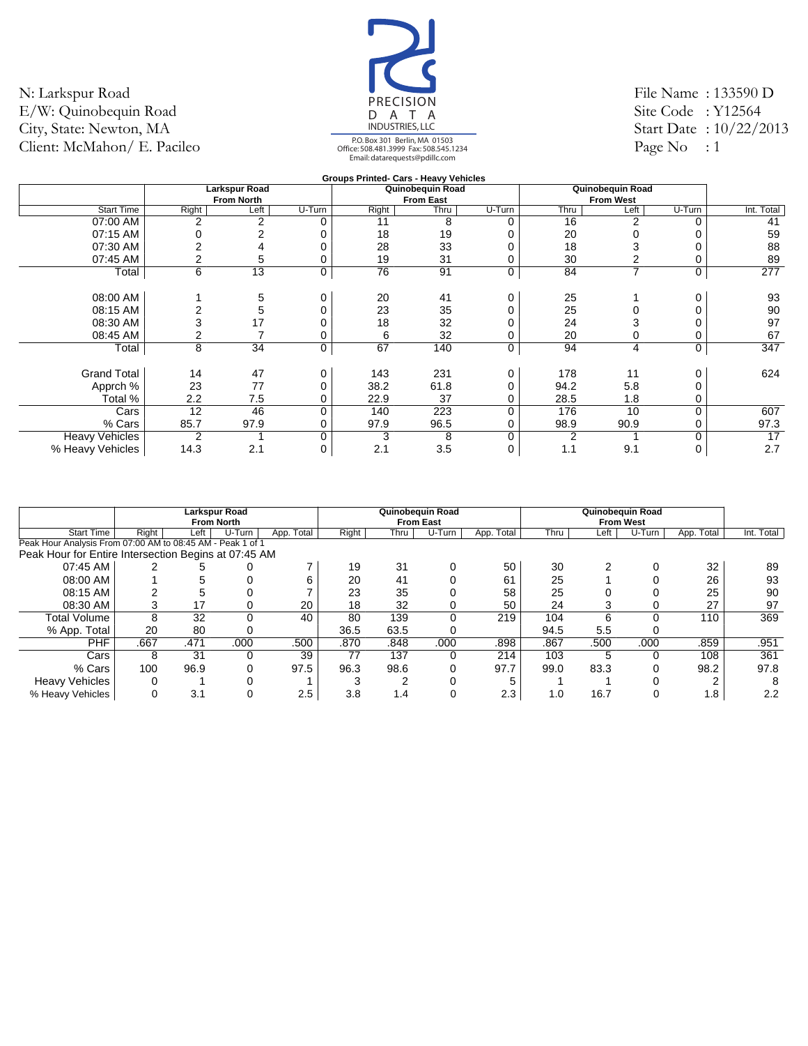N: Larkspur Road
E/W: Quinobequin Road
City, State: Newton, MA
Client: McMahon/ E. Pacileo

PRECISION DATA INDUSTRIES, LLC
P.O. Box 301 Berlin, MA 01503
Office: 508.481.3999 Fax: 508.545.1234
Email: datarequests@pdillc.com

File Name : 133590 D
Site Code : Y12564
Start Date : 10/22/2013
Page No : 1

**Groups Printed- Cars - Heavy Vehicles**

| | Larkspur Road From North | | | Quinobequin Road From East | | | Quinobequin Road From West | | | |
|---|---|---|---|---|---|---|---|---|---|---|
| Start Time | Right | Left | U-Turn | Right | Thru | U-Turn | Thru | Left | U-Turn | Int. Total |
| 07:00 AM | 2 | 2 | 0 | 11 | 8 | 0 | 16 | 2 | 0 | 41 |
| 07:15 AM | 0 | 2 | 0 | 18 | 19 | 0 | 20 | 0 | 0 | 59 |
| 07:30 AM | 2 | 4 | 0 | 28 | 33 | 0 | 18 | 3 | 0 | 88 |
| 07:45 AM | 2 | 5 | 0 | 19 | 31 | 0 | 30 | 2 | 0 | 89 |
| Total | 6 | 13 | 0 | 76 | 91 | 0 | 84 | 7 | 0 | 277 |
| 08:00 AM | 1 | 5 | 0 | 20 | 41 | 0 | 25 | 1 | 0 | 93 |
| 08:15 AM | 2 | 5 | 0 | 23 | 35 | 0 | 25 | 0 | 0 | 90 |
| 08:30 AM | 3 | 17 | 0 | 18 | 32 | 0 | 24 | 3 | 0 | 97 |
| 08:45 AM | 2 | 7 | 0 | 6 | 32 | 0 | 20 | 0 | 0 | 67 |
| Total | 8 | 34 | 0 | 67 | 140 | 0 | 94 | 4 | 0 | 347 |
| Grand Total | 14 | 47 | 0 | 143 | 231 | 0 | 178 | 11 | 0 | 624 |
| Apprch % | 23 | 77 | 0 | 38.2 | 61.8 | 0 | 94.2 | 5.8 | 0 | |
| Total % | 2.2 | 7.5 | 0 | 22.9 | 37 | 0 | 28.5 | 1.8 | 0 | |
| Cars | 12 | 46 | 0 | 140 | 223 | 0 | 176 | 10 | 0 | 607 |
| % Cars | 85.7 | 97.9 | 0 | 97.9 | 96.5 | 0 | 98.9 | 90.9 | 0 | 97.3 |
| Heavy Vehicles | 2 | 1 | 0 | 3 | 8 | 0 | 2 | 1 | 0 | 17 |
| % Heavy Vehicles | 14.3 | 2.1 | 0 | 2.1 | 3.5 | 0 | 1.1 | 9.1 | 0 | 2.7 |

| | Larkspur Road From North | | | | Quinobequin Road From East | | | | Quinobequin Road From West | | | | |
|---|---|---|---|---|---|---|---|---|---|---|---|---|---|
| Start Time | Right | Left | U-Turn | App. Total | Right | Thru | U-Turn | App. Total | Thru | Left | U-Turn | App. Total | Int. Total |
| Peak Hour Analysis From 07:00 AM to 08:45 AM - Peak 1 of 1 | | | | | | | | | | | | | |
| Peak Hour for Entire Intersection Begins at 07:45 AM | | | | | | | | | | | | | |
| 07:45 AM | 2 | 5 | 0 | 7 | 19 | 31 | 0 | 50 | 30 | 2 | 0 | 32 | 89 |
| 08:00 AM | 1 | 5 | 0 | 6 | 20 | 41 | 0 | 61 | 25 | 1 | 0 | 26 | 93 |
| 08:15 AM | 2 | 5 | 0 | 7 | 23 | 35 | 0 | 58 | 25 | 0 | 0 | 25 | 90 |
| 08:30 AM | 3 | 17 | 0 | 20 | 18 | 32 | 0 | 50 | 24 | 3 | 0 | 27 | 97 |
| Total Volume | 8 | 32 | 0 | 40 | 80 | 139 | 0 | 219 | 104 | 6 | 0 | 110 | 369 |
| % App. Total | 20 | 80 | 0 | | 36.5 | 63.5 | 0 | | 94.5 | 5.5 | 0 | | |
| PHF | .667 | .471 | .000 | .500 | .870 | .848 | .000 | .898 | .867 | .500 | .000 | .859 | .951 |
| Cars | 8 | 31 | 0 | 39 | 77 | 137 | 0 | 214 | 103 | 5 | 0 | 108 | 361 |
| % Cars | 100 | 96.9 | 0 | 97.5 | 96.3 | 98.6 | 0 | 97.7 | 99.0 | 83.3 | 0 | 98.2 | 97.8 |
| Heavy Vehicles | 0 | 1 | 0 | 1 | 3 | 2 | 0 | 5 | 1 | 1 | 0 | 2 | 8 |
| % Heavy Vehicles | 0 | 3.1 | 0 | 2.5 | 3.8 | 1.4 | 0 | 2.3 | 1.0 | 16.7 | 0 | 1.8 | 2.2 |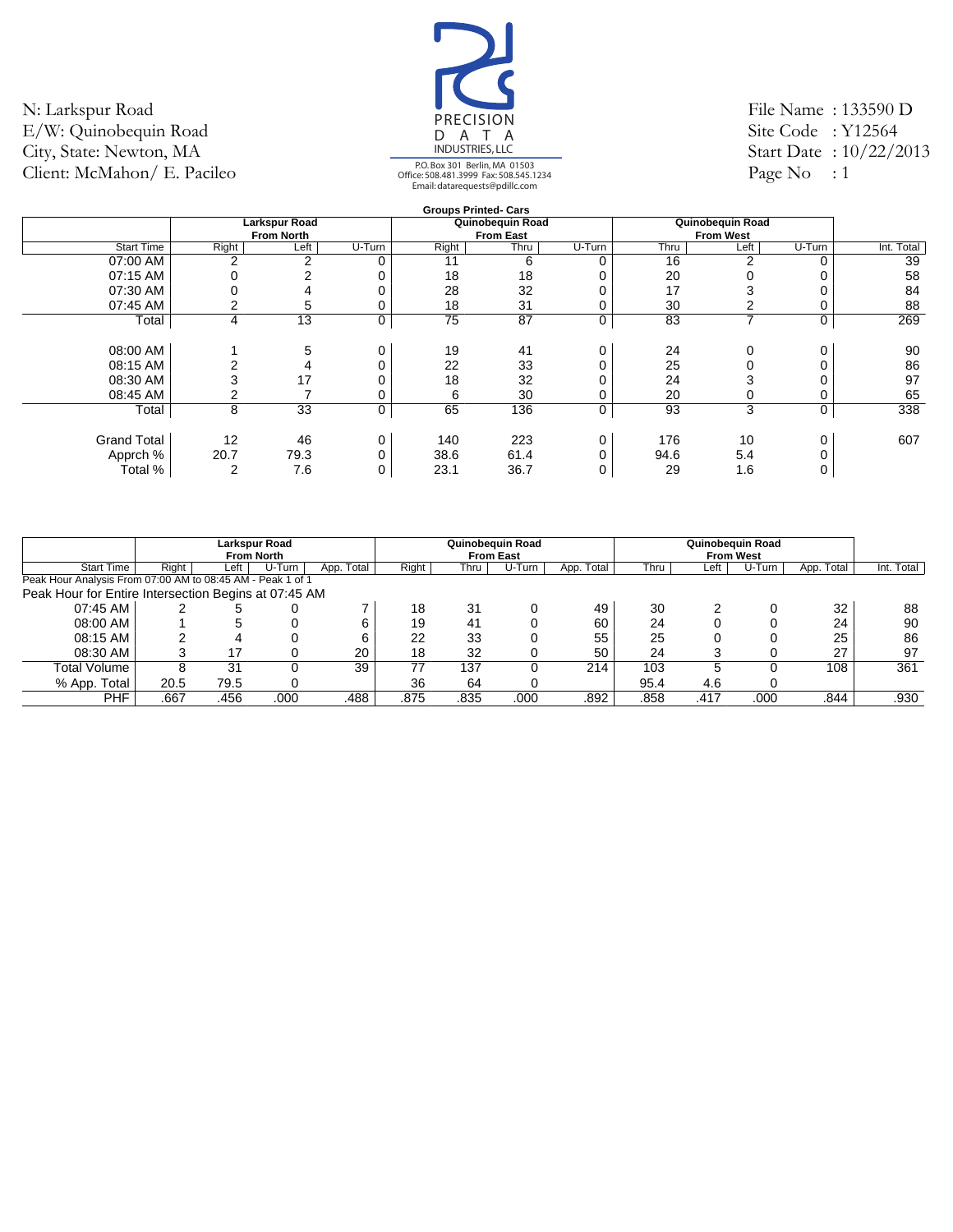N: Larkspur Road
E/W: Quinobequin Road
City, State: Newton, MA
Client: McMahon/ E. Pacileo

PRECISION DATA INDUSTRIES, LLC
P.O. Box 301 Berlin, MA 01503
Office: 508.481.3999 Fax: 508.545.1234
Email: datarequests@pdillc.com

File Name : 133590 D
Site Code : Y12564
Start Date : 10/22/2013
Page No : 1

**Groups Printed- Cars**

| | Larkspur Road From North | | | Quinobequin Road From East | | | Quinobequin Road From West | | | |
|---|---|---|---|---|---|---|---|---|---|---|
| Start Time | Right | Left | U-Turn | Right | Thru | U-Turn | Thru | Left | U-Turn | Int. Total |
| 07:00 AM | 2 | 2 | 0 | 11 | 6 | 0 | 16 | 2 | 0 | 39 |
| 07:15 AM | 0 | 2 | 0 | 18 | 18 | 0 | 20 | 0 | 0 | 58 |
| 07:30 AM | 0 | 4 | 0 | 28 | 32 | 0 | 17 | 3 | 0 | 84 |
| 07:45 AM | 2 | 5 | 0 | 18 | 31 | 0 | 30 | 2 | 0 | 88 |
| Total | 4 | 13 | 0 | 75 | 87 | 0 | 83 | 7 | 0 | 269 |
| 08:00 AM | 1 | 5 | 0 | 19 | 41 | 0 | 24 | 0 | 0 | 90 |
| 08:15 AM | 2 | 4 | 0 | 22 | 33 | 0 | 25 | 0 | 0 | 86 |
| 08:30 AM | 3 | 17 | 0 | 18 | 32 | 0 | 24 | 3 | 0 | 97 |
| 08:45 AM | 2 | 7 | 0 | 6 | 30 | 0 | 20 | 0 | 0 | 65 |
| Total | 8 | 33 | 0 | 65 | 136 | 0 | 93 | 3 | 0 | 338 |
| Grand Total | 12 | 46 | 0 | 140 | 223 | 0 | 176 | 10 | 0 | 607 |
| Apprch % | 20.7 | 79.3 | 0 | 38.6 | 61.4 | 0 | 94.6 | 5.4 | 0 | |
| Total % | 2 | 7.6 | 0 | 23.1 | 36.7 | 0 | 29 | 1.6 | 0 | |

| | Larkspur Road From North | | | | Quinobequin Road From East | | | | Quinobequin Road From West | | | | |
|---|---|---|---|---|---|---|---|---|---|---|---|---|---|
| Start Time | Right | Left | U-Turn | App. Total | Right | Thru | U-Turn | App. Total | Thru | Left | U-Turn | App. Total | Int. Total |
| Peak Hour Analysis From 07:00 AM to 08:45 AM - Peak 1 of 1 | | | | | | | | | | | | | |
| Peak Hour for Entire Intersection Begins at 07:45 AM | | | | | | | | | | | | | |
| 07:45 AM | 2 | 5 | 0 | 7 | 18 | 31 | 0 | 49 | 30 | 2 | 0 | 32 | 88 |
| 08:00 AM | 1 | 5 | 0 | 6 | 19 | 41 | 0 | 60 | 24 | 0 | 0 | 24 | 90 |
| 08:15 AM | 2 | 4 | 0 | 6 | 22 | 33 | 0 | 55 | 25 | 0 | 0 | 25 | 86 |
| 08:30 AM | 3 | 17 | 0 | 20 | 18 | 32 | 0 | 50 | 24 | 3 | 0 | 27 | 97 |
| Total Volume | 8 | 31 | 0 | 39 | 77 | 137 | 0 | 214 | 103 | 5 | 0 | 108 | 361 |
| % App. Total | 20.5 | 79.5 | 0 | | 36 | 64 | 0 | | 95.4 | 4.6 | 0 | | |
| PHF | .667 | .456 | .000 | .488 | .875 | .835 | .000 | .892 | .858 | .417 | .000 | .844 | .930 |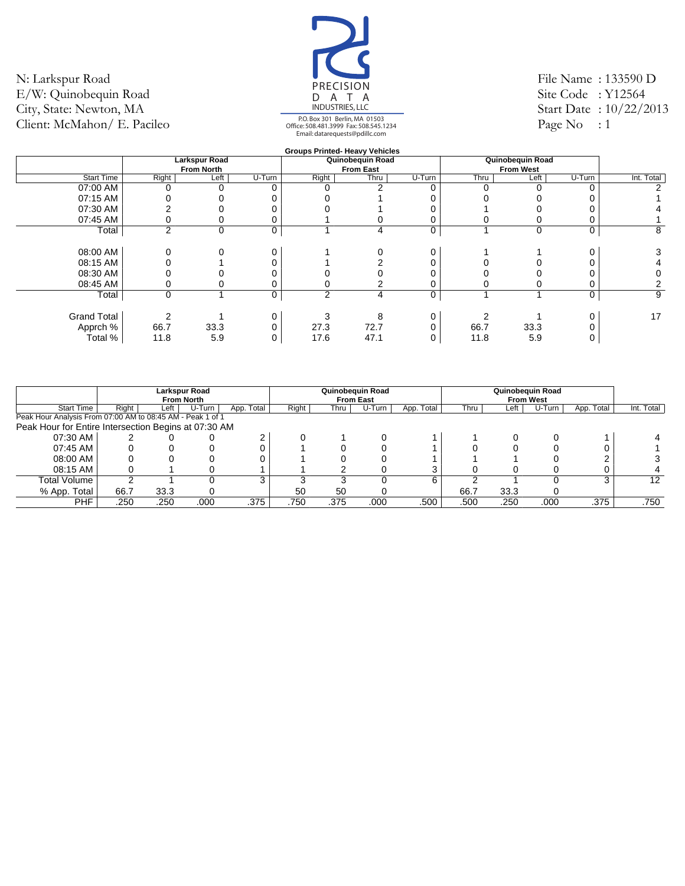N: Larkspur Road
E/W: Quinobequin Road
City, State: Newton, MA
Client: McMahon/ E. Pacileo

PRECISION DATA INDUSTRIES, LLC
P.O. Box 301 Berlin, MA 01503
Office: 508.481.3999 Fax: 508.545.1234
Email: datarequests@pdillc.com

File Name : 133590 D
Site Code : Y12564
Start Date : 10/22/2013
Page No : 1

**Groups Printed- Heavy Vehicles**

| | Larkspur Road From North | | | Quinobequin Road From East | | | Quinobequin Road From West | | | |
|---|---|---|---|---|---|---|---|---|---|---|
| Start Time | Right | Left | U-Turn | Right | Thru | U-Turn | Thru | Left | U-Turn | Int. Total |
| 07:00 AM | 0 | 0 | 0 | 0 | 2 | 0 | 0 | 0 | 0 | 2 |
| 07:15 AM | 0 | 0 | 0 | 0 | 1 | 0 | 0 | 0 | 0 | 1 |
| 07:30 AM | 2 | 0 | 0 | 0 | 1 | 0 | 1 | 0 | 0 | 4 |
| 07:45 AM | 0 | 0 | 0 | 1 | 0 | 0 | 0 | 0 | 0 | 1 |
| Total | 2 | 0 | 0 | 1 | 4 | 0 | 1 | 0 | 0 | 8 |
| 08:00 AM | 0 | 0 | 0 | 1 | 0 | 0 | 1 | 1 | 0 | 3 |
| 08:15 AM | 0 | 1 | 0 | 1 | 2 | 0 | 0 | 0 | 0 | 4 |
| 08:30 AM | 0 | 0 | 0 | 0 | 0 | 0 | 0 | 0 | 0 | 0 |
| 08:45 AM | 0 | 0 | 0 | 0 | 2 | 0 | 0 | 0 | 0 | 2 |
| Total | 0 | 1 | 0 | 2 | 4 | 0 | 1 | 1 | 0 | 9 |
| Grand Total | 2 | 1 | 0 | 3 | 8 | 0 | 2 | 1 | 0 | 17 |
| Apprch % | 66.7 | 33.3 | 0 | 27.3 | 72.7 | 0 | 66.7 | 33.3 | 0 | |
| Total % | 11.8 | 5.9 | 0 | 17.6 | 47.1 | 0 | 11.8 | 5.9 | 0 | |

| | Larkspur Road From North | | | | Quinobequin Road From East | | | | Quinobequin Road From West | | | | |
|---|---|---|---|---|---|---|---|---|---|---|---|---|---|
| Start Time | Right | Left | U-Turn | App. Total | Right | Thru | U-Turn | App. Total | Thru | Left | U-Turn | App. Total | Int. Total |
| Peak Hour Analysis From 07:00 AM to 08:45 AM - Peak 1 of 1 | | | | | | | | | | | | | |
| Peak Hour for Entire Intersection Begins at 07:30 AM | | | | | | | | | | | | | |
| 07:30 AM | 2 | 0 | 0 | 2 | 0 | 1 | 0 | 1 | 1 | 0 | 0 | 1 | 4 |
| 07:45 AM | 0 | 0 | 0 | 0 | 1 | 0 | 0 | 1 | 0 | 0 | 0 | 0 | 1 |
| 08:00 AM | 0 | 0 | 0 | 0 | 1 | 0 | 0 | 1 | 1 | 1 | 0 | 2 | 3 |
| 08:15 AM | 0 | 1 | 0 | 1 | 1 | 2 | 0 | 3 | 0 | 0 | 0 | 0 | 4 |
| Total Volume | 2 | 1 | 0 | 3 | 3 | 3 | 0 | 6 | 2 | 1 | 0 | 3 | 12 |
| % App. Total | 66.7 | 33.3 | 0 | | 50 | 50 | 0 | | 66.7 | 33.3 | 0 | | |
| PHF | .250 | .250 | .000 | .375 | .750 | .375 | .000 | .500 | .500 | .250 | .000 | .375 | .750 |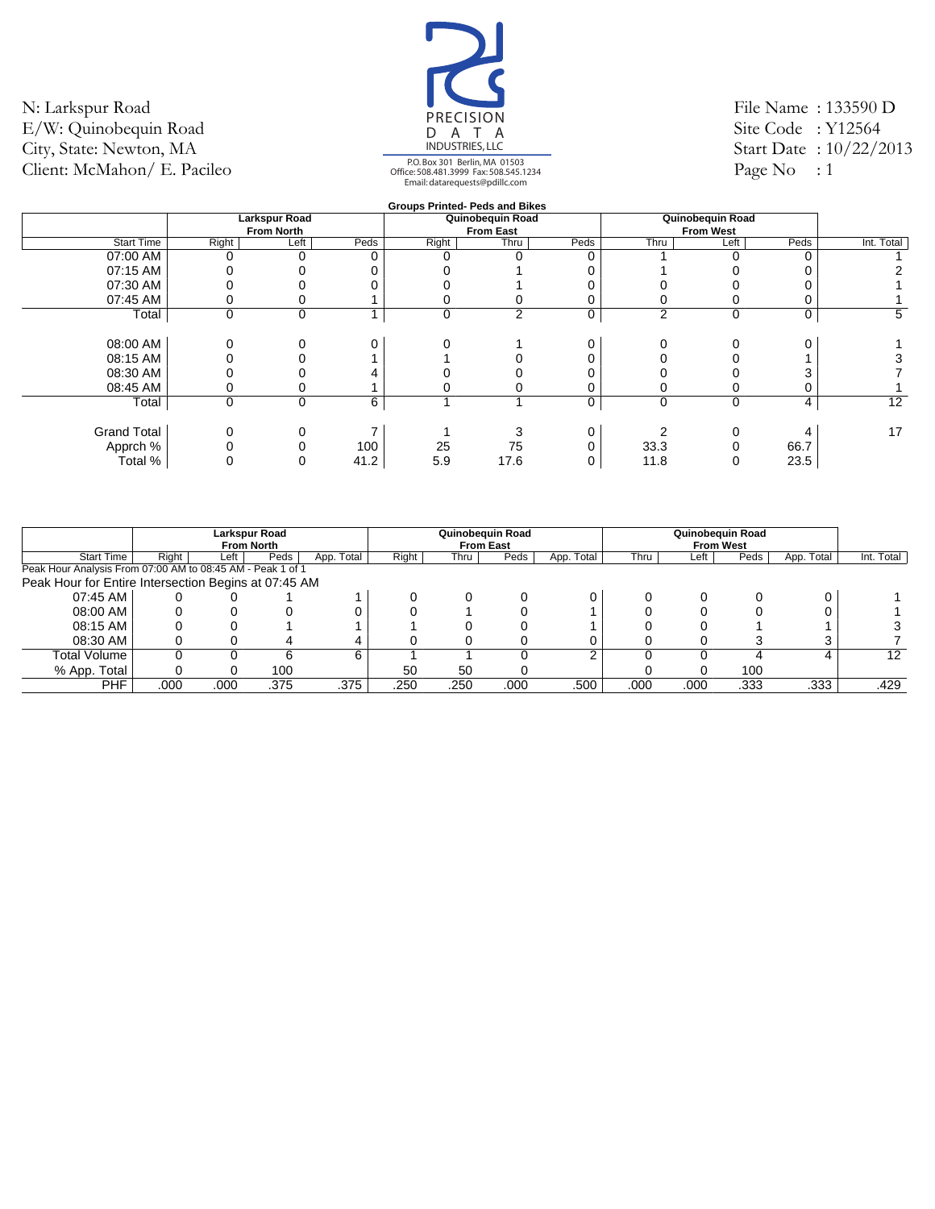N: Larkspur Road
E/W: Quinobequin Road
City, State: Newton, MA
Client: McMahon/ E. Pacileo

PRECISION DATA INDUSTRIES, LLC
P.O. Box 301 Berlin, MA 01503
Office: 508.481.3999 Fax: 508.545.1234
Email: datarequests@pdillc.com

File Name : 133590 D
Site Code : Y12564
Start Date : 10/22/2013
Page No : 1

**Groups Printed- Peds and Bikes**

| | Larkspur Road From North | | | Quinobequin Road From East | | | Quinobequin Road From West | | | |
|---|---|---|---|---|---|---|---|---|---|---|
| Start Time | Right | Left | Peds | Right | Thru | Peds | Thru | Left | Peds | Int. Total |
| 07:00 AM | 0 | 0 | 0 | 0 | 0 | 0 | 1 | 0 | 0 | 1 |
| 07:15 AM | 0 | 0 | 0 | 0 | 1 | 0 | 1 | 0 | 0 | 2 |
| 07:30 AM | 0 | 0 | 0 | 0 | 1 | 0 | 0 | 0 | 0 | 1 |
| 07:45 AM | 0 | 0 | 1 | 0 | 0 | 0 | 0 | 0 | 0 | 1 |
| Total | 0 | 0 | 1 | 0 | 2 | 0 | 2 | 0 | 0 | 5 |
| 08:00 AM | 0 | 0 | 0 | 0 | 1 | 0 | 0 | 0 | 0 | 1 |
| 08:15 AM | 0 | 0 | 1 | 1 | 0 | 0 | 0 | 0 | 1 | 3 |
| 08:30 AM | 0 | 0 | 4 | 0 | 0 | 0 | 0 | 0 | 3 | 7 |
| 08:45 AM | 0 | 0 | 1 | 0 | 0 | 0 | 0 | 0 | 0 | 1 |
| Total | 0 | 0 | 6 | 1 | 1 | 0 | 0 | 0 | 4 | 12 |
| Grand Total | 0 | 0 | 7 | 1 | 3 | 0 | 2 | 0 | 4 | 17 |
| Apprch % | 0 | 0 | 100 | 25 | 75 | 0 | 33.3 | 0 | 66.7 | |
| Total % | 0 | 0 | 41.2 | 5.9 | 17.6 | 0 | 11.8 | 0 | 23.5 | |

| | Larkspur Road From North | | | | Quinobequin Road From East | | | | Quinobequin Road From West | | | | |
|---|---|---|---|---|---|---|---|---|---|---|---|---|---|
| Start Time | Right | Left | Peds | App. Total | Right | Thru | Peds | App. Total | Thru | Left | Peds | App. Total | Int. Total |
| Peak Hour Analysis From 07:00 AM to 08:45 AM - Peak 1 of 1 | | | | | | | | | | | | | |
| Peak Hour for Entire Intersection Begins at 07:45 AM | | | | | | | | | | | | | |
| 07:45 AM | 0 | 0 | 1 | 1 | 0 | 0 | 0 | 0 | 0 | 0 | 0 | 0 | 1 |
| 08:00 AM | 0 | 0 | 0 | 0 | 0 | 1 | 0 | 1 | 0 | 0 | 0 | 0 | 1 |
| 08:15 AM | 0 | 0 | 1 | 1 | 1 | 0 | 0 | 1 | 0 | 0 | 1 | 1 | 3 |
| 08:30 AM | 0 | 0 | 4 | 4 | 0 | 0 | 0 | 0 | 0 | 0 | 3 | 3 | 7 |
| Total Volume | 0 | 0 | 6 | 6 | 1 | 1 | 0 | 2 | 0 | 0 | 4 | 4 | 12 |
| % App. Total | 0 | 0 | 100 | | 50 | 50 | 0 | | 0 | 0 | 100 | | |
| PHF | .000 | .000 | .375 | .375 | .250 | .250 | .000 | .500 | .000 | .000 | .333 | .333 | .429 |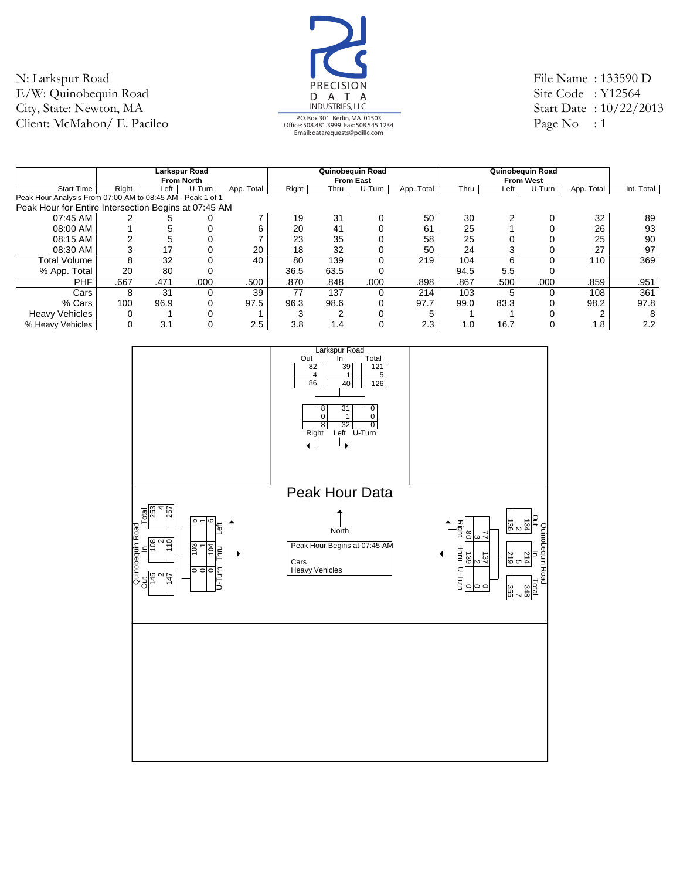N: Larkspur Road
E/W: Quinobequin Road
City, State: Newton, MA
Client: McMahon/ E. Pacileo

PRECISION DATA INDUSTRIES, LLC
P.O. Box 301 Berlin, MA 01503
Office: 508.481.3999 Fax: 508.545.1234
Email: datarequests@pdillc.com

File Name : 133590 D
Site Code : Y12564
Start Date : 10/22/2013
Page No : 1

| | Larkspur Road From North | | | | Quinobequin Road From East | | | | Quinobequin Road From West | | | | |
|---|---|---|---|---|---|---|---|---|---|---|---|---|---|
| Start Time | Right | Left | U-Turn | App. Total | Right | Thru | U-Turn | App. Total | Thru | Left | U-Turn | App. Total | Int. Total |
| Peak Hour Analysis From 07:00 AM to 08:45 AM - Peak 1 of 1 | | | | | | | | | | | | | |
| Peak Hour for Entire Intersection Begins at 07:45 AM | | | | | | | | | | | | | |
| 07:45 AM | 2 | 5 | 0 | 7 | 19 | 31 | 0 | 50 | 30 | 2 | 0 | 32 | 89 |
| 08:00 AM | 1 | 5 | 0 | 6 | 20 | 41 | 0 | 61 | 25 | 1 | 0 | 26 | 93 |
| 08:15 AM | 2 | 5 | 0 | 7 | 23 | 35 | 0 | 58 | 25 | 0 | 0 | 25 | 90 |
| 08:30 AM | 3 | 17 | 0 | 20 | 18 | 32 | 0 | 50 | 24 | 3 | 0 | 27 | 97 |
| Total Volume | 8 | 32 | 0 | 40 | 80 | 139 | 0 | 219 | 104 | 6 | 0 | 110 | 369 |
| % App. Total | 20 | 80 | 0 | | 36.5 | 63.5 | 0 | | 94.5 | 5.5 | 0 | | |
| PHF | .667 | .471 | .000 | .500 | .870 | .848 | .000 | .898 | .867 | .500 | .000 | .859 | .951 |
| Cars | 8 | 31 | 0 | 39 | 77 | 137 | 0 | 214 | 103 | 5 | 0 | 108 | 361 |
| % Cars | 100 | 96.9 | 0 | 97.5 | 96.3 | 98.6 | 0 | 97.7 | 99.0 | 83.3 | 0 | 98.2 | 97.8 |
| Heavy Vehicles | 0 | 1 | 0 | 1 | 3 | 2 | 0 | 5 | 1 | 1 | 0 | 2 | 8 |
| % Heavy Vehicles | 0 | 3.1 | 0 | 2.5 | 3.8 | 1.4 | 0 | 2.3 | 1.0 | 16.7 | 0 | 1.8 | 2.2 |

## Peak Hour Data

Peak Hour Begins at 07:45 AM
Cars
Heavy Vehicles

North

**Larkspur Road**

| | Out | In | Total |
|---|---|---|---|
| Cars | 82 | 39 | 121 |
| Heavy Vehicles | 4 | 1 | 5 |
| Total | 86 | 40 | 126 |

| | Right | Left | U-Turn |
|---|---|---|---|
| Cars | 8 | 31 | 0 |
| Heavy Vehicles | 0 | 1 | 0 |
| Total | 8 | 32 | 0 |

**Quinobequin Road (West)**

| | Out | In | Total |
|---|---|---|---|
| Cars | 145 | 108 | 253 |
| Heavy Vehicles | 2 | 2 | 4 |
| Total | 147 | 110 | 257 |

| | Left | Thru | U-Turn |
|---|---|---|---|
| Cars | 5 | 103 | 0 |
| Heavy Vehicles | 1 | 1 | 0 |
| Total | 6 | 104 | 0 |

**Quinobequin Road (East)**

| | Out | In | Total |
|---|---|---|---|
| Cars | 134 | 214 | 348 |
| Heavy Vehicles | 2 | 5 | 7 |
| Total | 136 | 219 | 355 |

| | Right | Thru | U-Turn |
|---|---|---|---|
| Cars | 77 | 137 | 0 |
| Heavy Vehicles | 3 | 2 | 0 |
| Total | 80 | 139 | 0 |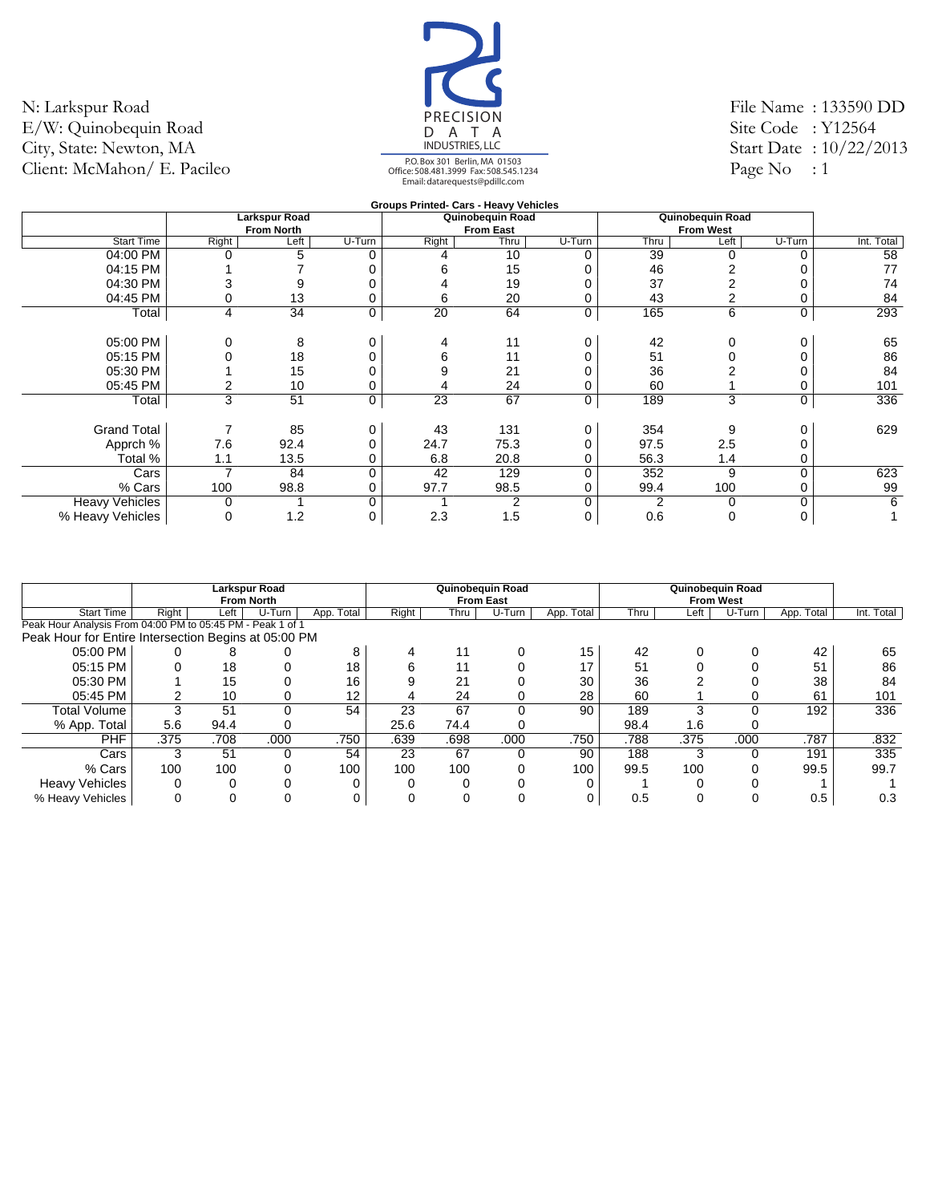N: Larkspur Road
E/W: Quinobequin Road
City, State: Newton, MA
Client: McMahon/ E. Pacileo

PRECISION DATA INDUSTRIES, LLC
P.O. Box 301 Berlin, MA 01503
Office: 508.481.3999 Fax: 508.545.1234
Email: datarequests@pdillc.com

File Name : 133590 DD
Site Code : Y12564
Start Date : 10/22/2013
Page No : 1

**Groups Printed- Cars - Heavy Vehicles**

| | Larkspur Road From North | | | Quinobequin Road From East | | | Quinobequin Road From West | | | |
|---|---|---|---|---|---|---|---|---|---|---|
| Start Time | Right | Left | U-Turn | Right | Thru | U-Turn | Thru | Left | U-Turn | Int. Total |
| 04:00 PM | 0 | 5 | 0 | 4 | 10 | 0 | 39 | 0 | 0 | 58 |
| 04:15 PM | 1 | 7 | 0 | 6 | 15 | 0 | 46 | 2 | 0 | 77 |
| 04:30 PM | 3 | 9 | 0 | 4 | 19 | 0 | 37 | 2 | 0 | 74 |
| 04:45 PM | 0 | 13 | 0 | 6 | 20 | 0 | 43 | 2 | 0 | 84 |
| Total | 4 | 34 | 0 | 20 | 64 | 0 | 165 | 6 | 0 | 293 |
| | | | | | | | | | | |
| 05:00 PM | 0 | 8 | 0 | 4 | 11 | 0 | 42 | 0 | 0 | 65 |
| 05:15 PM | 0 | 18 | 0 | 6 | 11 | 0 | 51 | 0 | 0 | 86 |
| 05:30 PM | 1 | 15 | 0 | 9 | 21 | 0 | 36 | 2 | 0 | 84 |
| 05:45 PM | 2 | 10 | 0 | 4 | 24 | 0 | 60 | 1 | 0 | 101 |
| Total | 3 | 51 | 0 | 23 | 67 | 0 | 189 | 3 | 0 | 336 |
| | | | | | | | | | | |
| Grand Total | 7 | 85 | 0 | 43 | 131 | 0 | 354 | 9 | 0 | 629 |
| Apprch % | 7.6 | 92.4 | 0 | 24.7 | 75.3 | 0 | 97.5 | 2.5 | 0 | |
| Total % | 1.1 | 13.5 | 0 | 6.8 | 20.8 | 0 | 56.3 | 1.4 | 0 | |
| Cars | 7 | 84 | 0 | 42 | 129 | 0 | 352 | 9 | 0 | 623 |
| % Cars | 100 | 98.8 | 0 | 97.7 | 98.5 | 0 | 99.4 | 100 | 0 | 99 |
| Heavy Vehicles | 0 | 1 | 0 | 1 | 2 | 0 | 2 | 0 | 0 | 6 |
| % Heavy Vehicles | 0 | 1.2 | 0 | 2.3 | 1.5 | 0 | 0.6 | 0 | 0 | 1 |

| | Larkspur Road From North | | | | Quinobequin Road From East | | | | Quinobequin Road From West | | | | |
|---|---|---|---|---|---|---|---|---|---|---|---|---|---|
| Start Time | Right | Left | U-Turn | App. Total | Right | Thru | U-Turn | App. Total | Thru | Left | U-Turn | App. Total | Int. Total |
| Peak Hour Analysis From 04:00 PM to 05:45 PM - Peak 1 of 1 | | | | | | | | | | | | | |
| Peak Hour for Entire Intersection Begins at 05:00 PM | | | | | | | | | | | | | |
| 05:00 PM | 0 | 8 | 0 | 8 | 4 | 11 | 0 | 15 | 42 | 0 | 0 | 42 | 65 |
| 05:15 PM | 0 | 18 | 0 | 18 | 6 | 11 | 0 | 17 | 51 | 0 | 0 | 51 | 86 |
| 05:30 PM | 1 | 15 | 0 | 16 | 9 | 21 | 0 | 30 | 36 | 2 | 0 | 38 | 84 |
| 05:45 PM | 2 | 10 | 0 | 12 | 4 | 24 | 0 | 28 | 60 | 1 | 0 | 61 | 101 |
| Total Volume | 3 | 51 | 0 | 54 | 23 | 67 | 0 | 90 | 189 | 3 | 0 | 192 | 336 |
| % App. Total | 5.6 | 94.4 | 0 | | 25.6 | 74.4 | 0 | | 98.4 | 1.6 | 0 | | |
| PHF | .375 | .708 | .000 | .750 | .639 | .698 | .000 | .750 | .788 | .375 | .000 | .787 | .832 |
| Cars | 3 | 51 | 0 | 54 | 23 | 67 | 0 | 90 | 188 | 3 | 0 | 191 | 335 |
| % Cars | 100 | 100 | 0 | 100 | 100 | 100 | 0 | 100 | 99.5 | 100 | 0 | 99.5 | 99.7 |
| Heavy Vehicles | 0 | 0 | 0 | 0 | 0 | 0 | 0 | 0 | 1 | 0 | 0 | 1 | 1 |
| % Heavy Vehicles | 0 | 0 | 0 | 0 | 0 | 0 | 0 | 0 | 0.5 | 0 | 0 | 0.5 | 0.3 |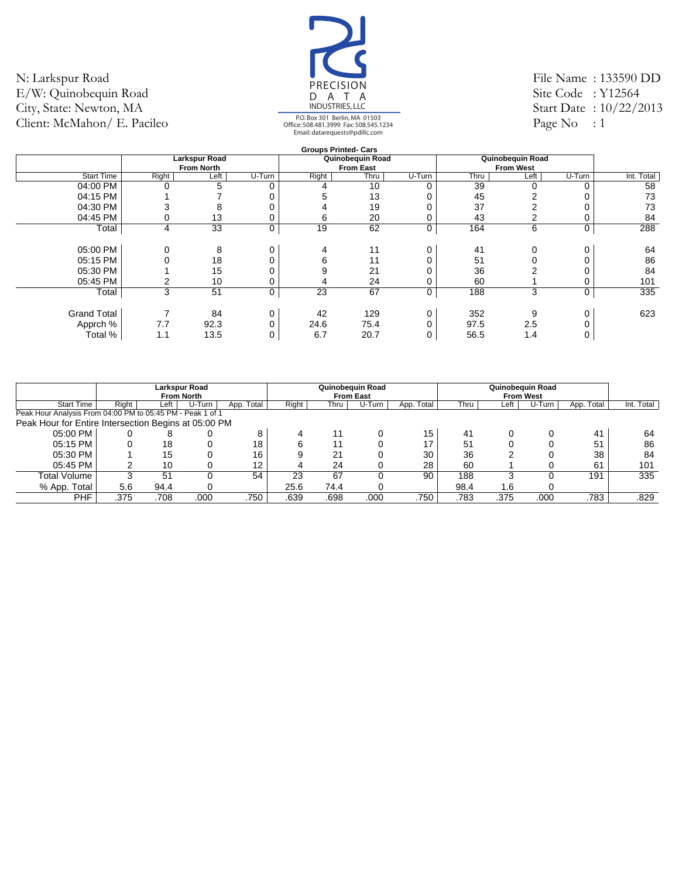N: Larkspur Road
E/W: Quinobequin Road
City, State: Newton, MA
Client: McMahon/ E. Pacileo

PRECISION DATA INDUSTRIES, LLC
P.O. Box 301 Berlin, MA 01503
Office: 508.481.3999 Fax: 508.545.1234
Email: datarequests@pdillc.com

File Name : 133590 DD
Site Code : Y12564
Start Date : 10/22/2013
Page No : 1

**Groups Printed- Cars**

| | Larkspur Road From North | | | Quinobequin Road From East | | | Quinobequin Road From West | | | |
|---|---|---|---|---|---|---|---|---|---|---|
| Start Time | Right | Left | U-Turn | Right | Thru | U-Turn | Thru | Left | U-Turn | Int. Total |
| 04:00 PM | 0 | 5 | 0 | 4 | 10 | 0 | 39 | 0 | 0 | 58 |
| 04:15 PM | 1 | 7 | 0 | 5 | 13 | 0 | 45 | 2 | 0 | 73 |
| 04:30 PM | 3 | 8 | 0 | 4 | 19 | 0 | 37 | 2 | 0 | 73 |
| 04:45 PM | 0 | 13 | 0 | 6 | 20 | 0 | 43 | 2 | 0 | 84 |
| Total | 4 | 33 | 0 | 19 | 62 | 0 | 164 | 6 | 0 | 288 |
| | | | | | | | | | | |
| 05:00 PM | 0 | 8 | 0 | 4 | 11 | 0 | 41 | 0 | 0 | 64 |
| 05:15 PM | 0 | 18 | 0 | 6 | 11 | 0 | 51 | 0 | 0 | 86 |
| 05:30 PM | 1 | 15 | 0 | 9 | 21 | 0 | 36 | 2 | 0 | 84 |
| 05:45 PM | 2 | 10 | 0 | 4 | 24 | 0 | 60 | 1 | 0 | 101 |
| Total | 3 | 51 | 0 | 23 | 67 | 0 | 188 | 3 | 0 | 335 |
| | | | | | | | | | | |
| Grand Total | 7 | 84 | 0 | 42 | 129 | 0 | 352 | 9 | 0 | 623 |
| Apprch % | 7.7 | 92.3 | 0 | 24.6 | 75.4 | 0 | 97.5 | 2.5 | 0 | |
| Total % | 1.1 | 13.5 | 0 | 6.7 | 20.7 | 0 | 56.5 | 1.4 | 0 | |

| | Larkspur Road From North | | | | Quinobequin Road From East | | | | Quinobequin Road From West | | | | |
|---|---|---|---|---|---|---|---|---|---|---|---|---|---|
| Start Time | Right | Left | U-Turn | App. Total | Right | Thru | U-Turn | App. Total | Thru | Left | U-Turn | App. Total | Int. Total |
| Peak Hour Analysis From 04:00 PM to 05:45 PM - Peak 1 of 1 | | | | | | | | | | | | | |
| Peak Hour for Entire Intersection Begins at 05:00 PM | | | | | | | | | | | | | |
| 05:00 PM | 0 | 8 | 0 | 8 | 4 | 11 | 0 | 15 | 41 | 0 | 0 | 41 | 64 |
| 05:15 PM | 0 | 18 | 0 | 18 | 6 | 11 | 0 | 17 | 51 | 0 | 0 | 51 | 86 |
| 05:30 PM | 1 | 15 | 0 | 16 | 9 | 21 | 0 | 30 | 36 | 2 | 0 | 38 | 84 |
| 05:45 PM | 2 | 10 | 0 | 12 | 4 | 24 | 0 | 28 | 60 | 1 | 0 | 61 | 101 |
| Total Volume | 3 | 51 | 0 | 54 | 23 | 67 | 0 | 90 | 188 | 3 | 0 | 191 | 335 |
| % App. Total | 5.6 | 94.4 | 0 | | 25.6 | 74.4 | 0 | | 98.4 | 1.6 | 0 | | |
| PHF | .375 | .708 | .000 | .750 | .639 | .698 | .000 | .750 | .783 | .375 | .000 | .783 | .829 |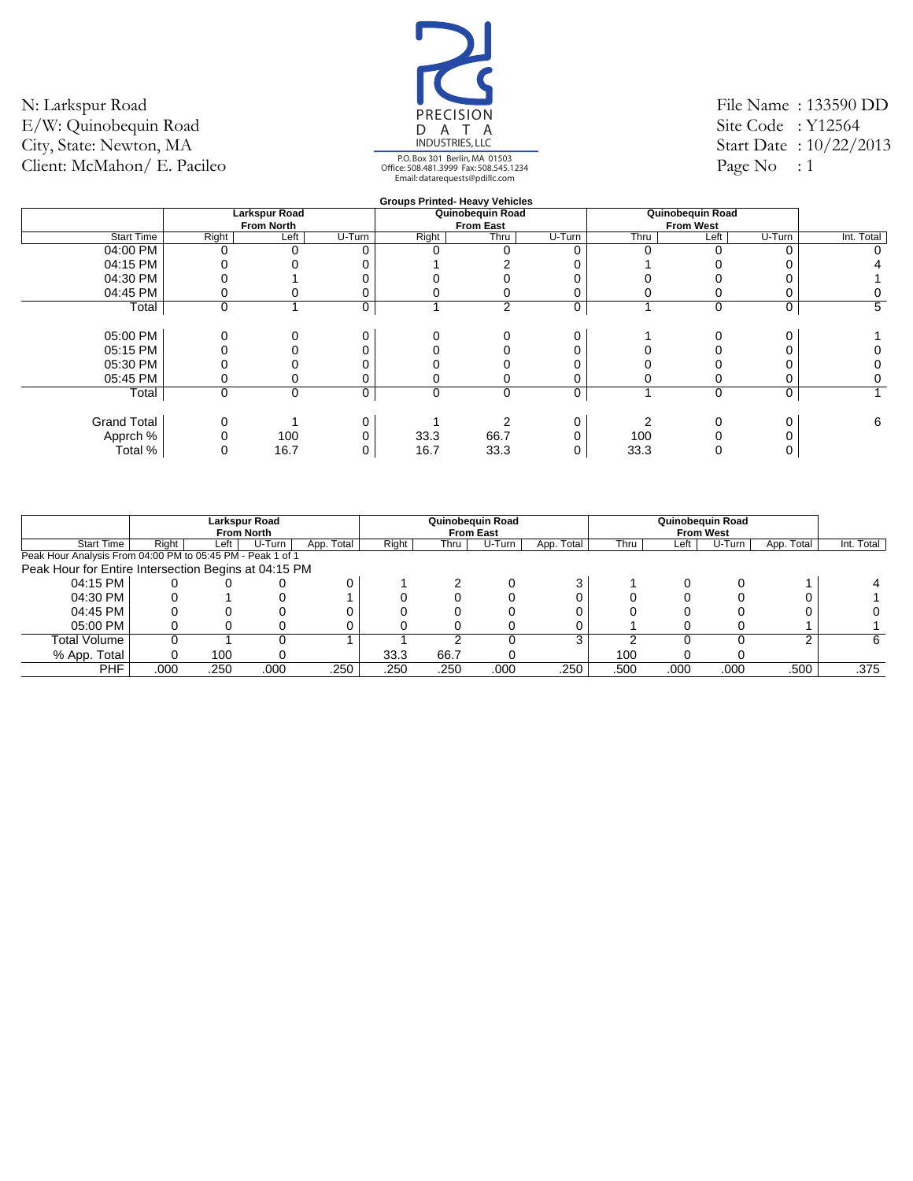N: Larkspur Road
E/W: Quinobequin Road
City, State: Newton, MA
Client: McMahon/ E. Pacileo

PRECISION DATA INDUSTRIES, LLC
P.O. Box 301 Berlin, MA 01503
Office: 508.481.3999 Fax: 508.545.1234
Email: datarequests@pdillc.com

File Name : 133590 DD
Site Code : Y12564
Start Date : 10/22/2013
Page No : 1

**Groups Printed- Heavy Vehicles**

| | Larkspur Road From North | | | Quinobequin Road From East | | | Quinobequin Road From West | | | |
|---|---|---|---|---|---|---|---|---|---|---|
| Start Time | Right | Left | U-Turn | Right | Thru | U-Turn | Thru | Left | U-Turn | Int. Total |
| 04:00 PM | 0 | 0 | 0 | 0 | 0 | 0 | 0 | 0 | 0 | 0 |
| 04:15 PM | 0 | 0 | 0 | 1 | 2 | 0 | 1 | 0 | 0 | 4 |
| 04:30 PM | 0 | 1 | 0 | 0 | 0 | 0 | 0 | 0 | 0 | 1 |
| 04:45 PM | 0 | 0 | 0 | 0 | 0 | 0 | 0 | 0 | 0 | 0 |
| Total | 0 | 1 | 0 | 1 | 2 | 0 | 1 | 0 | 0 | 5 |
| | | | | | | | | | | |
| 05:00 PM | 0 | 0 | 0 | 0 | 0 | 0 | 1 | 0 | 0 | 1 |
| 05:15 PM | 0 | 0 | 0 | 0 | 0 | 0 | 0 | 0 | 0 | 0 |
| 05:30 PM | 0 | 0 | 0 | 0 | 0 | 0 | 0 | 0 | 0 | 0 |
| 05:45 PM | 0 | 0 | 0 | 0 | 0 | 0 | 0 | 0 | 0 | 0 |
| Total | 0 | 0 | 0 | 0 | 0 | 0 | 1 | 0 | 0 | 1 |
| | | | | | | | | | | |
| Grand Total | 0 | 1 | 0 | 1 | 2 | 0 | 2 | 0 | 0 | 6 |
| Apprch % | 0 | 100 | 0 | 33.3 | 66.7 | 0 | 100 | 0 | 0 | |
| Total % | 0 | 16.7 | 0 | 16.7 | 33.3 | 0 | 33.3 | 0 | 0 | |

| | Larkspur Road From North | | | | Quinobequin Road From East | | | | Quinobequin Road From West | | | | |
|---|---|---|---|---|---|---|---|---|---|---|---|---|---|
| Start Time | Right | Left | U-Turn | App. Total | Right | Thru | U-Turn | App. Total | Thru | Left | U-Turn | App. Total | Int. Total |
| Peak Hour Analysis From 04:00 PM to 05:45 PM - Peak 1 of 1 | | | | | | | | | | | | | |
| Peak Hour for Entire Intersection Begins at 04:15 PM | | | | | | | | | | | | | |
| 04:15 PM | 0 | 0 | 0 | 0 | 1 | 2 | 0 | 3 | 1 | 0 | 0 | 1 | 4 |
| 04:30 PM | 0 | 1 | 0 | 1 | 0 | 0 | 0 | 0 | 0 | 0 | 0 | 0 | 1 |
| 04:45 PM | 0 | 0 | 0 | 0 | 0 | 0 | 0 | 0 | 0 | 0 | 0 | 0 | 0 |
| 05:00 PM | 0 | 0 | 0 | 0 | 0 | 0 | 0 | 0 | 1 | 0 | 0 | 1 | 1 |
| Total Volume | 0 | 1 | 0 | 1 | 1 | 2 | 0 | 3 | 2 | 0 | 0 | 2 | 6 |
| % App. Total | 0 | 100 | 0 | | 33.3 | 66.7 | 0 | | 100 | 0 | 0 | | |
| PHF | .000 | .250 | .000 | .250 | .250 | .250 | .000 | .250 | .500 | .000 | .000 | .500 | .375 |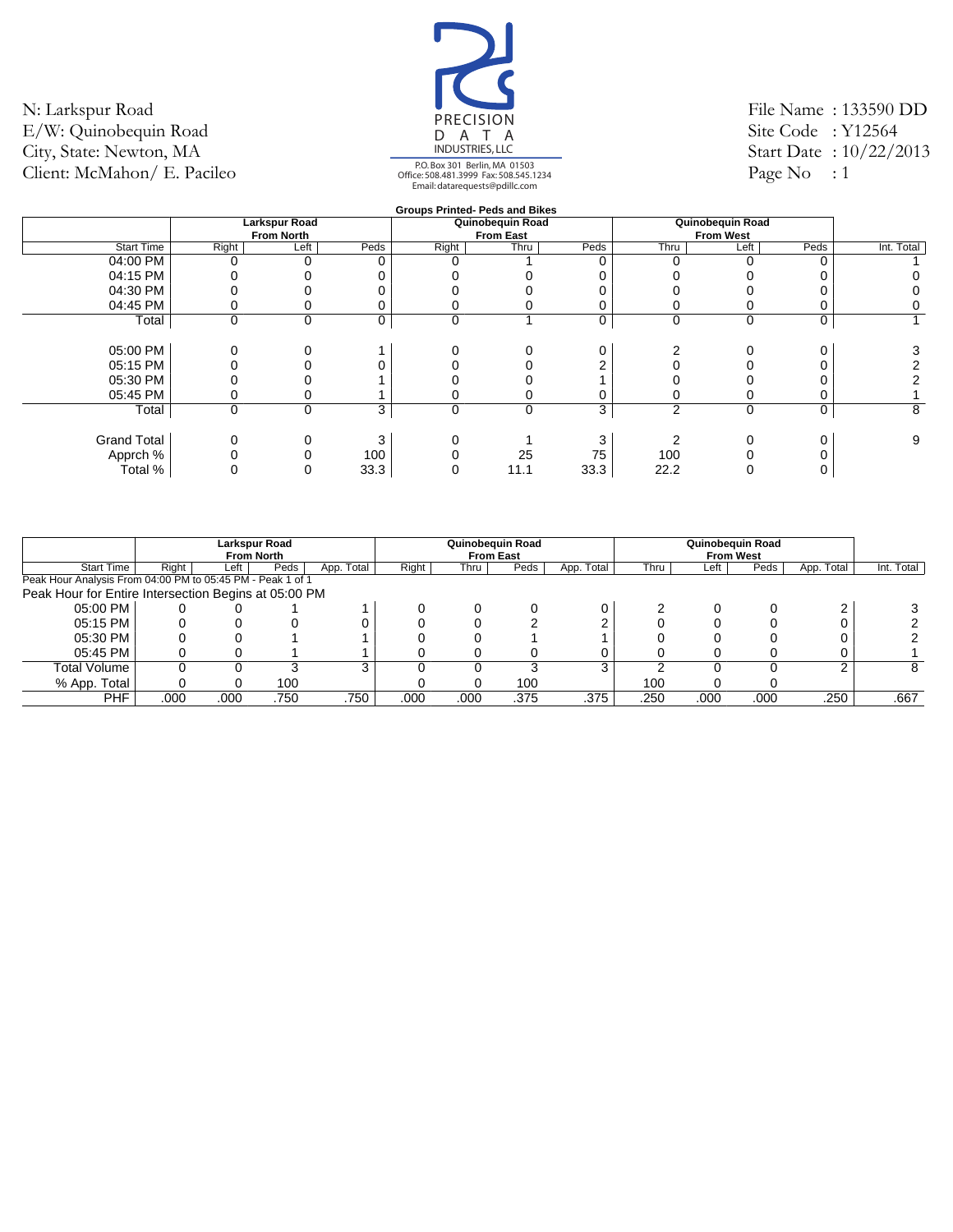N: Larkspur Road
E/W: Quinobequin Road
City, State: Newton, MA
Client: McMahon/ E. Pacileo

PRECISION DATA INDUSTRIES, LLC
P.O. Box 301 Berlin, MA 01503
Office: 508.481.3999 Fax: 508.545.1234
Email: datarequests@pdillc.com

File Name : 133590 DD
Site Code : Y12564
Start Date : 10/22/2013
Page No : 1

**Groups Printed- Peds and Bikes**

| | Larkspur Road From North | | | Quinobequin Road From East | | | Quinobequin Road From West | | | |
|---|---|---|---|---|---|---|---|---|---|---|
| Start Time | Right | Left | Peds | Right | Thru | Peds | Thru | Left | Peds | Int. Total |
| 04:00 PM | 0 | 0 | 0 | 0 | 1 | 0 | 0 | 0 | 0 | 1 |
| 04:15 PM | 0 | 0 | 0 | 0 | 0 | 0 | 0 | 0 | 0 | 0 |
| 04:30 PM | 0 | 0 | 0 | 0 | 0 | 0 | 0 | 0 | 0 | 0 |
| 04:45 PM | 0 | 0 | 0 | 0 | 0 | 0 | 0 | 0 | 0 | 0 |
| Total | 0 | 0 | 0 | 0 | 1 | 0 | 0 | 0 | 0 | 1 |
| 05:00 PM | 0 | 0 | 1 | 0 | 0 | 0 | 2 | 0 | 0 | 3 |
| 05:15 PM | 0 | 0 | 0 | 0 | 0 | 2 | 0 | 0 | 0 | 2 |
| 05:30 PM | 0 | 0 | 1 | 0 | 0 | 1 | 0 | 0 | 0 | 2 |
| 05:45 PM | 0 | 0 | 1 | 0 | 0 | 0 | 0 | 0 | 0 | 1 |
| Total | 0 | 0 | 3 | 0 | 0 | 3 | 2 | 0 | 0 | 8 |
| Grand Total | 0 | 0 | 3 | 0 | 1 | 3 | 2 | 0 | 0 | 9 |
| Apprch % | 0 | 0 | 100 | 0 | 25 | 75 | 100 | 0 | 0 | |
| Total % | 0 | 0 | 33.3 | 0 | 11.1 | 33.3 | 22.2 | 0 | 0 | |

| | Larkspur Road From North | | | | Quinobequin Road From East | | | | Quinobequin Road From West | | | | |
|---|---|---|---|---|---|---|---|---|---|---|---|---|---|
| Start Time | Right | Left | Peds | App. Total | Right | Thru | Peds | App. Total | Thru | Left | Peds | App. Total | Int. Total |
| Peak Hour Analysis From 04:00 PM to 05:45 PM - Peak 1 of 1 | | | | | | | | | | | | | |
| Peak Hour for Entire Intersection Begins at 05:00 PM | | | | | | | | | | | | | |
| 05:00 PM | 0 | 0 | 1 | 1 | 0 | 0 | 0 | 0 | 2 | 0 | 0 | 2 | 3 |
| 05:15 PM | 0 | 0 | 0 | 0 | 0 | 0 | 2 | 2 | 0 | 0 | 0 | 0 | 2 |
| 05:30 PM | 0 | 0 | 1 | 1 | 0 | 0 | 1 | 1 | 0 | 0 | 0 | 0 | 2 |
| 05:45 PM | 0 | 0 | 1 | 1 | 0 | 0 | 0 | 0 | 0 | 0 | 0 | 0 | 1 |
| Total Volume | 0 | 0 | 3 | 3 | 0 | 0 | 3 | 3 | 2 | 0 | 0 | 2 | 8 |
| % App. Total | 0 | 0 | 100 | | 0 | 0 | 100 | | 100 | 0 | 0 | | |
| PHF | .000 | .000 | .750 | .750 | .000 | .000 | .375 | .375 | .250 | .000 | .000 | .250 | .667 |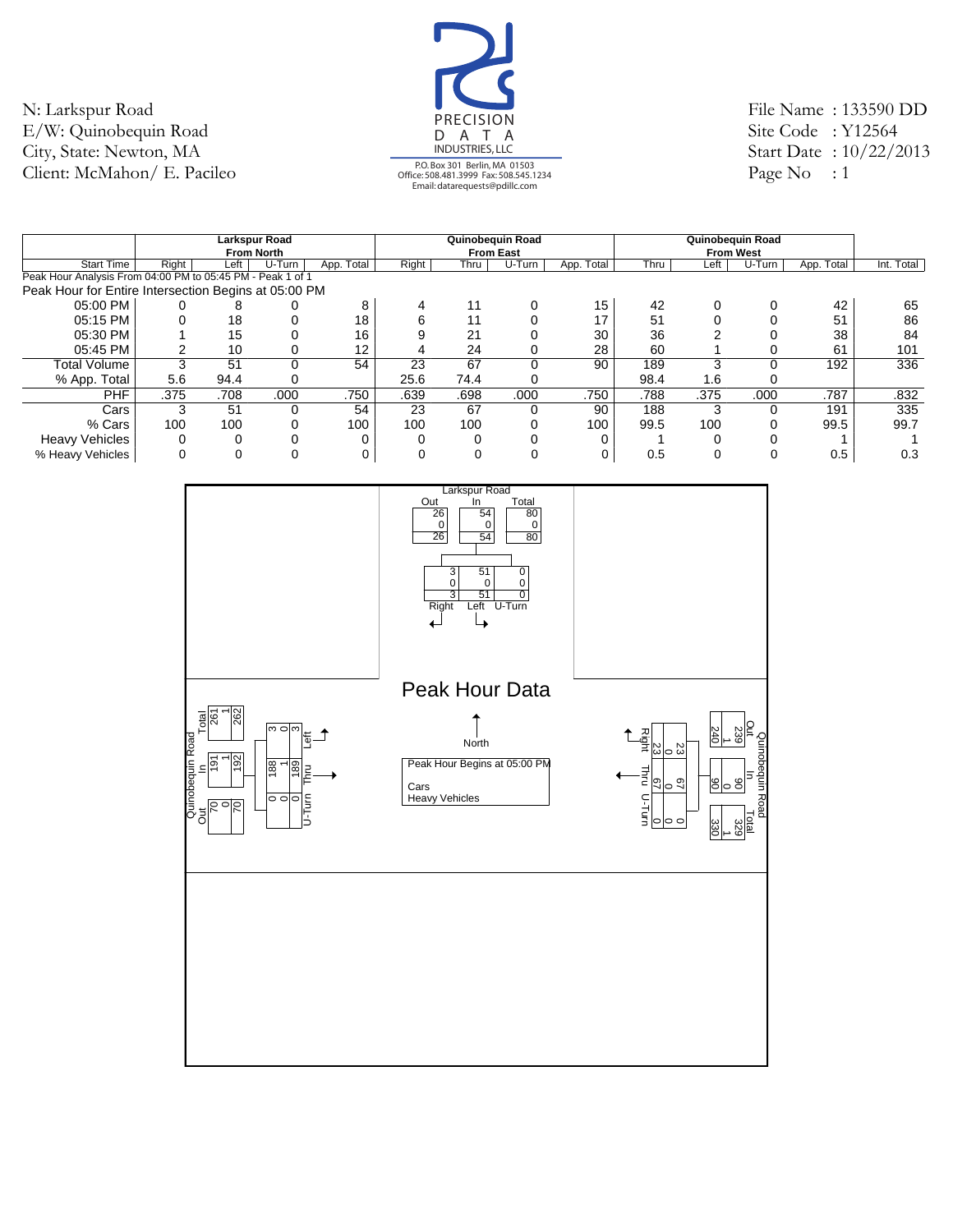N: Larkspur Road
E/W: Quinobequin Road
City, State: Newton, MA
Client: McMahon/ E. Pacileo

PRECISION DATA INDUSTRIES, LLC
P.O. Box 301 Berlin, MA 01503
Office: 508.481.3999 Fax: 508.545.1234
Email: datarequests@pdillc.com

File Name : 133590 DD
Site Code : Y12564
Start Date : 10/22/2013
Page No : 1

| | Larkspur Road From North | | | | Quinobequin Road From East | | | | Quinobequin Road From West | | | | |
|---|---|---|---|---|---|---|---|---|---|---|---|---|---|
| Start Time | Right | Left | U-Turn | App. Total | Right | Thru | U-Turn | App. Total | Thru | Left | U-Turn | App. Total | Int. Total |
| Peak Hour Analysis From 04:00 PM to 05:45 PM - Peak 1 of 1 | | | | | | | | | | | | | |
| Peak Hour for Entire Intersection Begins at 05:00 PM | | | | | | | | | | | | | |
| 05:00 PM | 0 | 8 | 0 | 8 | 4 | 11 | 0 | 15 | 42 | 0 | 0 | 42 | 65 |
| 05:15 PM | 0 | 18 | 0 | 18 | 6 | 11 | 0 | 17 | 51 | 0 | 0 | 51 | 86 |
| 05:30 PM | 1 | 15 | 0 | 16 | 9 | 21 | 0 | 30 | 36 | 2 | 0 | 38 | 84 |
| 05:45 PM | 2 | 10 | 0 | 12 | 4 | 24 | 0 | 28 | 60 | 1 | 0 | 61 | 101 |
| Total Volume | 3 | 51 | 0 | 54 | 23 | 67 | 0 | 90 | 189 | 3 | 0 | 192 | 336 |
| % App. Total | 5.6 | 94.4 | 0 | | 25.6 | 74.4 | 0 | | 98.4 | 1.6 | 0 | | |
| PHF | .375 | .708 | .000 | .750 | .639 | .698 | .000 | .750 | .788 | .375 | .000 | .787 | .832 |
| Cars | 3 | 51 | 0 | 54 | 23 | 67 | 0 | 90 | 188 | 3 | 0 | 191 | 335 |
| % Cars | 100 | 100 | 0 | 100 | 100 | 100 | 0 | 100 | 99.5 | 100 | 0 | 99.5 | 99.7 |
| Heavy Vehicles | 0 | 0 | 0 | 0 | 0 | 0 | 0 | 0 | 1 | 0 | 0 | 1 | 1 |
| % Heavy Vehicles | 0 | 0 | 0 | 0 | 0 | 0 | 0 | 0 | 0.5 | 0 | 0 | 0.5 | 0.3 |

Peak Hour Data

Larkspur Road
Out: 26, 0, 26 — In: 54, 0, 54 — Total: 80, 0, 80
Right: 3, 0, 3 — Left: 51, 0, 51 — U-Turn: 0, 0, 0

Quinobequin Road (West)
Out: 70, 0, 70 — In: 191, 1, 192 — Total: 261, 1, 262
Left: 3, 0, 3 — Thru: 188, 1, 189 — U-Turn: 0, 0, 0

Quinobequin Road (East)
Out: 239, 1, 240 — In: 90, 0, 90 — Total: 329, 1, 330
Right: 23, 0, 23 — Thru: 67, 0, 67 — U-Turn: 0, 0, 0

North

Peak Hour Begins at 05:00 PM
Cars
Heavy Vehicles